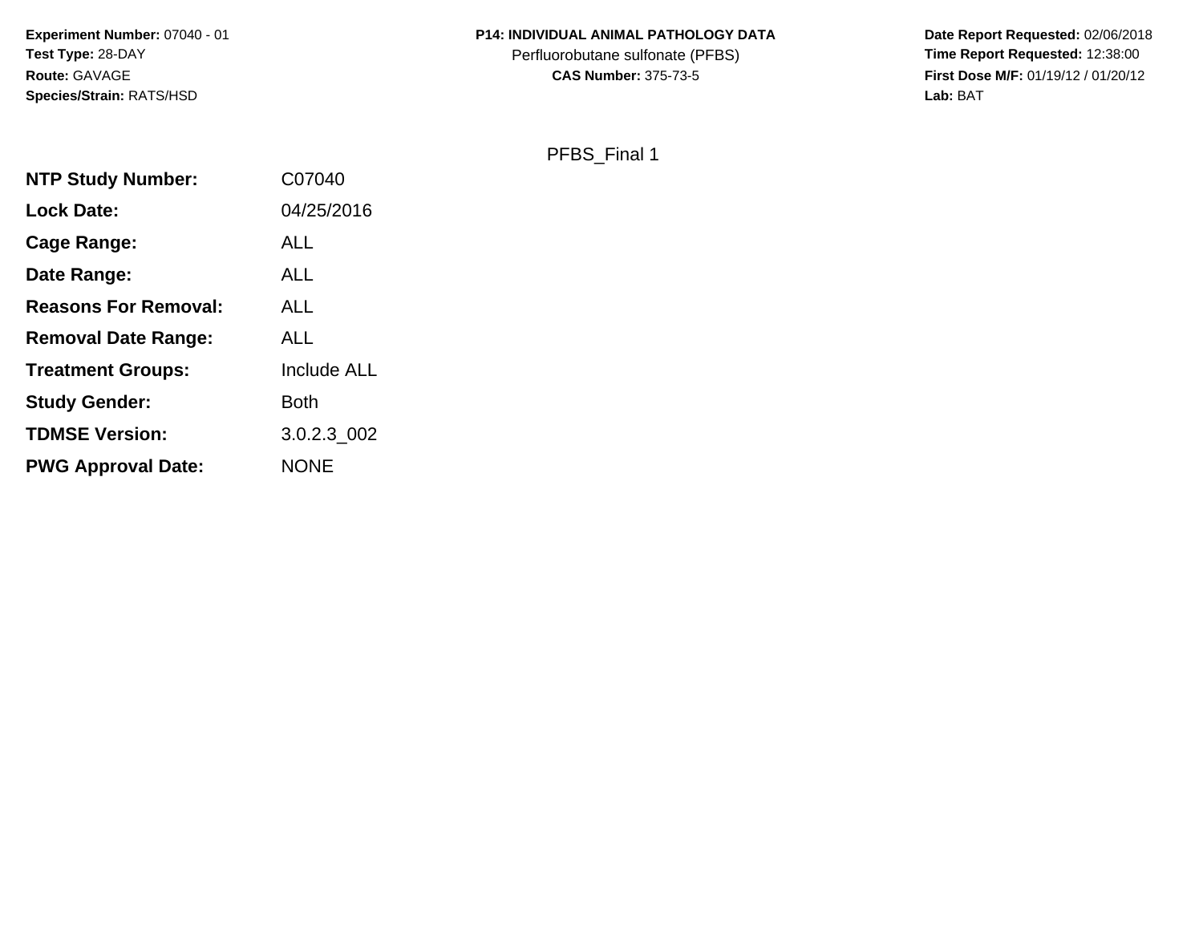**Experiment Number:** 07040 - 01
**Test Type:** 28-DAY
**Route:** GAVAGE
**Species/Strain:** RATS/HSD

**P14: INDIVIDUAL ANIMAL PATHOLOGY DATA**
Perfluorobutane sulfonate (PFBS)
**CAS Number:** 375-73-5

**Date Report Requested:** 02/06/2018
**Time Report Requested:** 12:38:00
**First Dose M/F:** 01/19/12 / 01/20/12
**Lab:** BAT

PFBS_Final 1

| | |
|---|---|
| **NTP Study Number:** | C07040 |
| **Lock Date:** | 04/25/2016 |
| **Cage Range:** | ALL |
| **Date Range:** | ALL |
| **Reasons For Removal:** | ALL |
| **Removal Date Range:** | ALL |
| **Treatment Groups:** | Include ALL |
| **Study Gender:** | Both |
| **TDMSE Version:** | 3.0.2.3_002 |
| **PWG Approval Date:** | NONE |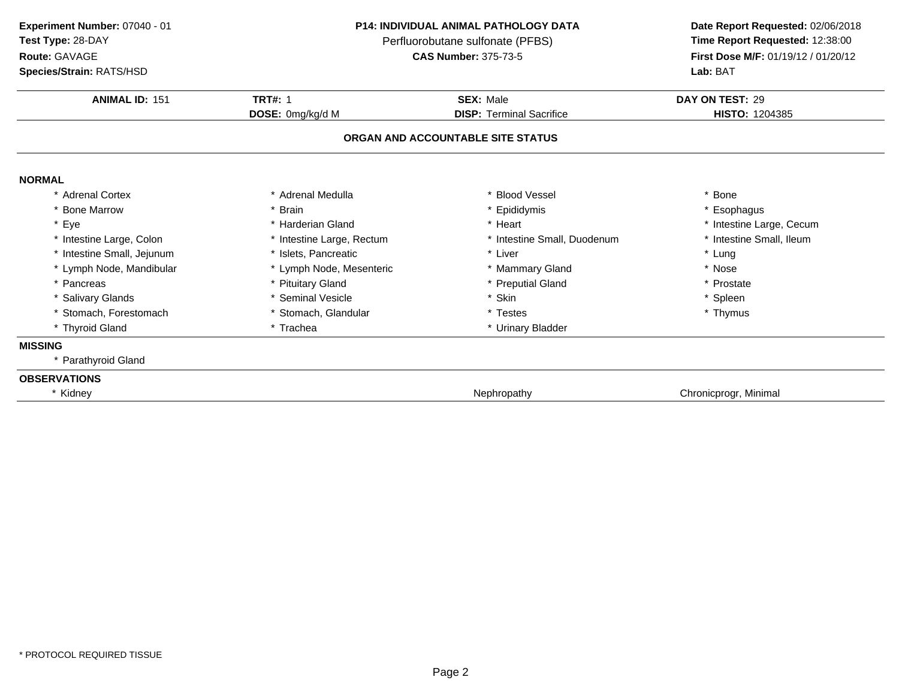**Experiment Number:** 07040 - 01
**Test Type:** 28-DAY
**Route:** GAVAGE
**Species/Strain:** RATS/HSD

**P14: INDIVIDUAL ANIMAL PATHOLOGY DATA**
Perfluorobutane sulfonate (PFBS)
**CAS Number:** 375-73-5

**Date Report Requested:** 02/06/2018
**Time Report Requested:** 12:38:00
**First Dose M/F:** 01/19/12 / 01/20/12
**Lab:** BAT

| **ANIMAL ID:** 151 | **TRT#:** 1 | **SEX:** Male | **DAY ON TEST:** 29 |
|---|---|---|---|
| | **DOSE:** 0mg/kg/d M | **DISP:** Terminal Sacrifice | **HISTO:** 1204385 |

**ORGAN AND ACCOUNTABLE SITE STATUS**

**NORMAL**

| | | | |
|---|---|---|---|
| * Adrenal Cortex | * Adrenal Medulla | * Blood Vessel | * Bone |
| * Bone Marrow | * Brain | * Epididymis | * Esophagus |
| * Eye | * Harderian Gland | * Heart | * Intestine Large, Cecum |
| * Intestine Large, Colon | * Intestine Large, Rectum | * Intestine Small, Duodenum | * Intestine Small, Ileum |
| * Intestine Small, Jejunum | * Islets, Pancreatic | * Liver | * Lung |
| * Lymph Node, Mandibular | * Lymph Node, Mesenteric | * Mammary Gland | * Nose |
| * Pancreas | * Pituitary Gland | * Preputial Gland | * Prostate |
| * Salivary Glands | * Seminal Vesicle | * Skin | * Spleen |
| * Stomach, Forestomach | * Stomach, Glandular | * Testes | * Thymus |
| * Thyroid Gland | * Trachea | * Urinary Bladder | |

**MISSING**

* Parathyroid Gland

**OBSERVATIONS**

| | | |
|---|---|---|
| * Kidney | Nephropathy | Chronicprogr, Minimal |

* PROTOCOL REQUIRED TISSUE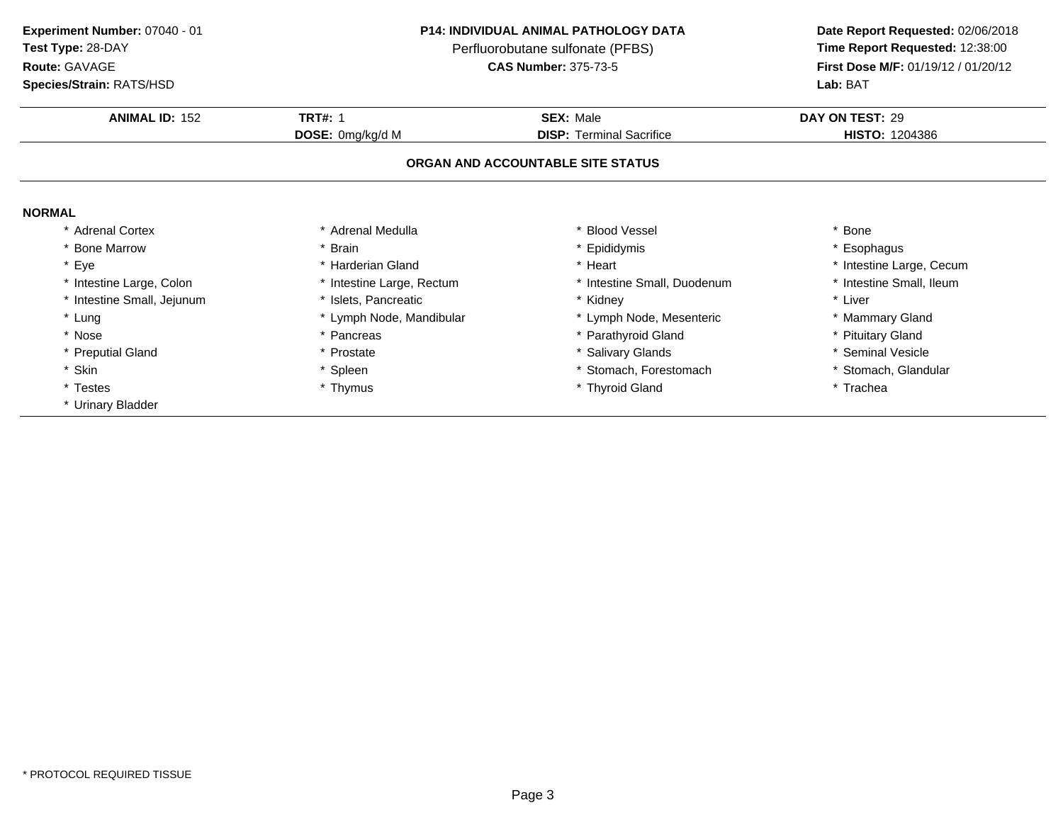**Experiment Number:** 07040 - 01
**Test Type:** 28-DAY
**Route:** GAVAGE
**Species/Strain:** RATS/HSD

**P14: INDIVIDUAL ANIMAL PATHOLOGY DATA**
Perfluorobutane sulfonate (PFBS)
**CAS Number:** 375-73-5

**Date Report Requested:** 02/06/2018
**Time Report Requested:** 12:38:00
**First Dose M/F:** 01/19/12 / 01/20/12
**Lab:** BAT

| **ANIMAL ID:** 152 | **TRT#:** 1 | **SEX:** Male | **DAY ON TEST:** 29 |
|---|---|---|---|
| | **DOSE:** 0mg/kg/d M | **DISP:** Terminal Sacrifice | **HISTO:** 1204386 |

## ORGAN AND ACCOUNTABLE SITE STATUS

**NORMAL**

| | | | |
|---|---|---|---|
| * Adrenal Cortex | * Adrenal Medulla | * Blood Vessel | * Bone |
| * Bone Marrow | * Brain | * Epididymis | * Esophagus |
| * Eye | * Harderian Gland | * Heart | * Intestine Large, Cecum |
| * Intestine Large, Colon | * Intestine Large, Rectum | * Intestine Small, Duodenum | * Intestine Small, Ileum |
| * Intestine Small, Jejunum | * Islets, Pancreatic | * Kidney | * Liver |
| * Lung | * Lymph Node, Mandibular | * Lymph Node, Mesenteric | * Mammary Gland |
| * Nose | * Pancreas | * Parathyroid Gland | * Pituitary Gland |
| * Preputial Gland | * Prostate | * Salivary Glands | * Seminal Vesicle |
| * Skin | * Spleen | * Stomach, Forestomach | * Stomach, Glandular |
| * Testes | * Thymus | * Thyroid Gland | * Trachea |
| * Urinary Bladder | | | |

* PROTOCOL REQUIRED TISSUE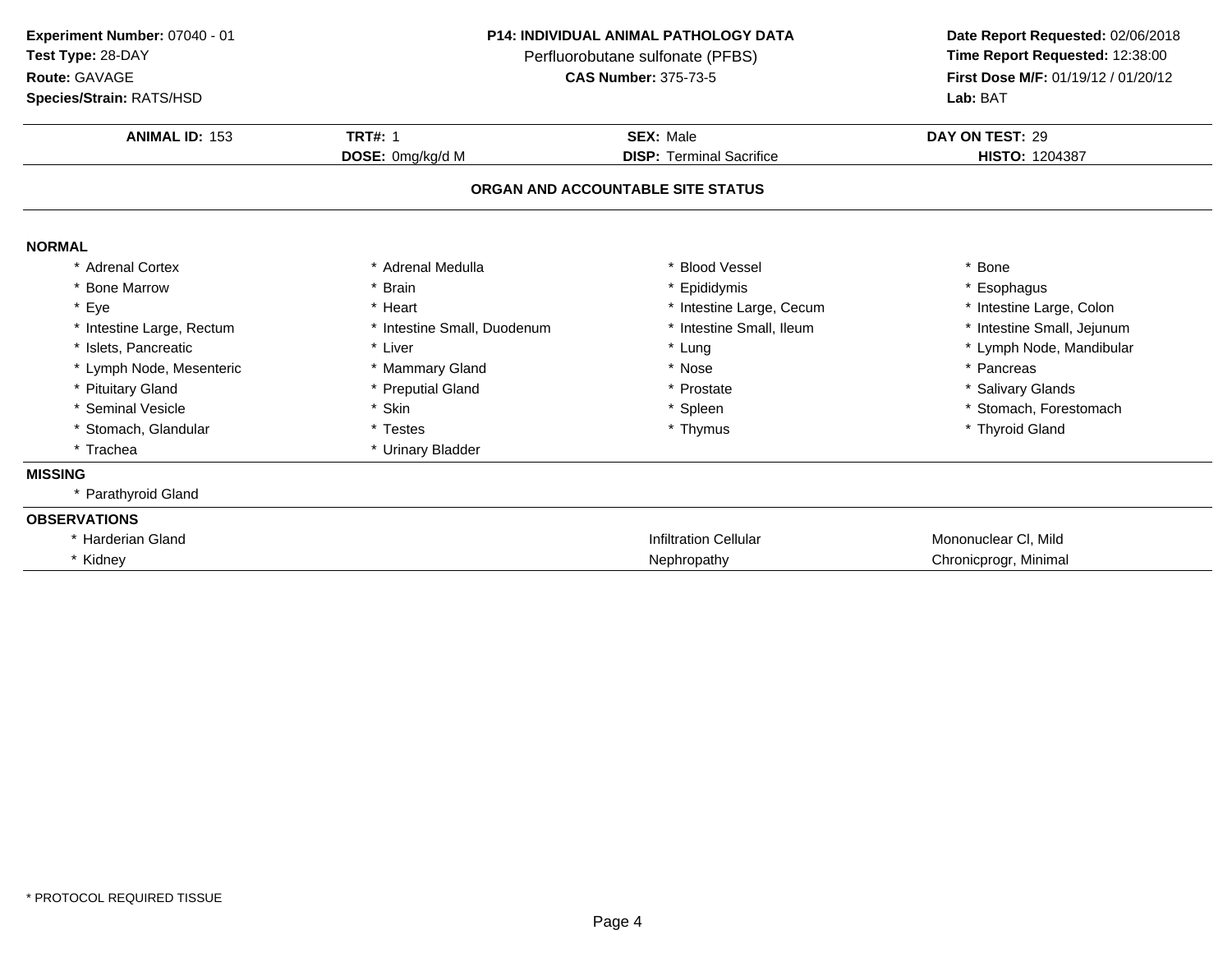**Experiment Number:** 07040 - 01
**Test Type:** 28-DAY
**Route:** GAVAGE
**Species/Strain:** RATS/HSD

**P14: INDIVIDUAL ANIMAL PATHOLOGY DATA**
Perfluorobutane sulfonate (PFBS)
**CAS Number:** 375-73-5

**Date Report Requested:** 02/06/2018
**Time Report Requested:** 12:38:00
**First Dose M/F:** 01/19/12 / 01/20/12
**Lab:** BAT

| **ANIMAL ID:** 153 | **TRT#:** 1 | **SEX:** Male | **DAY ON TEST:** 29 |
|---|---|---|---|
| | **DOSE:** 0mg/kg/d M | **DISP:** Terminal Sacrifice | **HISTO:** 1204387 |

## ORGAN AND ACCOUNTABLE SITE STATUS

**NORMAL**

| | | | |
|---|---|---|---|
| * Adrenal Cortex | * Adrenal Medulla | * Blood Vessel | * Bone |
| * Bone Marrow | * Brain | * Epididymis | * Esophagus |
| * Eye | * Heart | * Intestine Large, Cecum | * Intestine Large, Colon |
| * Intestine Large, Rectum | * Intestine Small, Duodenum | * Intestine Small, Ileum | * Intestine Small, Jejunum |
| * Islets, Pancreatic | * Liver | * Lung | * Lymph Node, Mandibular |
| * Lymph Node, Mesenteric | * Mammary Gland | * Nose | * Pancreas |
| * Pituitary Gland | * Preputial Gland | * Prostate | * Salivary Glands |
| * Seminal Vesicle | * Skin | * Spleen | * Stomach, Forestomach |
| * Stomach, Glandular | * Testes | * Thymus | * Thyroid Gland |
| * Trachea | * Urinary Bladder | | |

**MISSING**

* Parathyroid Gland

**OBSERVATIONS**

| | | |
|---|---|---|
| * Harderian Gland | Infiltration Cellular | Mononuclear Cl, Mild |
| * Kidney | Nephropathy | Chronicprogr, Minimal |

* PROTOCOL REQUIRED TISSUE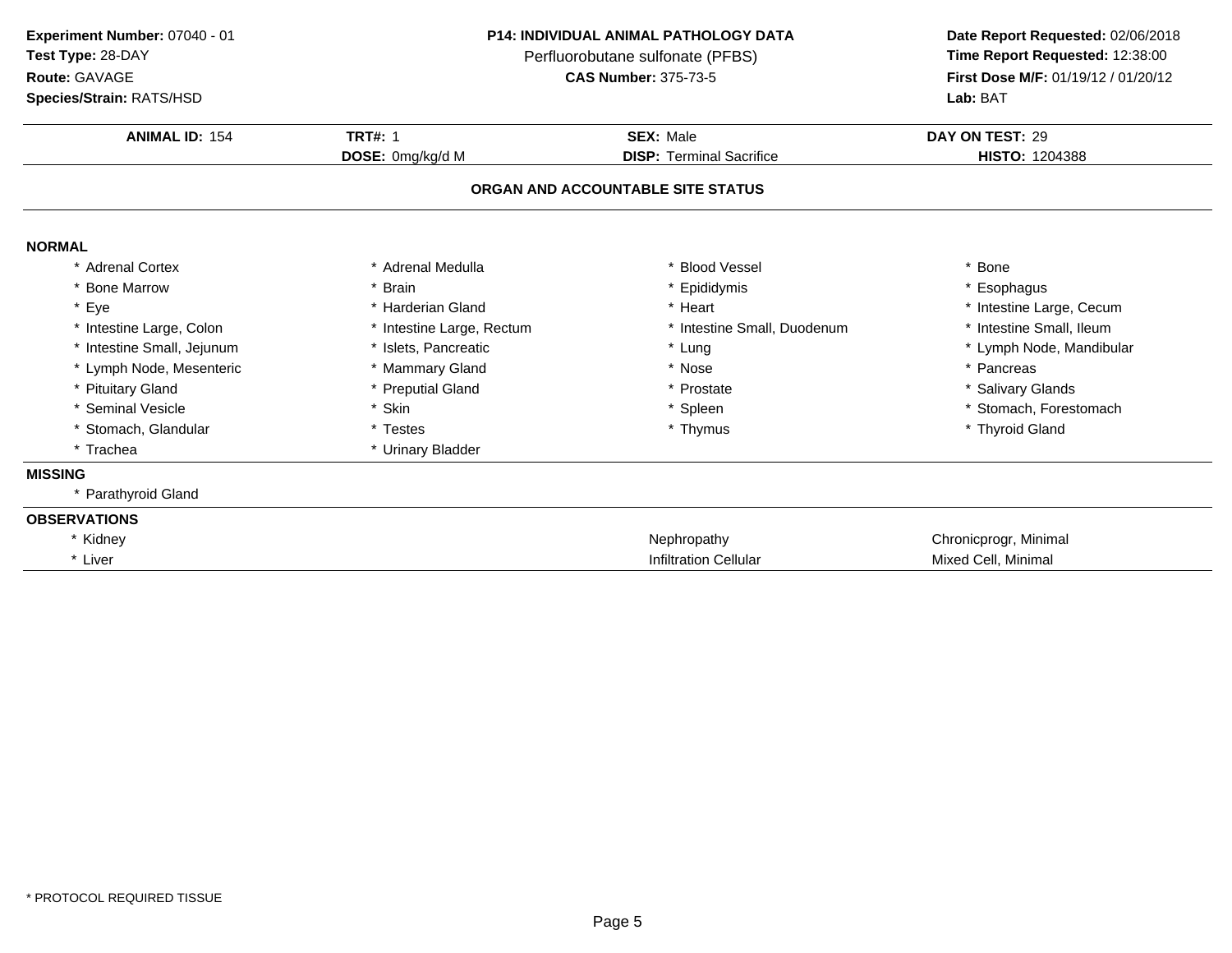**Experiment Number:** 07040 - 01
**Test Type:** 28-DAY
**Route:** GAVAGE
**Species/Strain:** RATS/HSD

**P14: INDIVIDUAL ANIMAL PATHOLOGY DATA**
Perfluorobutane sulfonate (PFBS)
**CAS Number:** 375-73-5

**Date Report Requested:** 02/06/2018
**Time Report Requested:** 12:38:00
**First Dose M/F:** 01/19/12 / 01/20/12
**Lab:** BAT

| **ANIMAL ID:** 154 | **TRT#:** 1 | **SEX:** Male | **DAY ON TEST:** 29 |
|---|---|---|---|
| | **DOSE:** 0mg/kg/d M | **DISP:** Terminal Sacrifice | **HISTO:** 1204388 |

**ORGAN AND ACCOUNTABLE SITE STATUS**

**NORMAL**

| | | | |
|---|---|---|---|
| * Adrenal Cortex | * Adrenal Medulla | * Blood Vessel | * Bone |
| * Bone Marrow | * Brain | * Epididymis | * Esophagus |
| * Eye | * Harderian Gland | * Heart | * Intestine Large, Cecum |
| * Intestine Large, Colon | * Intestine Large, Rectum | * Intestine Small, Duodenum | * Intestine Small, Ileum |
| * Intestine Small, Jejunum | * Islets, Pancreatic | * Lung | * Lymph Node, Mandibular |
| * Lymph Node, Mesenteric | * Mammary Gland | * Nose | * Pancreas |
| * Pituitary Gland | * Preputial Gland | * Prostate | * Salivary Glands |
| * Seminal Vesicle | * Skin | * Spleen | * Stomach, Forestomach |
| * Stomach, Glandular | * Testes | * Thymus | * Thyroid Gland |
| * Trachea | * Urinary Bladder | | |

**MISSING**

* Parathyroid Gland

**OBSERVATIONS**

| | | |
|---|---|---|
| * Kidney | Nephropathy | Chronicprogr, Minimal |
| * Liver | Infiltration Cellular | Mixed Cell, Minimal |

* PROTOCOL REQUIRED TISSUE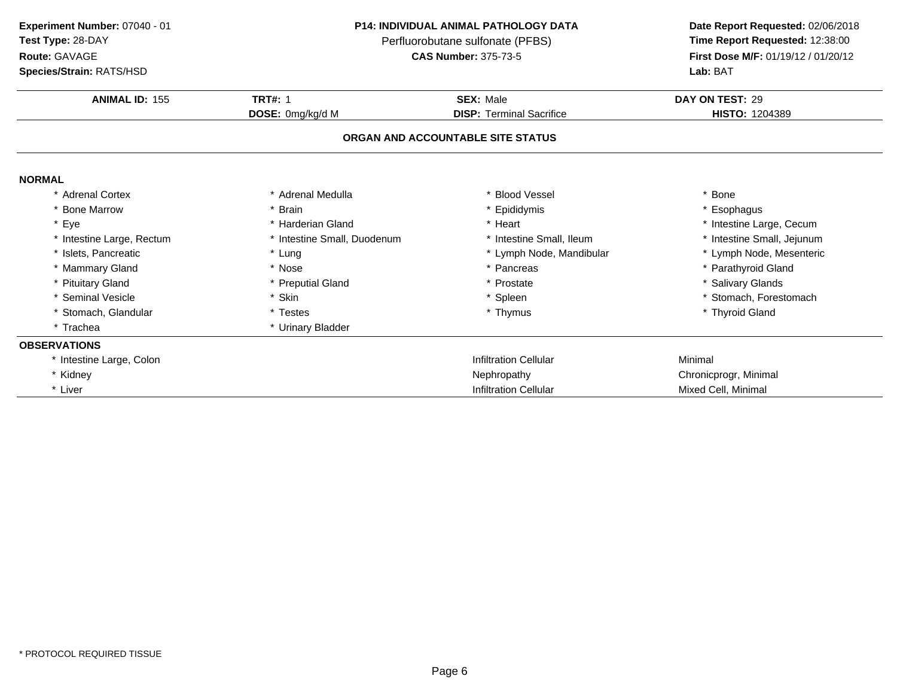**Experiment Number:** 07040 - 01
**Test Type:** 28-DAY
**Route:** GAVAGE
**Species/Strain:** RATS/HSD

**P14: INDIVIDUAL ANIMAL PATHOLOGY DATA**
Perfluorobutane sulfonate (PFBS)
**CAS Number:** 375-73-5

**Date Report Requested:** 02/06/2018
**Time Report Requested:** 12:38:00
**First Dose M/F:** 01/19/12 / 01/20/12
**Lab:** BAT

| **ANIMAL ID:** 155 | **TRT#:** 1 | **SEX:** Male | **DAY ON TEST:** 29 |
|---|---|---|---|
| | **DOSE:** 0mg/kg/d M | **DISP:** Terminal Sacrifice | **HISTO:** 1204389 |

### ORGAN AND ACCOUNTABLE SITE STATUS

**NORMAL**

| | | | |
|---|---|---|---|
| * Adrenal Cortex | * Adrenal Medulla | * Blood Vessel | * Bone |
| * Bone Marrow | * Brain | * Epididymis | * Esophagus |
| * Eye | * Harderian Gland | * Heart | * Intestine Large, Cecum |
| * Intestine Large, Rectum | * Intestine Small, Duodenum | * Intestine Small, Ileum | * Intestine Small, Jejunum |
| * Islets, Pancreatic | * Lung | * Lymph Node, Mandibular | * Lymph Node, Mesenteric |
| * Mammary Gland | * Nose | * Pancreas | * Parathyroid Gland |
| * Pituitary Gland | * Preputial Gland | * Prostate | * Salivary Glands |
| * Seminal Vesicle | * Skin | * Spleen | * Stomach, Forestomach |
| * Stomach, Glandular | * Testes | * Thymus | * Thyroid Gland |
| * Trachea | * Urinary Bladder | | |

**OBSERVATIONS**

| | | |
|---|---|---|
| * Intestine Large, Colon | Infiltration Cellular | Minimal |
| * Kidney | Nephropathy | Chronicprogr, Minimal |
| * Liver | Infiltration Cellular | Mixed Cell, Minimal |

* PROTOCOL REQUIRED TISSUE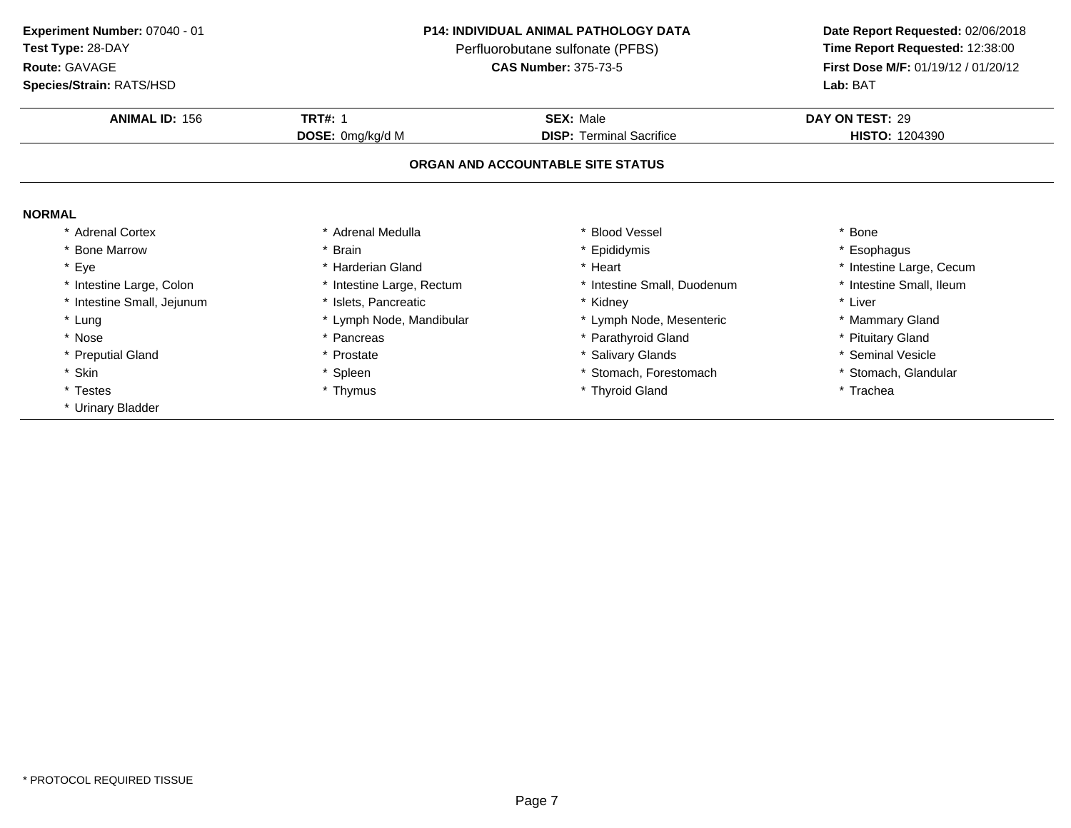**Experiment Number:** 07040 - 01
**Test Type:** 28-DAY
**Route:** GAVAGE
**Species/Strain:** RATS/HSD

**P14: INDIVIDUAL ANIMAL PATHOLOGY DATA**
Perfluorobutane sulfonate (PFBS)
**CAS Number:** 375-73-5

**Date Report Requested:** 02/06/2018
**Time Report Requested:** 12:38:00
**First Dose M/F:** 01/19/12 / 01/20/12
**Lab:** BAT

| **ANIMAL ID:** 156 | **TRT#:** 1 | **SEX:** Male | **DAY ON TEST:** 29 |
|---|---|---|---|
| | **DOSE:** 0mg/kg/d M | **DISP:** Terminal Sacrifice | **HISTO:** 1204390 |

## ORGAN AND ACCOUNTABLE SITE STATUS

**NORMAL**

| | | | |
|---|---|---|---|
| * Adrenal Cortex | * Adrenal Medulla | * Blood Vessel | * Bone |
| * Bone Marrow | * Brain | * Epididymis | * Esophagus |
| * Eye | * Harderian Gland | * Heart | * Intestine Large, Cecum |
| * Intestine Large, Colon | * Intestine Large, Rectum | * Intestine Small, Duodenum | * Intestine Small, Ileum |
| * Intestine Small, Jejunum | * Islets, Pancreatic | * Kidney | * Liver |
| * Lung | * Lymph Node, Mandibular | * Lymph Node, Mesenteric | * Mammary Gland |
| * Nose | * Pancreas | * Parathyroid Gland | * Pituitary Gland |
| * Preputial Gland | * Prostate | * Salivary Glands | * Seminal Vesicle |
| * Skin | * Spleen | * Stomach, Forestomach | * Stomach, Glandular |
| * Testes | * Thymus | * Thyroid Gland | * Trachea |
| * Urinary Bladder | | | |

* PROTOCOL REQUIRED TISSUE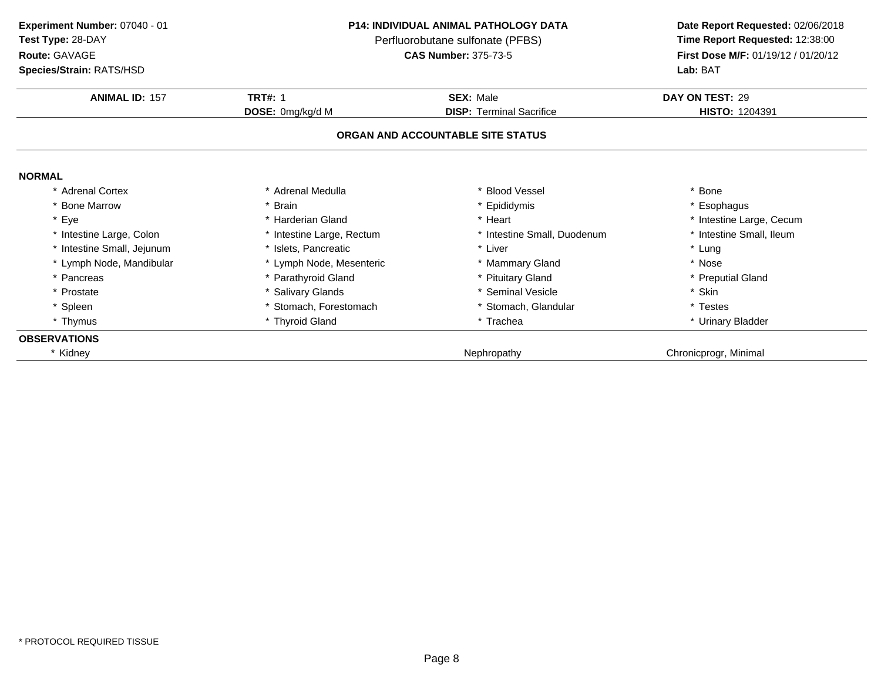**Experiment Number:** 07040 - 01
**Test Type:** 28-DAY
**Route:** GAVAGE
**Species/Strain:** RATS/HSD

**P14: INDIVIDUAL ANIMAL PATHOLOGY DATA**
Perfluorobutane sulfonate (PFBS)
**CAS Number:** 375-73-5

**Date Report Requested:** 02/06/2018
**Time Report Requested:** 12:38:00
**First Dose M/F:** 01/19/12 / 01/20/12
**Lab:** BAT

| **ANIMAL ID:** 157 | **TRT#:** 1 | **SEX:** Male | **DAY ON TEST:** 29 |
|---|---|---|---|
| | **DOSE:** 0mg/kg/d M | **DISP:** Terminal Sacrifice | **HISTO:** 1204391 |

## ORGAN AND ACCOUNTABLE SITE STATUS

**NORMAL**

| | | | |
|---|---|---|---|
| * Adrenal Cortex | * Adrenal Medulla | * Blood Vessel | * Bone |
| * Bone Marrow | * Brain | * Epididymis | * Esophagus |
| * Eye | * Harderian Gland | * Heart | * Intestine Large, Cecum |
| * Intestine Large, Colon | * Intestine Large, Rectum | * Intestine Small, Duodenum | * Intestine Small, Ileum |
| * Intestine Small, Jejunum | * Islets, Pancreatic | * Liver | * Lung |
| * Lymph Node, Mandibular | * Lymph Node, Mesenteric | * Mammary Gland | * Nose |
| * Pancreas | * Parathyroid Gland | * Pituitary Gland | * Preputial Gland |
| * Prostate | * Salivary Glands | * Seminal Vesicle | * Skin |
| * Spleen | * Stomach, Forestomach | * Stomach, Glandular | * Testes |
| * Thymus | * Thyroid Gland | * Trachea | * Urinary Bladder |

**OBSERVATIONS**

| | | |
|---|---|---|
| * Kidney | Nephropathy | Chronicprogr, Minimal |

* PROTOCOL REQUIRED TISSUE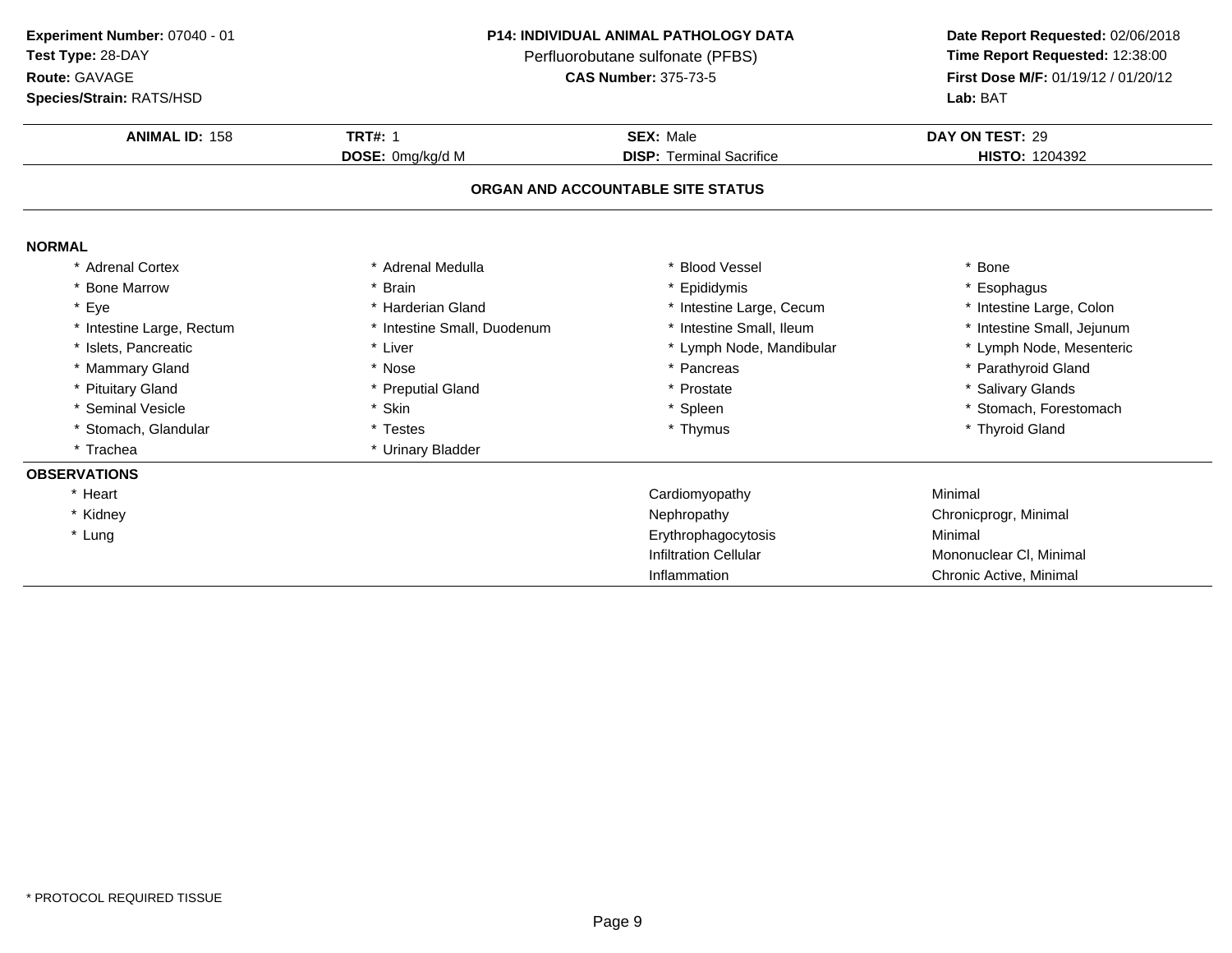**Experiment Number:** 07040 - 01
**Test Type:** 28-DAY
**Route:** GAVAGE
**Species/Strain:** RATS/HSD

**P14: INDIVIDUAL ANIMAL PATHOLOGY DATA**
Perfluorobutane sulfonate (PFBS)
**CAS Number:** 375-73-5

**Date Report Requested:** 02/06/2018
**Time Report Requested:** 12:38:00
**First Dose M/F:** 01/19/12 / 01/20/12
**Lab:** BAT

| **ANIMAL ID:** 158 | **TRT#:** 1 | **SEX:** Male | **DAY ON TEST:** 29 |
|---|---|---|---|
| | **DOSE:** 0mg/kg/d M | **DISP:** Terminal Sacrifice | **HISTO:** 1204392 |

## ORGAN AND ACCOUNTABLE SITE STATUS

**NORMAL**

| | | | |
|---|---|---|---|
| * Adrenal Cortex | * Adrenal Medulla | * Blood Vessel | * Bone |
| * Bone Marrow | * Brain | * Epididymis | * Esophagus |
| * Eye | * Harderian Gland | * Intestine Large, Cecum | * Intestine Large, Colon |
| * Intestine Large, Rectum | * Intestine Small, Duodenum | * Intestine Small, Ileum | * Intestine Small, Jejunum |
| * Islets, Pancreatic | * Liver | * Lymph Node, Mandibular | * Lymph Node, Mesenteric |
| * Mammary Gland | * Nose | * Pancreas | * Parathyroid Gland |
| * Pituitary Gland | * Preputial Gland | * Prostate | * Salivary Glands |
| * Seminal Vesicle | * Skin | * Spleen | * Stomach, Forestomach |
| * Stomach, Glandular | * Testes | * Thymus | * Thyroid Gland |
| * Trachea | * Urinary Bladder | | |

**OBSERVATIONS**

| | | |
|---|---|---|
| * Heart | Cardiomyopathy | Minimal |
| * Kidney | Nephropathy | Chronicprogr, Minimal |
| * Lung | Erythrophagocytosis | Minimal |
| | Infiltration Cellular | Mononuclear Cl, Minimal |
| | Inflammation | Chronic Active, Minimal |

* PROTOCOL REQUIRED TISSUE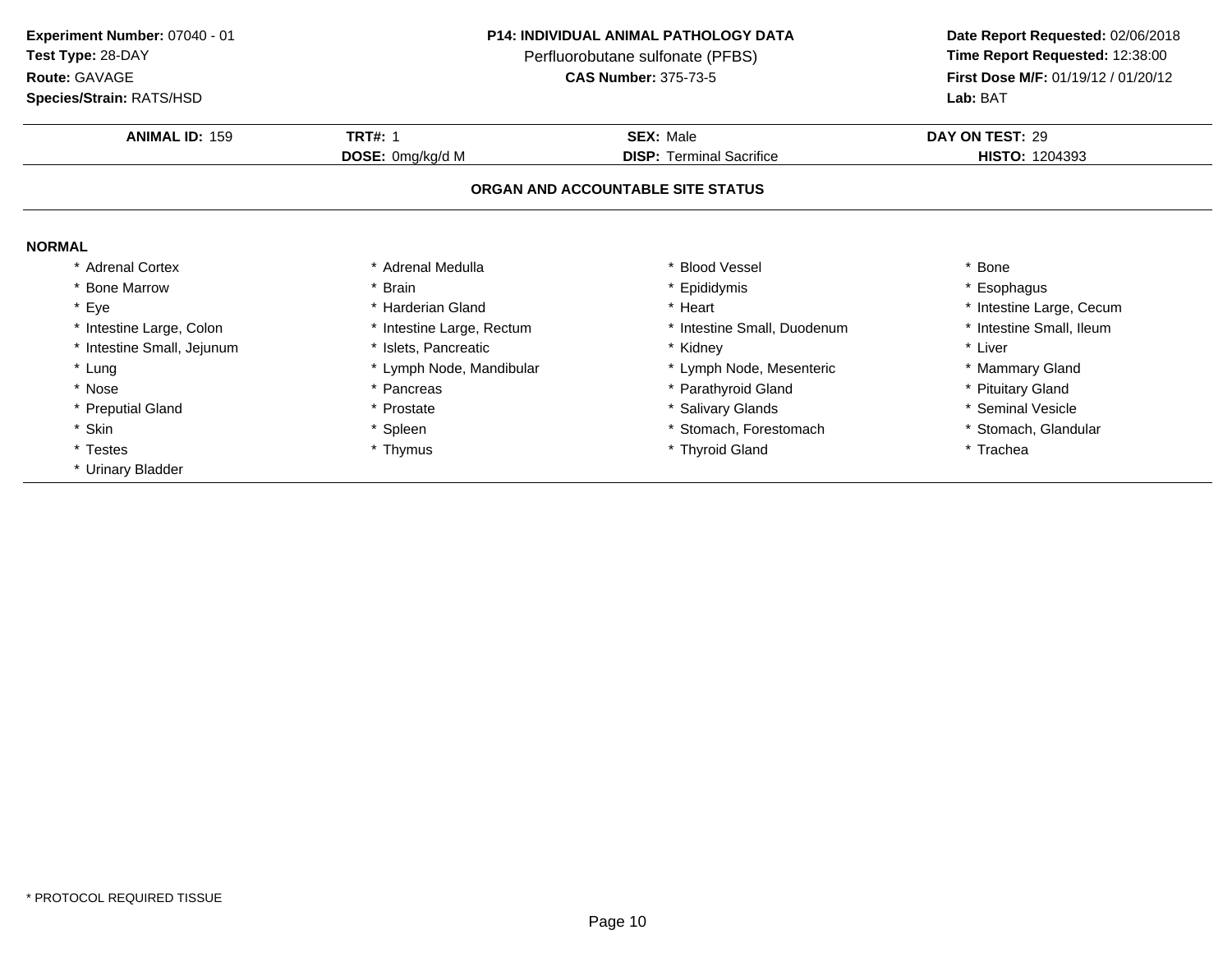**Experiment Number:** 07040 - 01
**Test Type:** 28-DAY
**Route:** GAVAGE
**Species/Strain:** RATS/HSD

**P14: INDIVIDUAL ANIMAL PATHOLOGY DATA**
Perfluorobutane sulfonate (PFBS)
**CAS Number:** 375-73-5

**Date Report Requested:** 02/06/2018
**Time Report Requested:** 12:38:00
**First Dose M/F:** 01/19/12 / 01/20/12
**Lab:** BAT

| **ANIMAL ID:** 159 | **TRT#:** 1 | **SEX:** Male | **DAY ON TEST:** 29 |
|---|---|---|---|
| | **DOSE:** 0mg/kg/d M | **DISP:** Terminal Sacrifice | **HISTO:** 1204393 |

## ORGAN AND ACCOUNTABLE SITE STATUS

**NORMAL**

| | | | |
|---|---|---|---|
| * Adrenal Cortex | * Adrenal Medulla | * Blood Vessel | * Bone |
| * Bone Marrow | * Brain | * Epididymis | * Esophagus |
| * Eye | * Harderian Gland | * Heart | * Intestine Large, Cecum |
| * Intestine Large, Colon | * Intestine Large, Rectum | * Intestine Small, Duodenum | * Intestine Small, Ileum |
| * Intestine Small, Jejunum | * Islets, Pancreatic | * Kidney | * Liver |
| * Lung | * Lymph Node, Mandibular | * Lymph Node, Mesenteric | * Mammary Gland |
| * Nose | * Pancreas | * Parathyroid Gland | * Pituitary Gland |
| * Preputial Gland | * Prostate | * Salivary Glands | * Seminal Vesicle |
| * Skin | * Spleen | * Stomach, Forestomach | * Stomach, Glandular |
| * Testes | * Thymus | * Thyroid Gland | * Trachea |
| * Urinary Bladder | | | |

* PROTOCOL REQUIRED TISSUE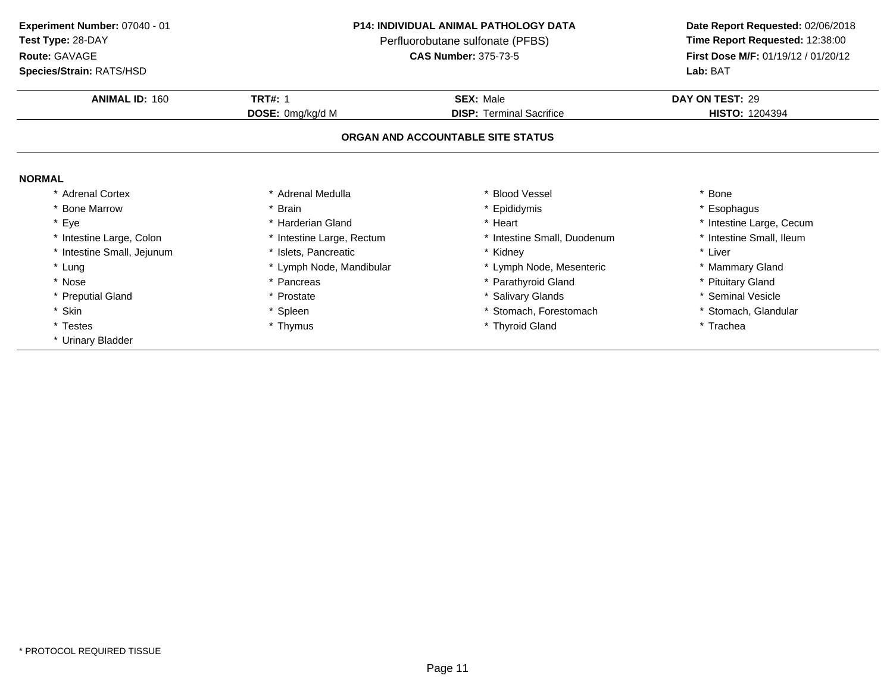**Experiment Number:** 07040 - 01
**Test Type:** 28-DAY
**Route:** GAVAGE
**Species/Strain:** RATS/HSD

**P14: INDIVIDUAL ANIMAL PATHOLOGY DATA**
Perfluorobutane sulfonate (PFBS)
**CAS Number:** 375-73-5

**Date Report Requested:** 02/06/2018
**Time Report Requested:** 12:38:00
**First Dose M/F:** 01/19/12 / 01/20/12
**Lab:** BAT

| **ANIMAL ID:** 160 | **TRT#:** 1 | **SEX:** Male | **DAY ON TEST:** 29 |
|---|---|---|---|
| | **DOSE:** 0mg/kg/d M | **DISP:** Terminal Sacrifice | **HISTO:** 1204394 |

**ORGAN AND ACCOUNTABLE SITE STATUS**

**NORMAL**

* Adrenal Cortex
* Adrenal Medulla
* Blood Vessel
* Bone
* Bone Marrow
* Brain
* Epididymis
* Esophagus
* Eye
* Harderian Gland
* Heart
* Intestine Large, Cecum
* Intestine Large, Colon
* Intestine Large, Rectum
* Intestine Small, Duodenum
* Intestine Small, Ileum
* Intestine Small, Jejunum
* Islets, Pancreatic
* Kidney
* Liver
* Lung
* Lymph Node, Mandibular
* Lymph Node, Mesenteric
* Mammary Gland
* Nose
* Pancreas
* Parathyroid Gland
* Pituitary Gland
* Preputial Gland
* Prostate
* Salivary Glands
* Seminal Vesicle
* Skin
* Spleen
* Stomach, Forestomach
* Stomach, Glandular
* Testes
* Thymus
* Thyroid Gland
* Trachea
* Urinary Bladder

* PROTOCOL REQUIRED TISSUE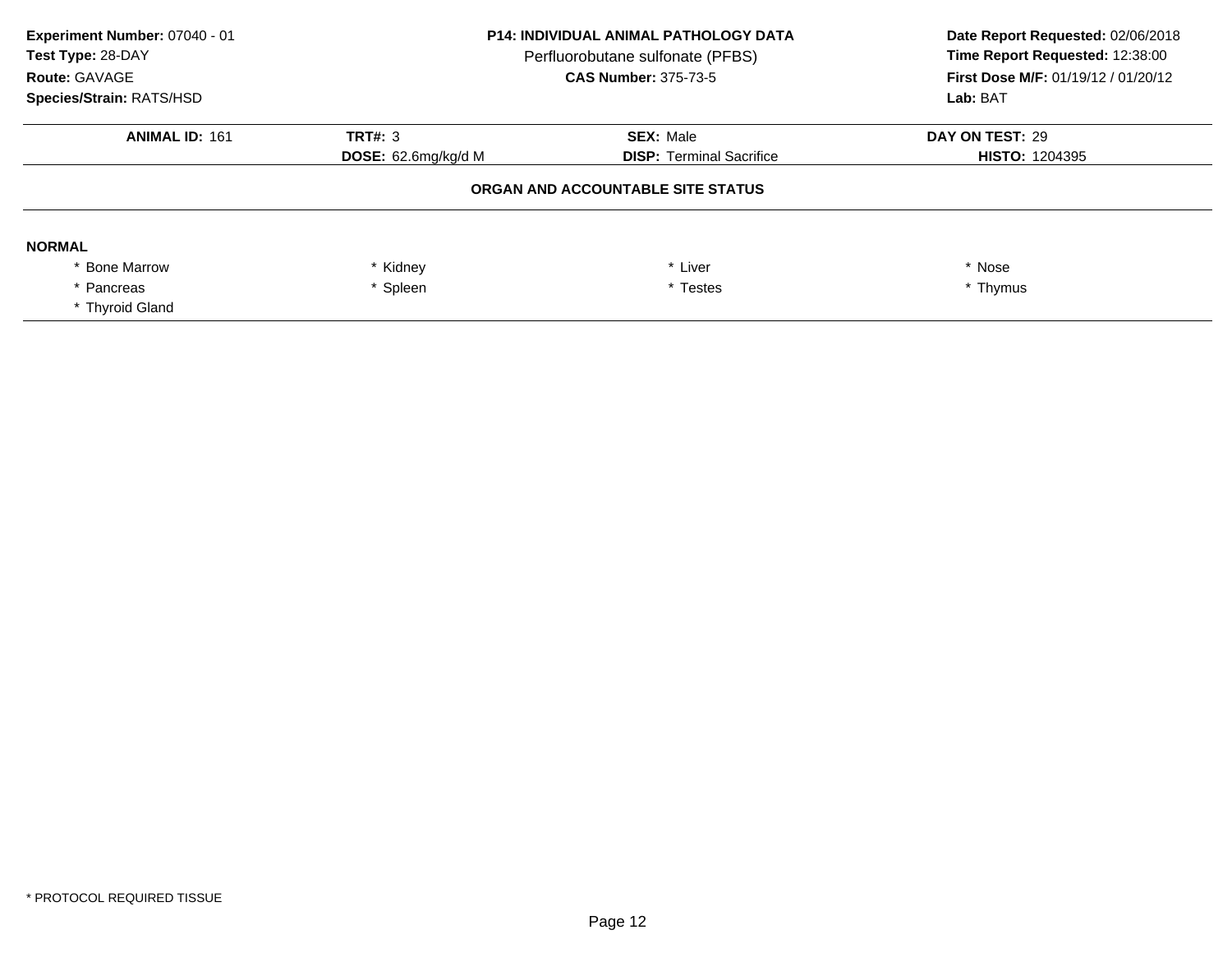**Experiment Number:** 07040 - 01
**Test Type:** 28-DAY
**Route:** GAVAGE
**Species/Strain:** RATS/HSD

**P14: INDIVIDUAL ANIMAL PATHOLOGY DATA**
Perfluorobutane sulfonate (PFBS)
**CAS Number:** 375-73-5

**Date Report Requested:** 02/06/2018
**Time Report Requested:** 12:38:00
**First Dose M/F:** 01/19/12 / 01/20/12
**Lab:** BAT

| **ANIMAL ID:** 161 | **TRT#:** 3 | **SEX:** Male | **DAY ON TEST:** 29 |
|---|---|---|---|
| | **DOSE:** 62.6mg/kg/d M | **DISP:** Terminal Sacrifice | **HISTO:** 1204395 |

**ORGAN AND ACCOUNTABLE SITE STATUS**

**NORMAL**

| | | | |
|---|---|---|---|
| * Bone Marrow | * Kidney | * Liver | * Nose |
| * Pancreas | * Spleen | * Testes | * Thymus |
| * Thyroid Gland | | | |

* PROTOCOL REQUIRED TISSUE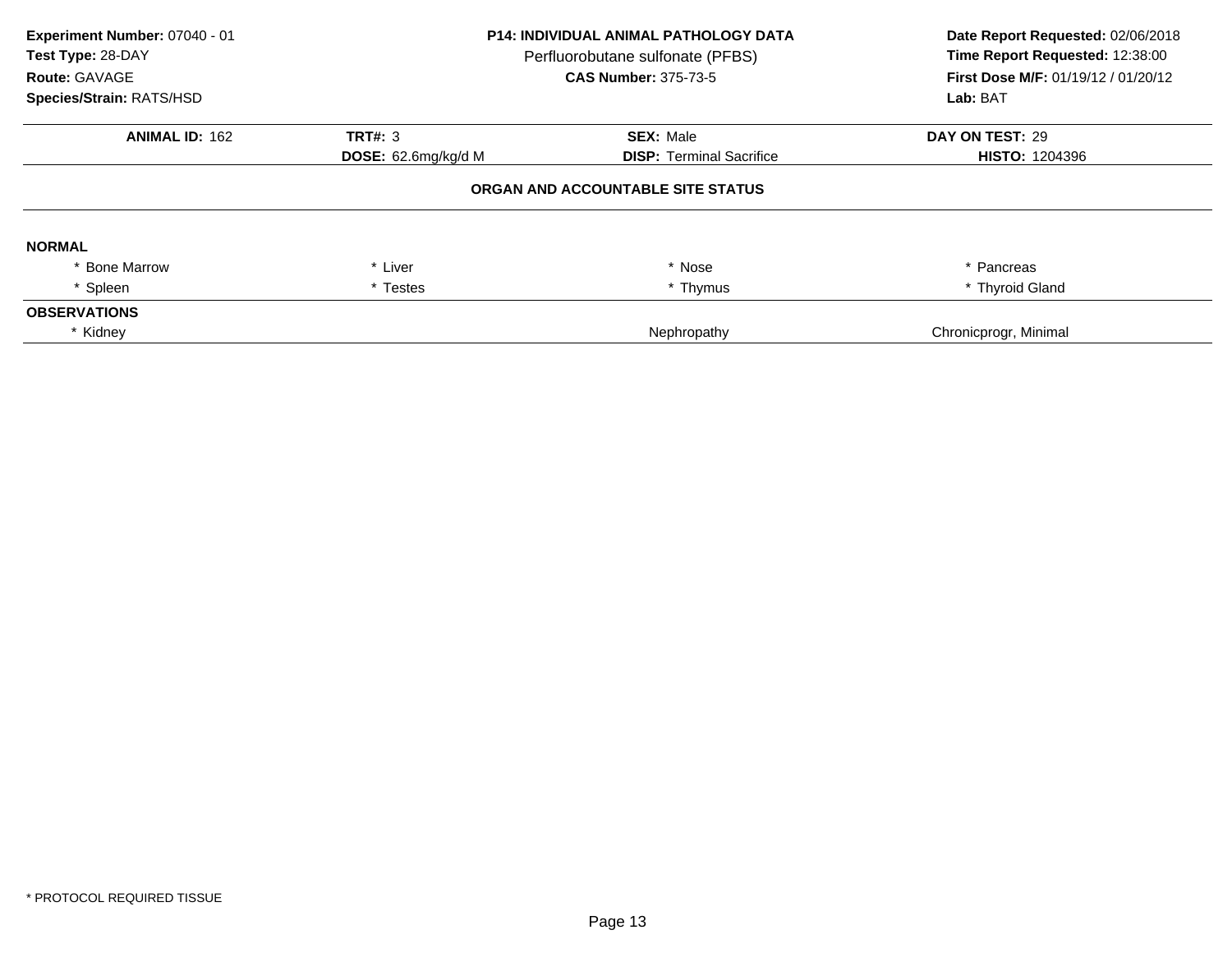**Experiment Number:** 07040 - 01
**Test Type:** 28-DAY
**Route:** GAVAGE
**Species/Strain:** RATS/HSD

**P14: INDIVIDUAL ANIMAL PATHOLOGY DATA**
Perfluorobutane sulfonate (PFBS)
**CAS Number:** 375-73-5

**Date Report Requested:** 02/06/2018
**Time Report Requested:** 12:38:00
**First Dose M/F:** 01/19/12 / 01/20/12
**Lab:** BAT

| **ANIMAL ID:** 162 | **TRT#:** 3 | **SEX:** Male | **DAY ON TEST:** 29 |
|---|---|---|---|
| | **DOSE:** 62.6mg/kg/d M | **DISP:** Terminal Sacrifice | **HISTO:** 1204396 |

**ORGAN AND ACCOUNTABLE SITE STATUS**

**NORMAL**

| | | | |
|---|---|---|---|
| * Bone Marrow | * Liver | * Nose | * Pancreas |
| * Spleen | * Testes | * Thymus | * Thyroid Gland |

**OBSERVATIONS**

| | | |
|---|---|---|
| * Kidney | Nephropathy | Chronicprogr, Minimal |

* PROTOCOL REQUIRED TISSUE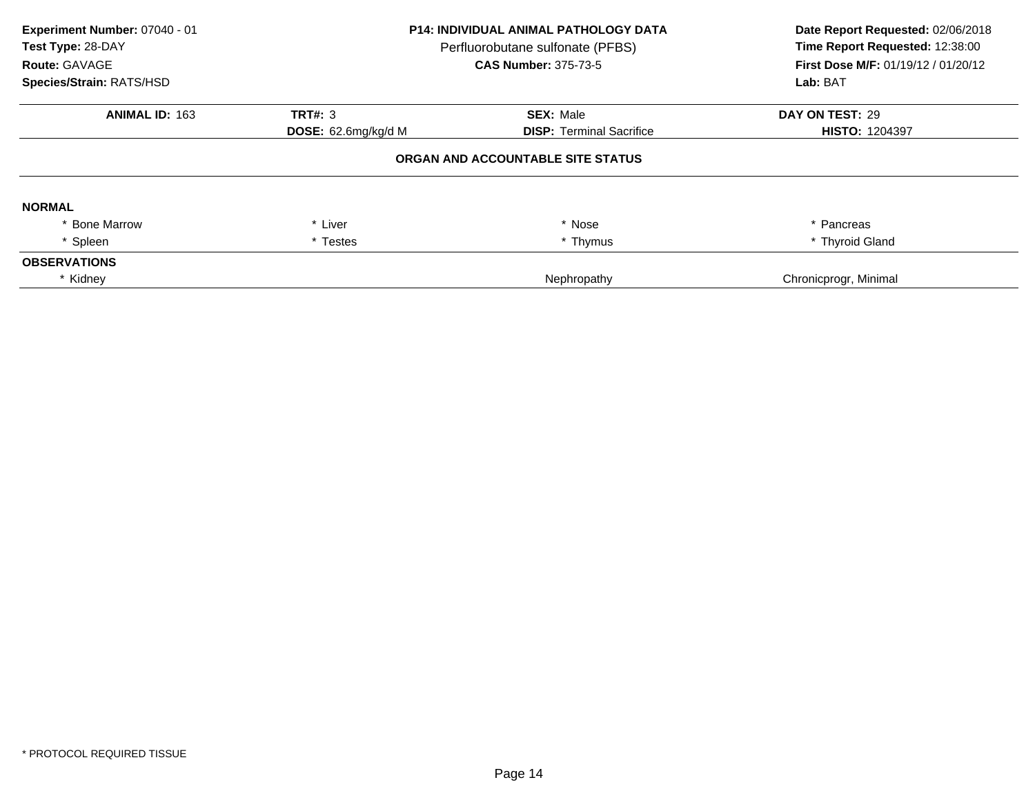**Experiment Number:** 07040 - 01
**Test Type:** 28-DAY
**Route:** GAVAGE
**Species/Strain:** RATS/HSD

**P14: INDIVIDUAL ANIMAL PATHOLOGY DATA**
Perfluorobutane sulfonate (PFBS)
**CAS Number:** 375-73-5

**Date Report Requested:** 02/06/2018
**Time Report Requested:** 12:38:00
**First Dose M/F:** 01/19/12 / 01/20/12
**Lab:** BAT

| **ANIMAL ID:** 163 | **TRT#:** 3 | **SEX:** Male | **DAY ON TEST:** 29 |
|---|---|---|---|
| | **DOSE:** 62.6mg/kg/d M | **DISP:** Terminal Sacrifice | **HISTO:** 1204397 |

**ORGAN AND ACCOUNTABLE SITE STATUS**

**NORMAL**

| | | | |
|---|---|---|---|
| * Bone Marrow | * Liver | * Nose | * Pancreas |
| * Spleen | * Testes | * Thymus | * Thyroid Gland |

**OBSERVATIONS**

| | | |
|---|---|---|
| * Kidney | Nephropathy | Chronicprogr, Minimal |

* PROTOCOL REQUIRED TISSUE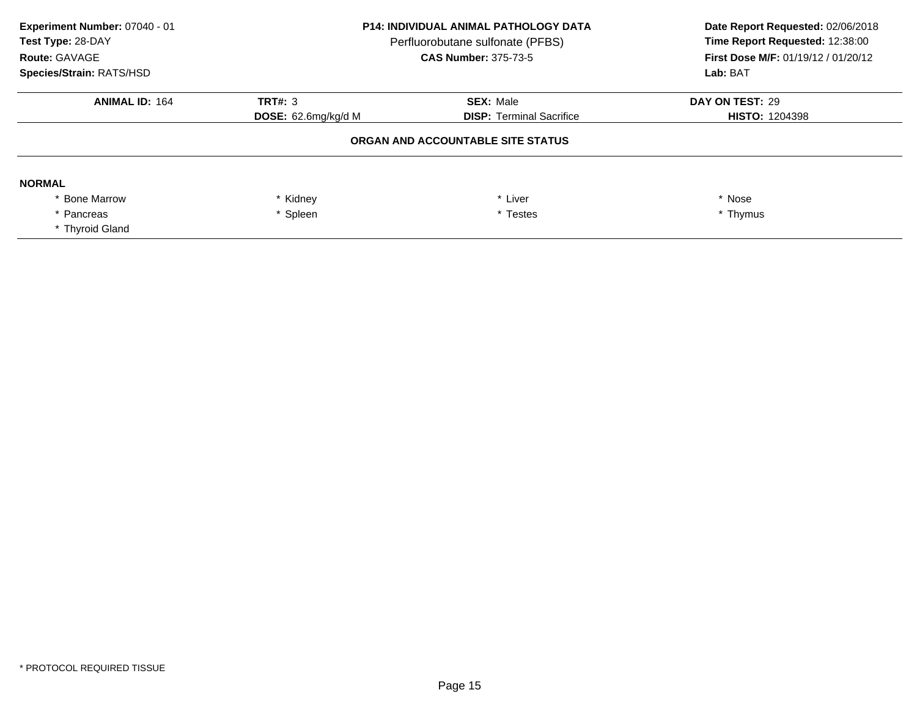**Experiment Number:** 07040 - 01
**Test Type:** 28-DAY
**Route:** GAVAGE
**Species/Strain:** RATS/HSD

**P14: INDIVIDUAL ANIMAL PATHOLOGY DATA**
Perfluorobutane sulfonate (PFBS)
**CAS Number:** 375-73-5

**Date Report Requested:** 02/06/2018
**Time Report Requested:** 12:38:00
**First Dose M/F:** 01/19/12 / 01/20/12
**Lab:** BAT

| **ANIMAL ID:** 164 | **TRT#:** 3 | **SEX:** Male | **DAY ON TEST:** 29 |
|---|---|---|---|
| | **DOSE:** 62.6mg/kg/d M | **DISP:** Terminal Sacrifice | **HISTO:** 1204398 |

### ORGAN AND ACCOUNTABLE SITE STATUS

**NORMAL**

| | | | |
|---|---|---|---|
| * Bone Marrow | * Kidney | * Liver | * Nose |
| * Pancreas | * Spleen | * Testes | * Thymus |
| * Thyroid Gland | | | |

* PROTOCOL REQUIRED TISSUE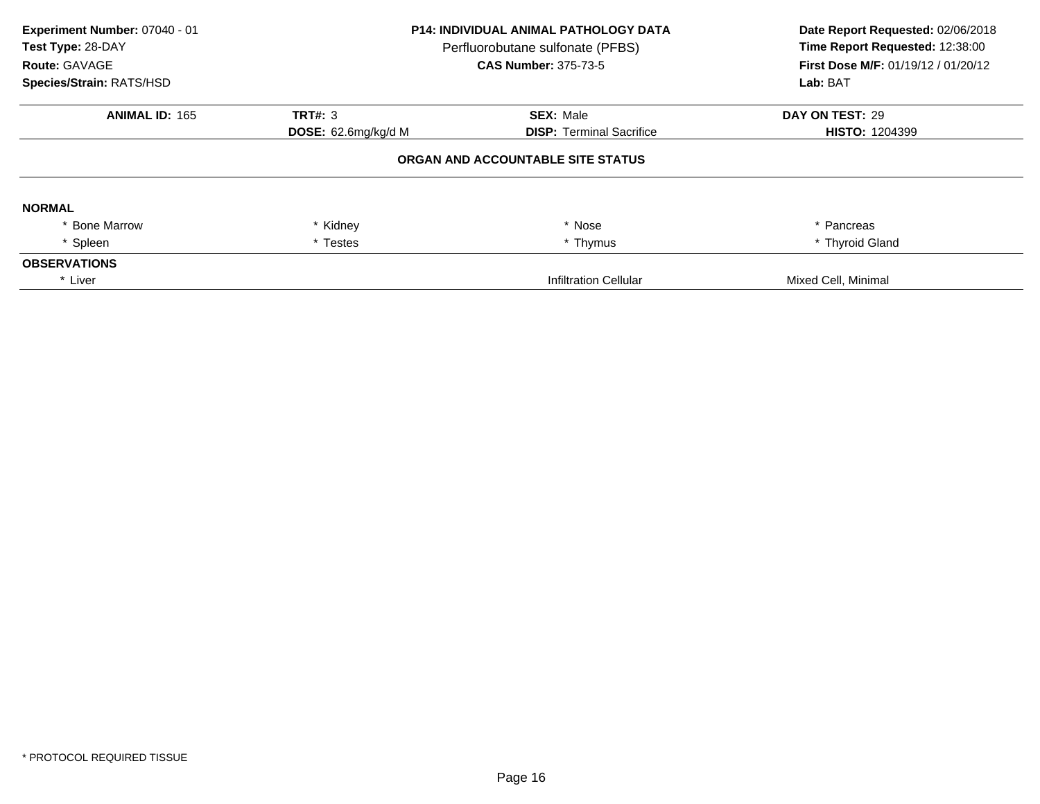**Experiment Number:** 07040 - 01
**Test Type:** 28-DAY
**Route:** GAVAGE
**Species/Strain:** RATS/HSD

**P14: INDIVIDUAL ANIMAL PATHOLOGY DATA**
Perfluorobutane sulfonate (PFBS)
**CAS Number:** 375-73-5

**Date Report Requested:** 02/06/2018
**Time Report Requested:** 12:38:00
**First Dose M/F:** 01/19/12 / 01/20/12
**Lab:** BAT

| **ANIMAL ID:** 165 | **TRT#:** 3 | **SEX:** Male | **DAY ON TEST:** 29 |
|---|---|---|---|
| | **DOSE:** 62.6mg/kg/d M | **DISP:** Terminal Sacrifice | **HISTO:** 1204399 |

**ORGAN AND ACCOUNTABLE SITE STATUS**

**NORMAL**

| | | | |
|---|---|---|---|
| * Bone Marrow | * Kidney | * Nose | * Pancreas |
| * Spleen | * Testes | * Thymus | * Thyroid Gland |

**OBSERVATIONS**

| | | |
|---|---|---|
| * Liver | Infiltration Cellular | Mixed Cell, Minimal |

* PROTOCOL REQUIRED TISSUE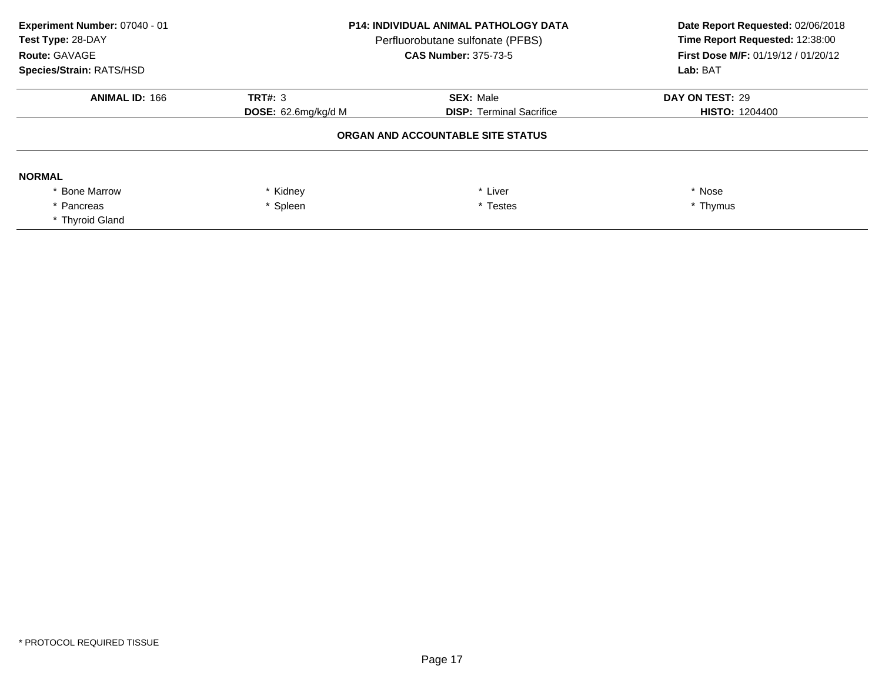**Experiment Number:** 07040 - 01
**Test Type:** 28-DAY
**Route:** GAVAGE
**Species/Strain:** RATS/HSD

**P14: INDIVIDUAL ANIMAL PATHOLOGY DATA**
Perfluorobutane sulfonate (PFBS)
**CAS Number:** 375-73-5

**Date Report Requested:** 02/06/2018
**Time Report Requested:** 12:38:00
**First Dose M/F:** 01/19/12 / 01/20/12
**Lab:** BAT

| **ANIMAL ID:** 166 | **TRT#:** 3 | **SEX:** Male | **DAY ON TEST:** 29 |
|---|---|---|---|
| | **DOSE:** 62.6mg/kg/d M | **DISP:** Terminal Sacrifice | **HISTO:** 1204400 |

**ORGAN AND ACCOUNTABLE SITE STATUS**

**NORMAL**

| | | | |
|---|---|---|---|
| * Bone Marrow | * Kidney | * Liver | * Nose |
| * Pancreas | * Spleen | * Testes | * Thymus |
| * Thyroid Gland | | | |

* PROTOCOL REQUIRED TISSUE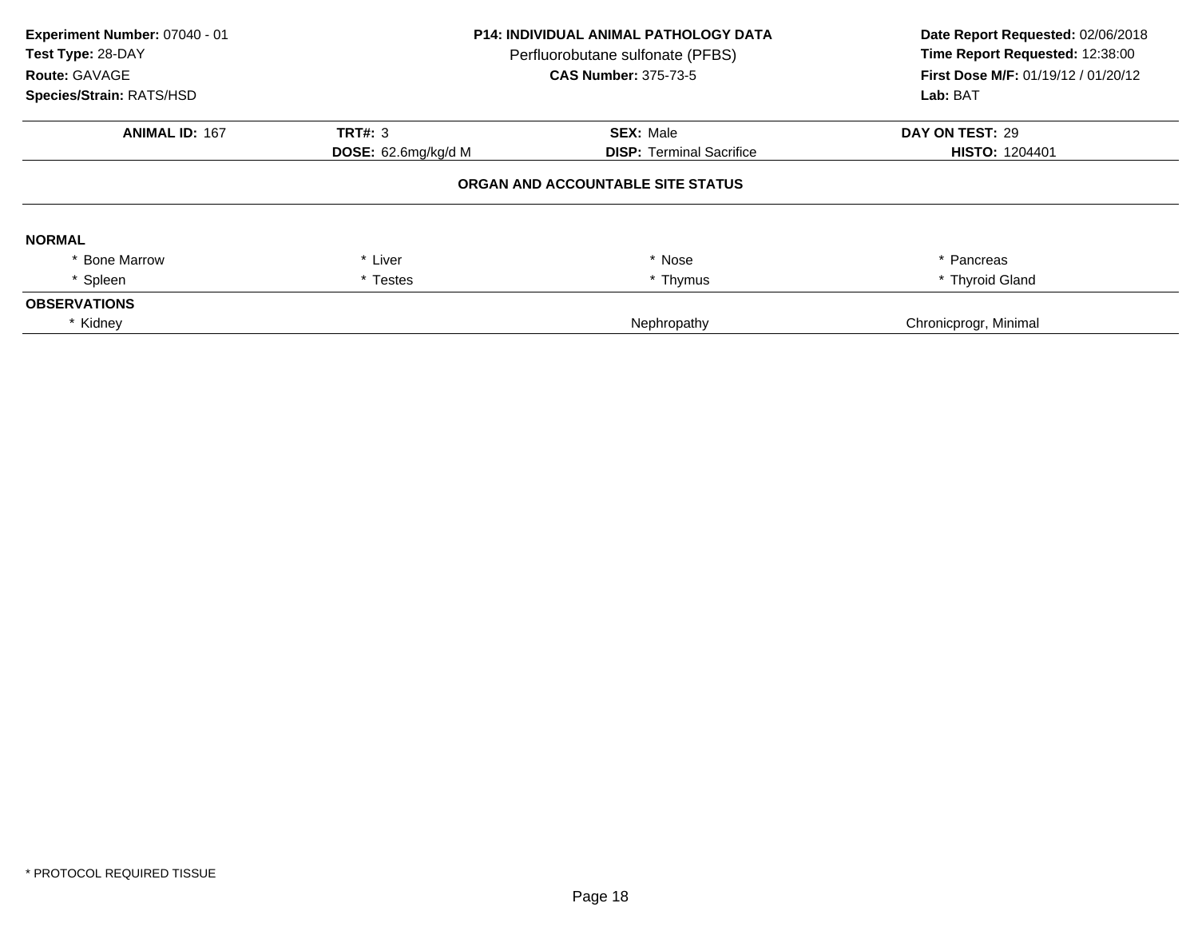**Experiment Number:** 07040 - 01
**Test Type:** 28-DAY
**Route:** GAVAGE
**Species/Strain:** RATS/HSD

**P14: INDIVIDUAL ANIMAL PATHOLOGY DATA**
Perfluorobutane sulfonate (PFBS)
**CAS Number:** 375-73-5

**Date Report Requested:** 02/06/2018
**Time Report Requested:** 12:38:00
**First Dose M/F:** 01/19/12 / 01/20/12
**Lab:** BAT

| **ANIMAL ID:** 167 | **TRT#:** 3 | **SEX:** Male | **DAY ON TEST:** 29 |
|---|---|---|---|
| | **DOSE:** 62.6mg/kg/d M | **DISP:** Terminal Sacrifice | **HISTO:** 1204401 |

**ORGAN AND ACCOUNTABLE SITE STATUS**

**NORMAL**

| | | | |
|---|---|---|---|
| * Bone Marrow | * Liver | * Nose | * Pancreas |
| * Spleen | * Testes | * Thymus | * Thyroid Gland |

**OBSERVATIONS**

| | | |
|---|---|---|
| * Kidney | Nephropathy | Chronicprogr, Minimal |

* PROTOCOL REQUIRED TISSUE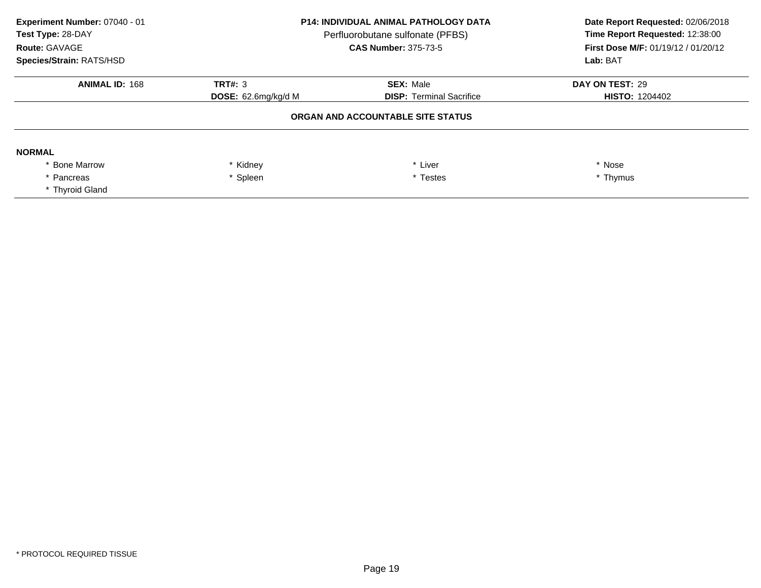**Experiment Number:** 07040 - 01
**Test Type:** 28-DAY
**Route:** GAVAGE
**Species/Strain:** RATS/HSD

**P14: INDIVIDUAL ANIMAL PATHOLOGY DATA**
Perfluorobutane sulfonate (PFBS)
**CAS Number:** 375-73-5

**Date Report Requested:** 02/06/2018
**Time Report Requested:** 12:38:00
**First Dose M/F:** 01/19/12 / 01/20/12
**Lab:** BAT

| **ANIMAL ID:** 168 | **TRT#:** 3 | **SEX:** Male | **DAY ON TEST:** 29 |
|---|---|---|---|
| | **DOSE:** 62.6mg/kg/d M | **DISP:** Terminal Sacrifice | **HISTO:** 1204402 |

**ORGAN AND ACCOUNTABLE SITE STATUS**

**NORMAL**

| | | | |
|---|---|---|---|
| * Bone Marrow | * Kidney | * Liver | * Nose |
| * Pancreas | * Spleen | * Testes | * Thymus |
| * Thyroid Gland | | | |

* PROTOCOL REQUIRED TISSUE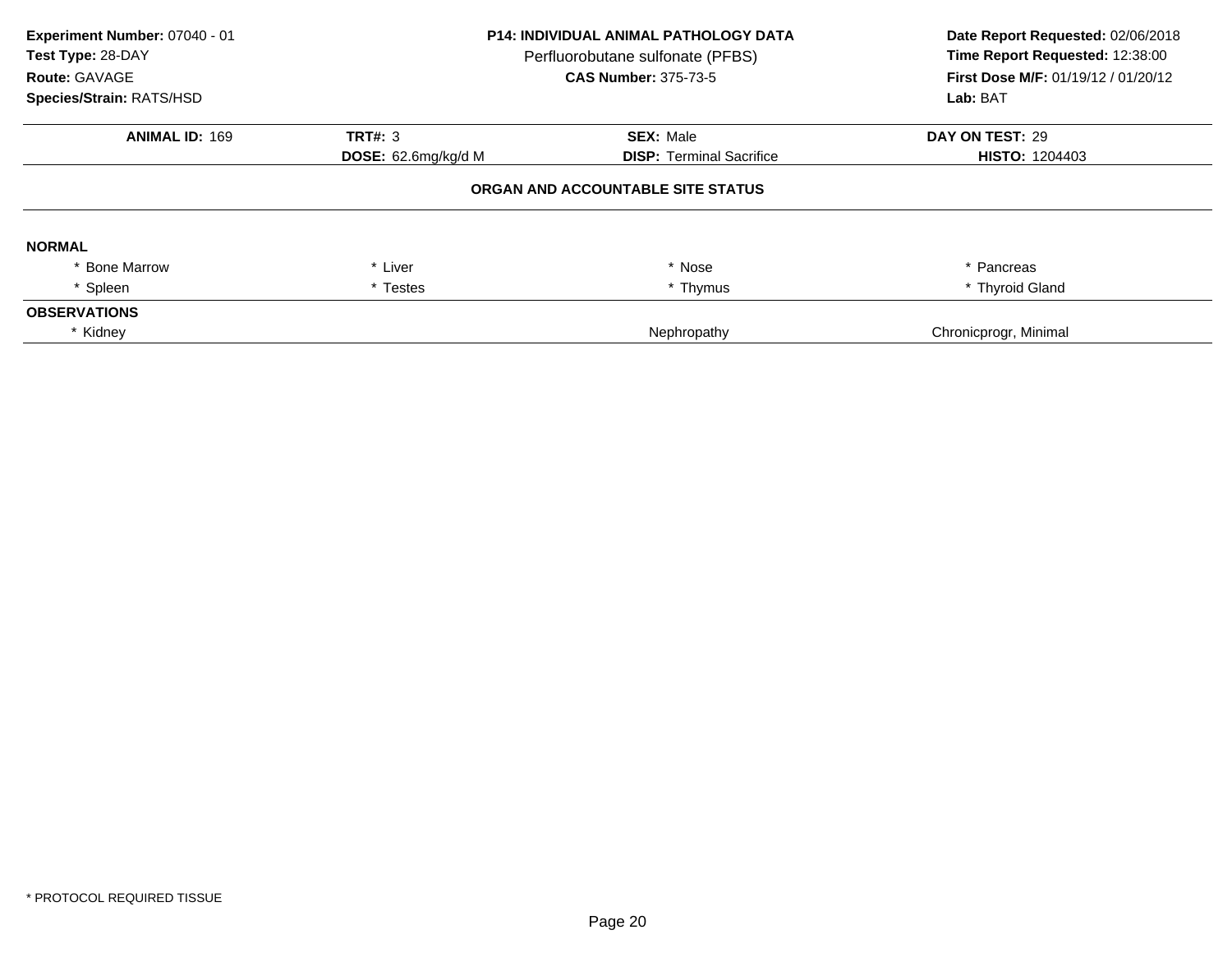**Experiment Number:** 07040 - 01
**Test Type:** 28-DAY
**Route:** GAVAGE
**Species/Strain:** RATS/HSD

**P14: INDIVIDUAL ANIMAL PATHOLOGY DATA**
Perfluorobutane sulfonate (PFBS)
**CAS Number:** 375-73-5

**Date Report Requested:** 02/06/2018
**Time Report Requested:** 12:38:00
**First Dose M/F:** 01/19/12 / 01/20/12
**Lab:** BAT

| **ANIMAL ID:** 169 | **TRT#:** 3 | **SEX:** Male | **DAY ON TEST:** 29 |
|---|---|---|---|
| | **DOSE:** 62.6mg/kg/d M | **DISP:** Terminal Sacrifice | **HISTO:** 1204403 |

**ORGAN AND ACCOUNTABLE SITE STATUS**

**NORMAL**

| | | | |
|---|---|---|---|
| * Bone Marrow | * Liver | * Nose | * Pancreas |
| * Spleen | * Testes | * Thymus | * Thyroid Gland |

**OBSERVATIONS**

| | | |
|---|---|---|
| * Kidney | Nephropathy | Chronicprogr, Minimal |

* PROTOCOL REQUIRED TISSUE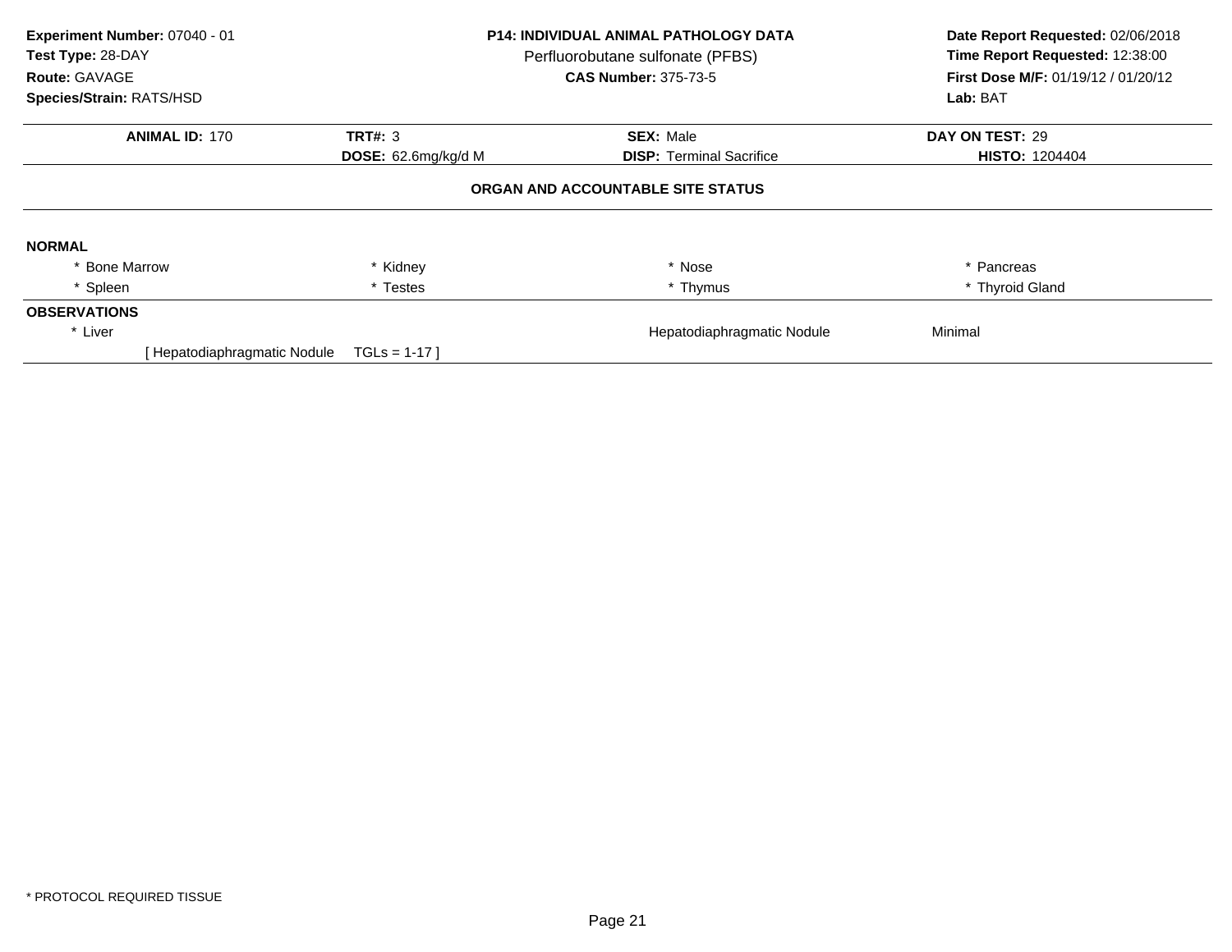**Experiment Number:** 07040 - 01
**Test Type:** 28-DAY
**Route:** GAVAGE
**Species/Strain:** RATS/HSD

**P14: INDIVIDUAL ANIMAL PATHOLOGY DATA**
Perfluorobutane sulfonate (PFBS)
**CAS Number:** 375-73-5

**Date Report Requested:** 02/06/2018
**Time Report Requested:** 12:38:00
**First Dose M/F:** 01/19/12 / 01/20/12
**Lab:** BAT

| **ANIMAL ID:** 170 | **TRT#:** 3 | **SEX:** Male | **DAY ON TEST:** 29 |
|---|---|---|---|
| | **DOSE:** 62.6mg/kg/d M | **DISP:** Terminal Sacrifice | **HISTO:** 1204404 |

**ORGAN AND ACCOUNTABLE SITE STATUS**

**NORMAL**

| | | | |
|---|---|---|---|
| * Bone Marrow | * Kidney | * Nose | * Pancreas |
| * Spleen | * Testes | * Thymus | * Thyroid Gland |

**OBSERVATIONS**

| | | |
|---|---|---|
| * Liver | Hepatodiaphragmatic Nodule | Minimal |
| [ Hepatodiaphragmatic Nodule TGLs = 1-17 ] | | |

* PROTOCOL REQUIRED TISSUE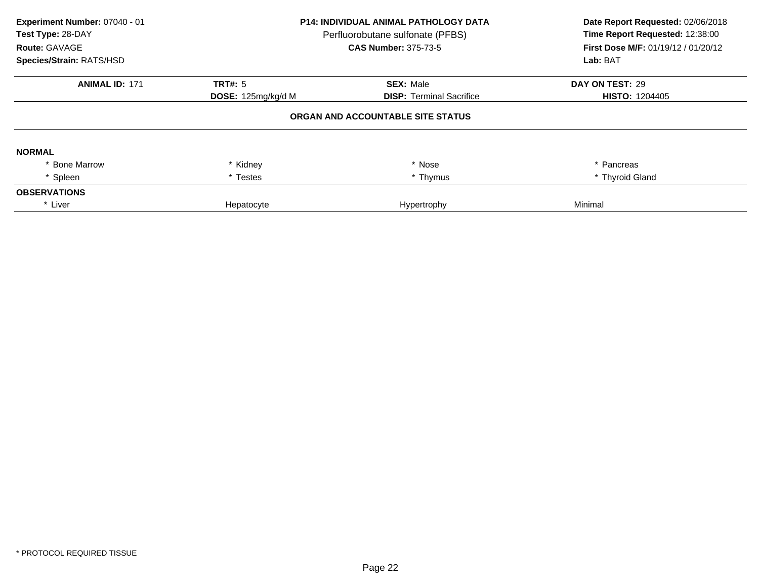**Experiment Number:** 07040 - 01
**Test Type:** 28-DAY
**Route:** GAVAGE
**Species/Strain:** RATS/HSD

**P14: INDIVIDUAL ANIMAL PATHOLOGY DATA**
Perfluorobutane sulfonate (PFBS)
**CAS Number:** 375-73-5

**Date Report Requested:** 02/06/2018
**Time Report Requested:** 12:38:00
**First Dose M/F:** 01/19/12 / 01/20/12
**Lab:** BAT

| **ANIMAL ID:** 171 | **TRT#:** 5 | **SEX:** Male | **DAY ON TEST:** 29 |
|---|---|---|---|
| | **DOSE:** 125mg/kg/d M | **DISP:** Terminal Sacrifice | **HISTO:** 1204405 |

**ORGAN AND ACCOUNTABLE SITE STATUS**

**NORMAL**

| | | | |
|---|---|---|---|
| * Bone Marrow | * Kidney | * Nose | * Pancreas |
| * Spleen | * Testes | * Thymus | * Thyroid Gland |

**OBSERVATIONS**

| | | | |
|---|---|---|---|
| * Liver | Hepatocyte | Hypertrophy | Minimal |

* PROTOCOL REQUIRED TISSUE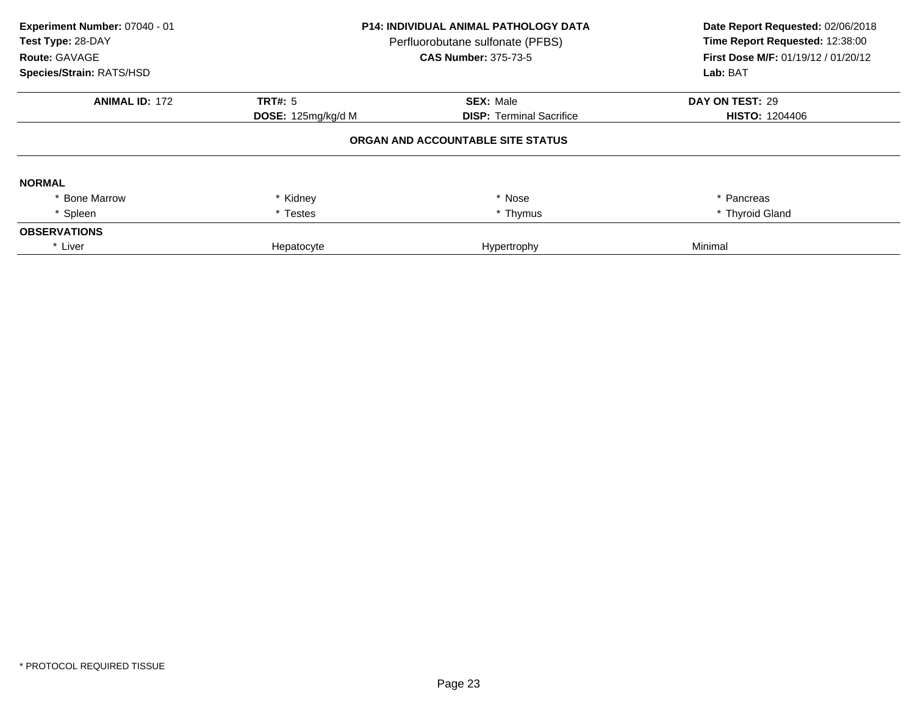**Experiment Number:** 07040 - 01
**Test Type:** 28-DAY
**Route:** GAVAGE
**Species/Strain:** RATS/HSD

**P14: INDIVIDUAL ANIMAL PATHOLOGY DATA**
Perfluorobutane sulfonate (PFBS)
**CAS Number:** 375-73-5

**Date Report Requested:** 02/06/2018
**Time Report Requested:** 12:38:00
**First Dose M/F:** 01/19/12 / 01/20/12
**Lab:** BAT

| **ANIMAL ID:** 172 | **TRT#:** 5 | **SEX:** Male | **DAY ON TEST:** 29 |
|---|---|---|---|
| | **DOSE:** 125mg/kg/d M | **DISP:** Terminal Sacrifice | **HISTO:** 1204406 |

**ORGAN AND ACCOUNTABLE SITE STATUS**

**NORMAL**

| | | | |
|---|---|---|---|
| * Bone Marrow | * Kidney | * Nose | * Pancreas |
| * Spleen | * Testes | * Thymus | * Thyroid Gland |

**OBSERVATIONS**

| | | | |
|---|---|---|---|
| * Liver | Hepatocyte | Hypertrophy | Minimal |

* PROTOCOL REQUIRED TISSUE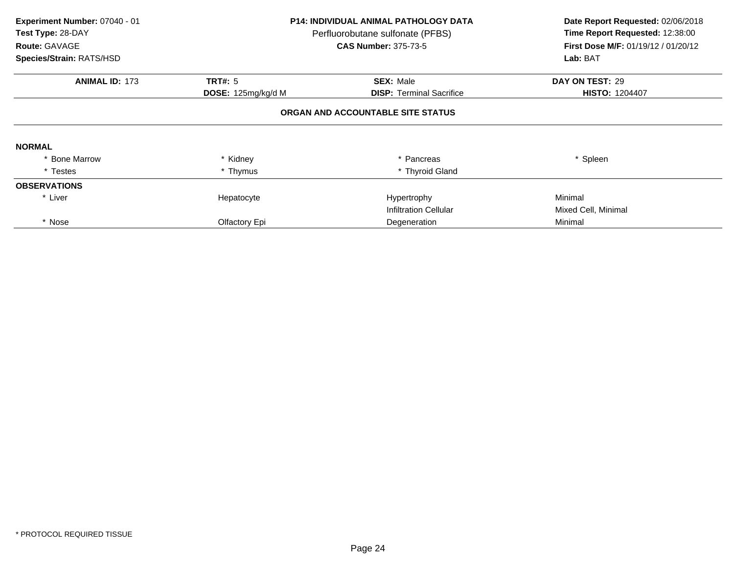**Experiment Number:** 07040 - 01
**Test Type:** 28-DAY
**Route:** GAVAGE
**Species/Strain:** RATS/HSD

**P14: INDIVIDUAL ANIMAL PATHOLOGY DATA**
Perfluorobutane sulfonate (PFBS)
**CAS Number:** 375-73-5

**Date Report Requested:** 02/06/2018
**Time Report Requested:** 12:38:00
**First Dose M/F:** 01/19/12 / 01/20/12
**Lab:** BAT

| **ANIMAL ID:** 173 | **TRT#:** 5 | **SEX:** Male | **DAY ON TEST:** 29 |
|---|---|---|---|
| | **DOSE:** 125mg/kg/d M | **DISP:** Terminal Sacrifice | **HISTO:** 1204407 |

**ORGAN AND ACCOUNTABLE SITE STATUS**

| | | | |
|---|---|---|---|
| **NORMAL** | | | |
| * Bone Marrow | * Kidney | * Pancreas | * Spleen |
| * Testes | * Thymus | * Thyroid Gland | |
| **OBSERVATIONS** | | | |
| * Liver | Hepatocyte | Hypertrophy | Minimal |
| | | Infiltration Cellular | Mixed Cell, Minimal |
| * Nose | Olfactory Epi | Degeneration | Minimal |

* PROTOCOL REQUIRED TISSUE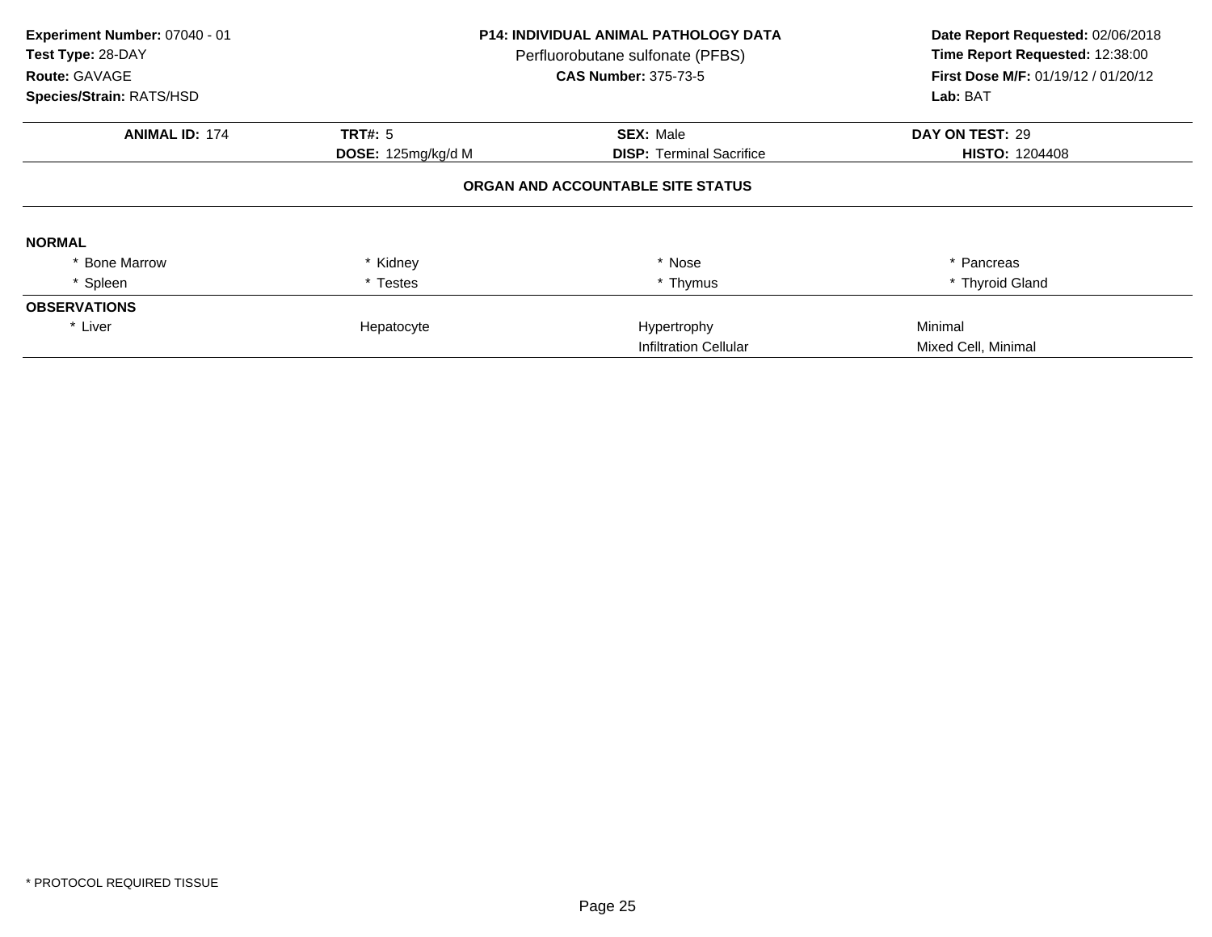**Experiment Number:** 07040 - 01
**Test Type:** 28-DAY
**Route:** GAVAGE
**Species/Strain:** RATS/HSD

**P14: INDIVIDUAL ANIMAL PATHOLOGY DATA**
Perfluorobutane sulfonate (PFBS)
**CAS Number:** 375-73-5

**Date Report Requested:** 02/06/2018
**Time Report Requested:** 12:38:00
**First Dose M/F:** 01/19/12 / 01/20/12
**Lab:** BAT

| **ANIMAL ID:** 174 | **TRT#:** 5 | **SEX:** Male | **DAY ON TEST:** 29 |
|---|---|---|---|
| | **DOSE:** 125mg/kg/d M | **DISP:** Terminal Sacrifice | **HISTO:** 1204408 |

**ORGAN AND ACCOUNTABLE SITE STATUS**

| | | | |
|---|---|---|---|
| **NORMAL** | | | |
| * Bone Marrow | * Kidney | * Nose | * Pancreas |
| * Spleen | * Testes | * Thymus | * Thyroid Gland |
| **OBSERVATIONS** | | | |
| * Liver | Hepatocyte | Hypertrophy | Minimal |
| | | Infiltration Cellular | Mixed Cell, Minimal |

* PROTOCOL REQUIRED TISSUE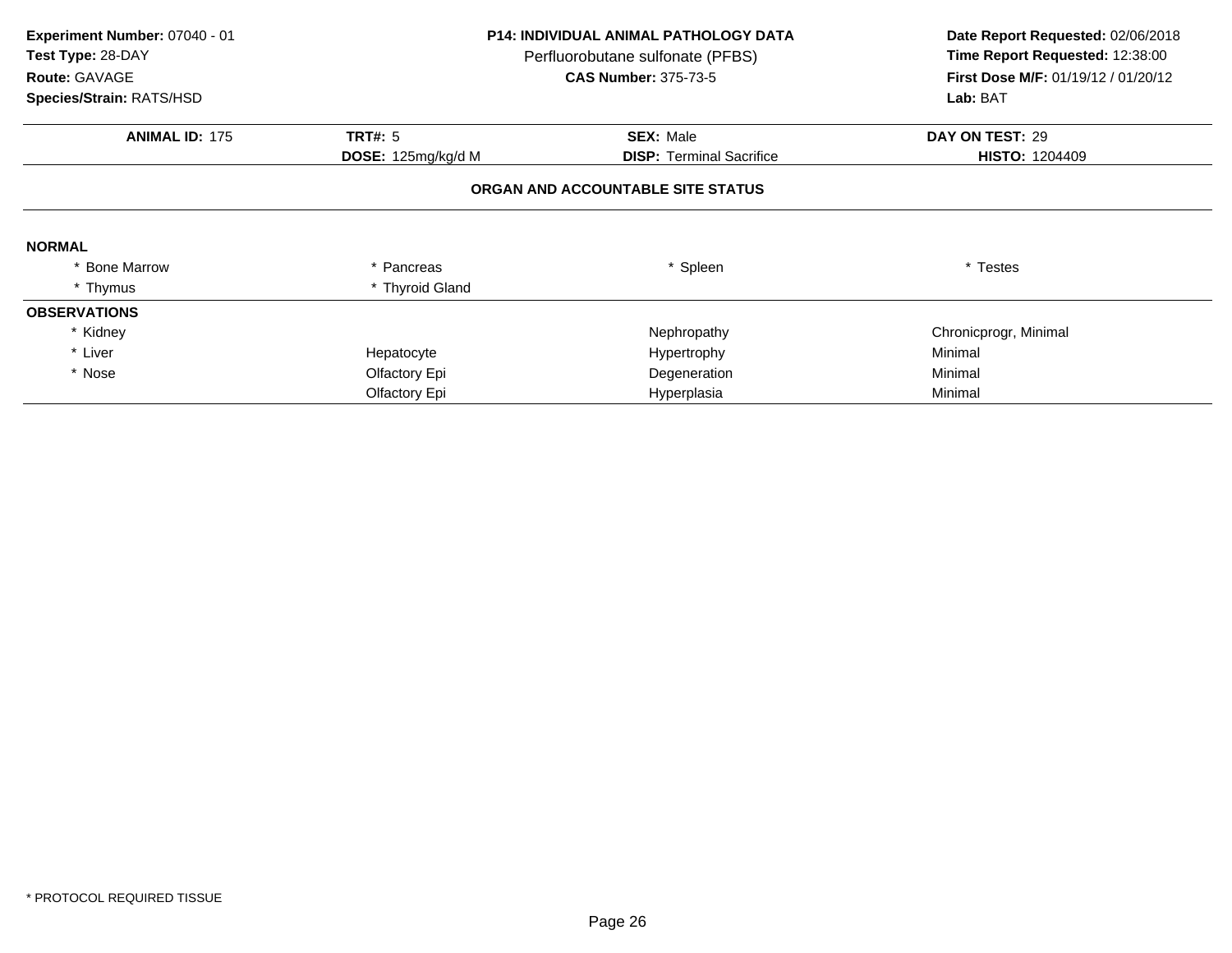**Experiment Number:** 07040 - 01
**Test Type:** 28-DAY
**Route:** GAVAGE
**Species/Strain:** RATS/HSD

**P14: INDIVIDUAL ANIMAL PATHOLOGY DATA**
Perfluorobutane sulfonate (PFBS)
**CAS Number:** 375-73-5

**Date Report Requested:** 02/06/2018
**Time Report Requested:** 12:38:00
**First Dose M/F:** 01/19/12 / 01/20/12
**Lab:** BAT

| **ANIMAL ID:** 175 | **TRT#:** 5 | **SEX:** Male | **DAY ON TEST:** 29 |
|---|---|---|---|
| | **DOSE:** 125mg/kg/d M | **DISP:** Terminal Sacrifice | **HISTO:** 1204409 |

**ORGAN AND ACCOUNTABLE SITE STATUS**

**NORMAL**

| | | | |
|---|---|---|---|
| * Bone Marrow | * Pancreas | * Spleen | * Testes |
| * Thymus | * Thyroid Gland | | |

**OBSERVATIONS**

| | | | |
|---|---|---|---|
| * Kidney | | Nephropathy | Chronicprogr, Minimal |
| * Liver | Hepatocyte | Hypertrophy | Minimal |
| * Nose | Olfactory Epi | Degeneration | Minimal |
| | Olfactory Epi | Hyperplasia | Minimal |

\* PROTOCOL REQUIRED TISSUE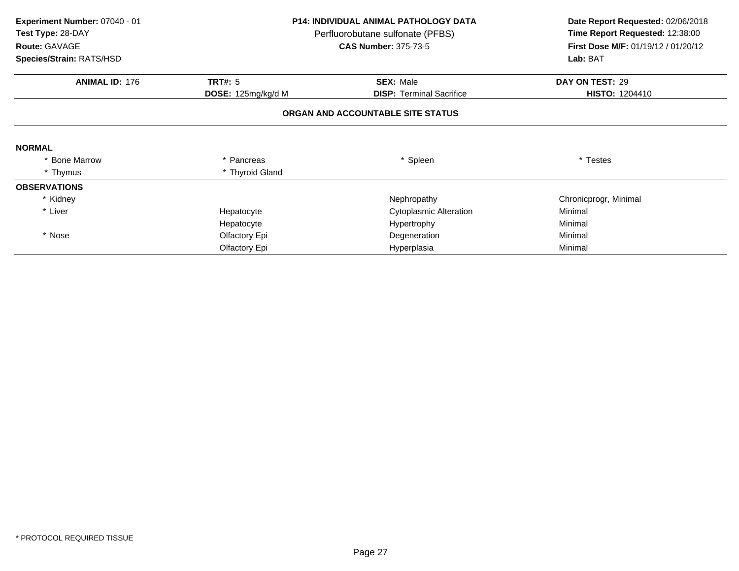**Experiment Number:** 07040 - 01
**Test Type:** 28-DAY
**Route:** GAVAGE
**Species/Strain:** RATS/HSD

**P14: INDIVIDUAL ANIMAL PATHOLOGY DATA**
Perfluorobutane sulfonate (PFBS)
**CAS Number:** 375-73-5

**Date Report Requested:** 02/06/2018
**Time Report Requested:** 12:38:00
**First Dose M/F:** 01/19/12 / 01/20/12
**Lab:** BAT

| **ANIMAL ID:** 176 | **TRT#:** 5 | **SEX:** Male | **DAY ON TEST:** 29 |
|---|---|---|---|
| | **DOSE:** 125mg/kg/d M | **DISP:** Terminal Sacrifice | **HISTO:** 1204410 |

**ORGAN AND ACCOUNTABLE SITE STATUS**

**NORMAL**

| | | | |
|---|---|---|---|
| * Bone Marrow | * Pancreas | * Spleen | * Testes |
| * Thymus | * Thyroid Gland | | |

**OBSERVATIONS**

| | | | |
|---|---|---|---|
| * Kidney | | Nephropathy | Chronicprogr, Minimal |
| * Liver | Hepatocyte | Cytoplasmic Alteration | Minimal |
| | Hepatocyte | Hypertrophy | Minimal |
| * Nose | Olfactory Epi | Degeneration | Minimal |
| | Olfactory Epi | Hyperplasia | Minimal |

* PROTOCOL REQUIRED TISSUE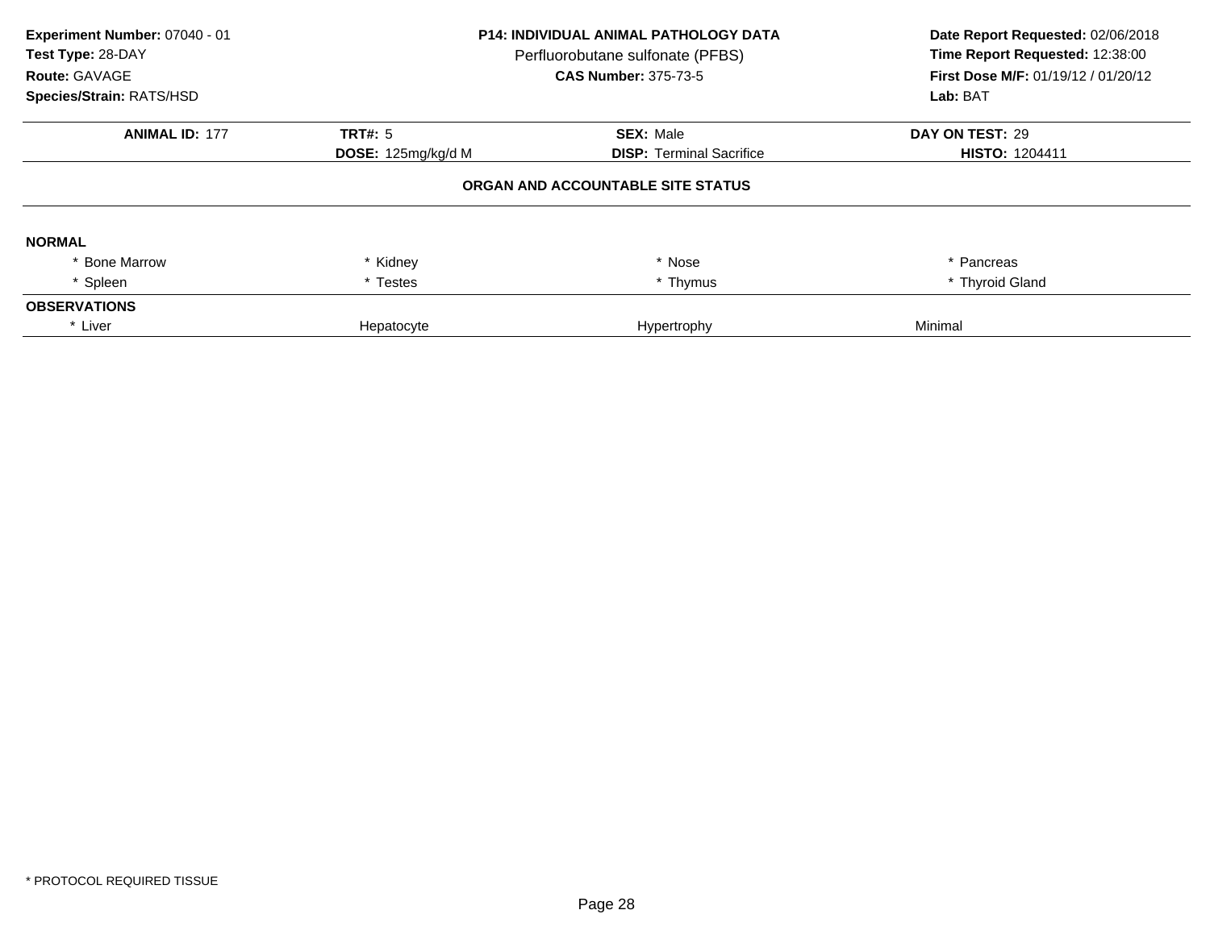**Experiment Number:** 07040 - 01
**Test Type:** 28-DAY
**Route:** GAVAGE
**Species/Strain:** RATS/HSD

**P14: INDIVIDUAL ANIMAL PATHOLOGY DATA**
Perfluorobutane sulfonate (PFBS)
**CAS Number:** 375-73-5

**Date Report Requested:** 02/06/2018
**Time Report Requested:** 12:38:00
**First Dose M/F:** 01/19/12 / 01/20/12
**Lab:** BAT

| **ANIMAL ID:** 177 | **TRT#:** 5 | **SEX:** Male | **DAY ON TEST:** 29 |
|---|---|---|---|
| | **DOSE:** 125mg/kg/d M | **DISP:** Terminal Sacrifice | **HISTO:** 1204411 |

**ORGAN AND ACCOUNTABLE SITE STATUS**

| | | | |
|---|---|---|---|
| **NORMAL** | | | |
| * Bone Marrow | * Kidney | * Nose | * Pancreas |
| * Spleen | * Testes | * Thymus | * Thyroid Gland |
| **OBSERVATIONS** | | | |
| * Liver | Hepatocyte | Hypertrophy | Minimal |

* PROTOCOL REQUIRED TISSUE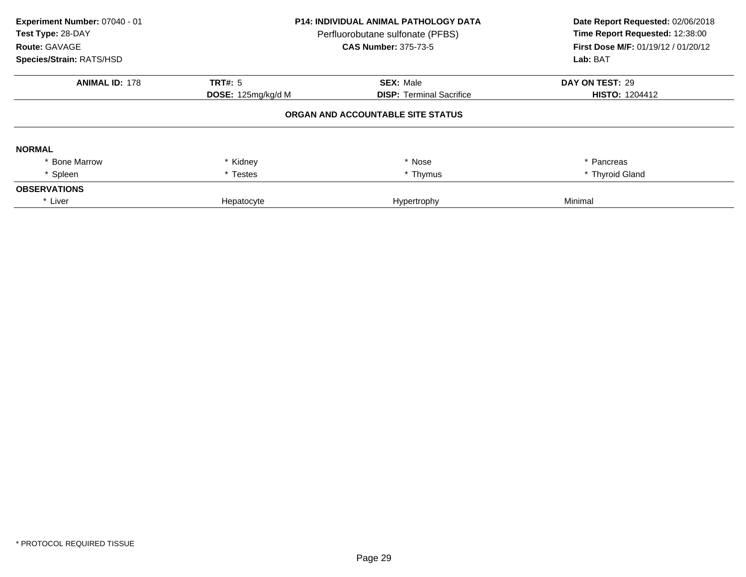**Experiment Number:** 07040 - 01
**Test Type:** 28-DAY
**Route:** GAVAGE
**Species/Strain:** RATS/HSD

**P14: INDIVIDUAL ANIMAL PATHOLOGY DATA**
Perfluorobutane sulfonate (PFBS)
**CAS Number:** 375-73-5

**Date Report Requested:** 02/06/2018
**Time Report Requested:** 12:38:00
**First Dose M/F:** 01/19/12 / 01/20/12
**Lab:** BAT

| **ANIMAL ID:** 178 | **TRT#:** 5 | **SEX:** Male | **DAY ON TEST:** 29 |
|---|---|---|---|
| | **DOSE:** 125mg/kg/d M | **DISP:** Terminal Sacrifice | **HISTO:** 1204412 |

**ORGAN AND ACCOUNTABLE SITE STATUS**

**NORMAL**

| | | | |
|---|---|---|---|
| * Bone Marrow | * Kidney | * Nose | * Pancreas |
| * Spleen | * Testes | * Thymus | * Thyroid Gland |

**OBSERVATIONS**

| | | | |
|---|---|---|---|
| * Liver | Hepatocyte | Hypertrophy | Minimal |

* PROTOCOL REQUIRED TISSUE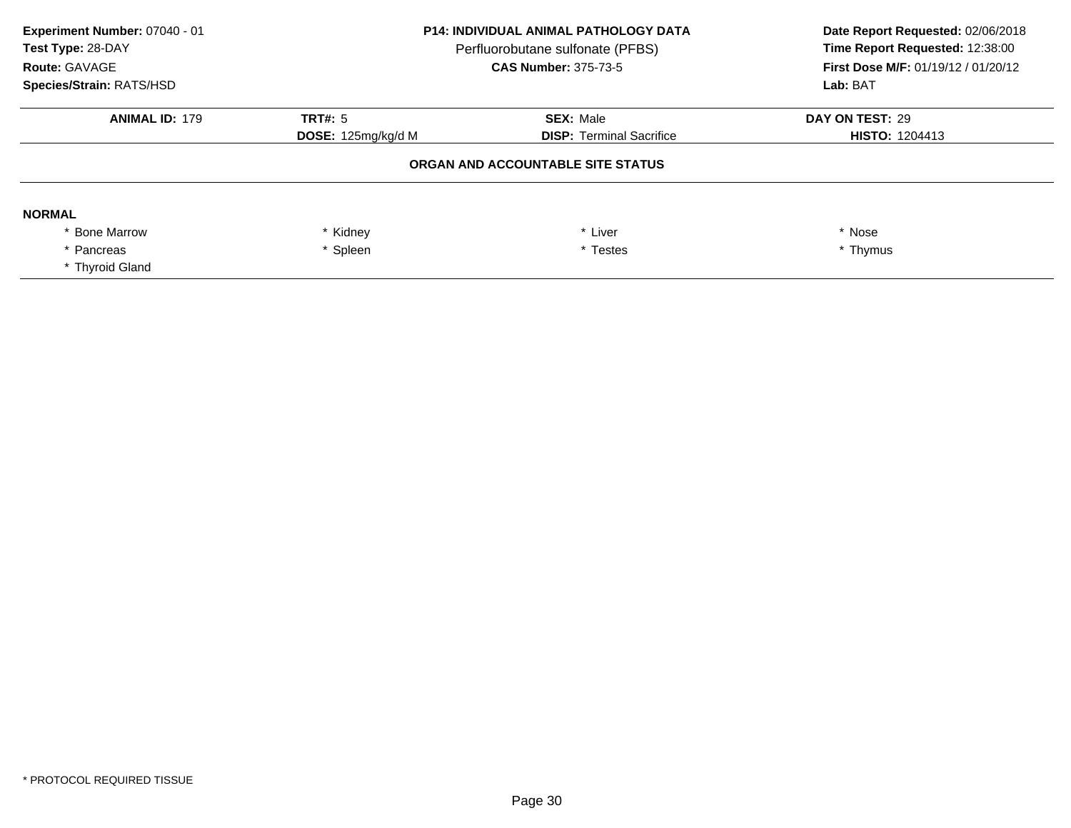**Experiment Number:** 07040 - 01
**Test Type:** 28-DAY
**Route:** GAVAGE
**Species/Strain:** RATS/HSD

**P14: INDIVIDUAL ANIMAL PATHOLOGY DATA**
Perfluorobutane sulfonate (PFBS)
**CAS Number:** 375-73-5

**Date Report Requested:** 02/06/2018
**Time Report Requested:** 12:38:00
**First Dose M/F:** 01/19/12 / 01/20/12
**Lab:** BAT

| **ANIMAL ID:** 179 | **TRT#:** 5 | **SEX:** Male | **DAY ON TEST:** 29 |
|---|---|---|---|
| | **DOSE:** 125mg/kg/d M | **DISP:** Terminal Sacrifice | **HISTO:** 1204413 |

**ORGAN AND ACCOUNTABLE SITE STATUS**

**NORMAL**

| | | | |
|---|---|---|---|
| * Bone Marrow | * Kidney | * Liver | * Nose |
| * Pancreas | * Spleen | * Testes | * Thymus |
| * Thyroid Gland | | | |

* PROTOCOL REQUIRED TISSUE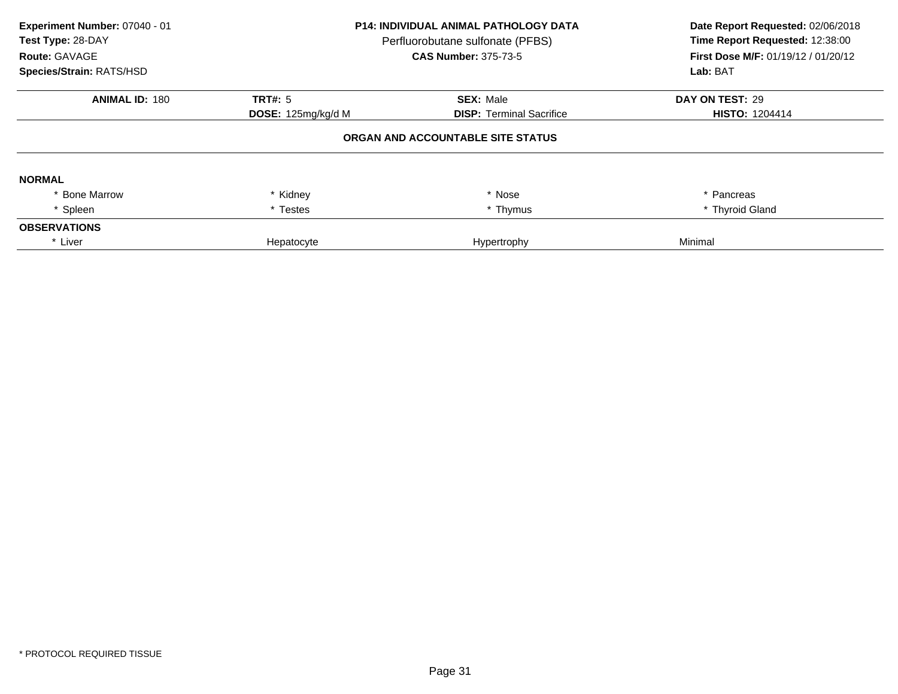**Experiment Number:** 07040 - 01
**Test Type:** 28-DAY
**Route:** GAVAGE
**Species/Strain:** RATS/HSD

**P14: INDIVIDUAL ANIMAL PATHOLOGY DATA**
Perfluorobutane sulfonate (PFBS)
**CAS Number:** 375-73-5

**Date Report Requested:** 02/06/2018
**Time Report Requested:** 12:38:00
**First Dose M/F:** 01/19/12 / 01/20/12
**Lab:** BAT

| **ANIMAL ID:** 180 | **TRT#:** 5 | **SEX:** Male | **DAY ON TEST:** 29 |
|---|---|---|---|
| | **DOSE:** 125mg/kg/d M | **DISP:** Terminal Sacrifice | **HISTO:** 1204414 |

**ORGAN AND ACCOUNTABLE SITE STATUS**

| | | | |
|---|---|---|---|
| **NORMAL** | | | |
| * Bone Marrow | * Kidney | * Nose | * Pancreas |
| * Spleen | * Testes | * Thymus | * Thyroid Gland |
| **OBSERVATIONS** | | | |
| * Liver | Hepatocyte | Hypertrophy | Minimal |

* PROTOCOL REQUIRED TISSUE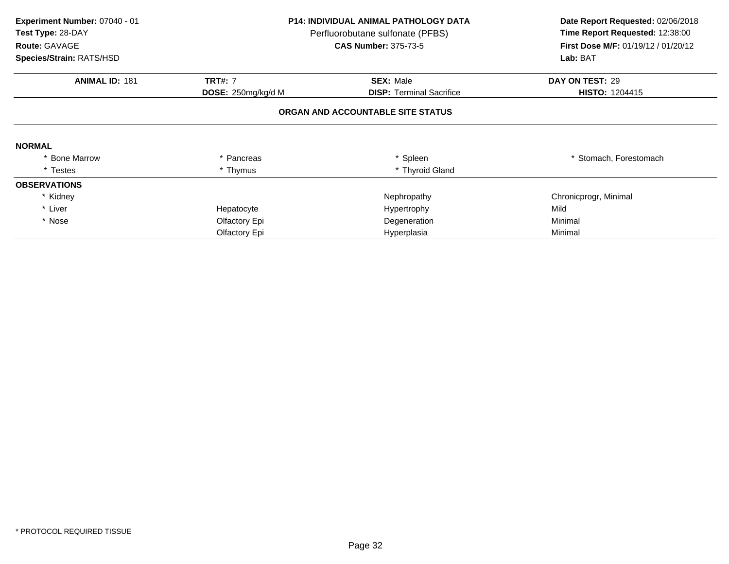**Experiment Number:** 07040 - 01
**Test Type:** 28-DAY
**Route:** GAVAGE
**Species/Strain:** RATS/HSD

**P14: INDIVIDUAL ANIMAL PATHOLOGY DATA**
Perfluorobutane sulfonate (PFBS)
**CAS Number:** 375-73-5

**Date Report Requested:** 02/06/2018
**Time Report Requested:** 12:38:00
**First Dose M/F:** 01/19/12 / 01/20/12
**Lab:** BAT

| **ANIMAL ID:** 181 | **TRT#:** 7 | **SEX:** Male | **DAY ON TEST:** 29 |
|---|---|---|---|
| | **DOSE:** 250mg/kg/d M | **DISP:** Terminal Sacrifice | **HISTO:** 1204415 |

**ORGAN AND ACCOUNTABLE SITE STATUS**

| | | | |
|---|---|---|---|
| **NORMAL** | | | |
| * Bone Marrow | * Pancreas | * Spleen | * Stomach, Forestomach |
| * Testes | * Thymus | * Thyroid Gland | |
| **OBSERVATIONS** | | | |
| * Kidney | | Nephropathy | Chronicprogr, Minimal |
| * Liver | Hepatocyte | Hypertrophy | Mild |
| * Nose | Olfactory Epi | Degeneration | Minimal |
| | Olfactory Epi | Hyperplasia | Minimal |

* PROTOCOL REQUIRED TISSUE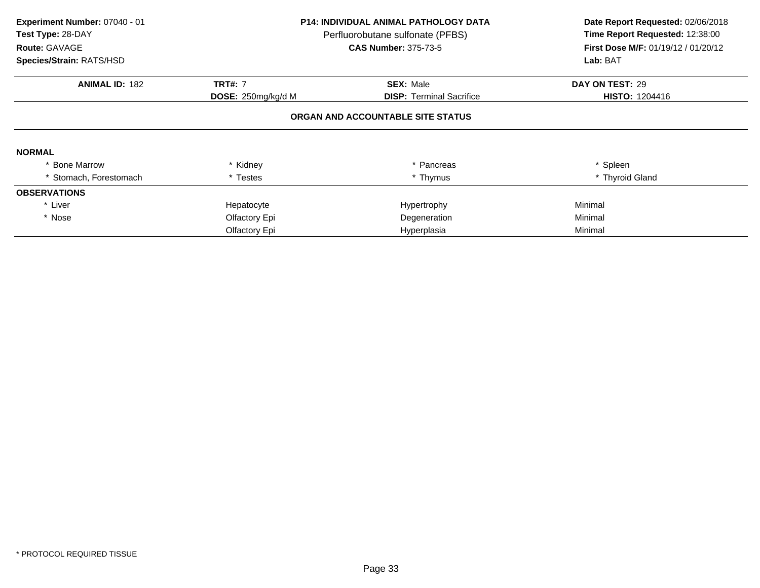**Experiment Number:** 07040 - 01
**Test Type:** 28-DAY
**Route:** GAVAGE
**Species/Strain:** RATS/HSD

**P14: INDIVIDUAL ANIMAL PATHOLOGY DATA**
Perfluorobutane sulfonate (PFBS)
**CAS Number:** 375-73-5

**Date Report Requested:** 02/06/2018
**Time Report Requested:** 12:38:00
**First Dose M/F:** 01/19/12 / 01/20/12
**Lab:** BAT

| **ANIMAL ID:** 182 | **TRT#:** 7 | **SEX:** Male | **DAY ON TEST:** 29 |
|---|---|---|---|
| | **DOSE:** 250mg/kg/d M | **DISP:** Terminal Sacrifice | **HISTO:** 1204416 |

**ORGAN AND ACCOUNTABLE SITE STATUS**

**NORMAL**

| | | | |
|---|---|---|---|
| * Bone Marrow | * Kidney | * Pancreas | * Spleen |
| * Stomach, Forestomach | * Testes | * Thymus | * Thyroid Gland |

**OBSERVATIONS**

| | | | |
|---|---|---|---|
| * Liver | Hepatocyte | Hypertrophy | Minimal |
| * Nose | Olfactory Epi | Degeneration | Minimal |
| | Olfactory Epi | Hyperplasia | Minimal |

* PROTOCOL REQUIRED TISSUE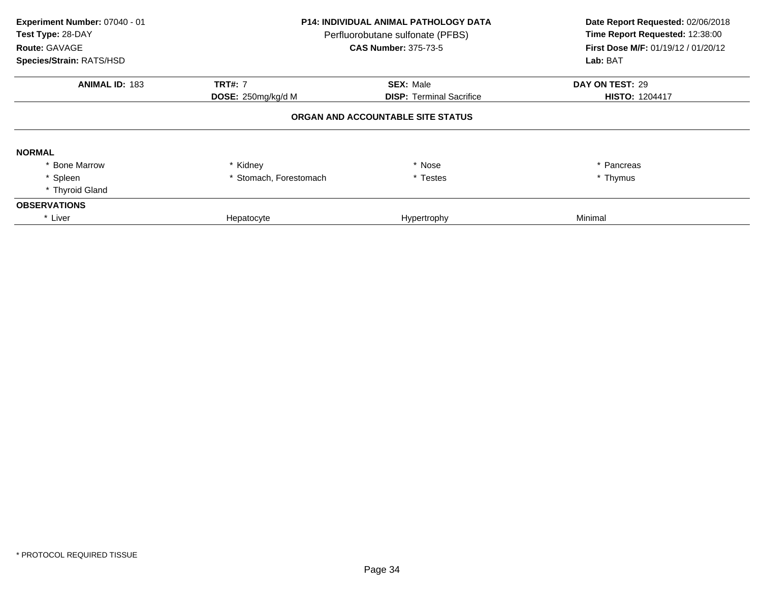**Experiment Number:** 07040 - 01
**Test Type:** 28-DAY
**Route:** GAVAGE
**Species/Strain:** RATS/HSD

**P14: INDIVIDUAL ANIMAL PATHOLOGY DATA**
Perfluorobutane sulfonate (PFBS)
**CAS Number:** 375-73-5

**Date Report Requested:** 02/06/2018
**Time Report Requested:** 12:38:00
**First Dose M/F:** 01/19/12 / 01/20/12
**Lab:** BAT

| **ANIMAL ID:** 183 | **TRT#:** 7 | **SEX:** Male | **DAY ON TEST:** 29 |
|---|---|---|---|
| | **DOSE:** 250mg/kg/d M | **DISP:** Terminal Sacrifice | **HISTO:** 1204417 |

**ORGAN AND ACCOUNTABLE SITE STATUS**

**NORMAL**

| | | | |
|---|---|---|---|
| * Bone Marrow | * Kidney | * Nose | * Pancreas |
| * Spleen | * Stomach, Forestomach | * Testes | * Thymus |
| * Thyroid Gland | | | |

**OBSERVATIONS**

| | | | |
|---|---|---|---|
| * Liver | Hepatocyte | Hypertrophy | Minimal |

* PROTOCOL REQUIRED TISSUE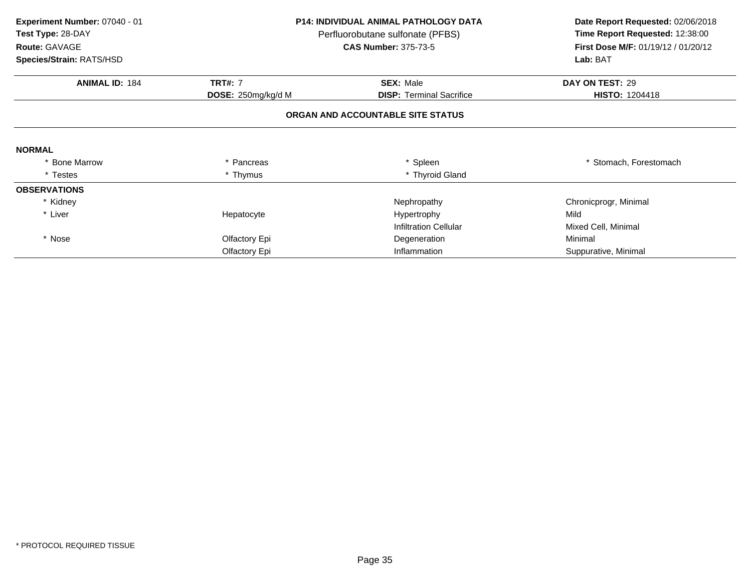**Experiment Number:** 07040 - 01
**Test Type:** 28-DAY
**Route:** GAVAGE
**Species/Strain:** RATS/HSD

**P14: INDIVIDUAL ANIMAL PATHOLOGY DATA**
Perfluorobutane sulfonate (PFBS)
**CAS Number:** 375-73-5

**Date Report Requested:** 02/06/2018
**Time Report Requested:** 12:38:00
**First Dose M/F:** 01/19/12 / 01/20/12
**Lab:** BAT

| **ANIMAL ID:** 184 | **TRT#:** 7 | **SEX:** Male | **DAY ON TEST:** 29 |
|---|---|---|---|
| | **DOSE:** 250mg/kg/d M | **DISP:** Terminal Sacrifice | **HISTO:** 1204418 |

**ORGAN AND ACCOUNTABLE SITE STATUS**

**NORMAL**

| | | | |
|---|---|---|---|
| * Bone Marrow | * Pancreas | * Spleen | * Stomach, Forestomach |
| * Testes | * Thymus | * Thyroid Gland | |

**OBSERVATIONS**

| | | | |
|---|---|---|---|
| * Kidney | | Nephropathy | Chronicprogr, Minimal |
| * Liver | Hepatocyte | Hypertrophy | Mild |
| | | Infiltration Cellular | Mixed Cell, Minimal |
| * Nose | Olfactory Epi | Degeneration | Minimal |
| | Olfactory Epi | Inflammation | Suppurative, Minimal |

* PROTOCOL REQUIRED TISSUE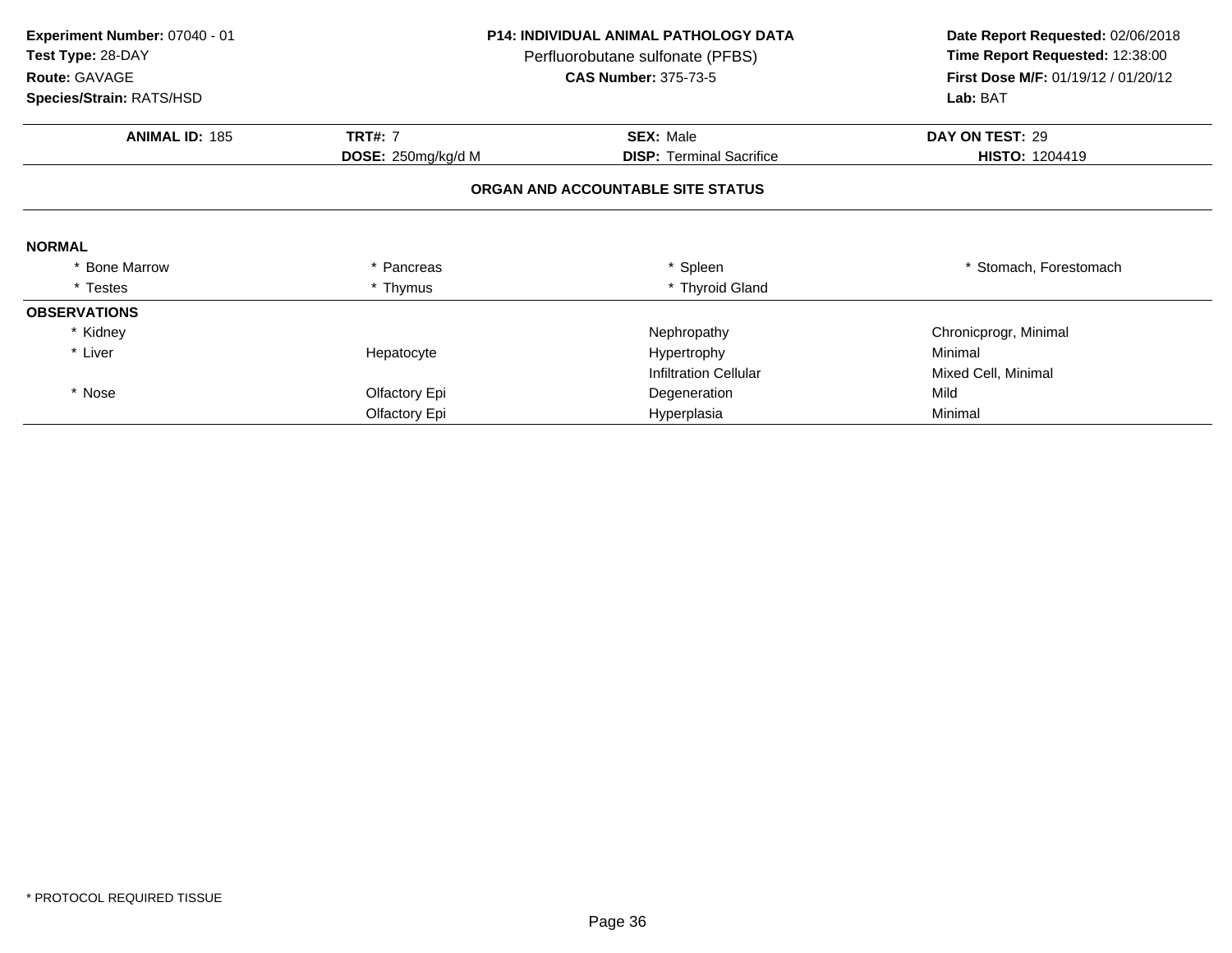**Experiment Number:** 07040 - 01
**Test Type:** 28-DAY
**Route:** GAVAGE
**Species/Strain:** RATS/HSD

**P14: INDIVIDUAL ANIMAL PATHOLOGY DATA**
Perfluorobutane sulfonate (PFBS)
**CAS Number:** 375-73-5

**Date Report Requested:** 02/06/2018
**Time Report Requested:** 12:38:00
**First Dose M/F:** 01/19/12 / 01/20/12
**Lab:** BAT

| **ANIMAL ID:** 185 | **TRT#:** 7 | **SEX:** Male | **DAY ON TEST:** 29 |
|---|---|---|---|
| | **DOSE:** 250mg/kg/d M | **DISP:** Terminal Sacrifice | **HISTO:** 1204419 |

## ORGAN AND ACCOUNTABLE SITE STATUS

**NORMAL**

| | | | |
|---|---|---|---|
| * Bone Marrow | * Pancreas | * Spleen | * Stomach, Forestomach |
| * Testes | * Thymus | * Thyroid Gland | |

**OBSERVATIONS**

| | | | |
|---|---|---|---|
| * Kidney | | Nephropathy | Chronicprogr, Minimal |
| * Liver | Hepatocyte | Hypertrophy | Minimal |
| | | Infiltration Cellular | Mixed Cell, Minimal |
| * Nose | Olfactory Epi | Degeneration | Mild |
| | Olfactory Epi | Hyperplasia | Minimal |

\* PROTOCOL REQUIRED TISSUE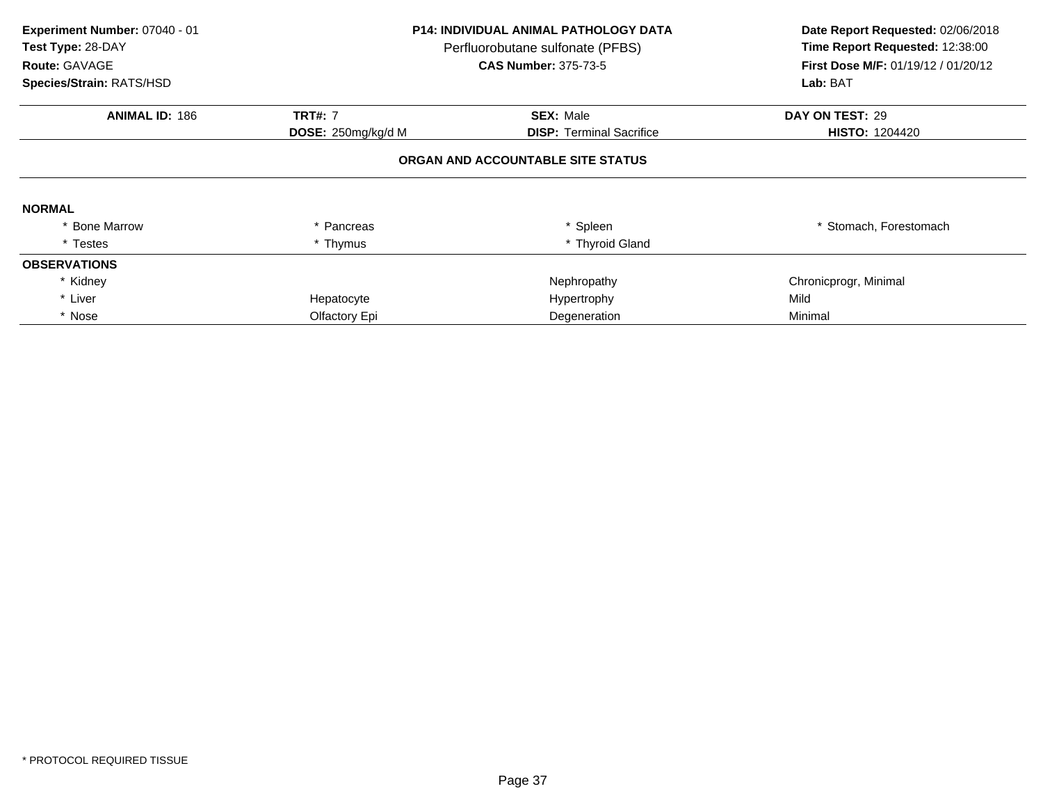**Experiment Number:** 07040 - 01
**Test Type:** 28-DAY
**Route:** GAVAGE
**Species/Strain:** RATS/HSD

**P14: INDIVIDUAL ANIMAL PATHOLOGY DATA**
Perfluorobutane sulfonate (PFBS)
**CAS Number:** 375-73-5

**Date Report Requested:** 02/06/2018
**Time Report Requested:** 12:38:00
**First Dose M/F:** 01/19/12 / 01/20/12
**Lab:** BAT

| **ANIMAL ID:** 186 | **TRT#:** 7 | **SEX:** Male | **DAY ON TEST:** 29 |
|---|---|---|---|
| | **DOSE:** 250mg/kg/d M | **DISP:** Terminal Sacrifice | **HISTO:** 1204420 |

**ORGAN AND ACCOUNTABLE SITE STATUS**

**NORMAL**

| | | | |
|---|---|---|---|
| * Bone Marrow | * Pancreas | * Spleen | * Stomach, Forestomach |
| * Testes | * Thymus | * Thyroid Gland | |

**OBSERVATIONS**

| | | | |
|---|---|---|---|
| * Kidney | | Nephropathy | Chronicprogr, Minimal |
| * Liver | Hepatocyte | Hypertrophy | Mild |
| * Nose | Olfactory Epi | Degeneration | Minimal |

\* PROTOCOL REQUIRED TISSUE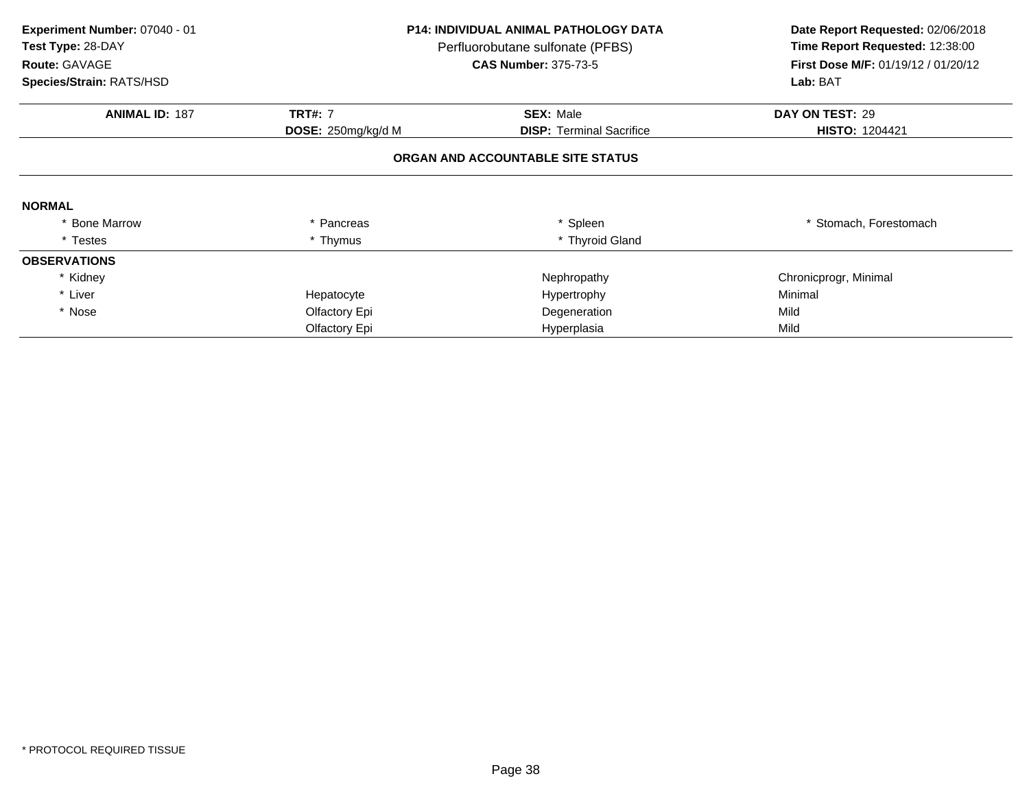**Experiment Number:** 07040 - 01
**Test Type:** 28-DAY
**Route:** GAVAGE
**Species/Strain:** RATS/HSD

**P14: INDIVIDUAL ANIMAL PATHOLOGY DATA**
Perfluorobutane sulfonate (PFBS)
**CAS Number:** 375-73-5

**Date Report Requested:** 02/06/2018
**Time Report Requested:** 12:38:00
**First Dose M/F:** 01/19/12 / 01/20/12
**Lab:** BAT

| **ANIMAL ID:** 187 | **TRT#:** 7 | **SEX:** Male | **DAY ON TEST:** 29 |
|---|---|---|---|
| | **DOSE:** 250mg/kg/d M | **DISP:** Terminal Sacrifice | **HISTO:** 1204421 |

**ORGAN AND ACCOUNTABLE SITE STATUS**

**NORMAL**

| | | | |
|---|---|---|---|
| * Bone Marrow | * Pancreas | * Spleen | * Stomach, Forestomach |
| * Testes | * Thymus | * Thyroid Gland | |

**OBSERVATIONS**

| | | | |
|---|---|---|---|
| * Kidney | | Nephropathy | Chronicprogr, Minimal |
| * Liver | Hepatocyte | Hypertrophy | Minimal |
| * Nose | Olfactory Epi | Degeneration | Mild |
| | Olfactory Epi | Hyperplasia | Mild |

* PROTOCOL REQUIRED TISSUE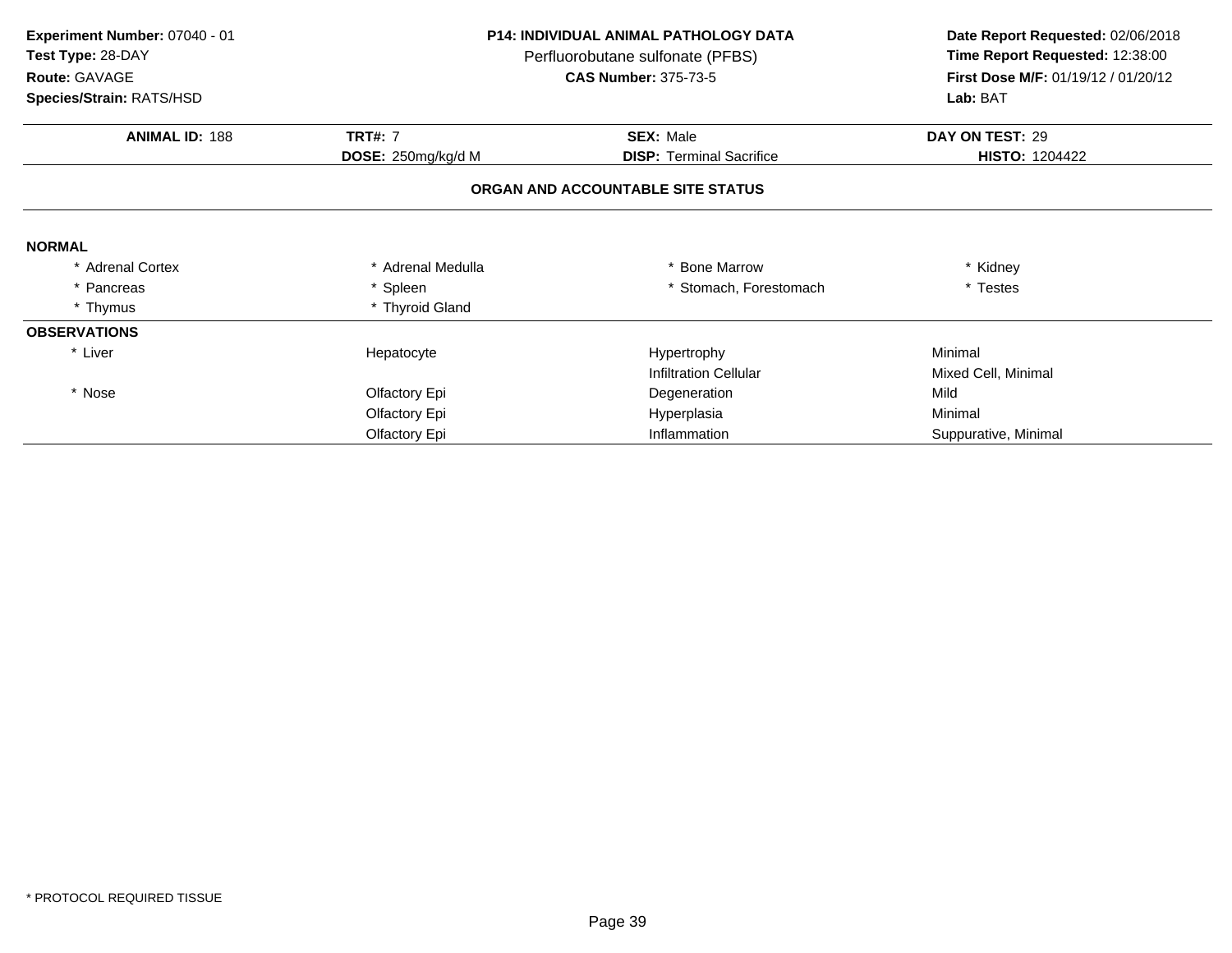**Experiment Number:** 07040 - 01
**Test Type:** 28-DAY
**Route:** GAVAGE
**Species/Strain:** RATS/HSD

**P14: INDIVIDUAL ANIMAL PATHOLOGY DATA**
Perfluorobutane sulfonate (PFBS)
**CAS Number:** 375-73-5

**Date Report Requested:** 02/06/2018
**Time Report Requested:** 12:38:00
**First Dose M/F:** 01/19/12 / 01/20/12
**Lab:** BAT

| **ANIMAL ID:** 188 | **TRT#:** 7 | **SEX:** Male | **DAY ON TEST:** 29 |
|---|---|---|---|
| | **DOSE:** 250mg/kg/d M | **DISP:** Terminal Sacrifice | **HISTO:** 1204422 |

**ORGAN AND ACCOUNTABLE SITE STATUS**

**NORMAL**

| | | | |
|---|---|---|---|
| * Adrenal Cortex | * Adrenal Medulla | * Bone Marrow | * Kidney |
| * Pancreas | * Spleen | * Stomach, Forestomach | * Testes |
| * Thymus | * Thyroid Gland | | |

**OBSERVATIONS**

| | | | |
|---|---|---|---|
| * Liver | Hepatocyte | Hypertrophy | Minimal |
| | | Infiltration Cellular | Mixed Cell, Minimal |
| * Nose | Olfactory Epi | Degeneration | Mild |
| | Olfactory Epi | Hyperplasia | Minimal |
| | Olfactory Epi | Inflammation | Suppurative, Minimal |

* PROTOCOL REQUIRED TISSUE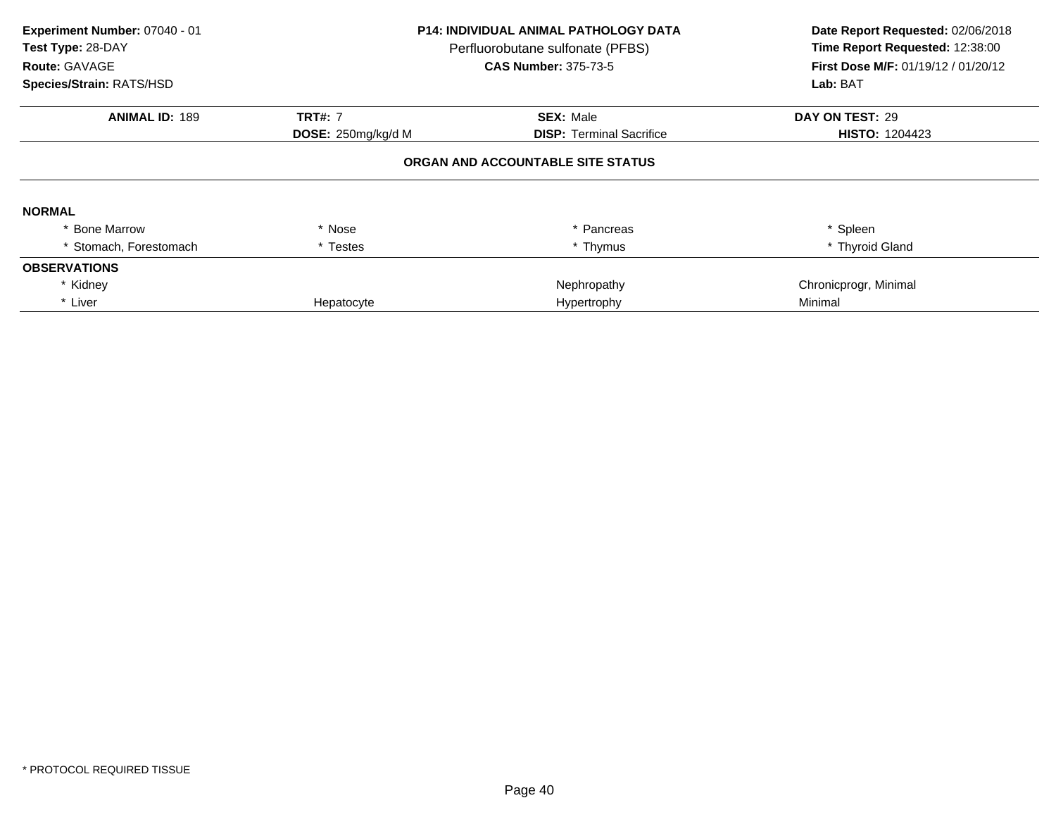**Experiment Number:** 07040 - 01
**Test Type:** 28-DAY
**Route:** GAVAGE
**Species/Strain:** RATS/HSD

**P14: INDIVIDUAL ANIMAL PATHOLOGY DATA**
Perfluorobutane sulfonate (PFBS)
**CAS Number:** 375-73-5

**Date Report Requested:** 02/06/2018
**Time Report Requested:** 12:38:00
**First Dose M/F:** 01/19/12 / 01/20/12
**Lab:** BAT

| **ANIMAL ID:** 189 | **TRT#:** 7 | **SEX:** Male | **DAY ON TEST:** 29 |
|---|---|---|---|
| | **DOSE:** 250mg/kg/d M | **DISP:** Terminal Sacrifice | **HISTO:** 1204423 |

## ORGAN AND ACCOUNTABLE SITE STATUS

| | | | |
|---|---|---|---|
| **NORMAL** | | | |
| * Bone Marrow | * Nose | * Pancreas | * Spleen |
| * Stomach, Forestomach | * Testes | * Thymus | * Thyroid Gland |
| **OBSERVATIONS** | | | |
| * Kidney | | Nephropathy | Chronicprogr, Minimal |
| * Liver | Hepatocyte | Hypertrophy | Minimal |

* PROTOCOL REQUIRED TISSUE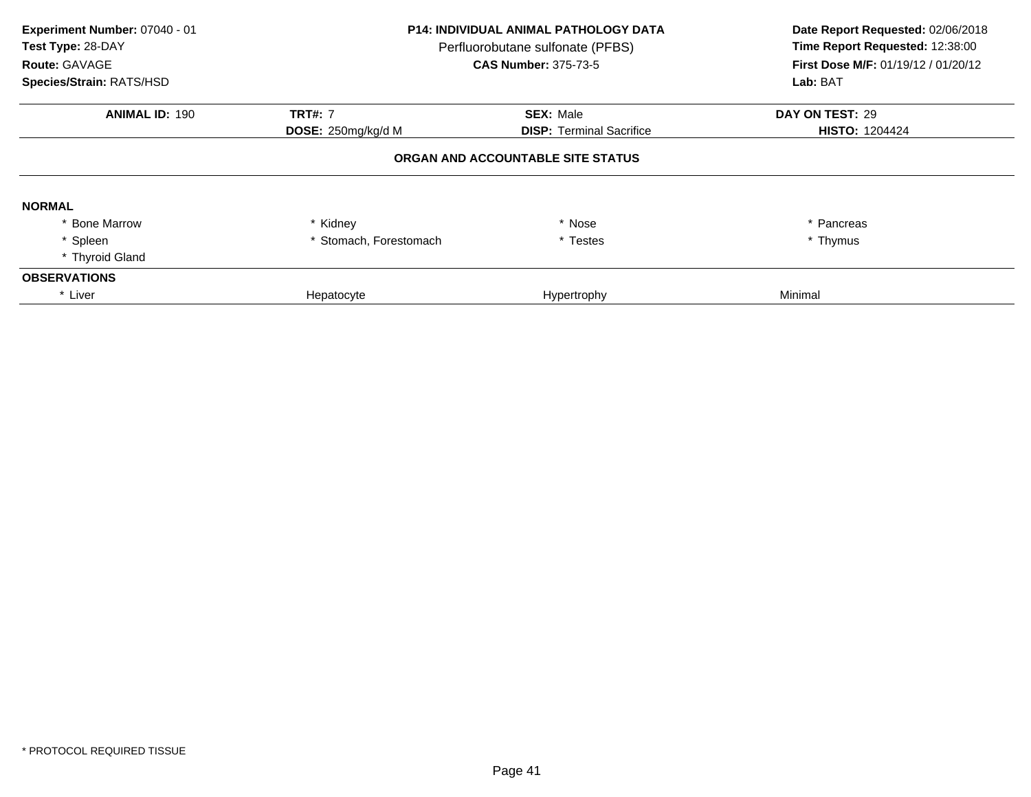**Experiment Number:** 07040 - 01
**Test Type:** 28-DAY
**Route:** GAVAGE
**Species/Strain:** RATS/HSD

**P14: INDIVIDUAL ANIMAL PATHOLOGY DATA**
Perfluorobutane sulfonate (PFBS)
**CAS Number:** 375-73-5

**Date Report Requested:** 02/06/2018
**Time Report Requested:** 12:38:00
**First Dose M/F:** 01/19/12 / 01/20/12
**Lab:** BAT

| **ANIMAL ID:** 190 | **TRT#:** 7 | **SEX:** Male | **DAY ON TEST:** 29 |
|---|---|---|---|
| | **DOSE:** 250mg/kg/d M | **DISP:** Terminal Sacrifice | **HISTO:** 1204424 |

**ORGAN AND ACCOUNTABLE SITE STATUS**

**NORMAL**

| | | | |
|---|---|---|---|
| * Bone Marrow | * Kidney | * Nose | * Pancreas |
| * Spleen | * Stomach, Forestomach | * Testes | * Thymus |
| * Thyroid Gland | | | |

**OBSERVATIONS**

| | | | |
|---|---|---|---|
| * Liver | Hepatocyte | Hypertrophy | Minimal |

* PROTOCOL REQUIRED TISSUE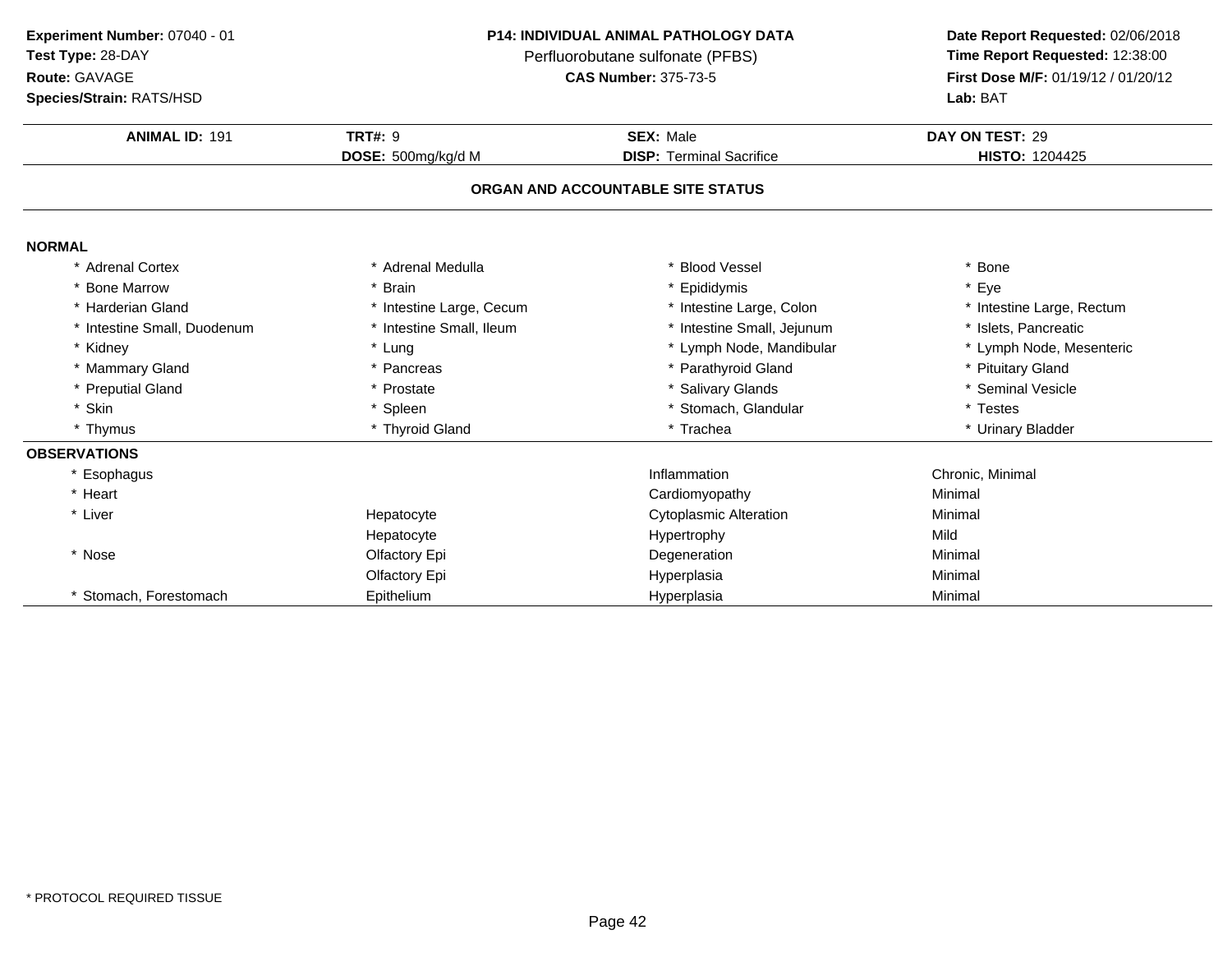**Experiment Number:** 07040 - 01
**Test Type:** 28-DAY
**Route:** GAVAGE
**Species/Strain:** RATS/HSD

**P14: INDIVIDUAL ANIMAL PATHOLOGY DATA**
Perfluorobutane sulfonate (PFBS)
**CAS Number:** 375-73-5

**Date Report Requested:** 02/06/2018
**Time Report Requested:** 12:38:00
**First Dose M/F:** 01/19/12 / 01/20/12
**Lab:** BAT

| **ANIMAL ID:** 191 | **TRT#:** 9 | **SEX:** Male | **DAY ON TEST:** 29 |
|---|---|---|---|
| | **DOSE:** 500mg/kg/d M | **DISP:** Terminal Sacrifice | **HISTO:** 1204425 |

## ORGAN AND ACCOUNTABLE SITE STATUS

**NORMAL**

| | | | |
|---|---|---|---|
| * Adrenal Cortex | * Adrenal Medulla | * Blood Vessel | * Bone |
| * Bone Marrow | * Brain | * Epididymis | * Eye |
| * Harderian Gland | * Intestine Large, Cecum | * Intestine Large, Colon | * Intestine Large, Rectum |
| * Intestine Small, Duodenum | * Intestine Small, Ileum | * Intestine Small, Jejunum | * Islets, Pancreatic |
| * Kidney | * Lung | * Lymph Node, Mandibular | * Lymph Node, Mesenteric |
| * Mammary Gland | * Pancreas | * Parathyroid Gland | * Pituitary Gland |
| * Preputial Gland | * Prostate | * Salivary Glands | * Seminal Vesicle |
| * Skin | * Spleen | * Stomach, Glandular | * Testes |
| * Thymus | * Thyroid Gland | * Trachea | * Urinary Bladder |

**OBSERVATIONS**

| | | | |
|---|---|---|---|
| * Esophagus | | Inflammation | Chronic, Minimal |
| * Heart | | Cardiomyopathy | Minimal |
| * Liver | Hepatocyte | Cytoplasmic Alteration | Minimal |
| | Hepatocyte | Hypertrophy | Mild |
| * Nose | Olfactory Epi | Degeneration | Minimal |
| | Olfactory Epi | Hyperplasia | Minimal |
| * Stomach, Forestomach | Epithelium | Hyperplasia | Minimal |

* PROTOCOL REQUIRED TISSUE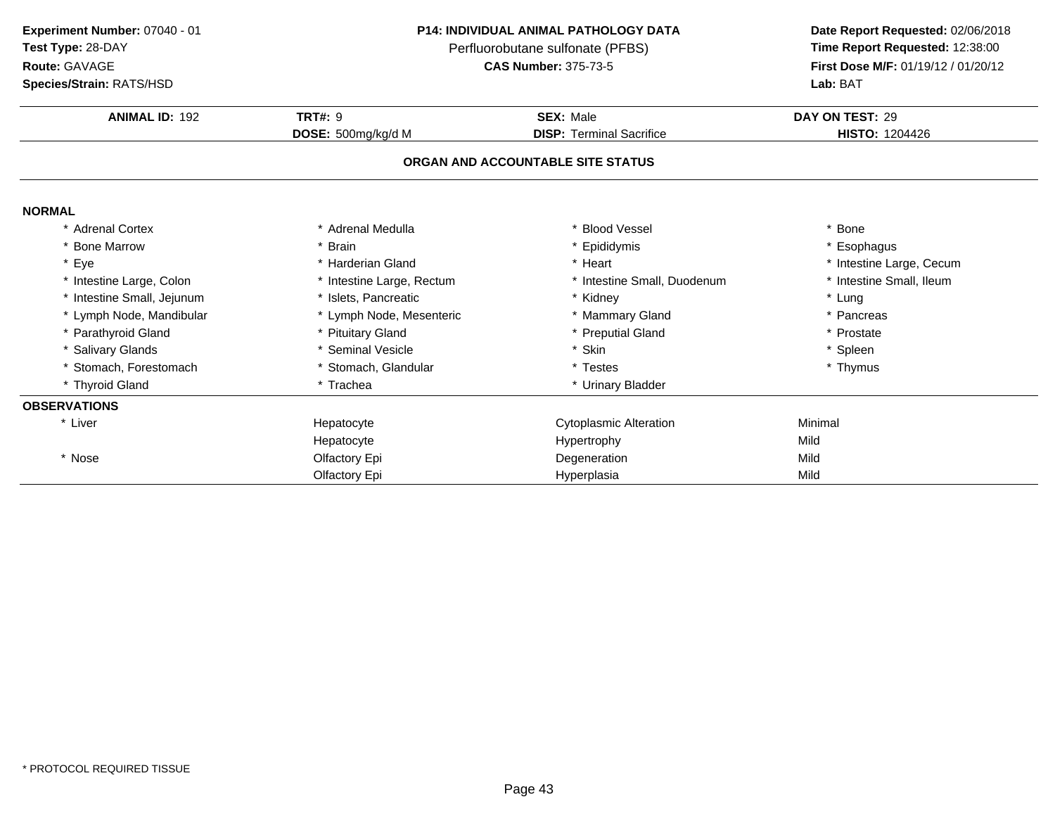**Experiment Number:** 07040 - 01
**Test Type:** 28-DAY
**Route:** GAVAGE
**Species/Strain:** RATS/HSD

**P14: INDIVIDUAL ANIMAL PATHOLOGY DATA**
Perfluorobutane sulfonate (PFBS)
**CAS Number:** 375-73-5

**Date Report Requested:** 02/06/2018
**Time Report Requested:** 12:38:00
**First Dose M/F:** 01/19/12 / 01/20/12
**Lab:** BAT

| **ANIMAL ID:** 192 | **TRT#:** 9 | **SEX:** Male | **DAY ON TEST:** 29 |
|---|---|---|---|
| | **DOSE:** 500mg/kg/d M | **DISP:** Terminal Sacrifice | **HISTO:** 1204426 |

## ORGAN AND ACCOUNTABLE SITE STATUS

**NORMAL**

| | | | |
|---|---|---|---|
| * Adrenal Cortex | * Adrenal Medulla | * Blood Vessel | * Bone |
| * Bone Marrow | * Brain | * Epididymis | * Esophagus |
| * Eye | * Harderian Gland | * Heart | * Intestine Large, Cecum |
| * Intestine Large, Colon | * Intestine Large, Rectum | * Intestine Small, Duodenum | * Intestine Small, Ileum |
| * Intestine Small, Jejunum | * Islets, Pancreatic | * Kidney | * Lung |
| * Lymph Node, Mandibular | * Lymph Node, Mesenteric | * Mammary Gland | * Pancreas |
| * Parathyroid Gland | * Pituitary Gland | * Preputial Gland | * Prostate |
| * Salivary Glands | * Seminal Vesicle | * Skin | * Spleen |
| * Stomach, Forestomach | * Stomach, Glandular | * Testes | * Thymus |
| * Thyroid Gland | * Trachea | * Urinary Bladder | |

**OBSERVATIONS**

| | | | |
|---|---|---|---|
| * Liver | Hepatocyte | Cytoplasmic Alteration | Minimal |
| | Hepatocyte | Hypertrophy | Mild |
| * Nose | Olfactory Epi | Degeneration | Mild |
| | Olfactory Epi | Hyperplasia | Mild |

* PROTOCOL REQUIRED TISSUE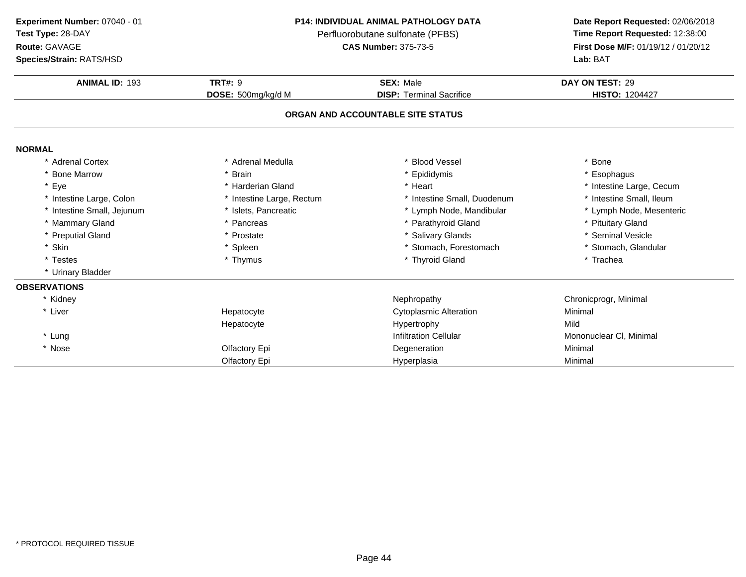**Experiment Number:** 07040 - 01
**Test Type:** 28-DAY
**Route:** GAVAGE
**Species/Strain:** RATS/HSD

**P14: INDIVIDUAL ANIMAL PATHOLOGY DATA**
Perfluorobutane sulfonate (PFBS)
**CAS Number:** 375-73-5

**Date Report Requested:** 02/06/2018
**Time Report Requested:** 12:38:00
**First Dose M/F:** 01/19/12 / 01/20/12
**Lab:** BAT

| **ANIMAL ID:** 193 | **TRT#:** 9 | **SEX:** Male | **DAY ON TEST:** 29 |
|---|---|---|---|
| | **DOSE:** 500mg/kg/d M | **DISP:** Terminal Sacrifice | **HISTO:** 1204427 |

## ORGAN AND ACCOUNTABLE SITE STATUS

**NORMAL**

| | | | |
|---|---|---|---|
| * Adrenal Cortex | * Adrenal Medulla | * Blood Vessel | * Bone |
| * Bone Marrow | * Brain | * Epididymis | * Esophagus |
| * Eye | * Harderian Gland | * Heart | * Intestine Large, Cecum |
| * Intestine Large, Colon | * Intestine Large, Rectum | * Intestine Small, Duodenum | * Intestine Small, Ileum |
| * Intestine Small, Jejunum | * Islets, Pancreatic | * Lymph Node, Mandibular | * Lymph Node, Mesenteric |
| * Mammary Gland | * Pancreas | * Parathyroid Gland | * Pituitary Gland |
| * Preputial Gland | * Prostate | * Salivary Glands | * Seminal Vesicle |
| * Skin | * Spleen | * Stomach, Forestomach | * Stomach, Glandular |
| * Testes | * Thymus | * Thyroid Gland | * Trachea |
| * Urinary Bladder | | | |

**OBSERVATIONS**

| | | | |
|---|---|---|---|
| * Kidney | | Nephropathy | Chronicprogr, Minimal |
| * Liver | Hepatocyte | Cytoplasmic Alteration | Minimal |
| | Hepatocyte | Hypertrophy | Mild |
| * Lung | | Infiltration Cellular | Mononuclear Cl, Minimal |
| * Nose | Olfactory Epi | Degeneration | Minimal |
| | Olfactory Epi | Hyperplasia | Minimal |

* PROTOCOL REQUIRED TISSUE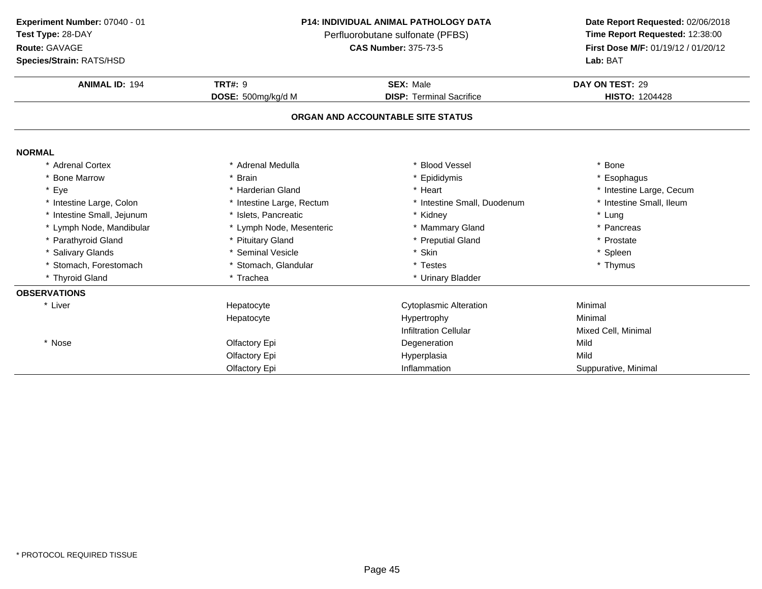**Experiment Number:** 07040 - 01
**Test Type:** 28-DAY
**Route:** GAVAGE
**Species/Strain:** RATS/HSD

**P14: INDIVIDUAL ANIMAL PATHOLOGY DATA**
Perfluorobutane sulfonate (PFBS)
**CAS Number:** 375-73-5

**Date Report Requested:** 02/06/2018
**Time Report Requested:** 12:38:00
**First Dose M/F:** 01/19/12 / 01/20/12
**Lab:** BAT

| **ANIMAL ID:** 194 | **TRT#:** 9 | **SEX:** Male | **DAY ON TEST:** 29 |
|---|---|---|---|
| | **DOSE:** 500mg/kg/d M | **DISP:** Terminal Sacrifice | **HISTO:** 1204428 |

## ORGAN AND ACCOUNTABLE SITE STATUS

**NORMAL**

| | | | |
|---|---|---|---|
| * Adrenal Cortex | * Adrenal Medulla | * Blood Vessel | * Bone |
| * Bone Marrow | * Brain | * Epididymis | * Esophagus |
| * Eye | * Harderian Gland | * Heart | * Intestine Large, Cecum |
| * Intestine Large, Colon | * Intestine Large, Rectum | * Intestine Small, Duodenum | * Intestine Small, Ileum |
| * Intestine Small, Jejunum | * Islets, Pancreatic | * Kidney | * Lung |
| * Lymph Node, Mandibular | * Lymph Node, Mesenteric | * Mammary Gland | * Pancreas |
| * Parathyroid Gland | * Pituitary Gland | * Preputial Gland | * Prostate |
| * Salivary Glands | * Seminal Vesicle | * Skin | * Spleen |
| * Stomach, Forestomach | * Stomach, Glandular | * Testes | * Thymus |
| * Thyroid Gland | * Trachea | * Urinary Bladder | |

**OBSERVATIONS**

| | | | |
|---|---|---|---|
| * Liver | Hepatocyte | Cytoplasmic Alteration | Minimal |
| | Hepatocyte | Hypertrophy | Minimal |
| | | Infiltration Cellular | Mixed Cell, Minimal |
| * Nose | Olfactory Epi | Degeneration | Mild |
| | Olfactory Epi | Hyperplasia | Mild |
| | Olfactory Epi | Inflammation | Suppurative, Minimal |

* PROTOCOL REQUIRED TISSUE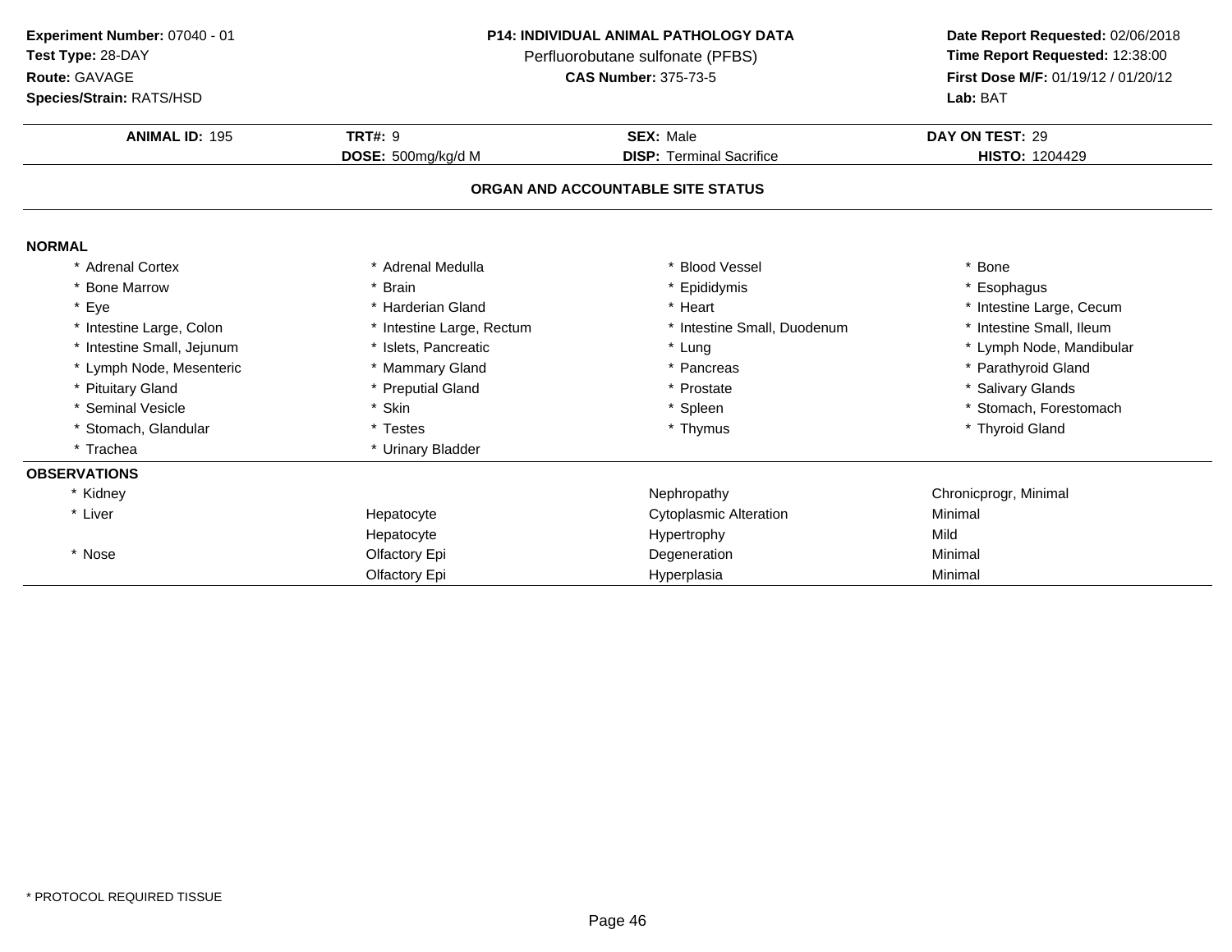**Experiment Number:** 07040 - 01
**Test Type:** 28-DAY
**Route:** GAVAGE
**Species/Strain:** RATS/HSD

**P14: INDIVIDUAL ANIMAL PATHOLOGY DATA**
Perfluorobutane sulfonate (PFBS)
**CAS Number:** 375-73-5

**Date Report Requested:** 02/06/2018
**Time Report Requested:** 12:38:00
**First Dose M/F:** 01/19/12 / 01/20/12
**Lab:** BAT

| **ANIMAL ID:** 195 | **TRT#:** 9 | **SEX:** Male | **DAY ON TEST:** 29 |
|---|---|---|---|
| | **DOSE:** 500mg/kg/d M | **DISP:** Terminal Sacrifice | **HISTO:** 1204429 |

## ORGAN AND ACCOUNTABLE SITE STATUS

**NORMAL**

| | | | |
|---|---|---|---|
| * Adrenal Cortex | * Adrenal Medulla | * Blood Vessel | * Bone |
| * Bone Marrow | * Brain | * Epididymis | * Esophagus |
| * Eye | * Harderian Gland | * Heart | * Intestine Large, Cecum |
| * Intestine Large, Colon | * Intestine Large, Rectum | * Intestine Small, Duodenum | * Intestine Small, Ileum |
| * Intestine Small, Jejunum | * Islets, Pancreatic | * Lung | * Lymph Node, Mandibular |
| * Lymph Node, Mesenteric | * Mammary Gland | * Pancreas | * Parathyroid Gland |
| * Pituitary Gland | * Preputial Gland | * Prostate | * Salivary Glands |
| * Seminal Vesicle | * Skin | * Spleen | * Stomach, Forestomach |
| * Stomach, Glandular | * Testes | * Thymus | * Thyroid Gland |
| * Trachea | * Urinary Bladder | | |

**OBSERVATIONS**

| | | | |
|---|---|---|---|
| * Kidney | | Nephropathy | Chronicprogr, Minimal |
| * Liver | Hepatocyte | Cytoplasmic Alteration | Minimal |
| | Hepatocyte | Hypertrophy | Mild |
| * Nose | Olfactory Epi | Degeneration | Minimal |
| | Olfactory Epi | Hyperplasia | Minimal |

* PROTOCOL REQUIRED TISSUE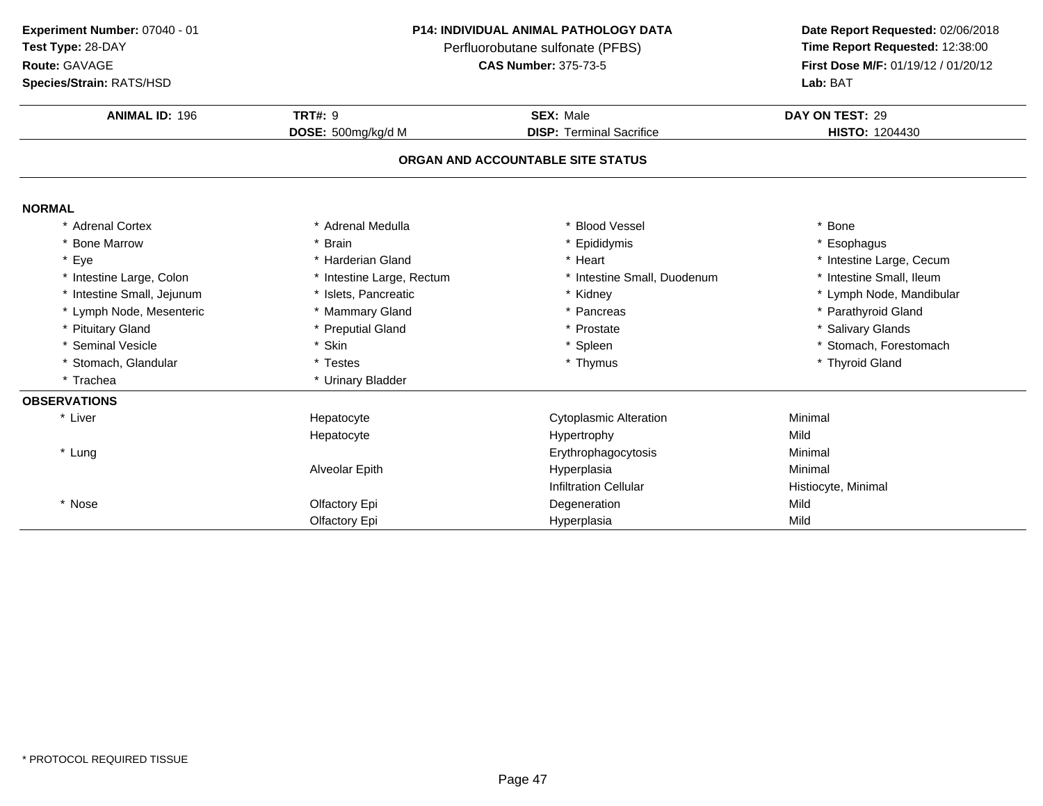**Experiment Number:** 07040 - 01
**Test Type:** 28-DAY
**Route:** GAVAGE
**Species/Strain:** RATS/HSD

**P14: INDIVIDUAL ANIMAL PATHOLOGY DATA**
Perfluorobutane sulfonate (PFBS)
**CAS Number:** 375-73-5

**Date Report Requested:** 02/06/2018
**Time Report Requested:** 12:38:00
**First Dose M/F:** 01/19/12 / 01/20/12
**Lab:** BAT

| **ANIMAL ID:** 196 | **TRT#:** 9 | **SEX:** Male | **DAY ON TEST:** 29 |
|---|---|---|---|
| | **DOSE:** 500mg/kg/d M | **DISP:** Terminal Sacrifice | **HISTO:** 1204430 |

## ORGAN AND ACCOUNTABLE SITE STATUS

**NORMAL**

| | | | |
|---|---|---|---|
| * Adrenal Cortex | * Adrenal Medulla | * Blood Vessel | * Bone |
| * Bone Marrow | * Brain | * Epididymis | * Esophagus |
| * Eye | * Harderian Gland | * Heart | * Intestine Large, Cecum |
| * Intestine Large, Colon | * Intestine Large, Rectum | * Intestine Small, Duodenum | * Intestine Small, Ileum |
| * Intestine Small, Jejunum | * Islets, Pancreatic | * Kidney | * Lymph Node, Mandibular |
| * Lymph Node, Mesenteric | * Mammary Gland | * Pancreas | * Parathyroid Gland |
| * Pituitary Gland | * Preputial Gland | * Prostate | * Salivary Glands |
| * Seminal Vesicle | * Skin | * Spleen | * Stomach, Forestomach |
| * Stomach, Glandular | * Testes | * Thymus | * Thyroid Gland |
| * Trachea | * Urinary Bladder | | |

**OBSERVATIONS**

| | | | |
|---|---|---|---|
| * Liver | Hepatocyte | Cytoplasmic Alteration | Minimal |
| | Hepatocyte | Hypertrophy | Mild |
| * Lung | | Erythrophagocytosis | Minimal |
| | Alveolar Epith | Hyperplasia | Minimal |
| | | Infiltration Cellular | Histiocyte, Minimal |
| * Nose | Olfactory Epi | Degeneration | Mild |
| | Olfactory Epi | Hyperplasia | Mild |

\* PROTOCOL REQUIRED TISSUE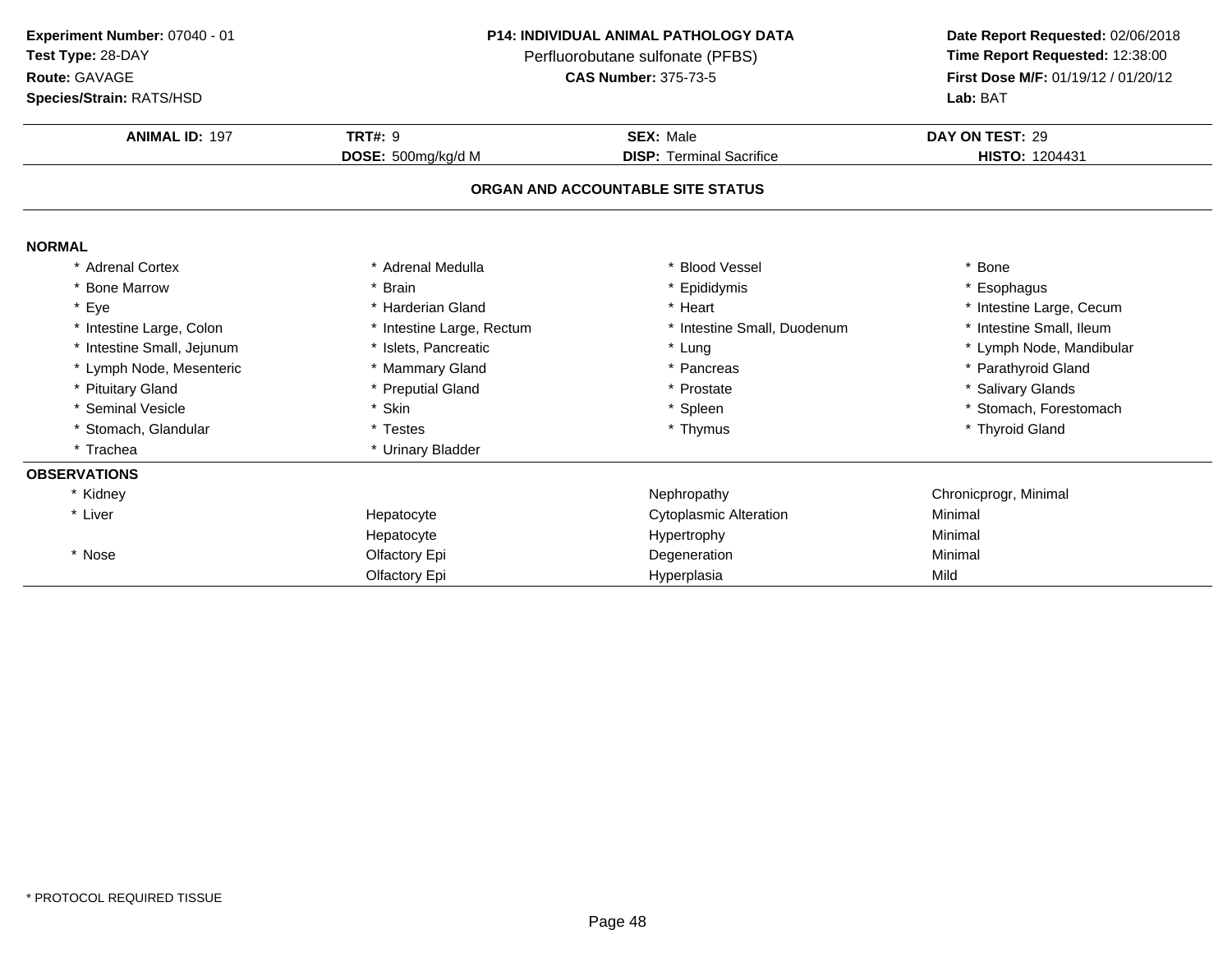**Experiment Number:** 07040 - 01
**Test Type:** 28-DAY
**Route:** GAVAGE
**Species/Strain:** RATS/HSD

**P14: INDIVIDUAL ANIMAL PATHOLOGY DATA**
Perfluorobutane sulfonate (PFBS)
**CAS Number:** 375-73-5

**Date Report Requested:** 02/06/2018
**Time Report Requested:** 12:38:00
**First Dose M/F:** 01/19/12 / 01/20/12
**Lab:** BAT

| **ANIMAL ID:** 197 | **TRT#:** 9 | **SEX:** Male | **DAY ON TEST:** 29 |
|---|---|---|---|
| | **DOSE:** 500mg/kg/d M | **DISP:** Terminal Sacrifice | **HISTO:** 1204431 |

**ORGAN AND ACCOUNTABLE SITE STATUS**

**NORMAL**

| | | | |
|---|---|---|---|
| * Adrenal Cortex | * Adrenal Medulla | * Blood Vessel | * Bone |
| * Bone Marrow | * Brain | * Epididymis | * Esophagus |
| * Eye | * Harderian Gland | * Heart | * Intestine Large, Cecum |
| * Intestine Large, Colon | * Intestine Large, Rectum | * Intestine Small, Duodenum | * Intestine Small, Ileum |
| * Intestine Small, Jejunum | * Islets, Pancreatic | * Lung | * Lymph Node, Mandibular |
| * Lymph Node, Mesenteric | * Mammary Gland | * Pancreas | * Parathyroid Gland |
| * Pituitary Gland | * Preputial Gland | * Prostate | * Salivary Glands |
| * Seminal Vesicle | * Skin | * Spleen | * Stomach, Forestomach |
| * Stomach, Glandular | * Testes | * Thymus | * Thyroid Gland |
| * Trachea | * Urinary Bladder | | |

**OBSERVATIONS**

| | | | |
|---|---|---|---|
| * Kidney | | Nephropathy | Chronicprogr, Minimal |
| * Liver | Hepatocyte | Cytoplasmic Alteration | Minimal |
| | Hepatocyte | Hypertrophy | Minimal |
| * Nose | Olfactory Epi | Degeneration | Minimal |
| | Olfactory Epi | Hyperplasia | Mild |

* PROTOCOL REQUIRED TISSUE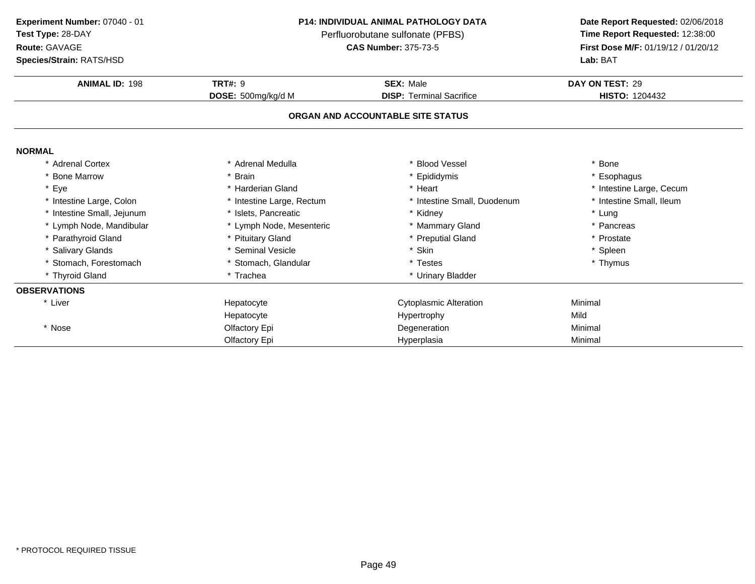**Experiment Number:** 07040 - 01
**Test Type:** 28-DAY
**Route:** GAVAGE
**Species/Strain:** RATS/HSD

**P14: INDIVIDUAL ANIMAL PATHOLOGY DATA**
Perfluorobutane sulfonate (PFBS)
**CAS Number:** 375-73-5

**Date Report Requested:** 02/06/2018
**Time Report Requested:** 12:38:00
**First Dose M/F:** 01/19/12 / 01/20/12
**Lab:** BAT

| **ANIMAL ID:** 198 | **TRT#:** 9 | **SEX:** Male | **DAY ON TEST:** 29 |
|---|---|---|---|
| | **DOSE:** 500mg/kg/d M | **DISP:** Terminal Sacrifice | **HISTO:** 1204432 |

## ORGAN AND ACCOUNTABLE SITE STATUS

**NORMAL**

| | | | |
|---|---|---|---|
| * Adrenal Cortex | * Adrenal Medulla | * Blood Vessel | * Bone |
| * Bone Marrow | * Brain | * Epididymis | * Esophagus |
| * Eye | * Harderian Gland | * Heart | * Intestine Large, Cecum |
| * Intestine Large, Colon | * Intestine Large, Rectum | * Intestine Small, Duodenum | * Intestine Small, Ileum |
| * Intestine Small, Jejunum | * Islets, Pancreatic | * Kidney | * Lung |
| * Lymph Node, Mandibular | * Lymph Node, Mesenteric | * Mammary Gland | * Pancreas |
| * Parathyroid Gland | * Pituitary Gland | * Preputial Gland | * Prostate |
| * Salivary Glands | * Seminal Vesicle | * Skin | * Spleen |
| * Stomach, Forestomach | * Stomach, Glandular | * Testes | * Thymus |
| * Thyroid Gland | * Trachea | * Urinary Bladder | |

**OBSERVATIONS**

| | | | |
|---|---|---|---|
| * Liver | Hepatocyte | Cytoplasmic Alteration | Minimal |
| | Hepatocyte | Hypertrophy | Mild |
| * Nose | Olfactory Epi | Degeneration | Minimal |
| | Olfactory Epi | Hyperplasia | Minimal |

* PROTOCOL REQUIRED TISSUE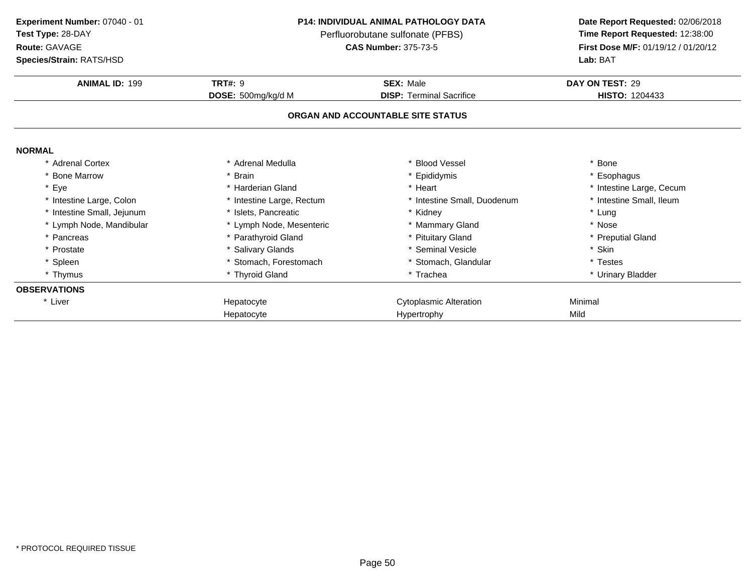**Experiment Number:** 07040 - 01
**Test Type:** 28-DAY
**Route:** GAVAGE
**Species/Strain:** RATS/HSD

**P14: INDIVIDUAL ANIMAL PATHOLOGY DATA**
Perfluorobutane sulfonate (PFBS)
**CAS Number:** 375-73-5

**Date Report Requested:** 02/06/2018
**Time Report Requested:** 12:38:00
**First Dose M/F:** 01/19/12 / 01/20/12
**Lab:** BAT

| **ANIMAL ID:** 199 | **TRT#:** 9 | **SEX:** Male | **DAY ON TEST:** 29 |
|---|---|---|---|
| | **DOSE:** 500mg/kg/d M | **DISP:** Terminal Sacrifice | **HISTO:** 1204433 |

## ORGAN AND ACCOUNTABLE SITE STATUS

**NORMAL**

| | | | |
|---|---|---|---|
| * Adrenal Cortex | * Adrenal Medulla | * Blood Vessel | * Bone |
| * Bone Marrow | * Brain | * Epididymis | * Esophagus |
| * Eye | * Harderian Gland | * Heart | * Intestine Large, Cecum |
| * Intestine Large, Colon | * Intestine Large, Rectum | * Intestine Small, Duodenum | * Intestine Small, Ileum |
| * Intestine Small, Jejunum | * Islets, Pancreatic | * Kidney | * Lung |
| * Lymph Node, Mandibular | * Lymph Node, Mesenteric | * Mammary Gland | * Nose |
| * Pancreas | * Parathyroid Gland | * Pituitary Gland | * Preputial Gland |
| * Prostate | * Salivary Glands | * Seminal Vesicle | * Skin |
| * Spleen | * Stomach, Forestomach | * Stomach, Glandular | * Testes |
| * Thymus | * Thyroid Gland | * Trachea | * Urinary Bladder |

**OBSERVATIONS**

| | | | |
|---|---|---|---|
| * Liver | Hepatocyte | Cytoplasmic Alteration | Minimal |
| | Hepatocyte | Hypertrophy | Mild |

* PROTOCOL REQUIRED TISSUE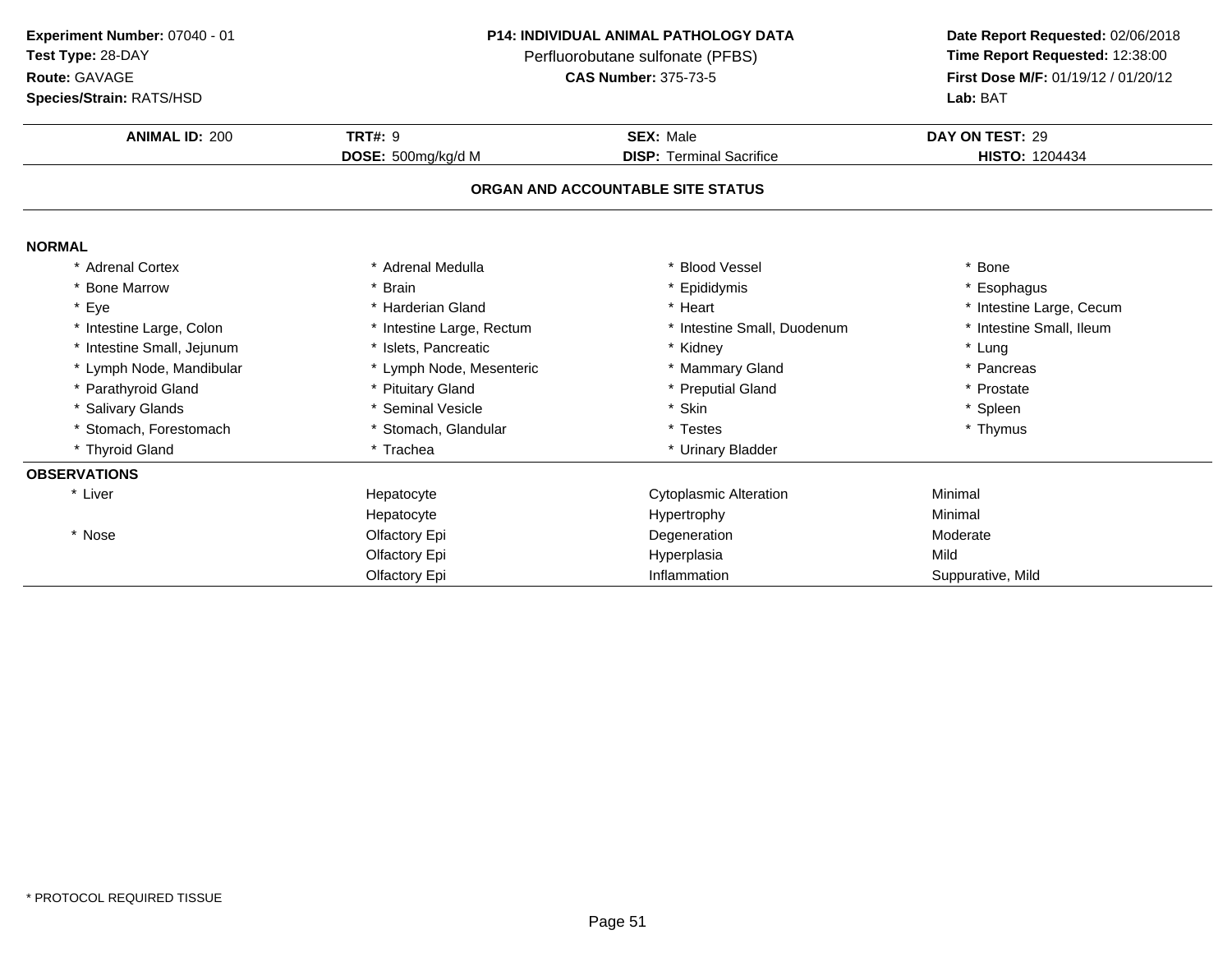**Experiment Number:** 07040 - 01
**Test Type:** 28-DAY
**Route:** GAVAGE
**Species/Strain:** RATS/HSD

**P14: INDIVIDUAL ANIMAL PATHOLOGY DATA**
Perfluorobutane sulfonate (PFBS)
**CAS Number:** 375-73-5

**Date Report Requested:** 02/06/2018
**Time Report Requested:** 12:38:00
**First Dose M/F:** 01/19/12 / 01/20/12
**Lab:** BAT

| **ANIMAL ID:** 200 | **TRT#:** 9 | **SEX:** Male | **DAY ON TEST:** 29 |
|---|---|---|---|
| | **DOSE:** 500mg/kg/d M | **DISP:** Terminal Sacrifice | **HISTO:** 1204434 |

## ORGAN AND ACCOUNTABLE SITE STATUS

**NORMAL**

| | | | |
|---|---|---|---|
| * Adrenal Cortex | * Adrenal Medulla | * Blood Vessel | * Bone |
| * Bone Marrow | * Brain | * Epididymis | * Esophagus |
| * Eye | * Harderian Gland | * Heart | * Intestine Large, Cecum |
| * Intestine Large, Colon | * Intestine Large, Rectum | * Intestine Small, Duodenum | * Intestine Small, Ileum |
| * Intestine Small, Jejunum | * Islets, Pancreatic | * Kidney | * Lung |
| * Lymph Node, Mandibular | * Lymph Node, Mesenteric | * Mammary Gland | * Pancreas |
| * Parathyroid Gland | * Pituitary Gland | * Preputial Gland | * Prostate |
| * Salivary Glands | * Seminal Vesicle | * Skin | * Spleen |
| * Stomach, Forestomach | * Stomach, Glandular | * Testes | * Thymus |
| * Thyroid Gland | * Trachea | * Urinary Bladder | |

**OBSERVATIONS**

| | | | |
|---|---|---|---|
| * Liver | Hepatocyte | Cytoplasmic Alteration | Minimal |
| | Hepatocyte | Hypertrophy | Minimal |
| * Nose | Olfactory Epi | Degeneration | Moderate |
| | Olfactory Epi | Hyperplasia | Mild |
| | Olfactory Epi | Inflammation | Suppurative, Mild |

* PROTOCOL REQUIRED TISSUE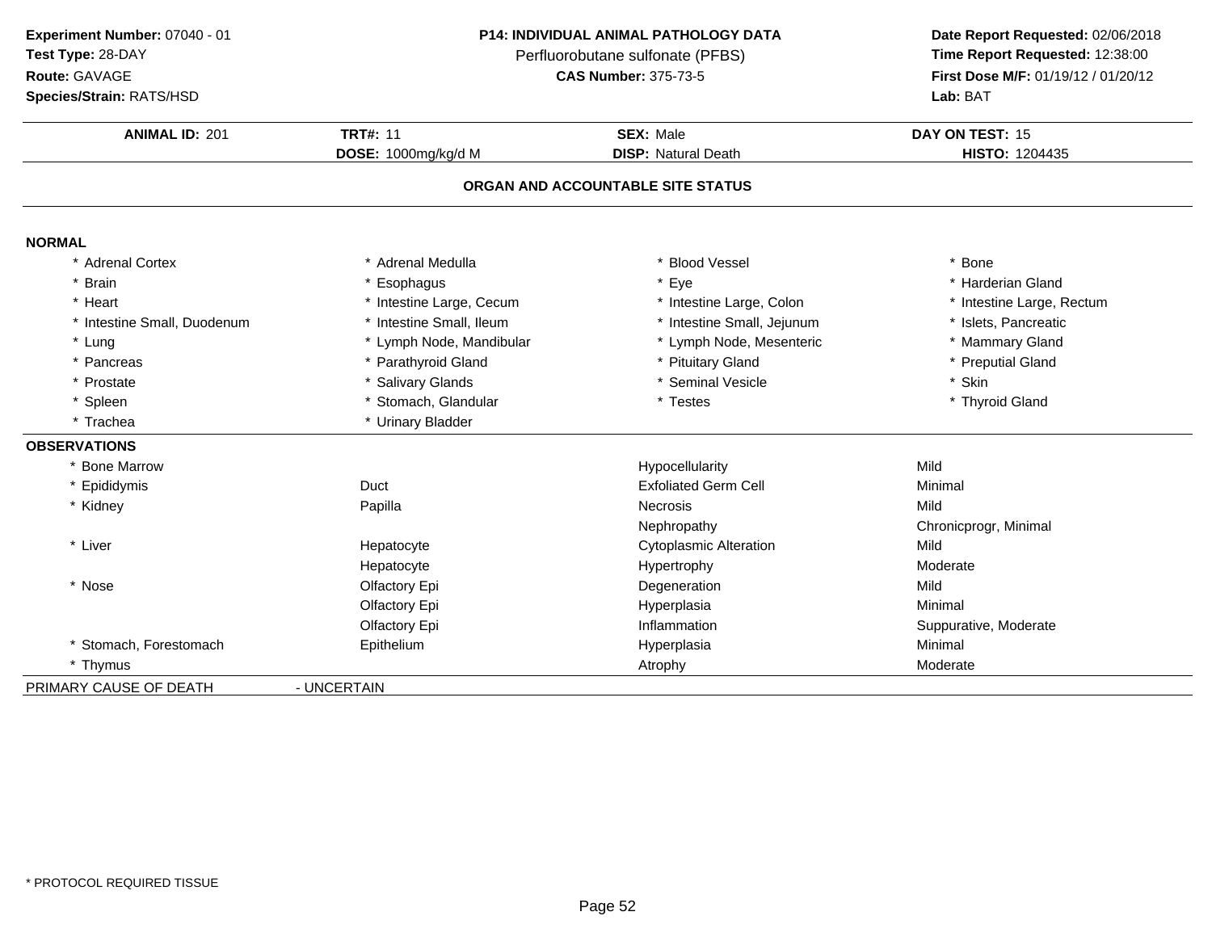**Experiment Number:** 07040 - 01
**Test Type:** 28-DAY
**Route:** GAVAGE
**Species/Strain:** RATS/HSD

**P14: INDIVIDUAL ANIMAL PATHOLOGY DATA**
Perfluorobutane sulfonate (PFBS)
**CAS Number:** 375-73-5

**Date Report Requested:** 02/06/2018
**Time Report Requested:** 12:38:00
**First Dose M/F:** 01/19/12 / 01/20/12
**Lab:** BAT

| **ANIMAL ID:** 201 | **TRT#:** 11 | **SEX:** Male | **DAY ON TEST:** 15 |
|---|---|---|---|
| | **DOSE:** 1000mg/kg/d M | **DISP:** Natural Death | **HISTO:** 1204435 |

## ORGAN AND ACCOUNTABLE SITE STATUS

**NORMAL**

| | | | |
|---|---|---|---|
| * Adrenal Cortex | * Adrenal Medulla | * Blood Vessel | * Bone |
| * Brain | * Esophagus | * Eye | * Harderian Gland |
| * Heart | * Intestine Large, Cecum | * Intestine Large, Colon | * Intestine Large, Rectum |
| * Intestine Small, Duodenum | * Intestine Small, Ileum | * Intestine Small, Jejunum | * Islets, Pancreatic |
| * Lung | * Lymph Node, Mandibular | * Lymph Node, Mesenteric | * Mammary Gland |
| * Pancreas | * Parathyroid Gland | * Pituitary Gland | * Preputial Gland |
| * Prostate | * Salivary Glands | * Seminal Vesicle | * Skin |
| * Spleen | * Stomach, Glandular | * Testes | * Thyroid Gland |
| * Trachea | * Urinary Bladder | | |

**OBSERVATIONS**

| | | | |
|---|---|---|---|
| * Bone Marrow | | Hypocellularity | Mild |
| * Epididymis | Duct | Exfoliated Germ Cell | Minimal |
| * Kidney | Papilla | Necrosis | Mild |
| | | Nephropathy | Chronicprogr, Minimal |
| * Liver | Hepatocyte | Cytoplasmic Alteration | Mild |
| | Hepatocyte | Hypertrophy | Moderate |
| * Nose | Olfactory Epi | Degeneration | Mild |
| | Olfactory Epi | Hyperplasia | Minimal |
| | Olfactory Epi | Inflammation | Suppurative, Moderate |
| * Stomach, Forestomach | Epithelium | Hyperplasia | Minimal |
| * Thymus | | Atrophy | Moderate |

PRIMARY CAUSE OF DEATH - UNCERTAIN

* PROTOCOL REQUIRED TISSUE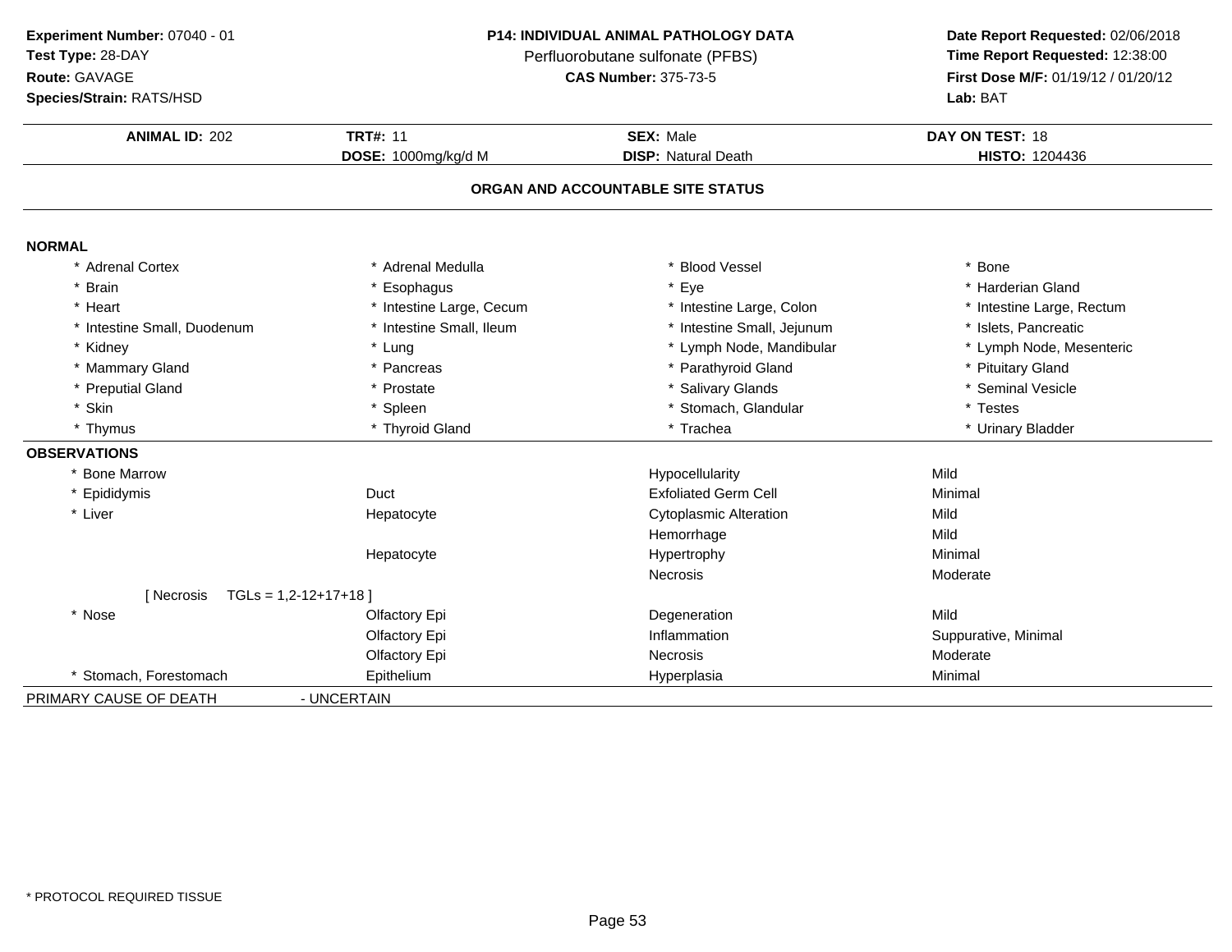**Experiment Number:** 07040 - 01
**Test Type:** 28-DAY
**Route:** GAVAGE
**Species/Strain:** RATS/HSD

**P14: INDIVIDUAL ANIMAL PATHOLOGY DATA**
Perfluorobutane sulfonate (PFBS)
**CAS Number:** 375-73-5

**Date Report Requested:** 02/06/2018
**Time Report Requested:** 12:38:00
**First Dose M/F:** 01/19/12 / 01/20/12
**Lab:** BAT

| **ANIMAL ID:** 202 | **TRT#:** 11 | **SEX:** Male | **DAY ON TEST:** 18 |
|---|---|---|---|
| | **DOSE:** 1000mg/kg/d M | **DISP:** Natural Death | **HISTO:** 1204436 |

## ORGAN AND ACCOUNTABLE SITE STATUS

**NORMAL**

| | | | |
|---|---|---|---|
| * Adrenal Cortex | * Adrenal Medulla | * Blood Vessel | * Bone |
| * Brain | * Esophagus | * Eye | * Harderian Gland |
| * Heart | * Intestine Large, Cecum | * Intestine Large, Colon | * Intestine Large, Rectum |
| * Intestine Small, Duodenum | * Intestine Small, Ileum | * Intestine Small, Jejunum | * Islets, Pancreatic |
| * Kidney | * Lung | * Lymph Node, Mandibular | * Lymph Node, Mesenteric |
| * Mammary Gland | * Pancreas | * Parathyroid Gland | * Pituitary Gland |
| * Preputial Gland | * Prostate | * Salivary Glands | * Seminal Vesicle |
| * Skin | * Spleen | * Stomach, Glandular | * Testes |
| * Thymus | * Thyroid Gland | * Trachea | * Urinary Bladder |

**OBSERVATIONS**

| | | | |
|---|---|---|---|
| * Bone Marrow | | Hypocellularity | Mild |
| * Epididymis | Duct | Exfoliated Germ Cell | Minimal |
| * Liver | Hepatocyte | Cytoplasmic Alteration | Mild |
| | | Hemorrhage | Mild |
| | Hepatocyte | Hypertrophy | Minimal |
| | | Necrosis | Moderate |
| [ Necrosis TGLs = 1,2-12+17+18 ] | | | |
| * Nose | Olfactory Epi | Degeneration | Mild |
| | Olfactory Epi | Inflammation | Suppurative, Minimal |
| | Olfactory Epi | Necrosis | Moderate |
| * Stomach, Forestomach | Epithelium | Hyperplasia | Minimal |

PRIMARY CAUSE OF DEATH - UNCERTAIN

* PROTOCOL REQUIRED TISSUE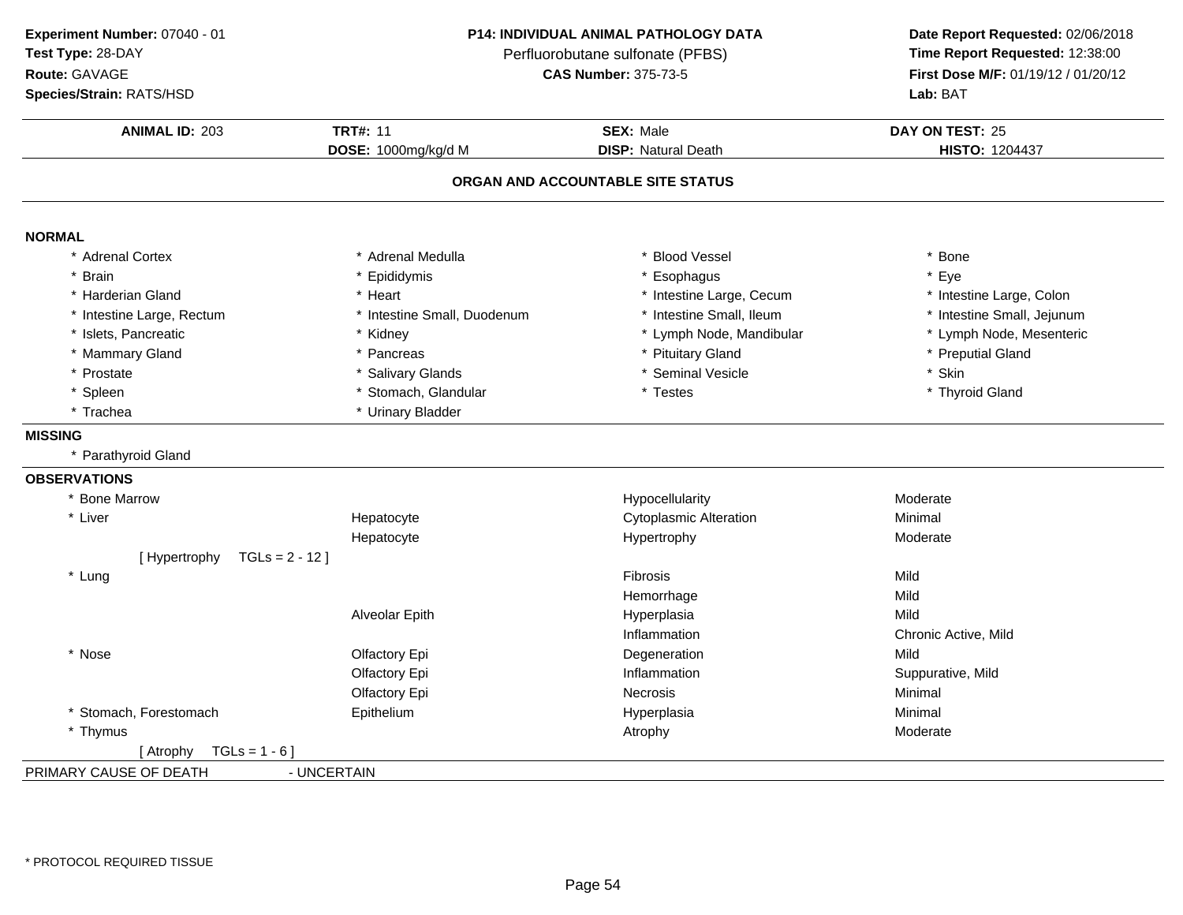**Experiment Number:** 07040 - 01
**Test Type:** 28-DAY
**Route:** GAVAGE
**Species/Strain:** RATS/HSD

**P14: INDIVIDUAL ANIMAL PATHOLOGY DATA**
Perfluorobutane sulfonate (PFBS)
**CAS Number:** 375-73-5

**Date Report Requested:** 02/06/2018
**Time Report Requested:** 12:38:00
**First Dose M/F:** 01/19/12 / 01/20/12
**Lab:** BAT

| **ANIMAL ID:** 203 | **TRT#:** 11 | **SEX:** Male | **DAY ON TEST:** 25 |
|---|---|---|---|
| | **DOSE:** 1000mg/kg/d M | **DISP:** Natural Death | **HISTO:** 1204437 |

## ORGAN AND ACCOUNTABLE SITE STATUS

**NORMAL**

| | | | |
|---|---|---|---|
| * Adrenal Cortex | * Adrenal Medulla | * Blood Vessel | * Bone |
| * Brain | * Epididymis | * Esophagus | * Eye |
| * Harderian Gland | * Heart | * Intestine Large, Cecum | * Intestine Large, Colon |
| * Intestine Large, Rectum | * Intestine Small, Duodenum | * Intestine Small, Ileum | * Intestine Small, Jejunum |
| * Islets, Pancreatic | * Kidney | * Lymph Node, Mandibular | * Lymph Node, Mesenteric |
| * Mammary Gland | * Pancreas | * Pituitary Gland | * Preputial Gland |
| * Prostate | * Salivary Glands | * Seminal Vesicle | * Skin |
| * Spleen | * Stomach, Glandular | * Testes | * Thyroid Gland |
| * Trachea | * Urinary Bladder | | |

**MISSING**

* Parathyroid Gland

**OBSERVATIONS**

| | | | |
|---|---|---|---|
| * Bone Marrow | | Hypocellularity | Moderate |
| * Liver | Hepatocyte | Cytoplasmic Alteration | Minimal |
| | Hepatocyte | Hypertrophy | Moderate |
| [ Hypertrophy TGLs = 2 - 12 ] | | | |
| * Lung | | Fibrosis | Mild |
| | | Hemorrhage | Mild |
| | Alveolar Epith | Hyperplasia | Mild |
| | | Inflammation | Chronic Active, Mild |
| * Nose | Olfactory Epi | Degeneration | Mild |
| | Olfactory Epi | Inflammation | Suppurative, Mild |
| | Olfactory Epi | Necrosis | Minimal |
| * Stomach, Forestomach | Epithelium | Hyperplasia | Minimal |
| * Thymus | | Atrophy | Moderate |
| [ Atrophy TGLs = 1 - 6 ] | | | |

PRIMARY CAUSE OF DEATH - UNCERTAIN

* PROTOCOL REQUIRED TISSUE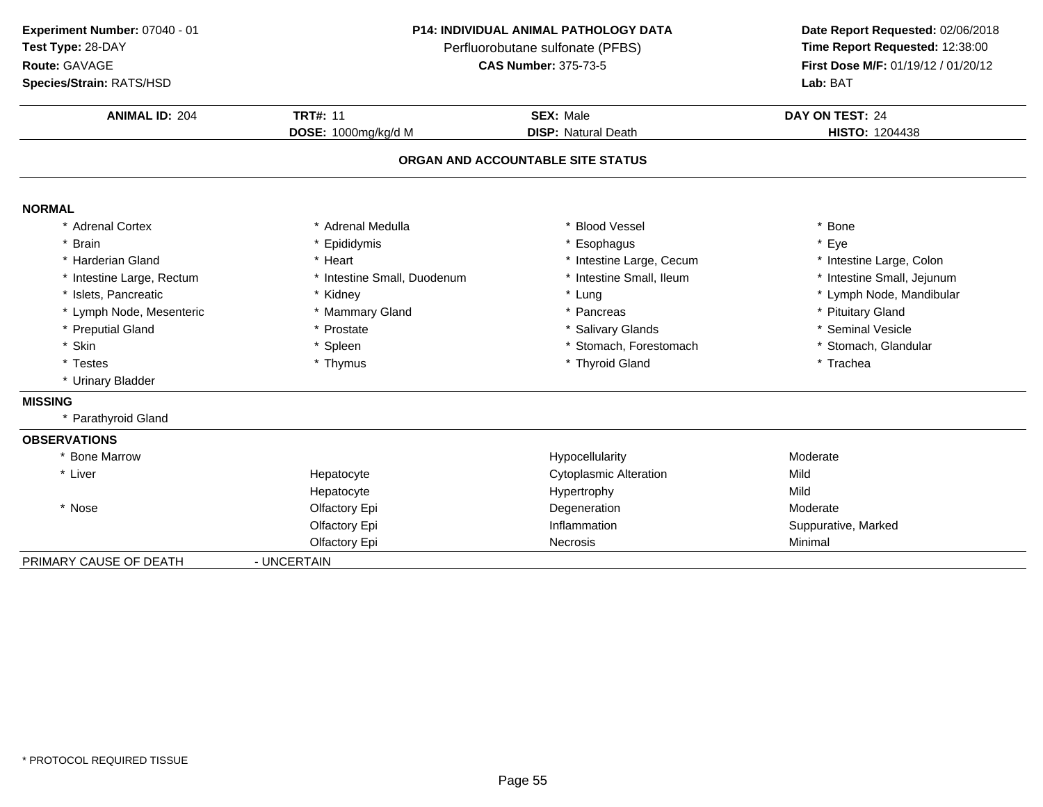**Experiment Number:** 07040 - 01
**Test Type:** 28-DAY
**Route:** GAVAGE
**Species/Strain:** RATS/HSD

**P14: INDIVIDUAL ANIMAL PATHOLOGY DATA**
Perfluorobutane sulfonate (PFBS)
**CAS Number:** 375-73-5

**Date Report Requested:** 02/06/2018
**Time Report Requested:** 12:38:00
**First Dose M/F:** 01/19/12 / 01/20/12
**Lab:** BAT

| **ANIMAL ID:** 204 | **TRT#:** 11 | **SEX:** Male | **DAY ON TEST:** 24 |
|---|---|---|---|
| | **DOSE:** 1000mg/kg/d M | **DISP:** Natural Death | **HISTO:** 1204438 |

## ORGAN AND ACCOUNTABLE SITE STATUS

### NORMAL

| | | | |
|---|---|---|---|
| * Adrenal Cortex | * Adrenal Medulla | * Blood Vessel | * Bone |
| * Brain | * Epididymis | * Esophagus | * Eye |
| * Harderian Gland | * Heart | * Intestine Large, Cecum | * Intestine Large, Colon |
| * Intestine Large, Rectum | * Intestine Small, Duodenum | * Intestine Small, Ileum | * Intestine Small, Jejunum |
| * Islets, Pancreatic | * Kidney | * Lung | * Lymph Node, Mandibular |
| * Lymph Node, Mesenteric | * Mammary Gland | * Pancreas | * Pituitary Gland |
| * Preputial Gland | * Prostate | * Salivary Glands | * Seminal Vesicle |
| * Skin | * Spleen | * Stomach, Forestomach | * Stomach, Glandular |
| * Testes | * Thymus | * Thyroid Gland | * Trachea |
| * Urinary Bladder | | | |

### MISSING

* Parathyroid Gland

### OBSERVATIONS

| | | | |
|---|---|---|---|
| * Bone Marrow | | Hypocellularity | Moderate |
| * Liver | Hepatocyte | Cytoplasmic Alteration | Mild |
| | Hepatocyte | Hypertrophy | Mild |
| * Nose | Olfactory Epi | Degeneration | Moderate |
| | Olfactory Epi | Inflammation | Suppurative, Marked |
| | Olfactory Epi | Necrosis | Minimal |

PRIMARY CAUSE OF DEATH - UNCERTAIN

* PROTOCOL REQUIRED TISSUE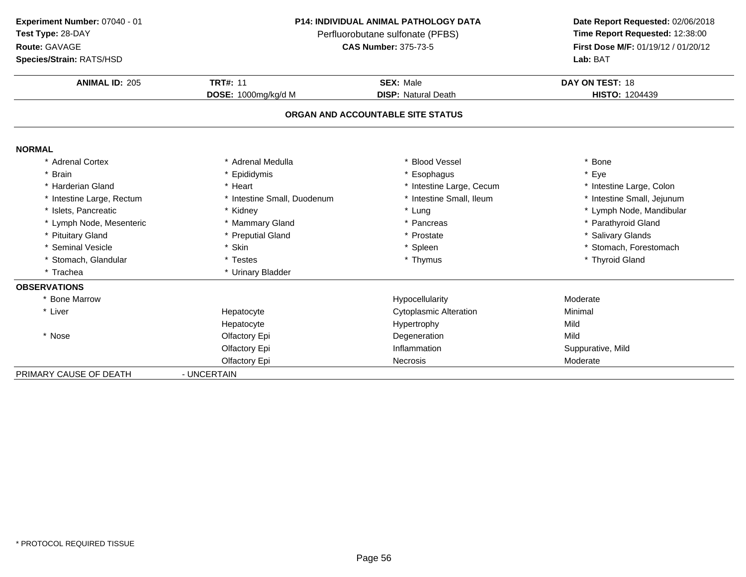**Experiment Number:** 07040 - 01
**Test Type:** 28-DAY
**Route:** GAVAGE
**Species/Strain:** RATS/HSD

**P14: INDIVIDUAL ANIMAL PATHOLOGY DATA**
Perfluorobutane sulfonate (PFBS)
**CAS Number:** 375-73-5

**Date Report Requested:** 02/06/2018
**Time Report Requested:** 12:38:00
**First Dose M/F:** 01/19/12 / 01/20/12
**Lab:** BAT

| **ANIMAL ID:** 205 | **TRT#:** 11 | **SEX:** Male | **DAY ON TEST:** 18 |
|---|---|---|---|
| | **DOSE:** 1000mg/kg/d M | **DISP:** Natural Death | **HISTO:** 1204439 |

**ORGAN AND ACCOUNTABLE SITE STATUS**

**NORMAL**

| | | | |
|---|---|---|---|
| * Adrenal Cortex | * Adrenal Medulla | * Blood Vessel | * Bone |
| * Brain | * Epididymis | * Esophagus | * Eye |
| * Harderian Gland | * Heart | * Intestine Large, Cecum | * Intestine Large, Colon |
| * Intestine Large, Rectum | * Intestine Small, Duodenum | * Intestine Small, Ileum | * Intestine Small, Jejunum |
| * Islets, Pancreatic | * Kidney | * Lung | * Lymph Node, Mandibular |
| * Lymph Node, Mesenteric | * Mammary Gland | * Pancreas | * Parathyroid Gland |
| * Pituitary Gland | * Preputial Gland | * Prostate | * Salivary Glands |
| * Seminal Vesicle | * Skin | * Spleen | * Stomach, Forestomach |
| * Stomach, Glandular | * Testes | * Thymus | * Thyroid Gland |
| * Trachea | * Urinary Bladder | | |

**OBSERVATIONS**

| | | | |
|---|---|---|---|
| * Bone Marrow | | Hypocellularity | Moderate |
| * Liver | Hepatocyte | Cytoplasmic Alteration | Minimal |
| | Hepatocyte | Hypertrophy | Mild |
| * Nose | Olfactory Epi | Degeneration | Mild |
| | Olfactory Epi | Inflammation | Suppurative, Mild |
| | Olfactory Epi | Necrosis | Moderate |

PRIMARY CAUSE OF DEATH - UNCERTAIN

* PROTOCOL REQUIRED TISSUE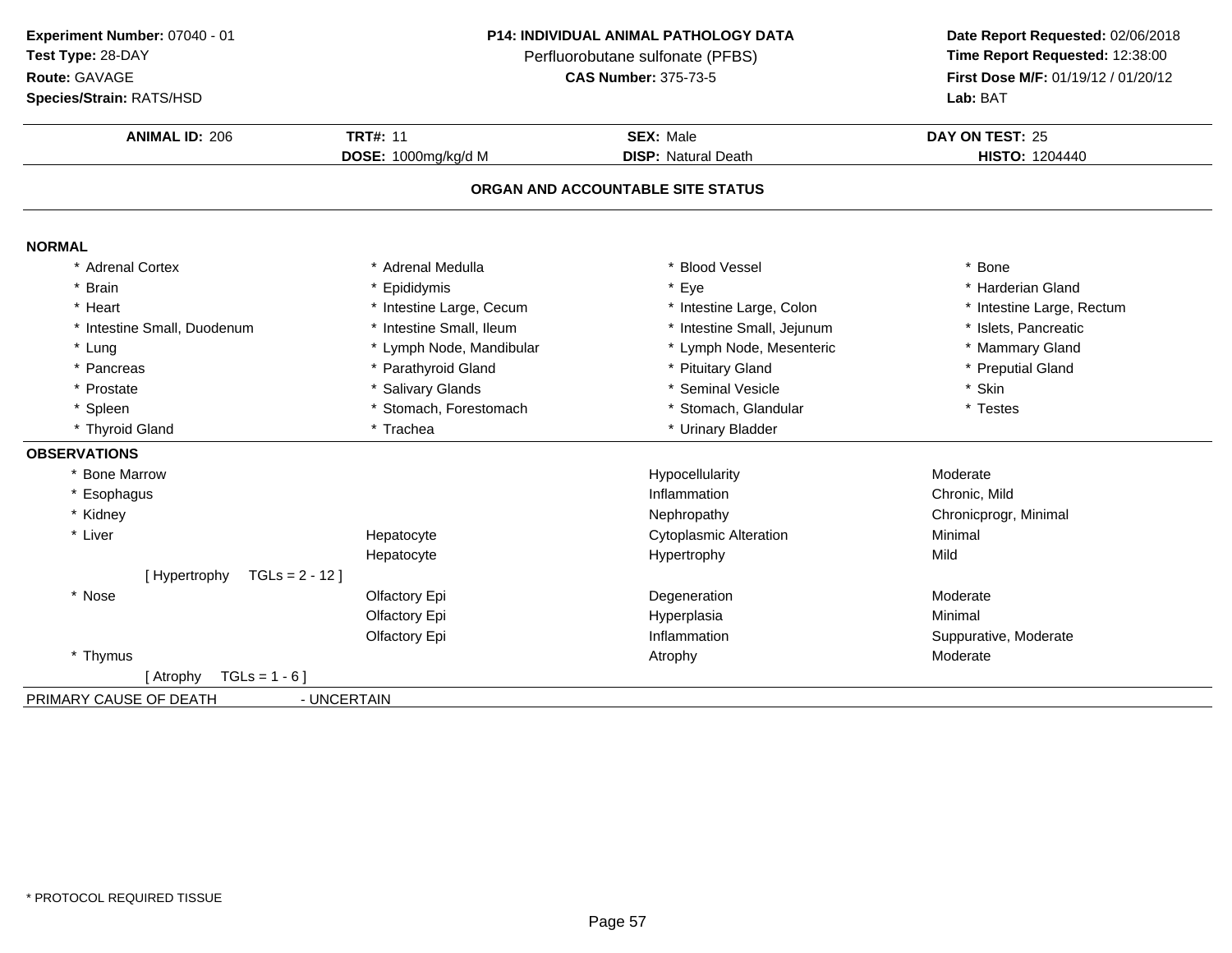**Experiment Number:** 07040 - 01
**Test Type:** 28-DAY
**Route:** GAVAGE
**Species/Strain:** RATS/HSD

**P14: INDIVIDUAL ANIMAL PATHOLOGY DATA**
Perfluorobutane sulfonate (PFBS)
**CAS Number:** 375-73-5

**Date Report Requested:** 02/06/2018
**Time Report Requested:** 12:38:00
**First Dose M/F:** 01/19/12 / 01/20/12
**Lab:** BAT

| **ANIMAL ID:** 206 | **TRT#:** 11 | **SEX:** Male | **DAY ON TEST:** 25 |
|---|---|---|---|
| | **DOSE:** 1000mg/kg/d M | **DISP:** Natural Death | **HISTO:** 1204440 |

## ORGAN AND ACCOUNTABLE SITE STATUS

**NORMAL**

| | | | |
|---|---|---|---|
| * Adrenal Cortex | * Adrenal Medulla | * Blood Vessel | * Bone |
| * Brain | * Epididymis | * Eye | * Harderian Gland |
| * Heart | * Intestine Large, Cecum | * Intestine Large, Colon | * Intestine Large, Rectum |
| * Intestine Small, Duodenum | * Intestine Small, Ileum | * Intestine Small, Jejunum | * Islets, Pancreatic |
| * Lung | * Lymph Node, Mandibular | * Lymph Node, Mesenteric | * Mammary Gland |
| * Pancreas | * Parathyroid Gland | * Pituitary Gland | * Preputial Gland |
| * Prostate | * Salivary Glands | * Seminal Vesicle | * Skin |
| * Spleen | * Stomach, Forestomach | * Stomach, Glandular | * Testes |
| * Thyroid Gland | * Trachea | * Urinary Bladder | |

**OBSERVATIONS**

| | | | |
|---|---|---|---|
| * Bone Marrow | | Hypocellularity | Moderate |
| * Esophagus | | Inflammation | Chronic, Mild |
| * Kidney | | Nephropathy | Chronicprogr, Minimal |
| * Liver | Hepatocyte | Cytoplasmic Alteration | Minimal |
| | Hepatocyte | Hypertrophy | Mild |
| [ Hypertrophy TGLs = 2 - 12 ] | | | |
| * Nose | Olfactory Epi | Degeneration | Moderate |
| | Olfactory Epi | Hyperplasia | Minimal |
| | Olfactory Epi | Inflammation | Suppurative, Moderate |
| * Thymus | | Atrophy | Moderate |
| [ Atrophy TGLs = 1 - 6 ] | | | |

PRIMARY CAUSE OF DEATH - UNCERTAIN

* PROTOCOL REQUIRED TISSUE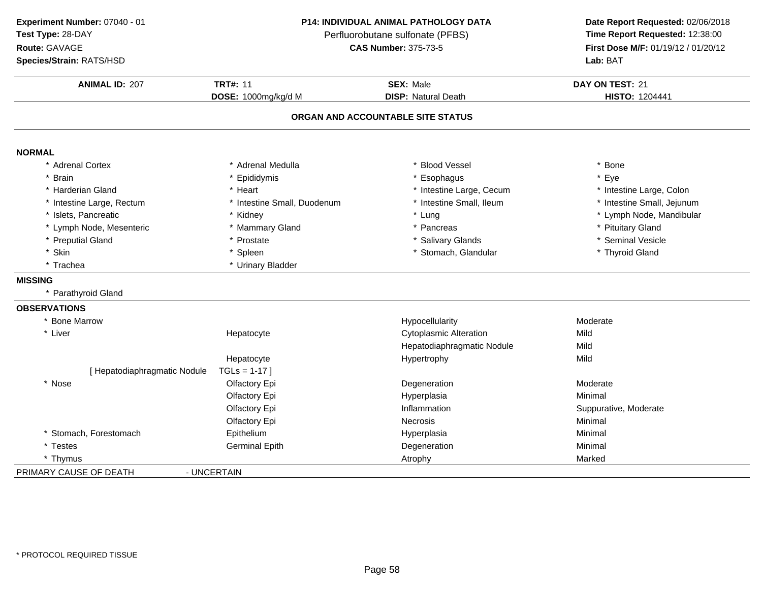**Experiment Number:** 07040 - 01
**Test Type:** 28-DAY
**Route:** GAVAGE
**Species/Strain:** RATS/HSD

**P14: INDIVIDUAL ANIMAL PATHOLOGY DATA**
Perfluorobutane sulfonate (PFBS)
**CAS Number:** 375-73-5

**Date Report Requested:** 02/06/2018
**Time Report Requested:** 12:38:00
**First Dose M/F:** 01/19/12 / 01/20/12
**Lab:** BAT

| **ANIMAL ID:** 207 | **TRT#:** 11 | **SEX:** Male | **DAY ON TEST:** 21 |
|---|---|---|---|
| | **DOSE:** 1000mg/kg/d M | **DISP:** Natural Death | **HISTO:** 1204441 |

**ORGAN AND ACCOUNTABLE SITE STATUS**

**NORMAL**

| | | | |
|---|---|---|---|
| * Adrenal Cortex | * Adrenal Medulla | * Blood Vessel | * Bone |
| * Brain | * Epididymis | * Esophagus | * Eye |
| * Harderian Gland | * Heart | * Intestine Large, Cecum | * Intestine Large, Colon |
| * Intestine Large, Rectum | * Intestine Small, Duodenum | * Intestine Small, Ileum | * Intestine Small, Jejunum |
| * Islets, Pancreatic | * Kidney | * Lung | * Lymph Node, Mandibular |
| * Lymph Node, Mesenteric | * Mammary Gland | * Pancreas | * Pituitary Gland |
| * Preputial Gland | * Prostate | * Salivary Glands | * Seminal Vesicle |
| * Skin | * Spleen | * Stomach, Glandular | * Thyroid Gland |
| * Trachea | * Urinary Bladder | | |

**MISSING**

* Parathyroid Gland

**OBSERVATIONS**

| | | | |
|---|---|---|---|
| * Bone Marrow | | Hypocellularity | Moderate |
| * Liver | Hepatocyte | Cytoplasmic Alteration | Mild |
| | | Hepatodiaphragmatic Nodule | Mild |
| | Hepatocyte | Hypertrophy | Mild |
| [ Hepatodiaphragmatic Nodule | TGLs = 1-17 ] | | |
| * Nose | Olfactory Epi | Degeneration | Moderate |
| | Olfactory Epi | Hyperplasia | Minimal |
| | Olfactory Epi | Inflammation | Suppurative, Moderate |
| | Olfactory Epi | Necrosis | Minimal |
| * Stomach, Forestomach | Epithelium | Hyperplasia | Minimal |
| * Testes | Germinal Epith | Degeneration | Minimal |
| * Thymus | | Atrophy | Marked |

PRIMARY CAUSE OF DEATH - UNCERTAIN

* PROTOCOL REQUIRED TISSUE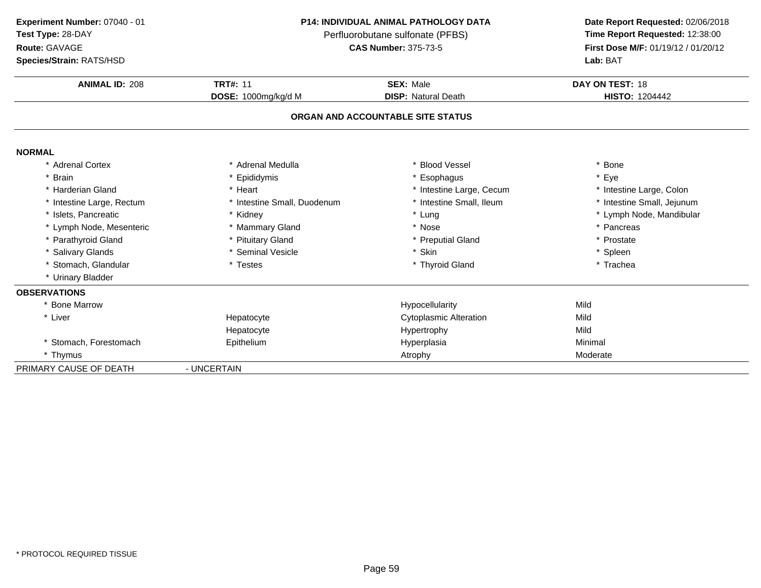**Experiment Number:** 07040 - 01
**Test Type:** 28-DAY
**Route:** GAVAGE
**Species/Strain:** RATS/HSD

**P14: INDIVIDUAL ANIMAL PATHOLOGY DATA**
Perfluorobutane sulfonate (PFBS)
**CAS Number:** 375-73-5

**Date Report Requested:** 02/06/2018
**Time Report Requested:** 12:38:00
**First Dose M/F:** 01/19/12 / 01/20/12
**Lab:** BAT

| **ANIMAL ID:** 208 | **TRT#:** 11 | **SEX:** Male | **DAY ON TEST:** 18 |
|---|---|---|---|
| | **DOSE:** 1000mg/kg/d M | **DISP:** Natural Death | **HISTO:** 1204442 |

## ORGAN AND ACCOUNTABLE SITE STATUS

**NORMAL**

| | | | |
|---|---|---|---|
| * Adrenal Cortex | * Adrenal Medulla | * Blood Vessel | * Bone |
| * Brain | * Epididymis | * Esophagus | * Eye |
| * Harderian Gland | * Heart | * Intestine Large, Cecum | * Intestine Large, Colon |
| * Intestine Large, Rectum | * Intestine Small, Duodenum | * Intestine Small, Ileum | * Intestine Small, Jejunum |
| * Islets, Pancreatic | * Kidney | * Lung | * Lymph Node, Mandibular |
| * Lymph Node, Mesenteric | * Mammary Gland | * Nose | * Pancreas |
| * Parathyroid Gland | * Pituitary Gland | * Preputial Gland | * Prostate |
| * Salivary Glands | * Seminal Vesicle | * Skin | * Spleen |
| * Stomach, Glandular | * Testes | * Thyroid Gland | * Trachea |
| * Urinary Bladder | | | |

**OBSERVATIONS**

| | | | |
|---|---|---|---|
| * Bone Marrow | | Hypocellularity | Mild |
| * Liver | Hepatocyte | Cytoplasmic Alteration | Mild |
| | Hepatocyte | Hypertrophy | Mild |
| * Stomach, Forestomach | Epithelium | Hyperplasia | Minimal |
| * Thymus | | Atrophy | Moderate |

PRIMARY CAUSE OF DEATH - UNCERTAIN

* PROTOCOL REQUIRED TISSUE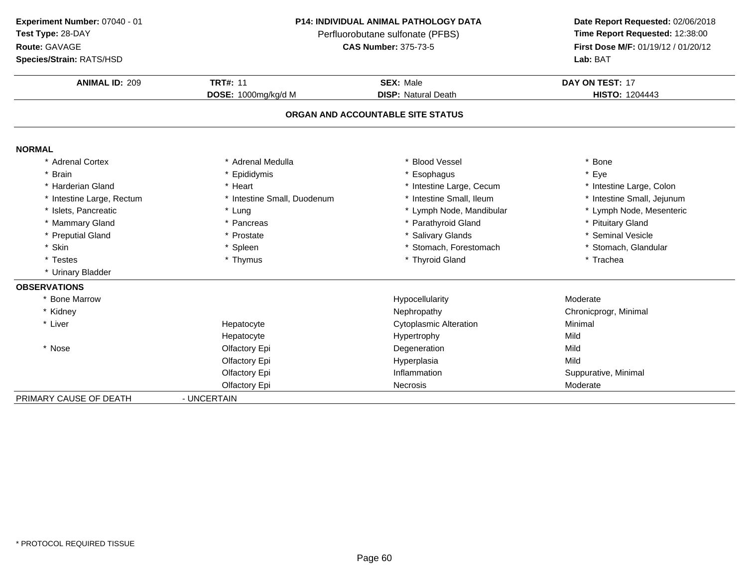**Experiment Number:** 07040 - 01
**Test Type:** 28-DAY
**Route:** GAVAGE
**Species/Strain:** RATS/HSD

**P14: INDIVIDUAL ANIMAL PATHOLOGY DATA**
Perfluorobutane sulfonate (PFBS)
**CAS Number:** 375-73-5

**Date Report Requested:** 02/06/2018
**Time Report Requested:** 12:38:00
**First Dose M/F:** 01/19/12 / 01/20/12
**Lab:** BAT

| **ANIMAL ID:** 209 | **TRT#:** 11 | **SEX:** Male | **DAY ON TEST:** 17 |
|---|---|---|---|
| | **DOSE:** 1000mg/kg/d M | **DISP:** Natural Death | **HISTO:** 1204443 |

## ORGAN AND ACCOUNTABLE SITE STATUS

**NORMAL**

| | | | |
|---|---|---|---|
| * Adrenal Cortex | * Adrenal Medulla | * Blood Vessel | * Bone |
| * Brain | * Epididymis | * Esophagus | * Eye |
| * Harderian Gland | * Heart | * Intestine Large, Cecum | * Intestine Large, Colon |
| * Intestine Large, Rectum | * Intestine Small, Duodenum | * Intestine Small, Ileum | * Intestine Small, Jejunum |
| * Islets, Pancreatic | * Lung | * Lymph Node, Mandibular | * Lymph Node, Mesenteric |
| * Mammary Gland | * Pancreas | * Parathyroid Gland | * Pituitary Gland |
| * Preputial Gland | * Prostate | * Salivary Glands | * Seminal Vesicle |
| * Skin | * Spleen | * Stomach, Forestomach | * Stomach, Glandular |
| * Testes | * Thymus | * Thyroid Gland | * Trachea |
| * Urinary Bladder | | | |

**OBSERVATIONS**

| | | | |
|---|---|---|---|
| * Bone Marrow | | Hypocellularity | Moderate |
| * Kidney | | Nephropathy | Chronicprogr, Minimal |
| * Liver | Hepatocyte | Cytoplasmic Alteration | Minimal |
| | Hepatocyte | Hypertrophy | Mild |
| * Nose | Olfactory Epi | Degeneration | Mild |
| | Olfactory Epi | Hyperplasia | Mild |
| | Olfactory Epi | Inflammation | Suppurative, Minimal |
| | Olfactory Epi | Necrosis | Moderate |

PRIMARY CAUSE OF DEATH - UNCERTAIN

* PROTOCOL REQUIRED TISSUE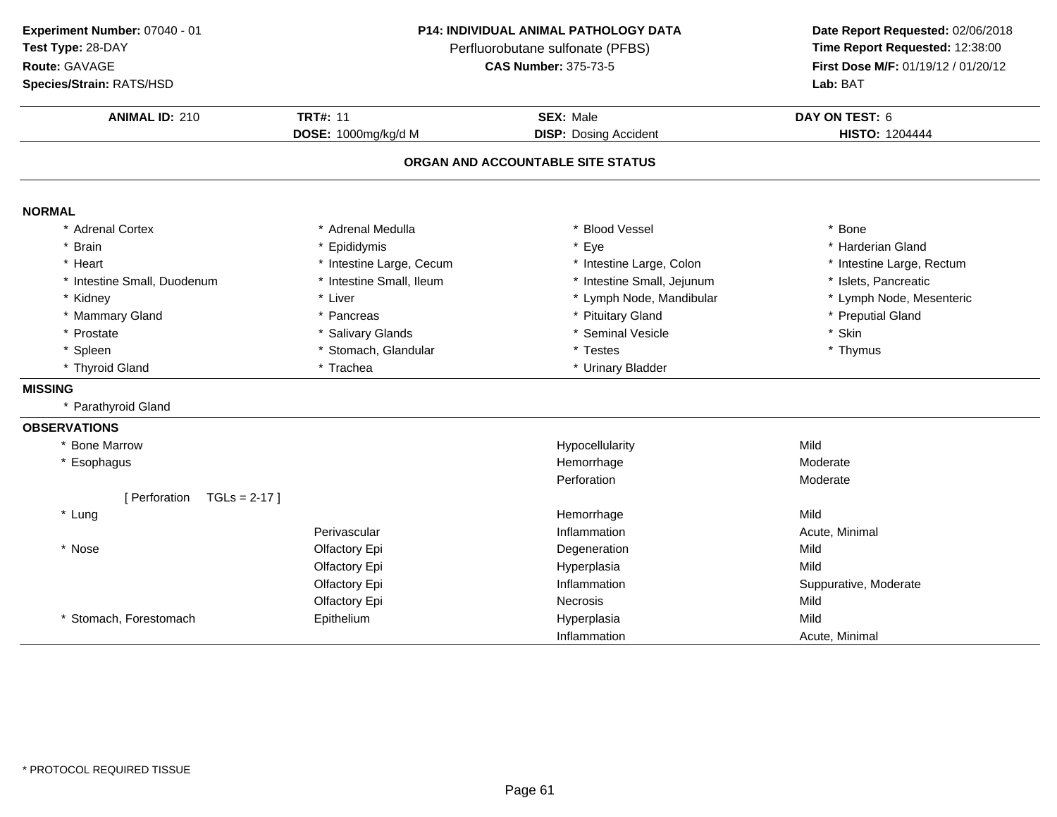**Experiment Number:** 07040 - 01
**Test Type:** 28-DAY
**Route:** GAVAGE
**Species/Strain:** RATS/HSD

**P14: INDIVIDUAL ANIMAL PATHOLOGY DATA**
Perfluorobutane sulfonate (PFBS)
**CAS Number:** 375-73-5

**Date Report Requested:** 02/06/2018
**Time Report Requested:** 12:38:00
**First Dose M/F:** 01/19/12 / 01/20/12
**Lab:** BAT

| **ANIMAL ID:** 210 | **TRT#:** 11 | **SEX:** Male | **DAY ON TEST:** 6 |
|---|---|---|---|
| | **DOSE:** 1000mg/kg/d M | **DISP:** Dosing Accident | **HISTO:** 1204444 |

## ORGAN AND ACCOUNTABLE SITE STATUS

### NORMAL

| | | | |
|---|---|---|---|
| * Adrenal Cortex | * Adrenal Medulla | * Blood Vessel | * Bone |
| * Brain | * Epididymis | * Eye | * Harderian Gland |
| * Heart | * Intestine Large, Cecum | * Intestine Large, Colon | * Intestine Large, Rectum |
| * Intestine Small, Duodenum | * Intestine Small, Ileum | * Intestine Small, Jejunum | * Islets, Pancreatic |
| * Kidney | * Liver | * Lymph Node, Mandibular | * Lymph Node, Mesenteric |
| * Mammary Gland | * Pancreas | * Pituitary Gland | * Preputial Gland |
| * Prostate | * Salivary Glands | * Seminal Vesicle | * Skin |
| * Spleen | * Stomach, Glandular | * Testes | * Thymus |
| * Thyroid Gland | * Trachea | * Urinary Bladder | |

### MISSING

* Parathyroid Gland

### OBSERVATIONS

| | | | |
|---|---|---|---|
| * Bone Marrow | | Hypocellularity | Mild |
| * Esophagus | | Hemorrhage | Moderate |
| | | Perforation | Moderate |
| [ Perforation TGLs = 2-17 ] | | | |
| * Lung | | Hemorrhage | Mild |
| | Perivascular | Inflammation | Acute, Minimal |
| * Nose | Olfactory Epi | Degeneration | Mild |
| | Olfactory Epi | Hyperplasia | Mild |
| | Olfactory Epi | Inflammation | Suppurative, Moderate |
| | Olfactory Epi | Necrosis | Mild |
| * Stomach, Forestomach | Epithelium | Hyperplasia | Mild |
| | | Inflammation | Acute, Minimal |

\* PROTOCOL REQUIRED TISSUE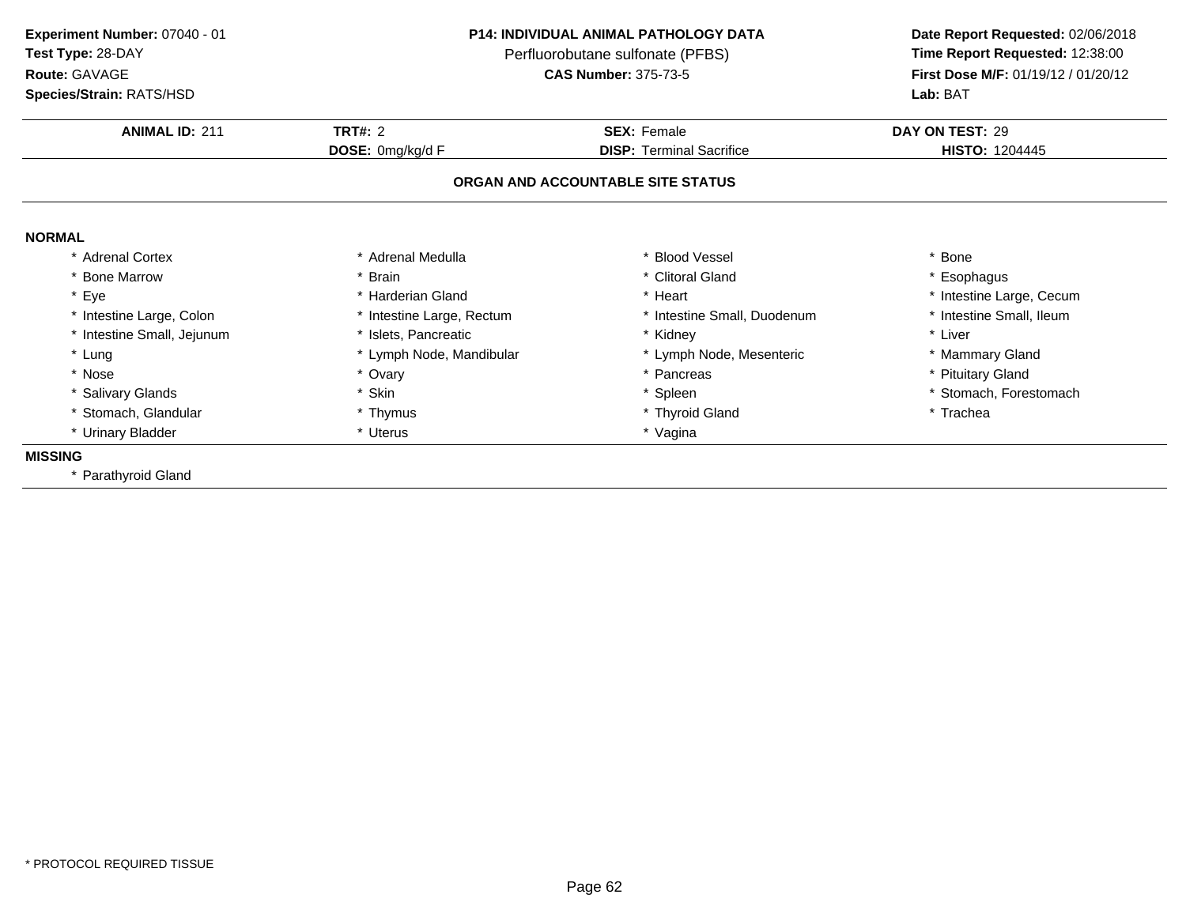**Experiment Number:** 07040 - 01
**Test Type:** 28-DAY
**Route:** GAVAGE
**Species/Strain:** RATS/HSD

**P14: INDIVIDUAL ANIMAL PATHOLOGY DATA**
Perfluorobutane sulfonate (PFBS)
**CAS Number:** 375-73-5

**Date Report Requested:** 02/06/2018
**Time Report Requested:** 12:38:00
**First Dose M/F:** 01/19/12 / 01/20/12
**Lab:** BAT

| **ANIMAL ID:** 211 | **TRT#:** 2 | **SEX:** Female | **DAY ON TEST:** 29 |
|---|---|---|---|
| | **DOSE:** 0mg/kg/d F | **DISP:** Terminal Sacrifice | **HISTO:** 1204445 |

## ORGAN AND ACCOUNTABLE SITE STATUS

**NORMAL**

| | | | |
|---|---|---|---|
| * Adrenal Cortex | * Adrenal Medulla | * Blood Vessel | * Bone |
| * Bone Marrow | * Brain | * Clitoral Gland | * Esophagus |
| * Eye | * Harderian Gland | * Heart | * Intestine Large, Cecum |
| * Intestine Large, Colon | * Intestine Large, Rectum | * Intestine Small, Duodenum | * Intestine Small, Ileum |
| * Intestine Small, Jejunum | * Islets, Pancreatic | * Kidney | * Liver |
| * Lung | * Lymph Node, Mandibular | * Lymph Node, Mesenteric | * Mammary Gland |
| * Nose | * Ovary | * Pancreas | * Pituitary Gland |
| * Salivary Glands | * Skin | * Spleen | * Stomach, Forestomach |
| * Stomach, Glandular | * Thymus | * Thyroid Gland | * Trachea |
| * Urinary Bladder | * Uterus | * Vagina | |

**MISSING**

* Parathyroid Gland

* PROTOCOL REQUIRED TISSUE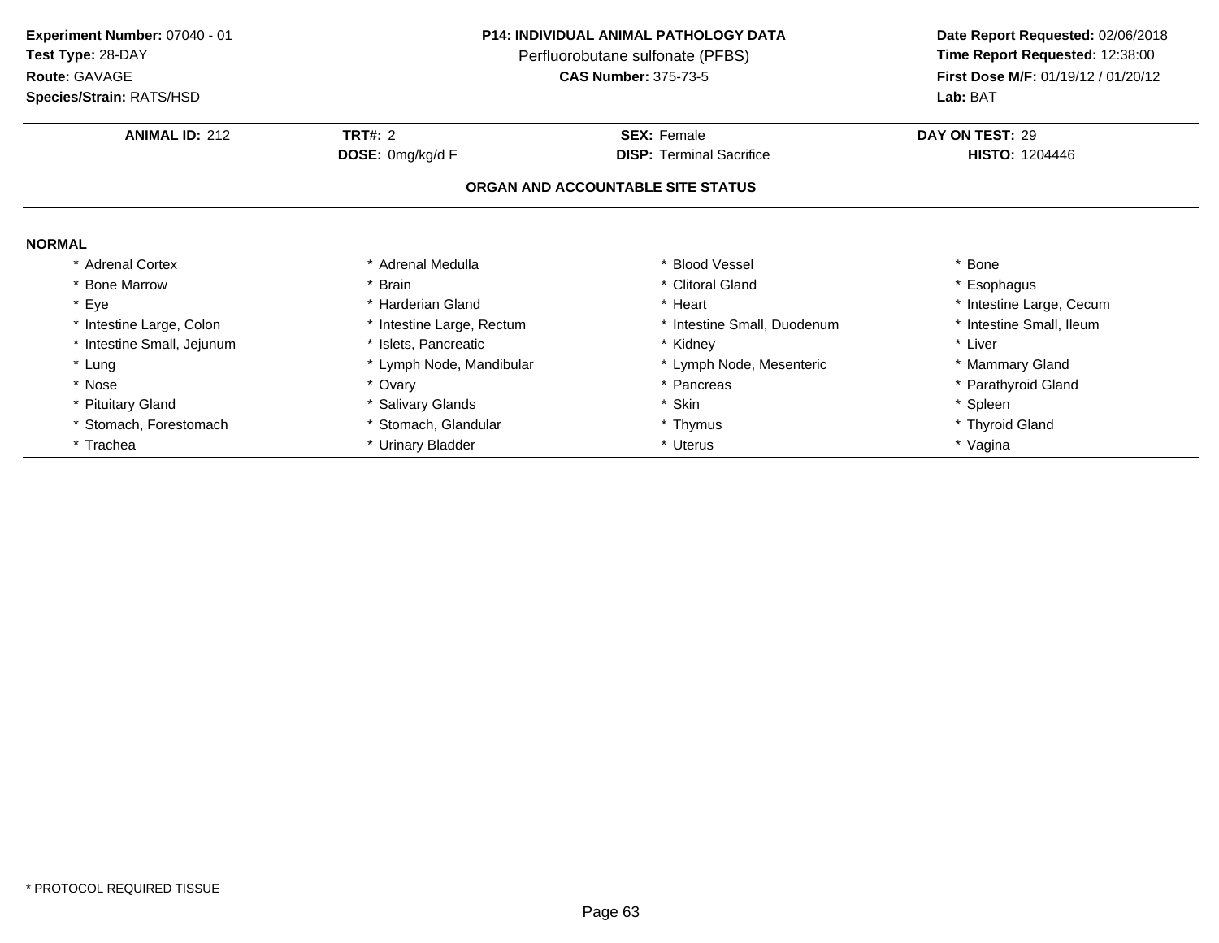**Experiment Number:** 07040 - 01
**Test Type:** 28-DAY
**Route:** GAVAGE
**Species/Strain:** RATS/HSD

**P14: INDIVIDUAL ANIMAL PATHOLOGY DATA**
Perfluorobutane sulfonate (PFBS)
**CAS Number:** 375-73-5

**Date Report Requested:** 02/06/2018
**Time Report Requested:** 12:38:00
**First Dose M/F:** 01/19/12 / 01/20/12
**Lab:** BAT

| **ANIMAL ID:** 212 | **TRT#:** 2 | **SEX:** Female | **DAY ON TEST:** 29 |
|---|---|---|---|
| | **DOSE:** 0mg/kg/d F | **DISP:** Terminal Sacrifice | **HISTO:** 1204446 |

## ORGAN AND ACCOUNTABLE SITE STATUS

**NORMAL**

| | | | |
|---|---|---|---|
| * Adrenal Cortex | * Adrenal Medulla | * Blood Vessel | * Bone |
| * Bone Marrow | * Brain | * Clitoral Gland | * Esophagus |
| * Eye | * Harderian Gland | * Heart | * Intestine Large, Cecum |
| * Intestine Large, Colon | * Intestine Large, Rectum | * Intestine Small, Duodenum | * Intestine Small, Ileum |
| * Intestine Small, Jejunum | * Islets, Pancreatic | * Kidney | * Liver |
| * Lung | * Lymph Node, Mandibular | * Lymph Node, Mesenteric | * Mammary Gland |
| * Nose | * Ovary | * Pancreas | * Parathyroid Gland |
| * Pituitary Gland | * Salivary Glands | * Skin | * Spleen |
| * Stomach, Forestomach | * Stomach, Glandular | * Thymus | * Thyroid Gland |
| * Trachea | * Urinary Bladder | * Uterus | * Vagina |

* PROTOCOL REQUIRED TISSUE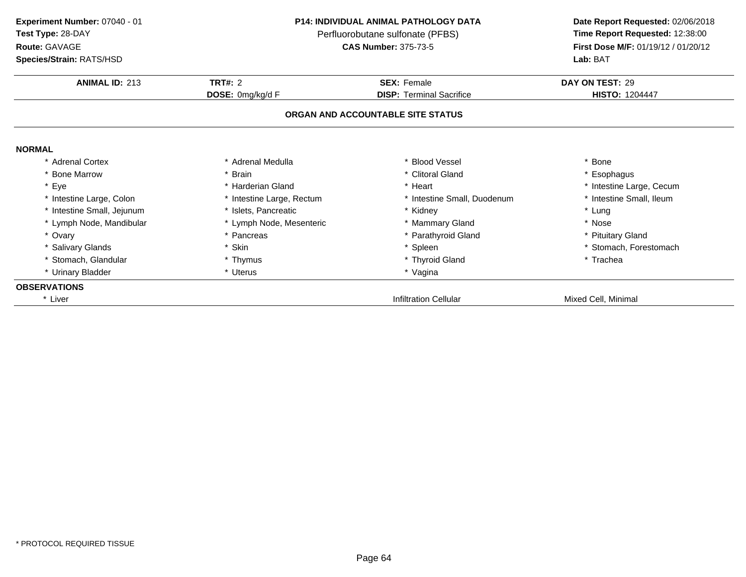**Experiment Number:** 07040 - 01
**Test Type:** 28-DAY
**Route:** GAVAGE
**Species/Strain:** RATS/HSD

**P14: INDIVIDUAL ANIMAL PATHOLOGY DATA**
Perfluorobutane sulfonate (PFBS)
**CAS Number:** 375-73-5

**Date Report Requested:** 02/06/2018
**Time Report Requested:** 12:38:00
**First Dose M/F:** 01/19/12 / 01/20/12
**Lab:** BAT

| **ANIMAL ID:** 213 | **TRT#:** 2 | **SEX:** Female | **DAY ON TEST:** 29 |
|---|---|---|---|
| | **DOSE:** 0mg/kg/d F | **DISP:** Terminal Sacrifice | **HISTO:** 1204447 |

### ORGAN AND ACCOUNTABLE SITE STATUS

**NORMAL**

| | | | |
|---|---|---|---|
| * Adrenal Cortex | * Adrenal Medulla | * Blood Vessel | * Bone |
| * Bone Marrow | * Brain | * Clitoral Gland | * Esophagus |
| * Eye | * Harderian Gland | * Heart | * Intestine Large, Cecum |
| * Intestine Large, Colon | * Intestine Large, Rectum | * Intestine Small, Duodenum | * Intestine Small, Ileum |
| * Intestine Small, Jejunum | * Islets, Pancreatic | * Kidney | * Lung |
| * Lymph Node, Mandibular | * Lymph Node, Mesenteric | * Mammary Gland | * Nose |
| * Ovary | * Pancreas | * Parathyroid Gland | * Pituitary Gland |
| * Salivary Glands | * Skin | * Spleen | * Stomach, Forestomach |
| * Stomach, Glandular | * Thymus | * Thyroid Gland | * Trachea |
| * Urinary Bladder | * Uterus | * Vagina | |

**OBSERVATIONS**

| | | |
|---|---|---|
| * Liver | Infiltration Cellular | Mixed Cell, Minimal |

* PROTOCOL REQUIRED TISSUE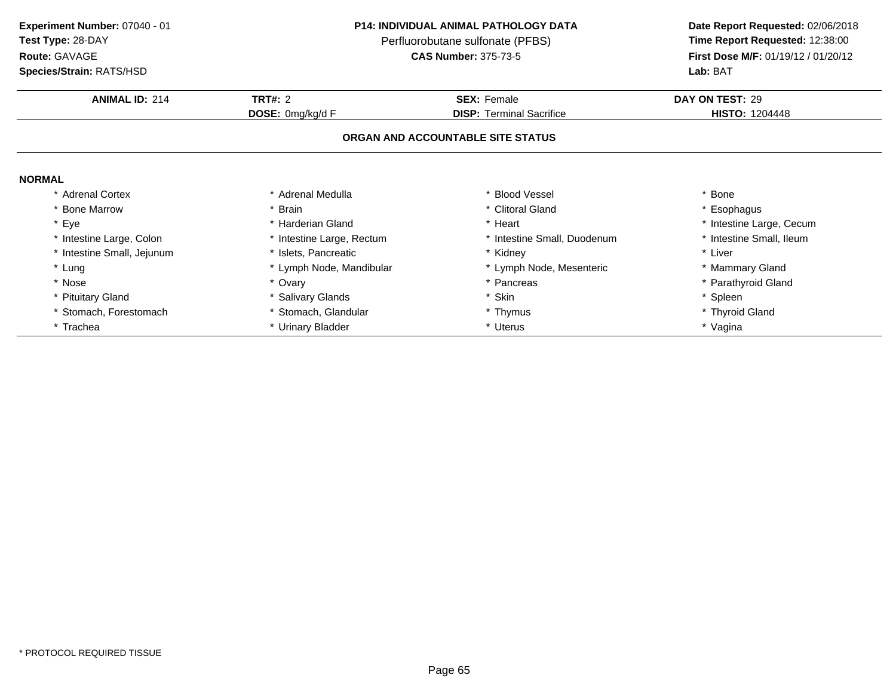**Experiment Number:** 07040 - 01
**Test Type:** 28-DAY
**Route:** GAVAGE
**Species/Strain:** RATS/HSD

**P14: INDIVIDUAL ANIMAL PATHOLOGY DATA**
Perfluorobutane sulfonate (PFBS)
**CAS Number:** 375-73-5

**Date Report Requested:** 02/06/2018
**Time Report Requested:** 12:38:00
**First Dose M/F:** 01/19/12 / 01/20/12
**Lab:** BAT

| **ANIMAL ID:** 214 | **TRT#:** 2 | **SEX:** Female | **DAY ON TEST:** 29 |
|---|---|---|---|
| | **DOSE:** 0mg/kg/d F | **DISP:** Terminal Sacrifice | **HISTO:** 1204448 |

**ORGAN AND ACCOUNTABLE SITE STATUS**

**NORMAL**

| | | | |
|---|---|---|---|
| * Adrenal Cortex | * Adrenal Medulla | * Blood Vessel | * Bone |
| * Bone Marrow | * Brain | * Clitoral Gland | * Esophagus |
| * Eye | * Harderian Gland | * Heart | * Intestine Large, Cecum |
| * Intestine Large, Colon | * Intestine Large, Rectum | * Intestine Small, Duodenum | * Intestine Small, Ileum |
| * Intestine Small, Jejunum | * Islets, Pancreatic | * Kidney | * Liver |
| * Lung | * Lymph Node, Mandibular | * Lymph Node, Mesenteric | * Mammary Gland |
| * Nose | * Ovary | * Pancreas | * Parathyroid Gland |
| * Pituitary Gland | * Salivary Glands | * Skin | * Spleen |
| * Stomach, Forestomach | * Stomach, Glandular | * Thymus | * Thyroid Gland |
| * Trachea | * Urinary Bladder | * Uterus | * Vagina |

* PROTOCOL REQUIRED TISSUE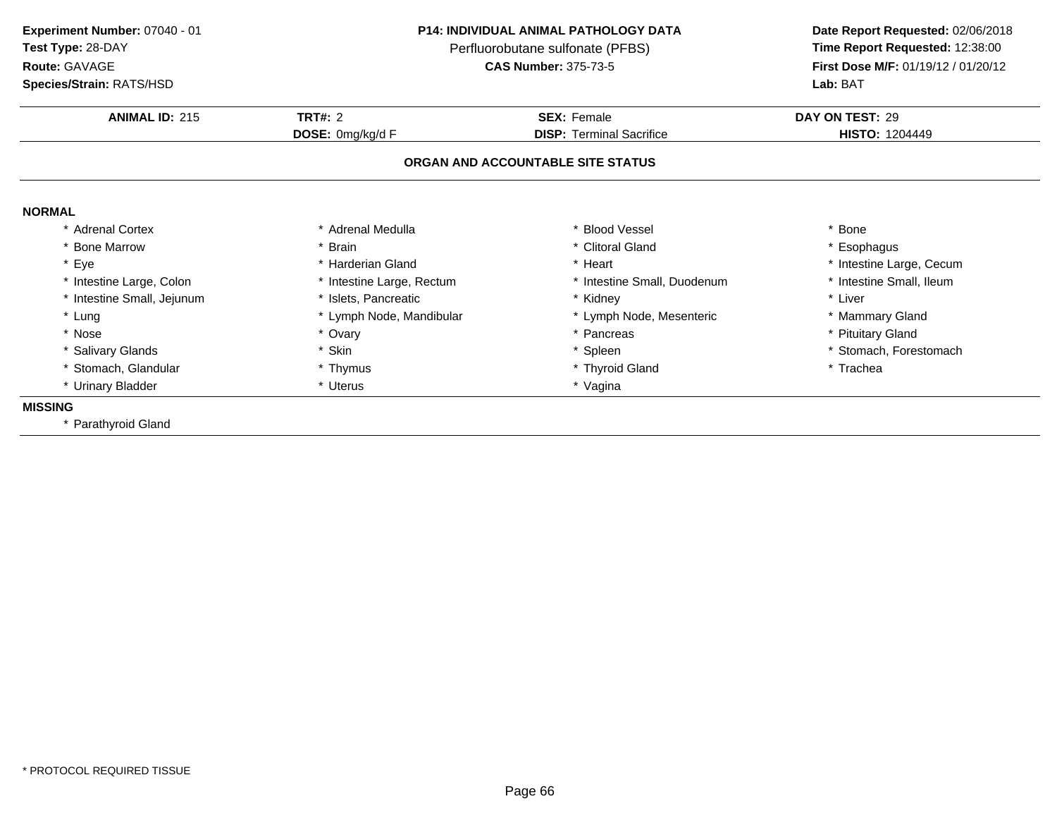**Experiment Number:** 07040 - 01
**Test Type:** 28-DAY
**Route:** GAVAGE
**Species/Strain:** RATS/HSD

**P14: INDIVIDUAL ANIMAL PATHOLOGY DATA**
Perfluorobutane sulfonate (PFBS)
**CAS Number:** 375-73-5

**Date Report Requested:** 02/06/2018
**Time Report Requested:** 12:38:00
**First Dose M/F:** 01/19/12 / 01/20/12
**Lab:** BAT

| **ANIMAL ID:** 215 | **TRT#:** 2 | **SEX:** Female | **DAY ON TEST:** 29 |
|---|---|---|---|
| | **DOSE:** 0mg/kg/d F | **DISP:** Terminal Sacrifice | **HISTO:** 1204449 |

## ORGAN AND ACCOUNTABLE SITE STATUS

**NORMAL**

| | | | |
|---|---|---|---|
| * Adrenal Cortex | * Adrenal Medulla | * Blood Vessel | * Bone |
| * Bone Marrow | * Brain | * Clitoral Gland | * Esophagus |
| * Eye | * Harderian Gland | * Heart | * Intestine Large, Cecum |
| * Intestine Large, Colon | * Intestine Large, Rectum | * Intestine Small, Duodenum | * Intestine Small, Ileum |
| * Intestine Small, Jejunum | * Islets, Pancreatic | * Kidney | * Liver |
| * Lung | * Lymph Node, Mandibular | * Lymph Node, Mesenteric | * Mammary Gland |
| * Nose | * Ovary | * Pancreas | * Pituitary Gland |
| * Salivary Glands | * Skin | * Spleen | * Stomach, Forestomach |
| * Stomach, Glandular | * Thymus | * Thyroid Gland | * Trachea |
| * Urinary Bladder | * Uterus | * Vagina | |

**MISSING**

* Parathyroid Gland

* PROTOCOL REQUIRED TISSUE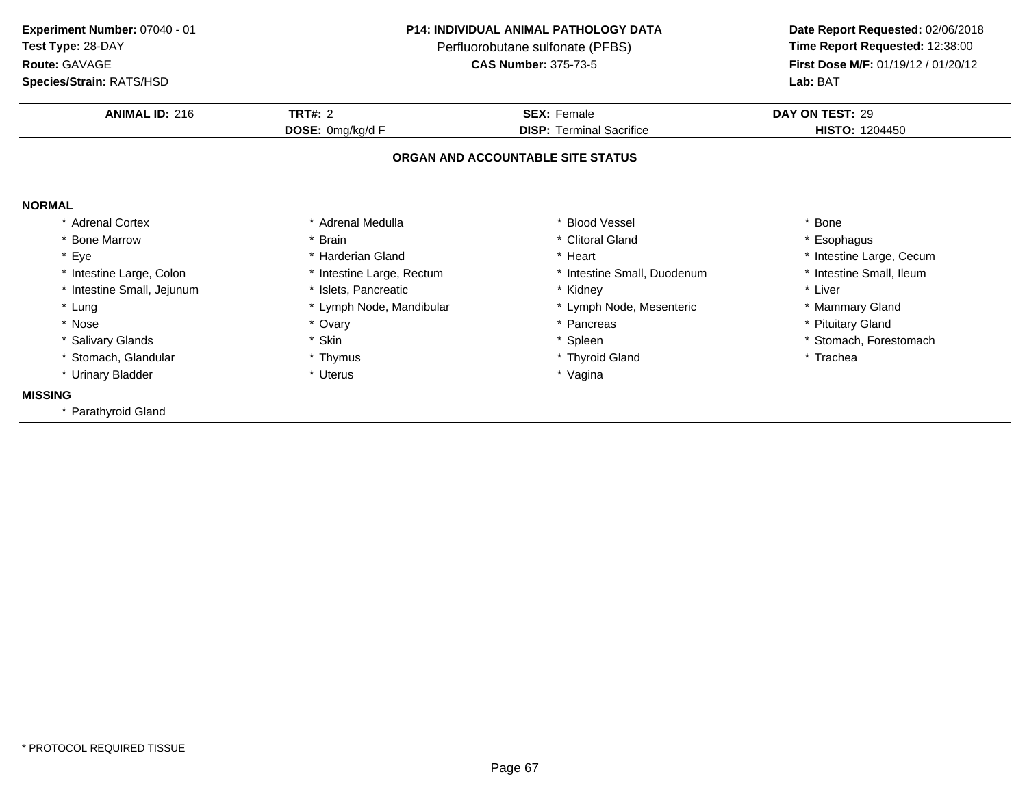**Experiment Number:** 07040 - 01
**Test Type:** 28-DAY
**Route:** GAVAGE
**Species/Strain:** RATS/HSD

**P14: INDIVIDUAL ANIMAL PATHOLOGY DATA**
Perfluorobutane sulfonate (PFBS)
**CAS Number:** 375-73-5

**Date Report Requested:** 02/06/2018
**Time Report Requested:** 12:38:00
**First Dose M/F:** 01/19/12 / 01/20/12
**Lab:** BAT

| **ANIMAL ID:** 216 | **TRT#:** 2 | **SEX:** Female | **DAY ON TEST:** 29 |
|---|---|---|---|
| | **DOSE:** 0mg/kg/d F | **DISP:** Terminal Sacrifice | **HISTO:** 1204450 |

**ORGAN AND ACCOUNTABLE SITE STATUS**

**NORMAL**

| | | | |
|---|---|---|---|
| * Adrenal Cortex | * Adrenal Medulla | * Blood Vessel | * Bone |
| * Bone Marrow | * Brain | * Clitoral Gland | * Esophagus |
| * Eye | * Harderian Gland | * Heart | * Intestine Large, Cecum |
| * Intestine Large, Colon | * Intestine Large, Rectum | * Intestine Small, Duodenum | * Intestine Small, Ileum |
| * Intestine Small, Jejunum | * Islets, Pancreatic | * Kidney | * Liver |
| * Lung | * Lymph Node, Mandibular | * Lymph Node, Mesenteric | * Mammary Gland |
| * Nose | * Ovary | * Pancreas | * Pituitary Gland |
| * Salivary Glands | * Skin | * Spleen | * Stomach, Forestomach |
| * Stomach, Glandular | * Thymus | * Thyroid Gland | * Trachea |
| * Urinary Bladder | * Uterus | * Vagina | |

**MISSING**

* Parathyroid Gland

* PROTOCOL REQUIRED TISSUE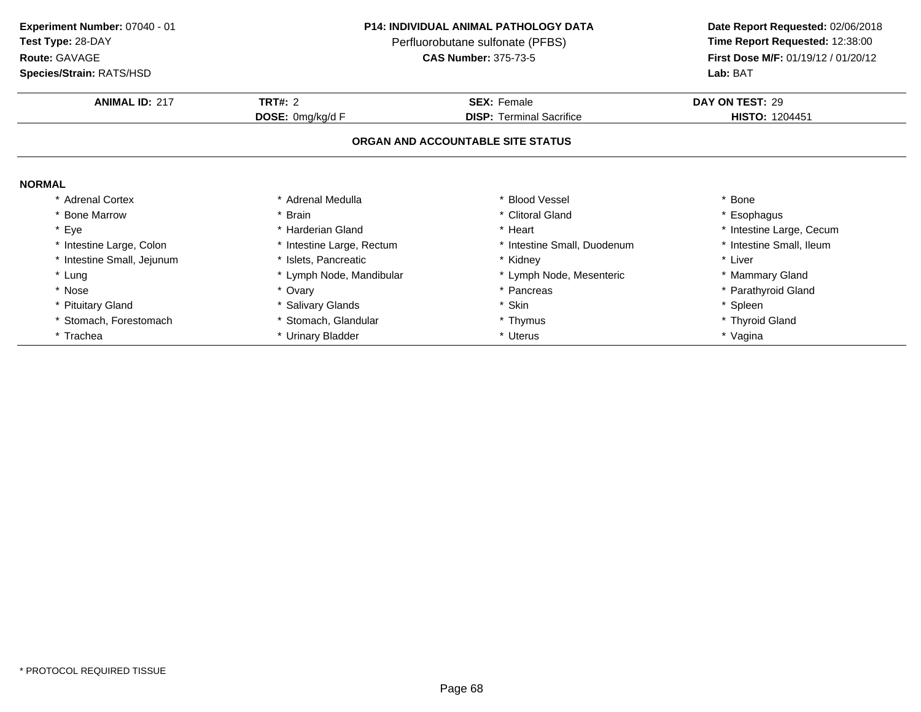**Experiment Number:** 07040 - 01
**Test Type:** 28-DAY
**Route:** GAVAGE
**Species/Strain:** RATS/HSD

**P14: INDIVIDUAL ANIMAL PATHOLOGY DATA**
Perfluorobutane sulfonate (PFBS)
**CAS Number:** 375-73-5

**Date Report Requested:** 02/06/2018
**Time Report Requested:** 12:38:00
**First Dose M/F:** 01/19/12 / 01/20/12
**Lab:** BAT

| **ANIMAL ID:** 217 | **TRT#:** 2 | **SEX:** Female | **DAY ON TEST:** 29 |
|---|---|---|---|
| | **DOSE:** 0mg/kg/d F | **DISP:** Terminal Sacrifice | **HISTO:** 1204451 |

**ORGAN AND ACCOUNTABLE SITE STATUS**

**NORMAL**

| | | | |
|---|---|---|---|
| * Adrenal Cortex | * Adrenal Medulla | * Blood Vessel | * Bone |
| * Bone Marrow | * Brain | * Clitoral Gland | * Esophagus |
| * Eye | * Harderian Gland | * Heart | * Intestine Large, Cecum |
| * Intestine Large, Colon | * Intestine Large, Rectum | * Intestine Small, Duodenum | * Intestine Small, Ileum |
| * Intestine Small, Jejunum | * Islets, Pancreatic | * Kidney | * Liver |
| * Lung | * Lymph Node, Mandibular | * Lymph Node, Mesenteric | * Mammary Gland |
| * Nose | * Ovary | * Pancreas | * Parathyroid Gland |
| * Pituitary Gland | * Salivary Glands | * Skin | * Spleen |
| * Stomach, Forestomach | * Stomach, Glandular | * Thymus | * Thyroid Gland |
| * Trachea | * Urinary Bladder | * Uterus | * Vagina |

* PROTOCOL REQUIRED TISSUE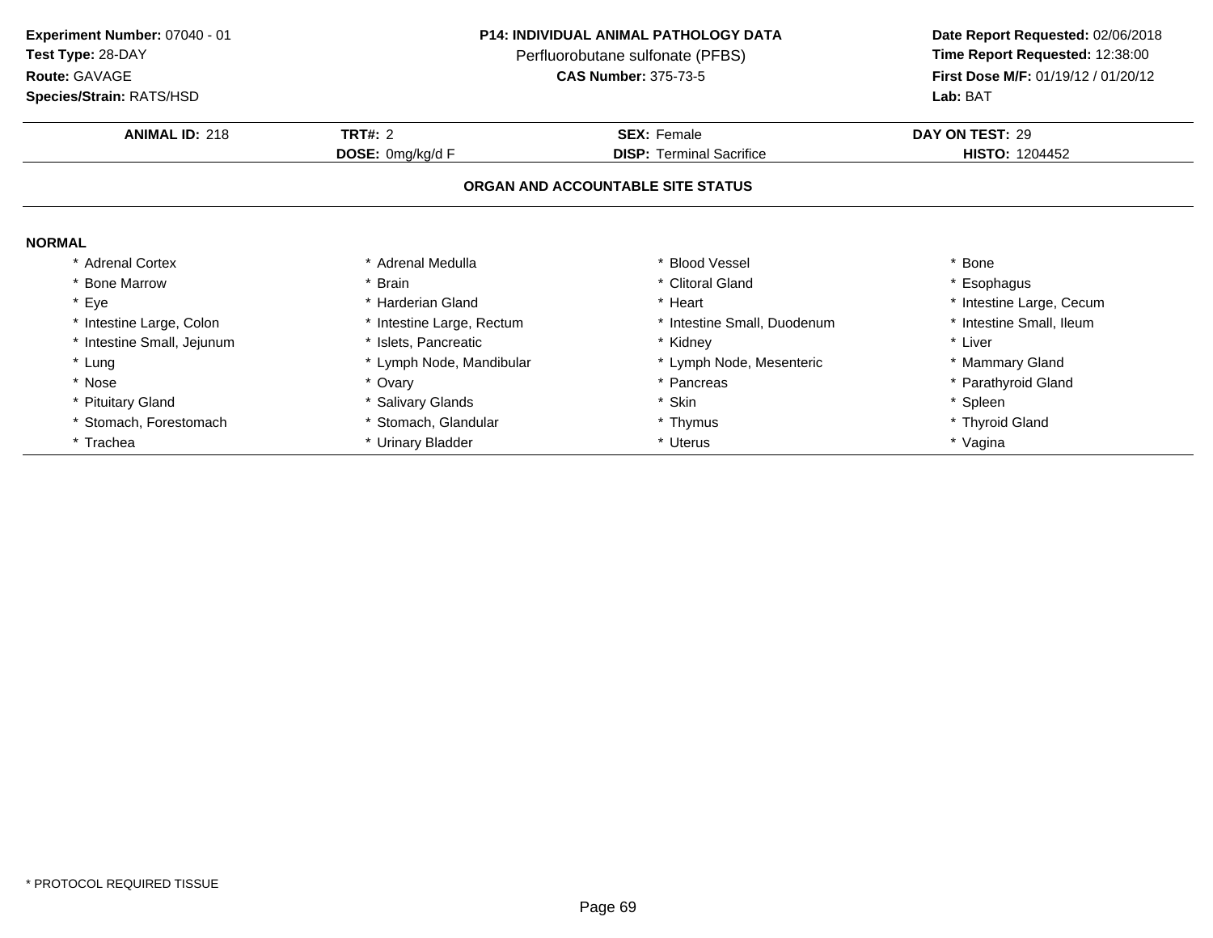**Experiment Number:** 07040 - 01
**Test Type:** 28-DAY
**Route:** GAVAGE
**Species/Strain:** RATS/HSD

**P14: INDIVIDUAL ANIMAL PATHOLOGY DATA**
Perfluorobutane sulfonate (PFBS)
**CAS Number:** 375-73-5

**Date Report Requested:** 02/06/2018
**Time Report Requested:** 12:38:00
**First Dose M/F:** 01/19/12 / 01/20/12
**Lab:** BAT

| **ANIMAL ID:** 218 | **TRT#:** 2 | **SEX:** Female | **DAY ON TEST:** 29 |
|---|---|---|---|
| | **DOSE:** 0mg/kg/d F | **DISP:** Terminal Sacrifice | **HISTO:** 1204452 |

## ORGAN AND ACCOUNTABLE SITE STATUS

**NORMAL**

| | | | |
|---|---|---|---|
| * Adrenal Cortex | * Adrenal Medulla | * Blood Vessel | * Bone |
| * Bone Marrow | * Brain | * Clitoral Gland | * Esophagus |
| * Eye | * Harderian Gland | * Heart | * Intestine Large, Cecum |
| * Intestine Large, Colon | * Intestine Large, Rectum | * Intestine Small, Duodenum | * Intestine Small, Ileum |
| * Intestine Small, Jejunum | * Islets, Pancreatic | * Kidney | * Liver |
| * Lung | * Lymph Node, Mandibular | * Lymph Node, Mesenteric | * Mammary Gland |
| * Nose | * Ovary | * Pancreas | * Parathyroid Gland |
| * Pituitary Gland | * Salivary Glands | * Skin | * Spleen |
| * Stomach, Forestomach | * Stomach, Glandular | * Thymus | * Thyroid Gland |
| * Trachea | * Urinary Bladder | * Uterus | * Vagina |

* PROTOCOL REQUIRED TISSUE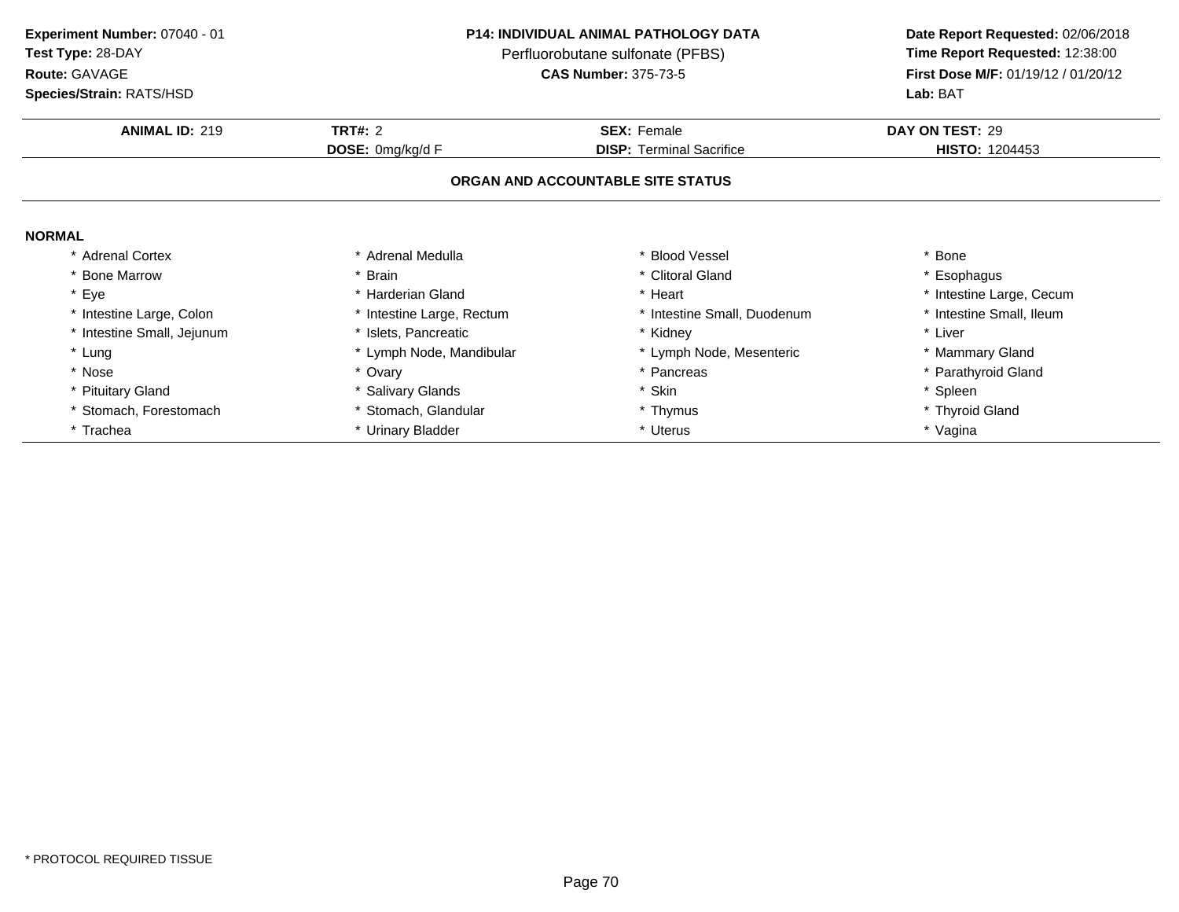**Experiment Number:** 07040 - 01
**Test Type:** 28-DAY
**Route:** GAVAGE
**Species/Strain:** RATS/HSD

**P14: INDIVIDUAL ANIMAL PATHOLOGY DATA**
Perfluorobutane sulfonate (PFBS)
**CAS Number:** 375-73-5

**Date Report Requested:** 02/06/2018
**Time Report Requested:** 12:38:00
**First Dose M/F:** 01/19/12 / 01/20/12
**Lab:** BAT

| **ANIMAL ID:** 219 | **TRT#:** 2 | **SEX:** Female | **DAY ON TEST:** 29 |
|---|---|---|---|
| | **DOSE:** 0mg/kg/d F | **DISP:** Terminal Sacrifice | **HISTO:** 1204453 |

### ORGAN AND ACCOUNTABLE SITE STATUS

**NORMAL**

| | | | |
|---|---|---|---|
| * Adrenal Cortex | * Adrenal Medulla | * Blood Vessel | * Bone |
| * Bone Marrow | * Brain | * Clitoral Gland | * Esophagus |
| * Eye | * Harderian Gland | * Heart | * Intestine Large, Cecum |
| * Intestine Large, Colon | * Intestine Large, Rectum | * Intestine Small, Duodenum | * Intestine Small, Ileum |
| * Intestine Small, Jejunum | * Islets, Pancreatic | * Kidney | * Liver |
| * Lung | * Lymph Node, Mandibular | * Lymph Node, Mesenteric | * Mammary Gland |
| * Nose | * Ovary | * Pancreas | * Parathyroid Gland |
| * Pituitary Gland | * Salivary Glands | * Skin | * Spleen |
| * Stomach, Forestomach | * Stomach, Glandular | * Thymus | * Thyroid Gland |
| * Trachea | * Urinary Bladder | * Uterus | * Vagina |

* PROTOCOL REQUIRED TISSUE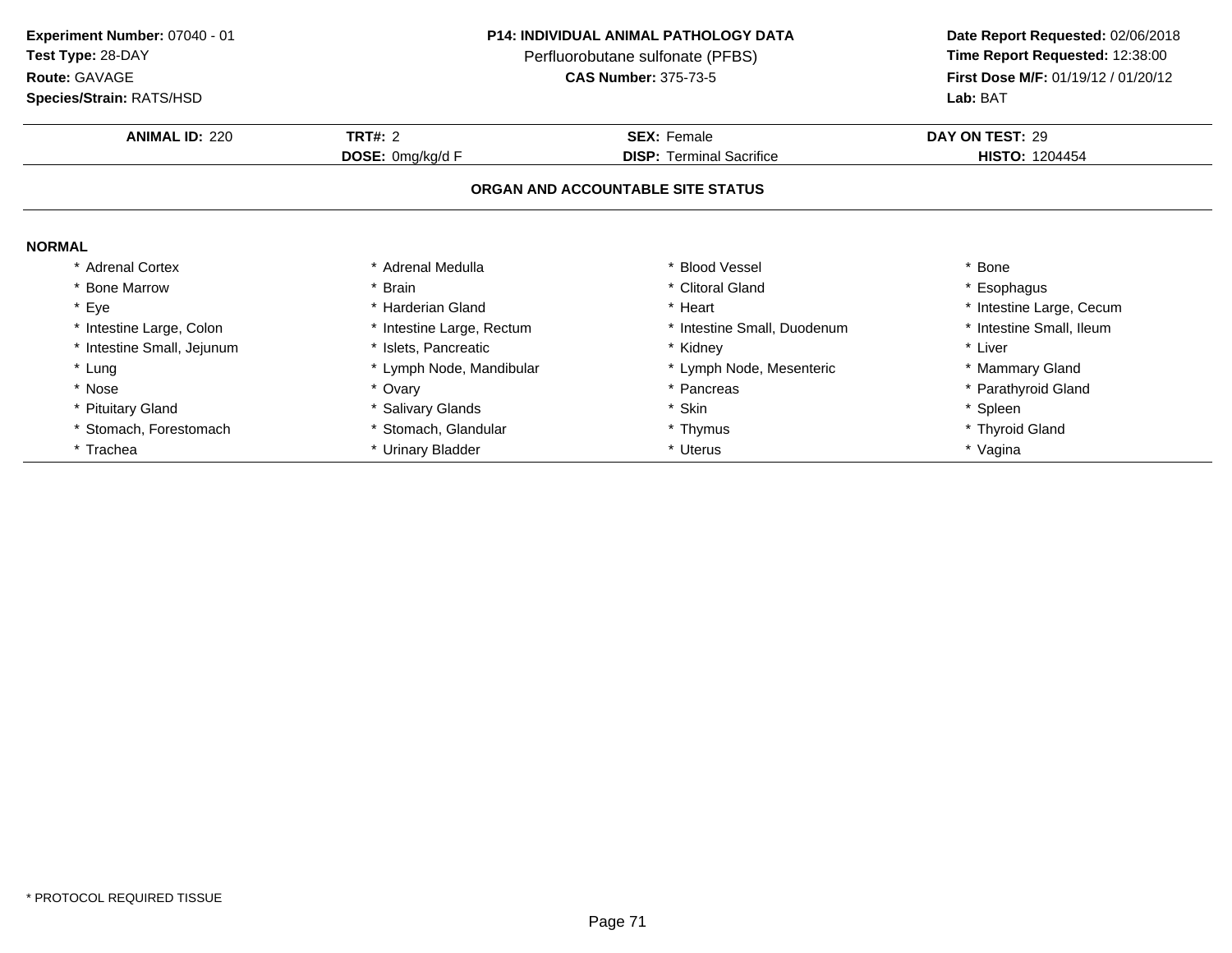**Experiment Number:** 07040 - 01
**Test Type:** 28-DAY
**Route:** GAVAGE
**Species/Strain:** RATS/HSD

**P14: INDIVIDUAL ANIMAL PATHOLOGY DATA**
Perfluorobutane sulfonate (PFBS)
**CAS Number:** 375-73-5

**Date Report Requested:** 02/06/2018
**Time Report Requested:** 12:38:00
**First Dose M/F:** 01/19/12 / 01/20/12
**Lab:** BAT

| **ANIMAL ID:** 220 | **TRT#:** 2 | **SEX:** Female | **DAY ON TEST:** 29 |
|---|---|---|---|
| | **DOSE:** 0mg/kg/d F | **DISP:** Terminal Sacrifice | **HISTO:** 1204454 |

**ORGAN AND ACCOUNTABLE SITE STATUS**

**NORMAL**

| | | | |
|---|---|---|---|
| * Adrenal Cortex | * Adrenal Medulla | * Blood Vessel | * Bone |
| * Bone Marrow | * Brain | * Clitoral Gland | * Esophagus |
| * Eye | * Harderian Gland | * Heart | * Intestine Large, Cecum |
| * Intestine Large, Colon | * Intestine Large, Rectum | * Intestine Small, Duodenum | * Intestine Small, Ileum |
| * Intestine Small, Jejunum | * Islets, Pancreatic | * Kidney | * Liver |
| * Lung | * Lymph Node, Mandibular | * Lymph Node, Mesenteric | * Mammary Gland |
| * Nose | * Ovary | * Pancreas | * Parathyroid Gland |
| * Pituitary Gland | * Salivary Glands | * Skin | * Spleen |
| * Stomach, Forestomach | * Stomach, Glandular | * Thymus | * Thyroid Gland |
| * Trachea | * Urinary Bladder | * Uterus | * Vagina |

* PROTOCOL REQUIRED TISSUE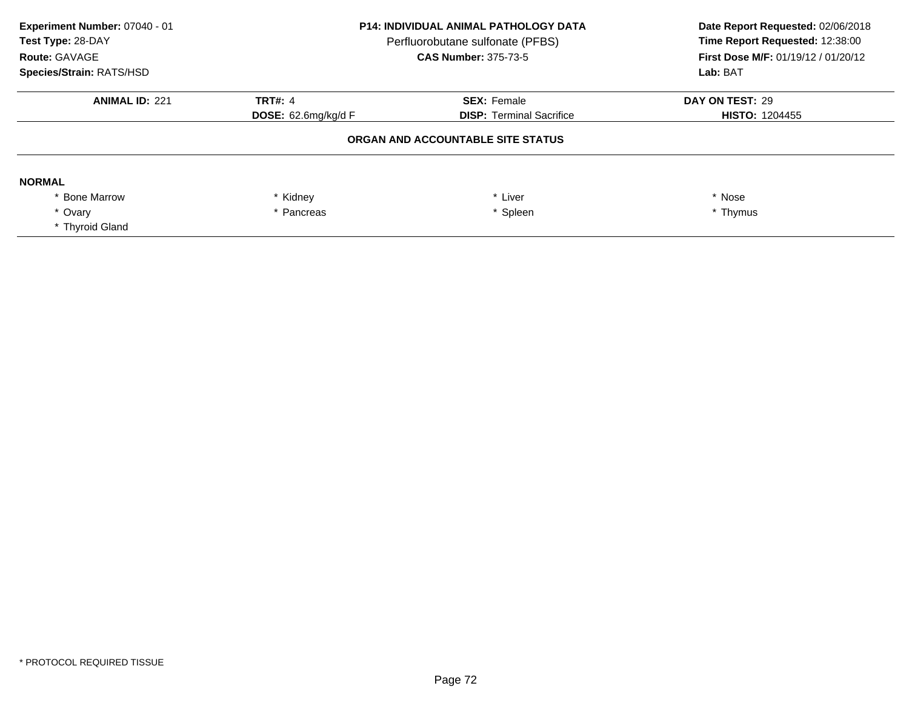**Experiment Number:** 07040 - 01
**Test Type:** 28-DAY
**Route:** GAVAGE
**Species/Strain:** RATS/HSD

**P14: INDIVIDUAL ANIMAL PATHOLOGY DATA**
Perfluorobutane sulfonate (PFBS)
**CAS Number:** 375-73-5

**Date Report Requested:** 02/06/2018
**Time Report Requested:** 12:38:00
**First Dose M/F:** 01/19/12 / 01/20/12
**Lab:** BAT

| **ANIMAL ID:** 221 | **TRT#:** 4 | **SEX:** Female | **DAY ON TEST:** 29 |
|---|---|---|---|
| | **DOSE:** 62.6mg/kg/d F | **DISP:** Terminal Sacrifice | **HISTO:** 1204455 |

**ORGAN AND ACCOUNTABLE SITE STATUS**

**NORMAL**

| | | | |
|---|---|---|---|
| * Bone Marrow | * Kidney | * Liver | * Nose |
| * Ovary | * Pancreas | * Spleen | * Thymus |
| * Thyroid Gland | | | |

* PROTOCOL REQUIRED TISSUE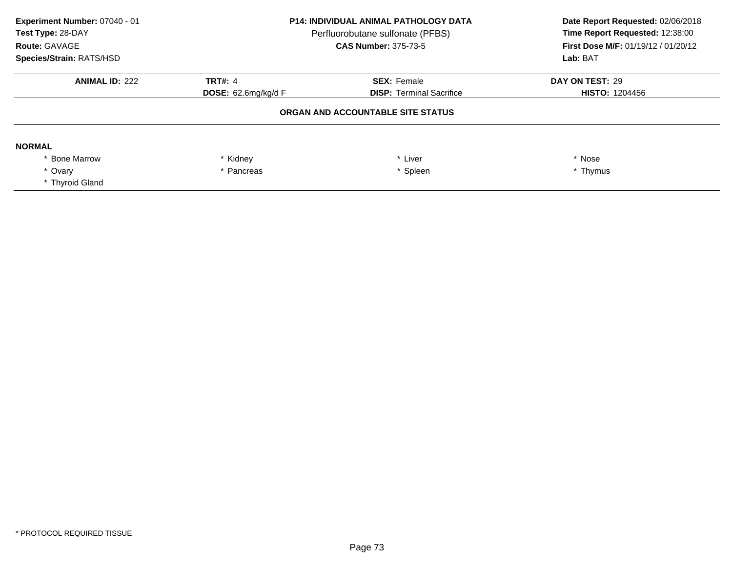**Experiment Number:** 07040 - 01
**Test Type:** 28-DAY
**Route:** GAVAGE
**Species/Strain:** RATS/HSD

**P14: INDIVIDUAL ANIMAL PATHOLOGY DATA**
Perfluorobutane sulfonate (PFBS)
**CAS Number:** 375-73-5

**Date Report Requested:** 02/06/2018
**Time Report Requested:** 12:38:00
**First Dose M/F:** 01/19/12 / 01/20/12
**Lab:** BAT

| **ANIMAL ID:** 222 | **TRT#:** 4 | **SEX:** Female | **DAY ON TEST:** 29 |
|---|---|---|---|
| | **DOSE:** 62.6mg/kg/d F | **DISP:** Terminal Sacrifice | **HISTO:** 1204456 |

**ORGAN AND ACCOUNTABLE SITE STATUS**

**NORMAL**

| | | | |
|---|---|---|---|
| * Bone Marrow | * Kidney | * Liver | * Nose |
| * Ovary | * Pancreas | * Spleen | * Thymus |
| * Thyroid Gland | | | |

* PROTOCOL REQUIRED TISSUE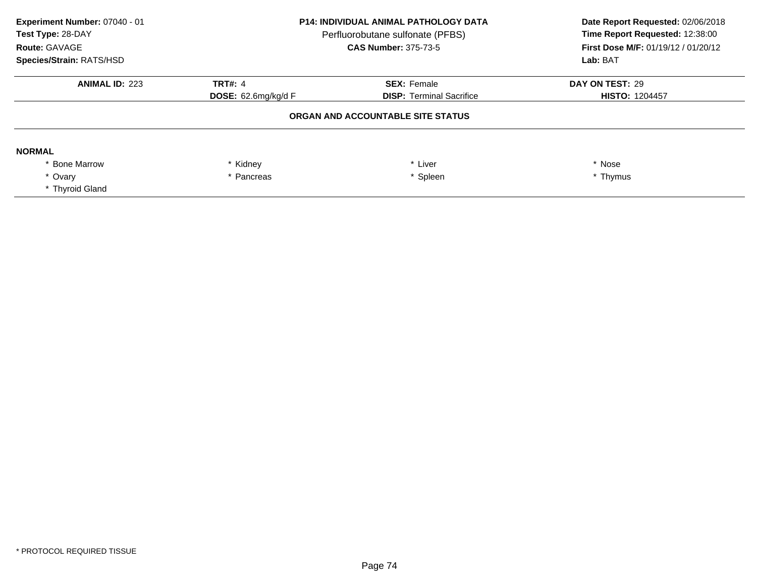**Experiment Number:** 07040 - 01
**Test Type:** 28-DAY
**Route:** GAVAGE
**Species/Strain:** RATS/HSD

**P14: INDIVIDUAL ANIMAL PATHOLOGY DATA**
Perfluorobutane sulfonate (PFBS)
**CAS Number:** 375-73-5

**Date Report Requested:** 02/06/2018
**Time Report Requested:** 12:38:00
**First Dose M/F:** 01/19/12 / 01/20/12
**Lab:** BAT

| **ANIMAL ID:** 223 | **TRT#:** 4 | **SEX:** Female | **DAY ON TEST:** 29 |
|---|---|---|---|
| | **DOSE:** 62.6mg/kg/d F | **DISP:** Terminal Sacrifice | **HISTO:** 1204457 |

**ORGAN AND ACCOUNTABLE SITE STATUS**

**NORMAL**

| | | | |
|---|---|---|---|
| * Bone Marrow | * Kidney | * Liver | * Nose |
| * Ovary | * Pancreas | * Spleen | * Thymus |
| * Thyroid Gland | | | |

* PROTOCOL REQUIRED TISSUE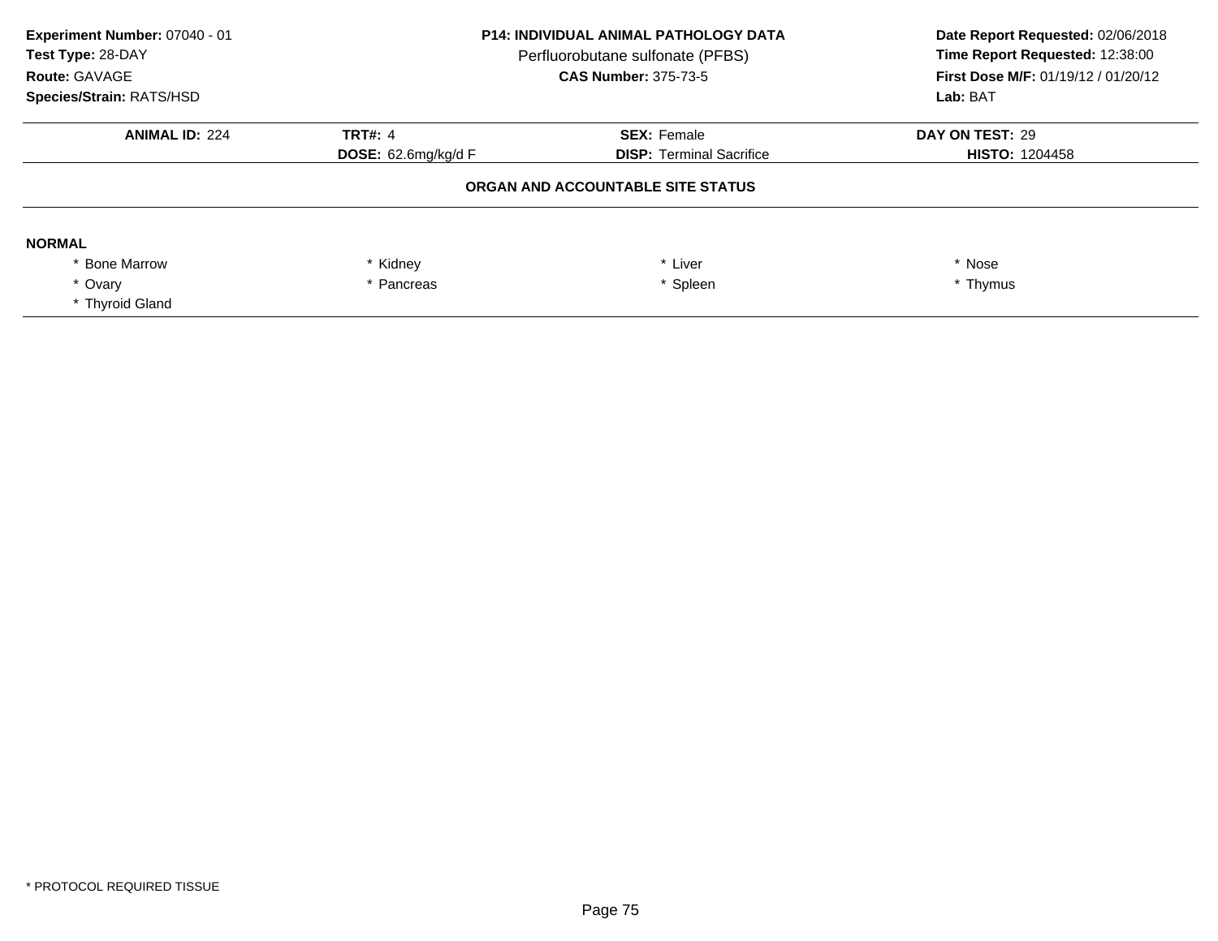**Experiment Number:** 07040 - 01
**Test Type:** 28-DAY
**Route:** GAVAGE
**Species/Strain:** RATS/HSD

**P14: INDIVIDUAL ANIMAL PATHOLOGY DATA**
Perfluorobutane sulfonate (PFBS)
**CAS Number:** 375-73-5

**Date Report Requested:** 02/06/2018
**Time Report Requested:** 12:38:00
**First Dose M/F:** 01/19/12 / 01/20/12
**Lab:** BAT

| **ANIMAL ID:** 224 | **TRT#:** 4 | **SEX:** Female | **DAY ON TEST:** 29 |
|---|---|---|---|
| | **DOSE:** 62.6mg/kg/d F | **DISP:** Terminal Sacrifice | **HISTO:** 1204458 |

**ORGAN AND ACCOUNTABLE SITE STATUS**

**NORMAL**

| | | | |
|---|---|---|---|
| * Bone Marrow | * Kidney | * Liver | * Nose |
| * Ovary | * Pancreas | * Spleen | * Thymus |
| * Thyroid Gland | | | |

* PROTOCOL REQUIRED TISSUE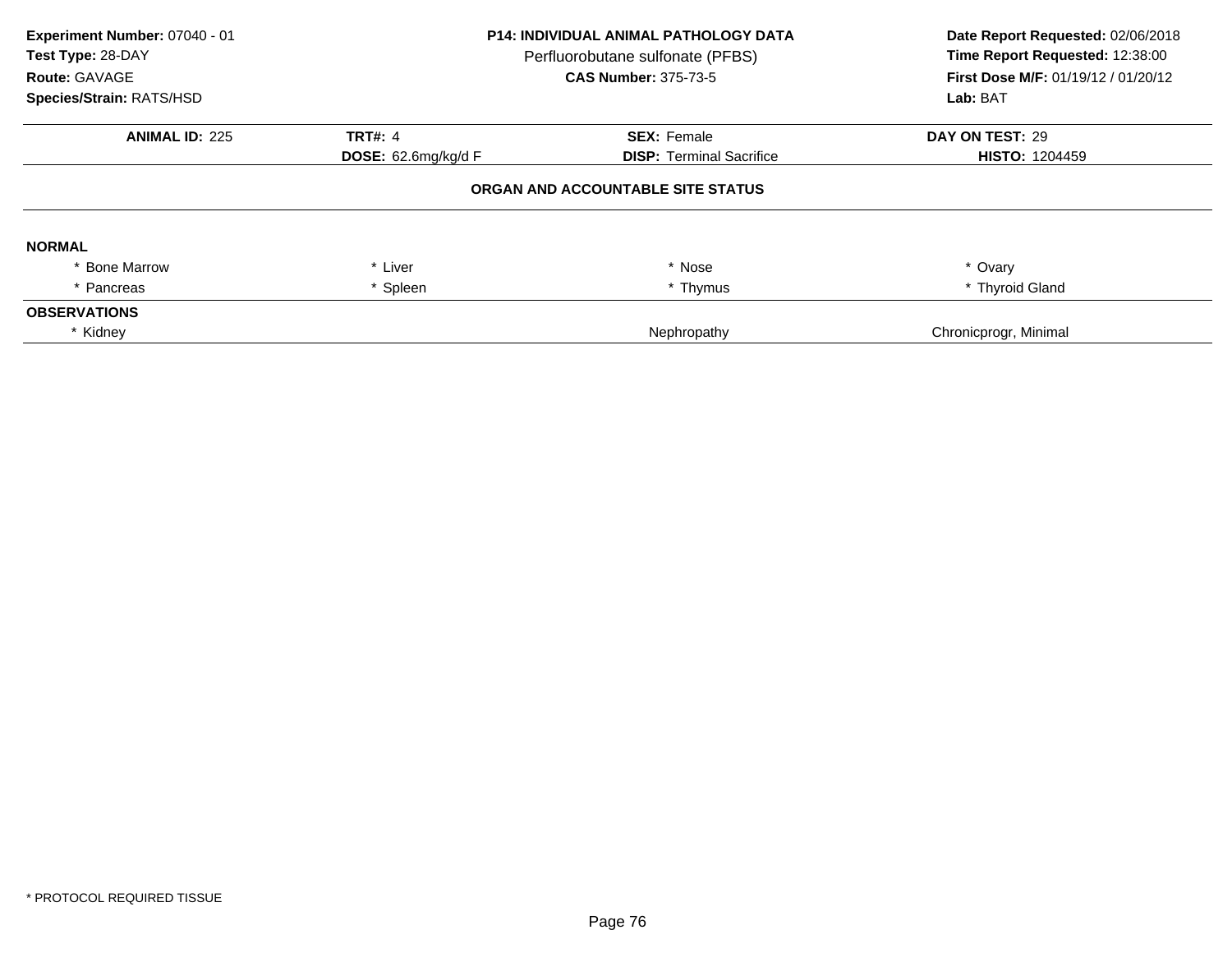**Experiment Number:** 07040 - 01
**Test Type:** 28-DAY
**Route:** GAVAGE
**Species/Strain:** RATS/HSD

**P14: INDIVIDUAL ANIMAL PATHOLOGY DATA**
Perfluorobutane sulfonate (PFBS)
**CAS Number:** 375-73-5

**Date Report Requested:** 02/06/2018
**Time Report Requested:** 12:38:00
**First Dose M/F:** 01/19/12 / 01/20/12
**Lab:** BAT

| **ANIMAL ID:** 225 | **TRT#:** 4 | **SEX:** Female | **DAY ON TEST:** 29 |
|---|---|---|---|
| | **DOSE:** 62.6mg/kg/d F | **DISP:** Terminal Sacrifice | **HISTO:** 1204459 |

**ORGAN AND ACCOUNTABLE SITE STATUS**

**NORMAL**

| | | | |
|---|---|---|---|
| * Bone Marrow | * Liver | * Nose | * Ovary |
| * Pancreas | * Spleen | * Thymus | * Thyroid Gland |

**OBSERVATIONS**

| | | |
|---|---|---|
| * Kidney | Nephropathy | Chronicprogr, Minimal |

* PROTOCOL REQUIRED TISSUE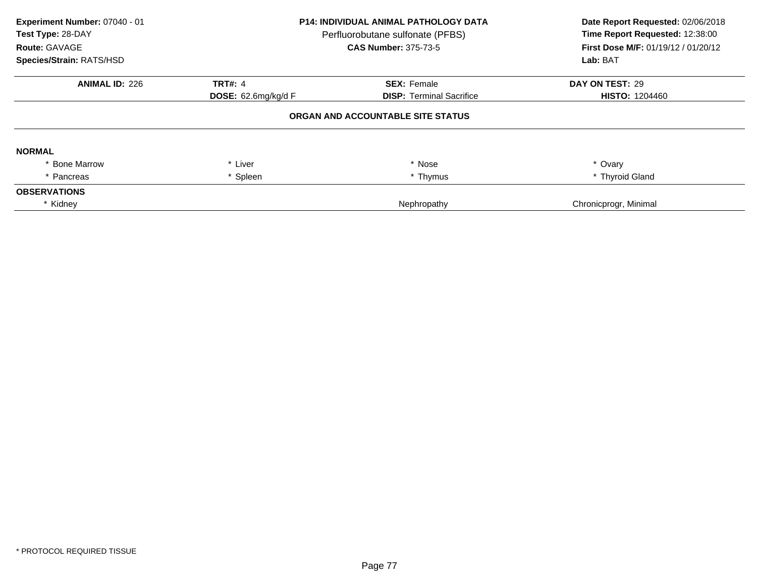**Experiment Number:** 07040 - 01
**Test Type:** 28-DAY
**Route:** GAVAGE
**Species/Strain:** RATS/HSD

**P14: INDIVIDUAL ANIMAL PATHOLOGY DATA**
Perfluorobutane sulfonate (PFBS)
**CAS Number:** 375-73-5

**Date Report Requested:** 02/06/2018
**Time Report Requested:** 12:38:00
**First Dose M/F:** 01/19/12 / 01/20/12
**Lab:** BAT

| **ANIMAL ID:** 226 | **TRT#:** 4 | **SEX:** Female | **DAY ON TEST:** 29 |
|---|---|---|---|
| | **DOSE:** 62.6mg/kg/d F | **DISP:** Terminal Sacrifice | **HISTO:** 1204460 |

## ORGAN AND ACCOUNTABLE SITE STATUS

**NORMAL**

| | | | |
|---|---|---|---|
| * Bone Marrow | * Liver | * Nose | * Ovary |
| * Pancreas | * Spleen | * Thymus | * Thyroid Gland |

**OBSERVATIONS**

| | | |
|---|---|---|
| * Kidney | Nephropathy | Chronicprogr, Minimal |

* PROTOCOL REQUIRED TISSUE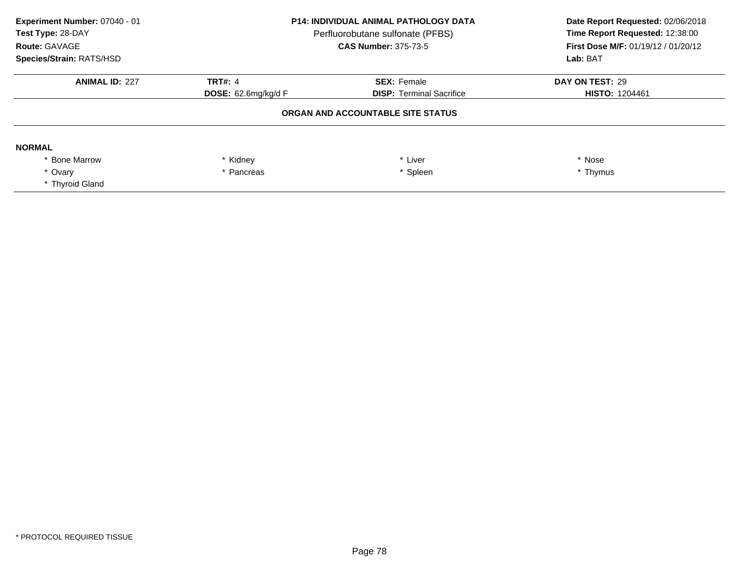**Experiment Number:** 07040 - 01
**Test Type:** 28-DAY
**Route:** GAVAGE
**Species/Strain:** RATS/HSD

**P14: INDIVIDUAL ANIMAL PATHOLOGY DATA**
Perfluorobutane sulfonate (PFBS)
**CAS Number:** 375-73-5

**Date Report Requested:** 02/06/2018
**Time Report Requested:** 12:38:00
**First Dose M/F:** 01/19/12 / 01/20/12
**Lab:** BAT

| **ANIMAL ID:** 227 | **TRT#:** 4 | **SEX:** Female | **DAY ON TEST:** 29 |
|---|---|---|---|
| | **DOSE:** 62.6mg/kg/d F | **DISP:** Terminal Sacrifice | **HISTO:** 1204461 |

**ORGAN AND ACCOUNTABLE SITE STATUS**

**NORMAL**

| | | | |
|---|---|---|---|
| * Bone Marrow | * Kidney | * Liver | * Nose |
| * Ovary | * Pancreas | * Spleen | * Thymus |
| * Thyroid Gland | | | |

* PROTOCOL REQUIRED TISSUE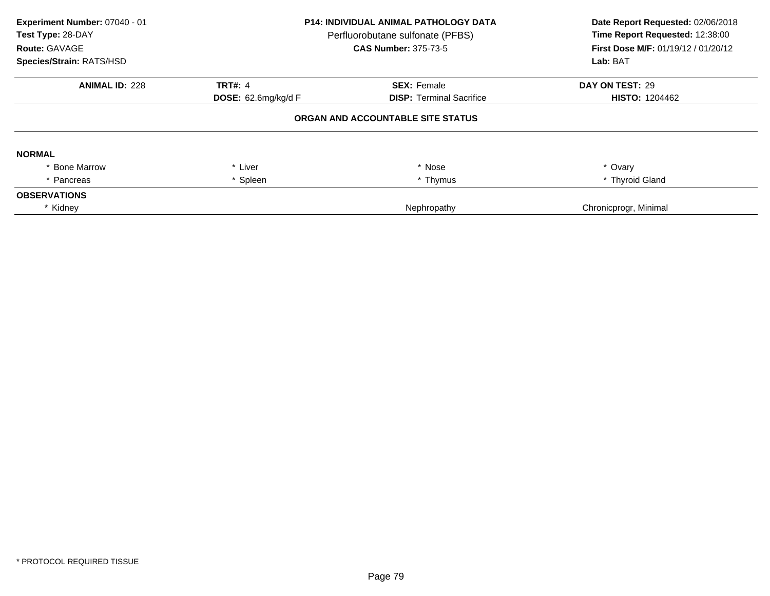**Experiment Number:** 07040 - 01
**Test Type:** 28-DAY
**Route:** GAVAGE
**Species/Strain:** RATS/HSD

**P14: INDIVIDUAL ANIMAL PATHOLOGY DATA**
Perfluorobutane sulfonate (PFBS)
**CAS Number:** 375-73-5

**Date Report Requested:** 02/06/2018
**Time Report Requested:** 12:38:00
**First Dose M/F:** 01/19/12 / 01/20/12
**Lab:** BAT

| **ANIMAL ID:** 228 | **TRT#:** 4 | **SEX:** Female | **DAY ON TEST:** 29 |
|---|---|---|---|
| | **DOSE:** 62.6mg/kg/d F | **DISP:** Terminal Sacrifice | **HISTO:** 1204462 |

**ORGAN AND ACCOUNTABLE SITE STATUS**

**NORMAL**

| | | | |
|---|---|---|---|
| * Bone Marrow | * Liver | * Nose | * Ovary |
| * Pancreas | * Spleen | * Thymus | * Thyroid Gland |

**OBSERVATIONS**

| | | |
|---|---|---|
| * Kidney | Nephropathy | Chronicprogr, Minimal |

* PROTOCOL REQUIRED TISSUE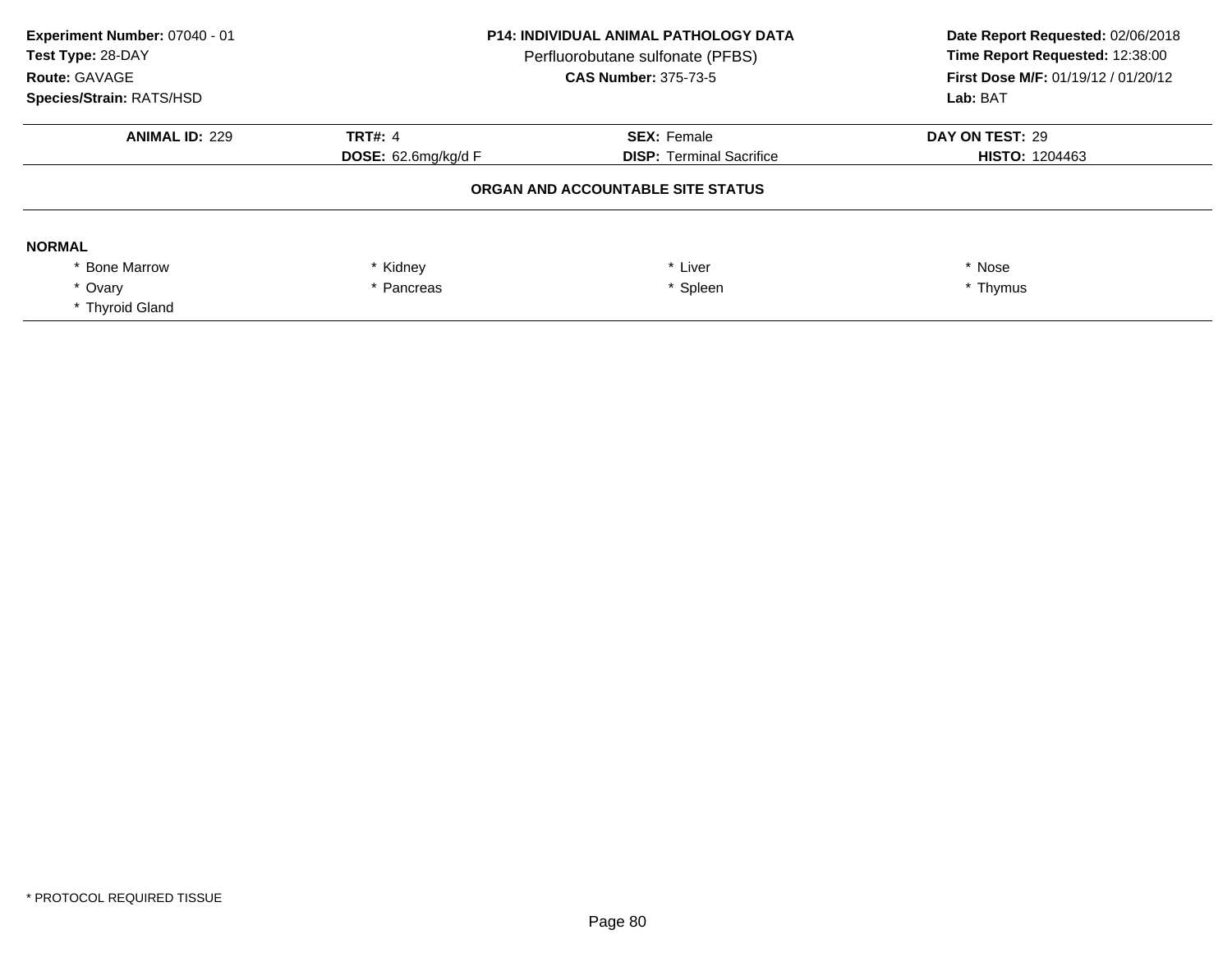**Experiment Number:** 07040 - 01
**Test Type:** 28-DAY
**Route:** GAVAGE
**Species/Strain:** RATS/HSD

**P14: INDIVIDUAL ANIMAL PATHOLOGY DATA**
Perfluorobutane sulfonate (PFBS)
**CAS Number:** 375-73-5

**Date Report Requested:** 02/06/2018
**Time Report Requested:** 12:38:00
**First Dose M/F:** 01/19/12 / 01/20/12
**Lab:** BAT

| **ANIMAL ID:** 229 | **TRT#:** 4 | **SEX:** Female | **DAY ON TEST:** 29 |
|---|---|---|---|
| | **DOSE:** 62.6mg/kg/d F | **DISP:** Terminal Sacrifice | **HISTO:** 1204463 |

**ORGAN AND ACCOUNTABLE SITE STATUS**

**NORMAL**

| | | | |
|---|---|---|---|
| * Bone Marrow | * Kidney | * Liver | * Nose |
| * Ovary | * Pancreas | * Spleen | * Thymus |
| * Thyroid Gland | | | |

* PROTOCOL REQUIRED TISSUE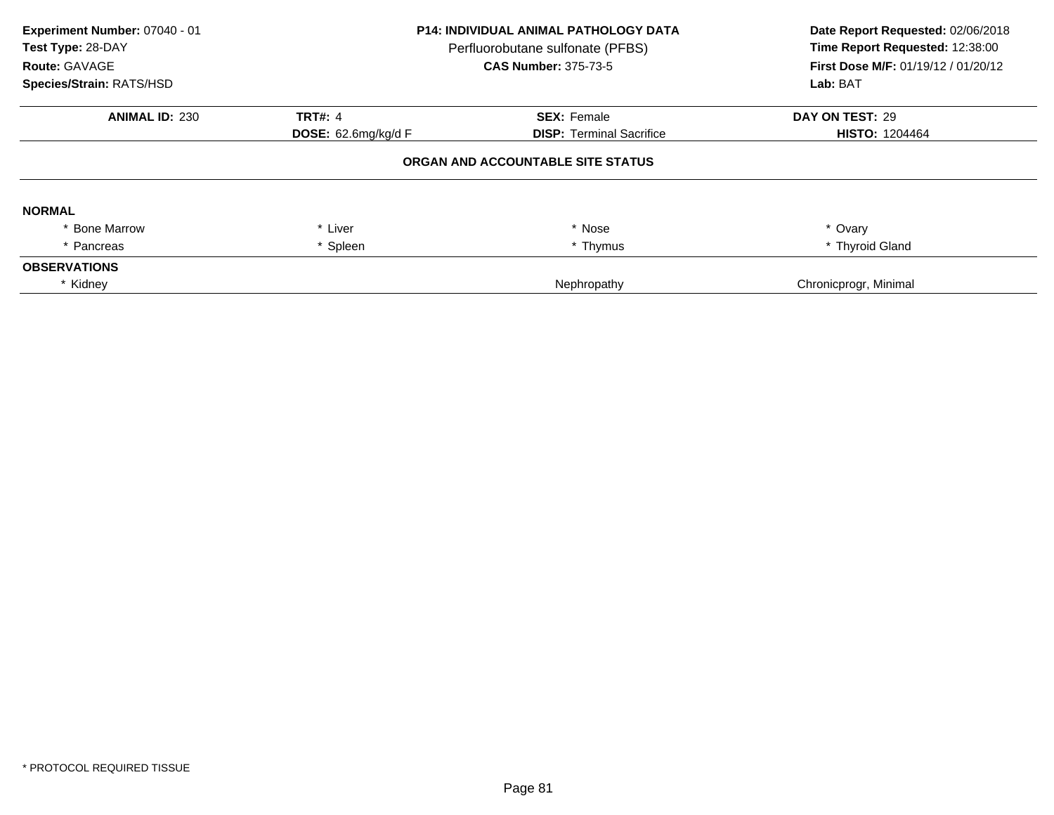**Experiment Number:** 07040 - 01
**Test Type:** 28-DAY
**Route:** GAVAGE
**Species/Strain:** RATS/HSD

**P14: INDIVIDUAL ANIMAL PATHOLOGY DATA**
Perfluorobutane sulfonate (PFBS)
**CAS Number:** 375-73-5

**Date Report Requested:** 02/06/2018
**Time Report Requested:** 12:38:00
**First Dose M/F:** 01/19/12 / 01/20/12
**Lab:** BAT

| **ANIMAL ID:** 230 | **TRT#:** 4 | **SEX:** Female | **DAY ON TEST:** 29 |
|---|---|---|---|
| | **DOSE:** 62.6mg/kg/d F | **DISP:** Terminal Sacrifice | **HISTO:** 1204464 |

**ORGAN AND ACCOUNTABLE SITE STATUS**

**NORMAL**

| | | | |
|---|---|---|---|
| * Bone Marrow | * Liver | * Nose | * Ovary |
| * Pancreas | * Spleen | * Thymus | * Thyroid Gland |

**OBSERVATIONS**

| | | |
|---|---|---|
| * Kidney | Nephropathy | Chronicprogr, Minimal |

* PROTOCOL REQUIRED TISSUE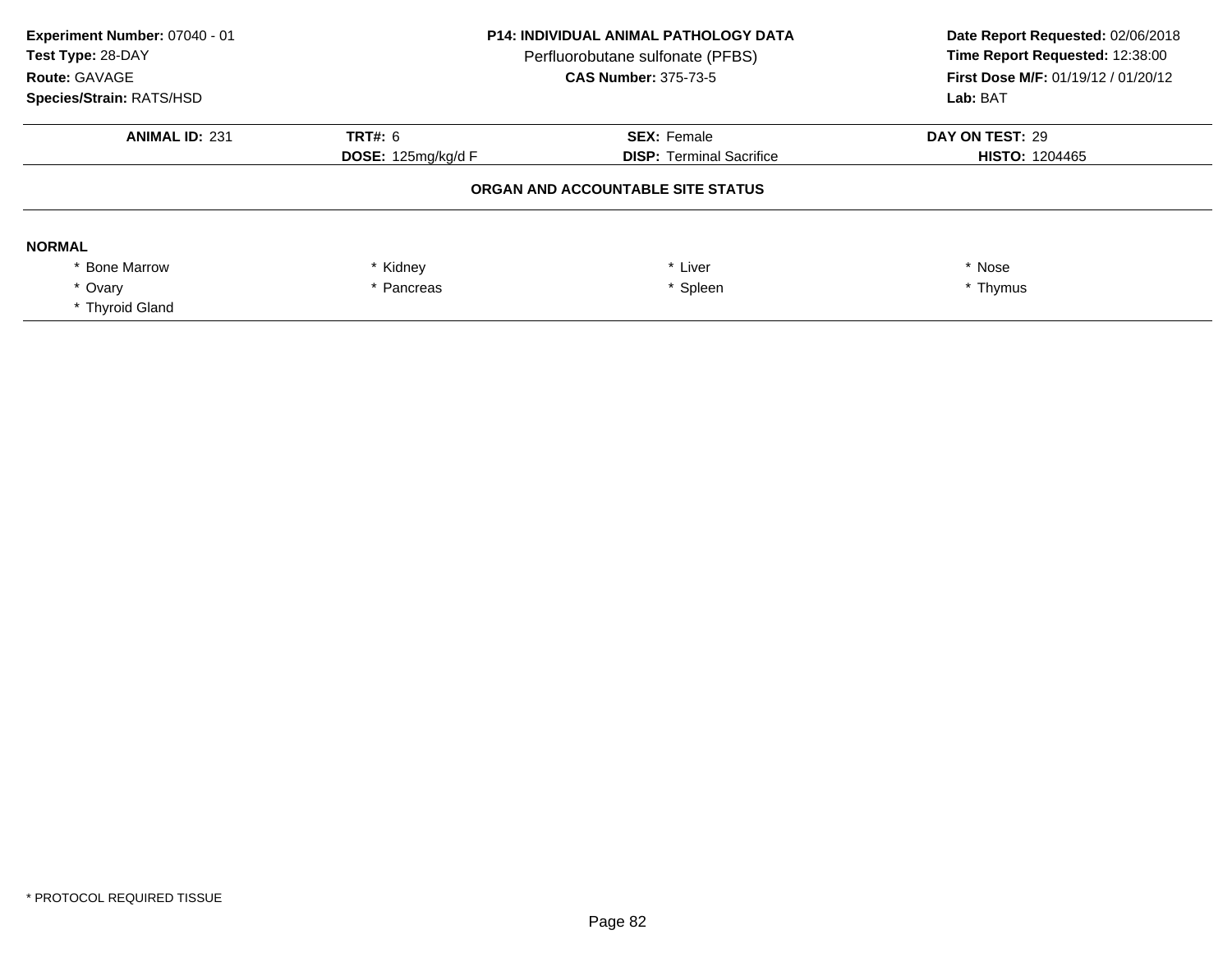**Experiment Number:** 07040 - 01
**Test Type:** 28-DAY
**Route:** GAVAGE
**Species/Strain:** RATS/HSD

**P14: INDIVIDUAL ANIMAL PATHOLOGY DATA**
Perfluorobutane sulfonate (PFBS)
**CAS Number:** 375-73-5

**Date Report Requested:** 02/06/2018
**Time Report Requested:** 12:38:00
**First Dose M/F:** 01/19/12 / 01/20/12
**Lab:** BAT

| **ANIMAL ID:** 231 | **TRT#:** 6 | **SEX:** Female | **DAY ON TEST:** 29 |
|---|---|---|---|
| | **DOSE:** 125mg/kg/d F | **DISP:** Terminal Sacrifice | **HISTO:** 1204465 |

**ORGAN AND ACCOUNTABLE SITE STATUS**

**NORMAL**

| | | | |
|---|---|---|---|
| * Bone Marrow | * Kidney | * Liver | * Nose |
| * Ovary | * Pancreas | * Spleen | * Thymus |
| * Thyroid Gland | | | |

* PROTOCOL REQUIRED TISSUE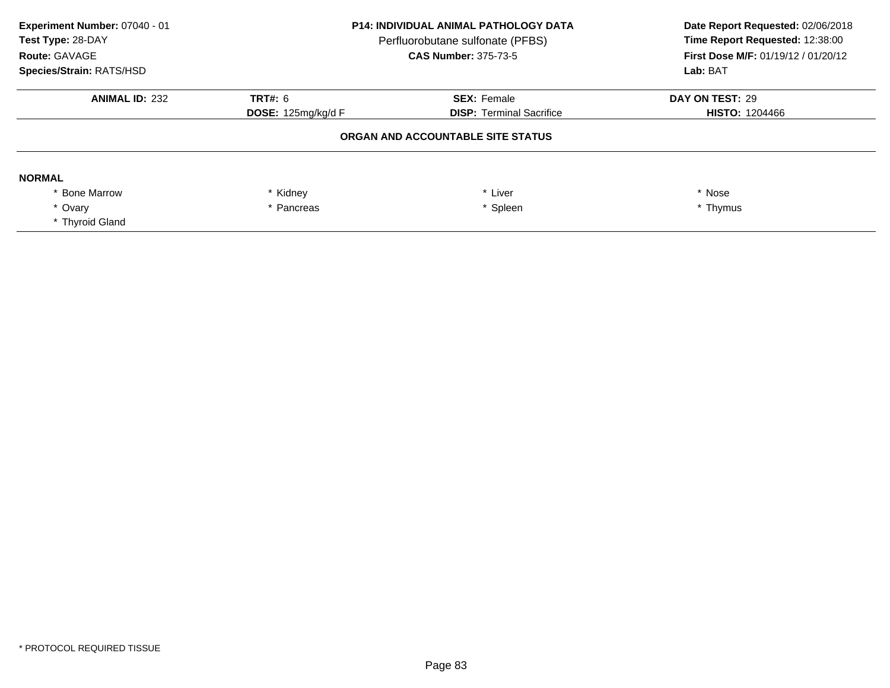**Experiment Number:** 07040 - 01
**Test Type:** 28-DAY
**Route:** GAVAGE
**Species/Strain:** RATS/HSD

**P14: INDIVIDUAL ANIMAL PATHOLOGY DATA**
Perfluorobutane sulfonate (PFBS)
**CAS Number:** 375-73-5

**Date Report Requested:** 02/06/2018
**Time Report Requested:** 12:38:00
**First Dose M/F:** 01/19/12 / 01/20/12
**Lab:** BAT

| **ANIMAL ID:** 232 | **TRT#:** 6 | **SEX:** Female | **DAY ON TEST:** 29 |
|---|---|---|---|
| | **DOSE:** 125mg/kg/d F | **DISP:** Terminal Sacrifice | **HISTO:** 1204466 |

**ORGAN AND ACCOUNTABLE SITE STATUS**

**NORMAL**

| | | | |
|---|---|---|---|
| * Bone Marrow | * Kidney | * Liver | * Nose |
| * Ovary | * Pancreas | * Spleen | * Thymus |
| * Thyroid Gland | | | |

* PROTOCOL REQUIRED TISSUE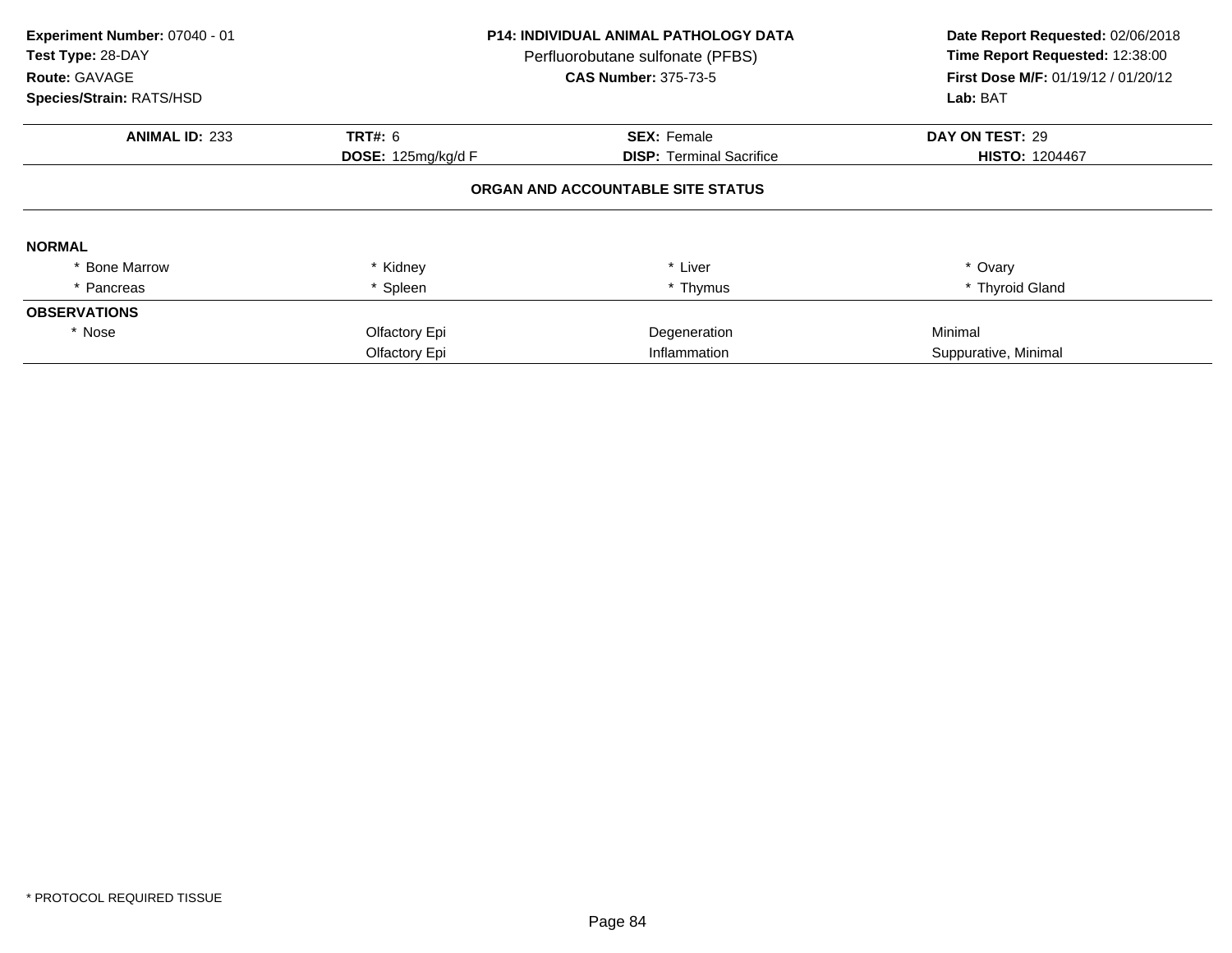**Experiment Number:** 07040 - 01
**Test Type:** 28-DAY
**Route:** GAVAGE
**Species/Strain:** RATS/HSD

**P14: INDIVIDUAL ANIMAL PATHOLOGY DATA**
Perfluorobutane sulfonate (PFBS)
**CAS Number:** 375-73-5

**Date Report Requested:** 02/06/2018
**Time Report Requested:** 12:38:00
**First Dose M/F:** 01/19/12 / 01/20/12
**Lab:** BAT

| **ANIMAL ID:** 233 | **TRT#:** 6 | **SEX:** Female | **DAY ON TEST:** 29 |
|---|---|---|---|
| | **DOSE:** 125mg/kg/d F | **DISP:** Terminal Sacrifice | **HISTO:** 1204467 |

**ORGAN AND ACCOUNTABLE SITE STATUS**

| | | | |
|---|---|---|---|
| **NORMAL** | | | |
| * Bone Marrow | * Kidney | * Liver | * Ovary |
| * Pancreas | * Spleen | * Thymus | * Thyroid Gland |
| **OBSERVATIONS** | | | |
| * Nose | Olfactory Epi | Degeneration | Minimal |
| | Olfactory Epi | Inflammation | Suppurative, Minimal |

* PROTOCOL REQUIRED TISSUE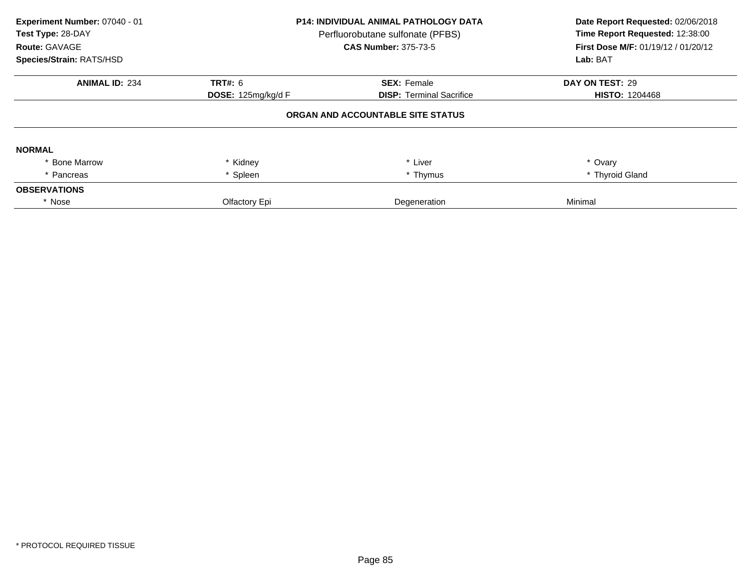**Experiment Number:** 07040 - 01
**Test Type:** 28-DAY
**Route:** GAVAGE
**Species/Strain:** RATS/HSD

**P14: INDIVIDUAL ANIMAL PATHOLOGY DATA**
Perfluorobutane sulfonate (PFBS)
**CAS Number:** 375-73-5

**Date Report Requested:** 02/06/2018
**Time Report Requested:** 12:38:00
**First Dose M/F:** 01/19/12 / 01/20/12
**Lab:** BAT

| **ANIMAL ID:** 234 | **TRT#:** 6 | **SEX:** Female | **DAY ON TEST:** 29 |
|---|---|---|---|
| | **DOSE:** 125mg/kg/d F | **DISP:** Terminal Sacrifice | **HISTO:** 1204468 |

**ORGAN AND ACCOUNTABLE SITE STATUS**

**NORMAL**

| | | | |
|---|---|---|---|
| * Bone Marrow | * Kidney | * Liver | * Ovary |
| * Pancreas | * Spleen | * Thymus | * Thyroid Gland |

**OBSERVATIONS**

| | | | |
|---|---|---|---|
| * Nose | Olfactory Epi | Degeneration | Minimal |

* PROTOCOL REQUIRED TISSUE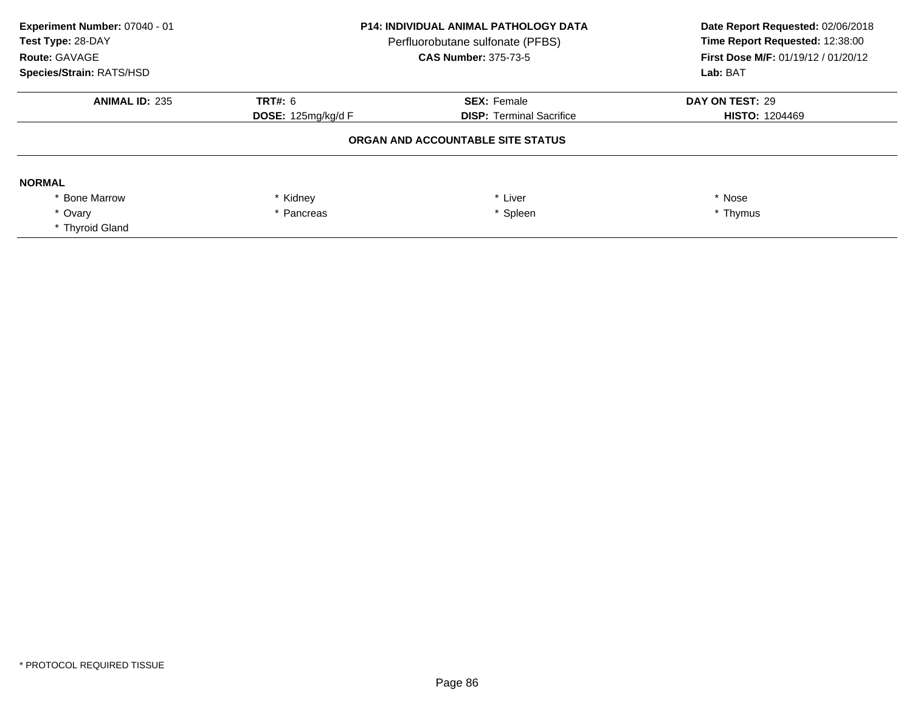**Experiment Number:** 07040 - 01
**Test Type:** 28-DAY
**Route:** GAVAGE
**Species/Strain:** RATS/HSD

**P14: INDIVIDUAL ANIMAL PATHOLOGY DATA**
Perfluorobutane sulfonate (PFBS)
**CAS Number:** 375-73-5

**Date Report Requested:** 02/06/2018
**Time Report Requested:** 12:38:00
**First Dose M/F:** 01/19/12 / 01/20/12
**Lab:** BAT

| **ANIMAL ID:** 235 | **TRT#:** 6 | **SEX:** Female | **DAY ON TEST:** 29 |
|---|---|---|---|
| | **DOSE:** 125mg/kg/d F | **DISP:** Terminal Sacrifice | **HISTO:** 1204469 |

**ORGAN AND ACCOUNTABLE SITE STATUS**

**NORMAL**

| | | | |
|---|---|---|---|
| * Bone Marrow | * Kidney | * Liver | * Nose |
| * Ovary | * Pancreas | * Spleen | * Thymus |
| * Thyroid Gland | | | |

* PROTOCOL REQUIRED TISSUE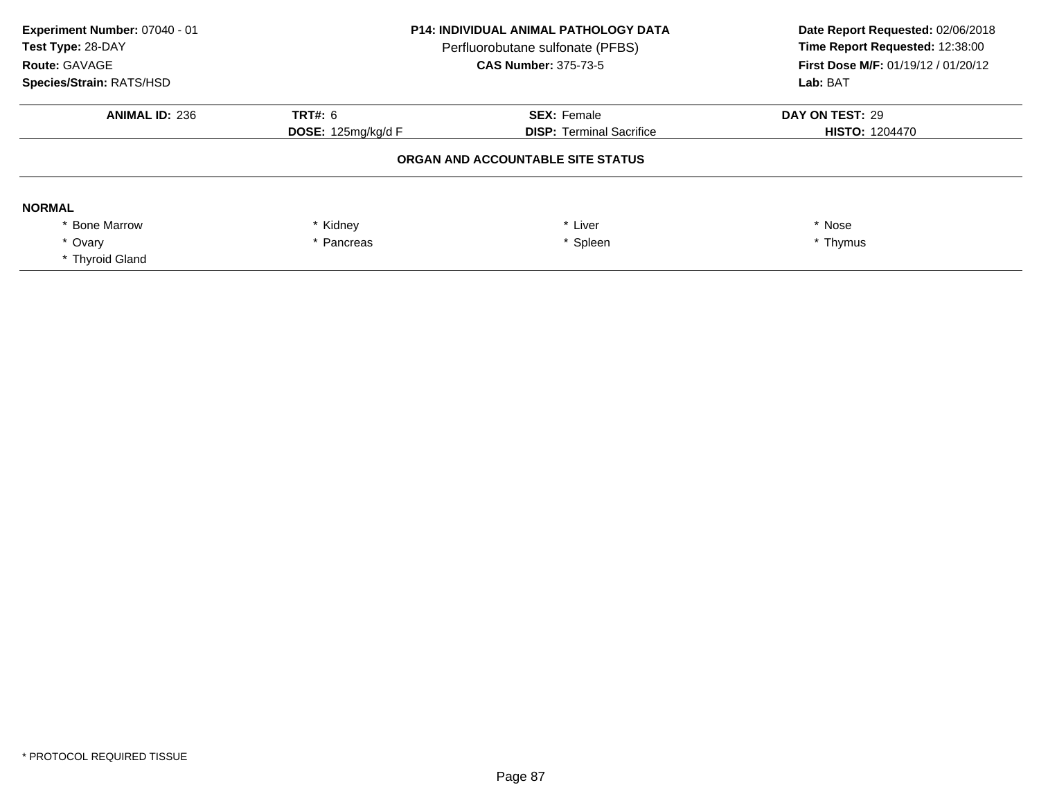**Experiment Number:** 07040 - 01
**Test Type:** 28-DAY
**Route:** GAVAGE
**Species/Strain:** RATS/HSD

**P14: INDIVIDUAL ANIMAL PATHOLOGY DATA**
Perfluorobutane sulfonate (PFBS)
**CAS Number:** 375-73-5

**Date Report Requested:** 02/06/2018
**Time Report Requested:** 12:38:00
**First Dose M/F:** 01/19/12 / 01/20/12
**Lab:** BAT

| **ANIMAL ID:** 236 | **TRT#:** 6 | **SEX:** Female | **DAY ON TEST:** 29 |
|---|---|---|---|
| | **DOSE:** 125mg/kg/d F | **DISP:** Terminal Sacrifice | **HISTO:** 1204470 |

**ORGAN AND ACCOUNTABLE SITE STATUS**

**NORMAL**

| | | | |
|---|---|---|---|
| * Bone Marrow | * Kidney | * Liver | * Nose |
| * Ovary | * Pancreas | * Spleen | * Thymus |
| * Thyroid Gland | | | |

* PROTOCOL REQUIRED TISSUE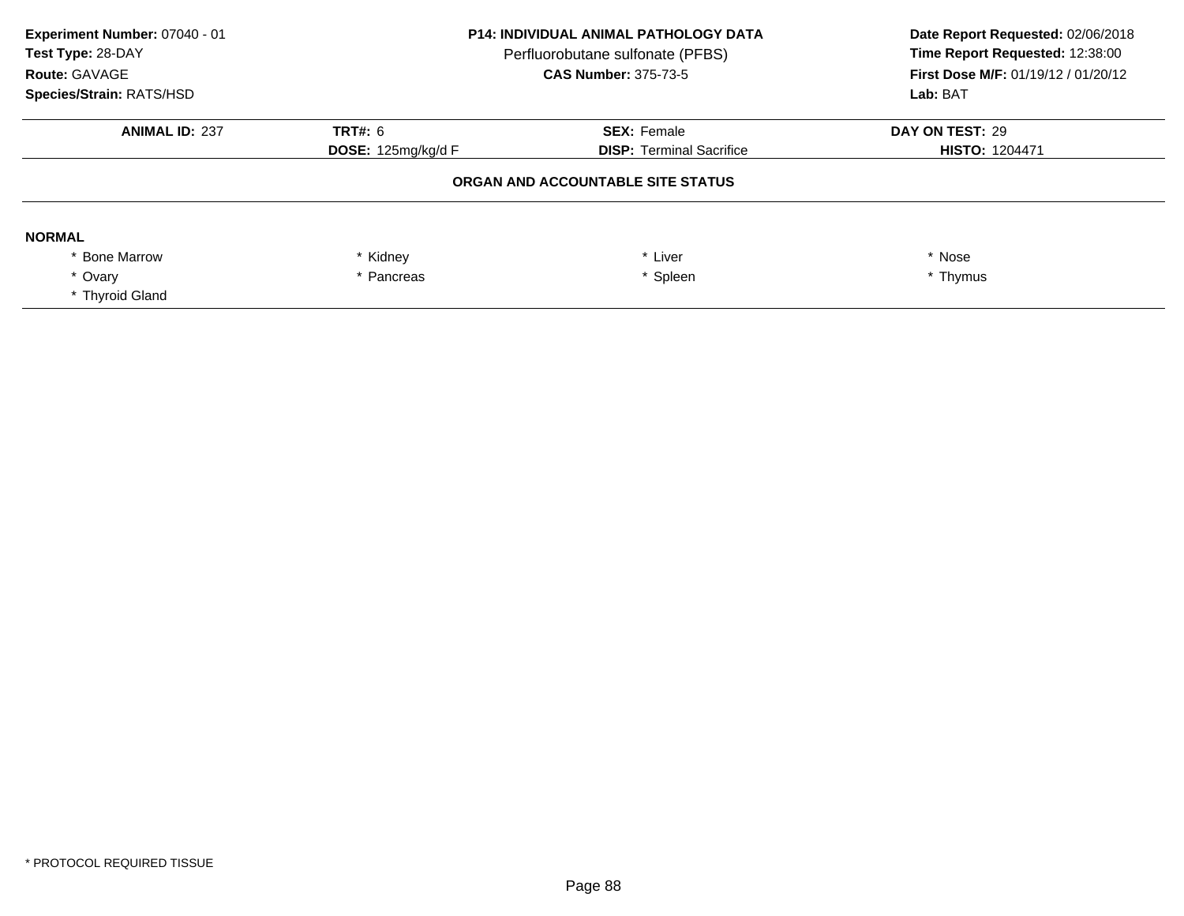**Experiment Number:** 07040 - 01
**Test Type:** 28-DAY
**Route:** GAVAGE
**Species/Strain:** RATS/HSD

**P14: INDIVIDUAL ANIMAL PATHOLOGY DATA**
Perfluorobutane sulfonate (PFBS)
**CAS Number:** 375-73-5

**Date Report Requested:** 02/06/2018
**Time Report Requested:** 12:38:00
**First Dose M/F:** 01/19/12 / 01/20/12
**Lab:** BAT

| **ANIMAL ID:** 237 | **TRT#:** 6 | **SEX:** Female | **DAY ON TEST:** 29 |
|---|---|---|---|
| | **DOSE:** 125mg/kg/d F | **DISP:** Terminal Sacrifice | **HISTO:** 1204471 |

### ORGAN AND ACCOUNTABLE SITE STATUS

**NORMAL**

| | | | |
|---|---|---|---|
| * Bone Marrow | * Kidney | * Liver | * Nose |
| * Ovary | * Pancreas | * Spleen | * Thymus |
| * Thyroid Gland | | | |

* PROTOCOL REQUIRED TISSUE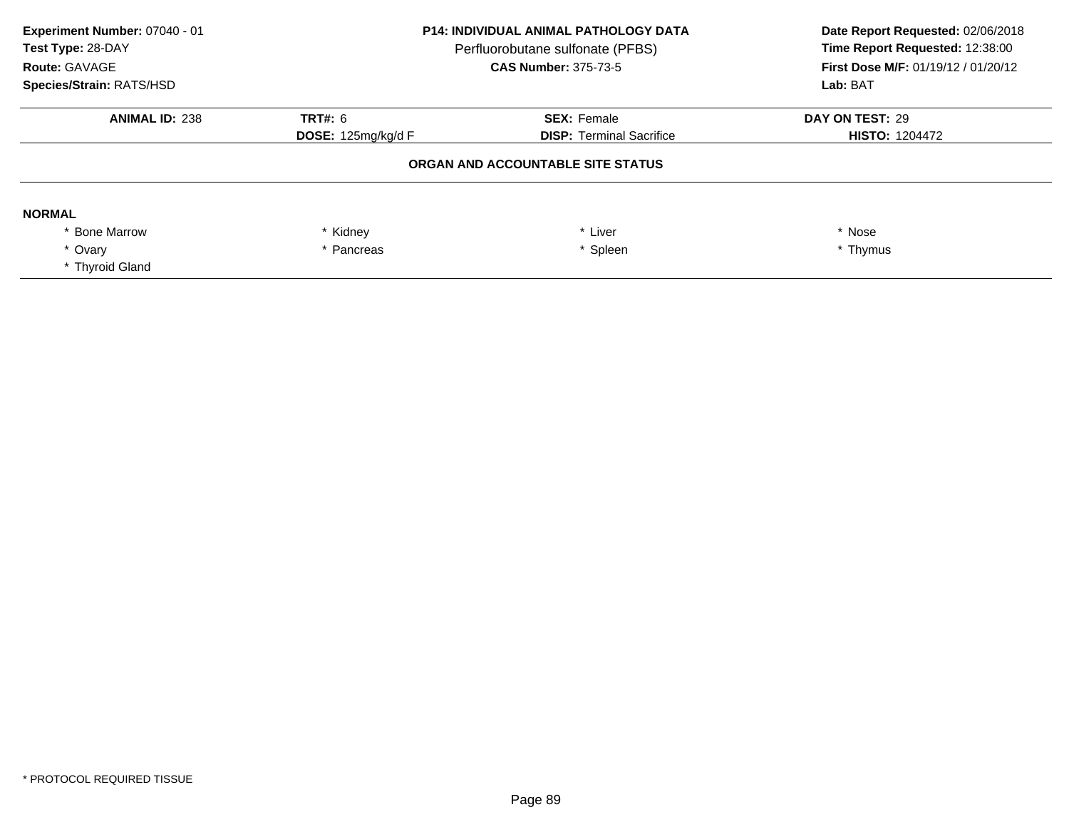**Experiment Number:** 07040 - 01
**Test Type:** 28-DAY
**Route:** GAVAGE
**Species/Strain:** RATS/HSD

**P14: INDIVIDUAL ANIMAL PATHOLOGY DATA**
Perfluorobutane sulfonate (PFBS)
**CAS Number:** 375-73-5

**Date Report Requested:** 02/06/2018
**Time Report Requested:** 12:38:00
**First Dose M/F:** 01/19/12 / 01/20/12
**Lab:** BAT

| **ANIMAL ID:** 238 | **TRT#:** 6 | **SEX:** Female | **DAY ON TEST:** 29 |
|---|---|---|---|
| | **DOSE:** 125mg/kg/d F | **DISP:** Terminal Sacrifice | **HISTO:** 1204472 |

**ORGAN AND ACCOUNTABLE SITE STATUS**

**NORMAL**

| | | | |
|---|---|---|---|
| * Bone Marrow | * Kidney | * Liver | * Nose |
| * Ovary | * Pancreas | * Spleen | * Thymus |
| * Thyroid Gland | | | |

* PROTOCOL REQUIRED TISSUE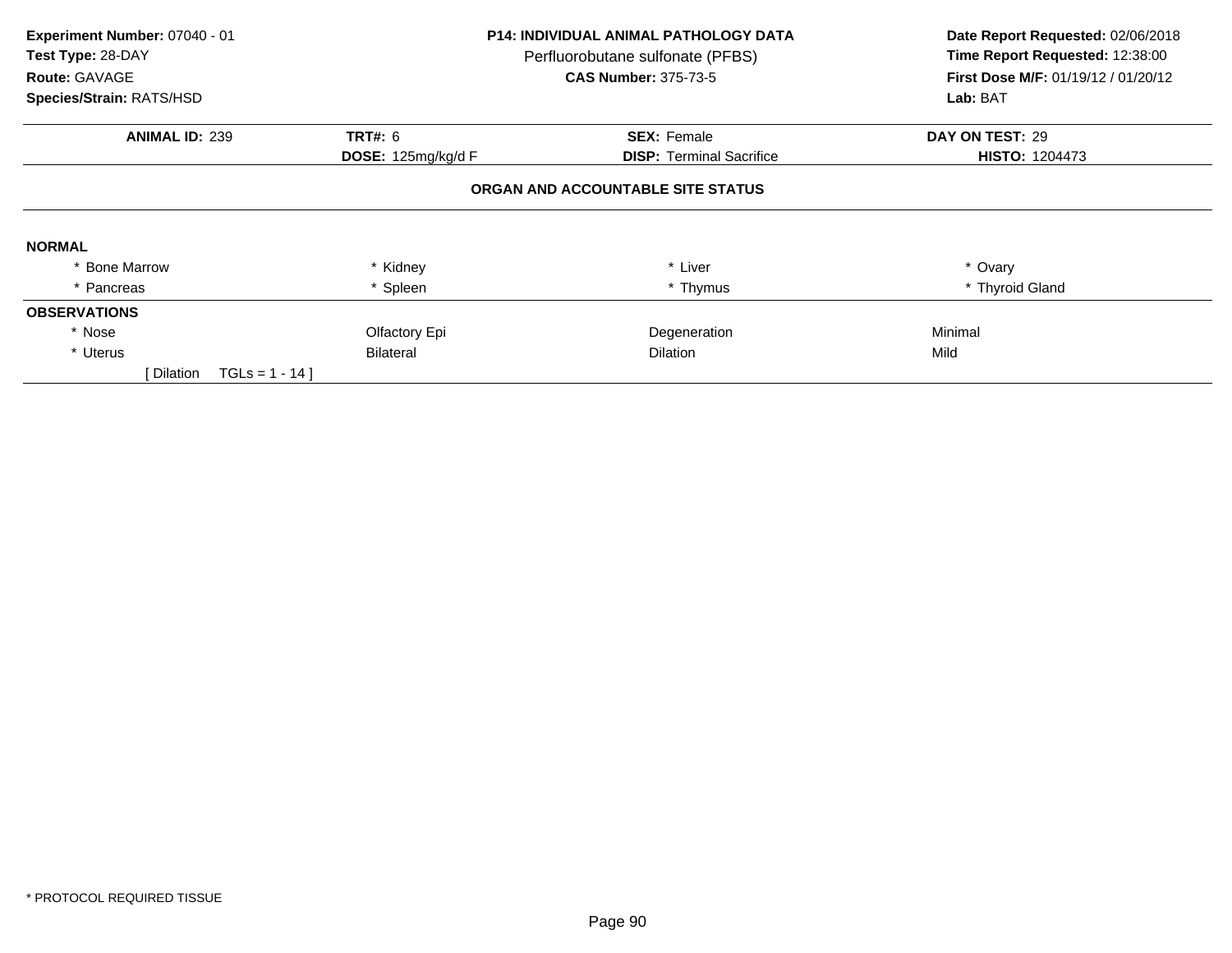**Experiment Number:** 07040 - 01
**Test Type:** 28-DAY
**Route:** GAVAGE
**Species/Strain:** RATS/HSD

**P14: INDIVIDUAL ANIMAL PATHOLOGY DATA**
Perfluorobutane sulfonate (PFBS)
**CAS Number:** 375-73-5

**Date Report Requested:** 02/06/2018
**Time Report Requested:** 12:38:00
**First Dose M/F:** 01/19/12 / 01/20/12
**Lab:** BAT

| **ANIMAL ID:** 239 | **TRT#:** 6 | **SEX:** Female | **DAY ON TEST:** 29 |
|---|---|---|---|
| | **DOSE:** 125mg/kg/d F | **DISP:** Terminal Sacrifice | **HISTO:** 1204473 |

### ORGAN AND ACCOUNTABLE SITE STATUS

**NORMAL**

| | | | |
|---|---|---|---|
| * Bone Marrow | * Kidney | * Liver | * Ovary |
| * Pancreas | * Spleen | * Thymus | * Thyroid Gland |

**OBSERVATIONS**

| | | | |
|---|---|---|---|
| * Nose | Olfactory Epi | Degeneration | Minimal |
| * Uterus | Bilateral | Dilation | Mild |
| [ Dilation TGLs = 1 - 14 ] | | | |

* PROTOCOL REQUIRED TISSUE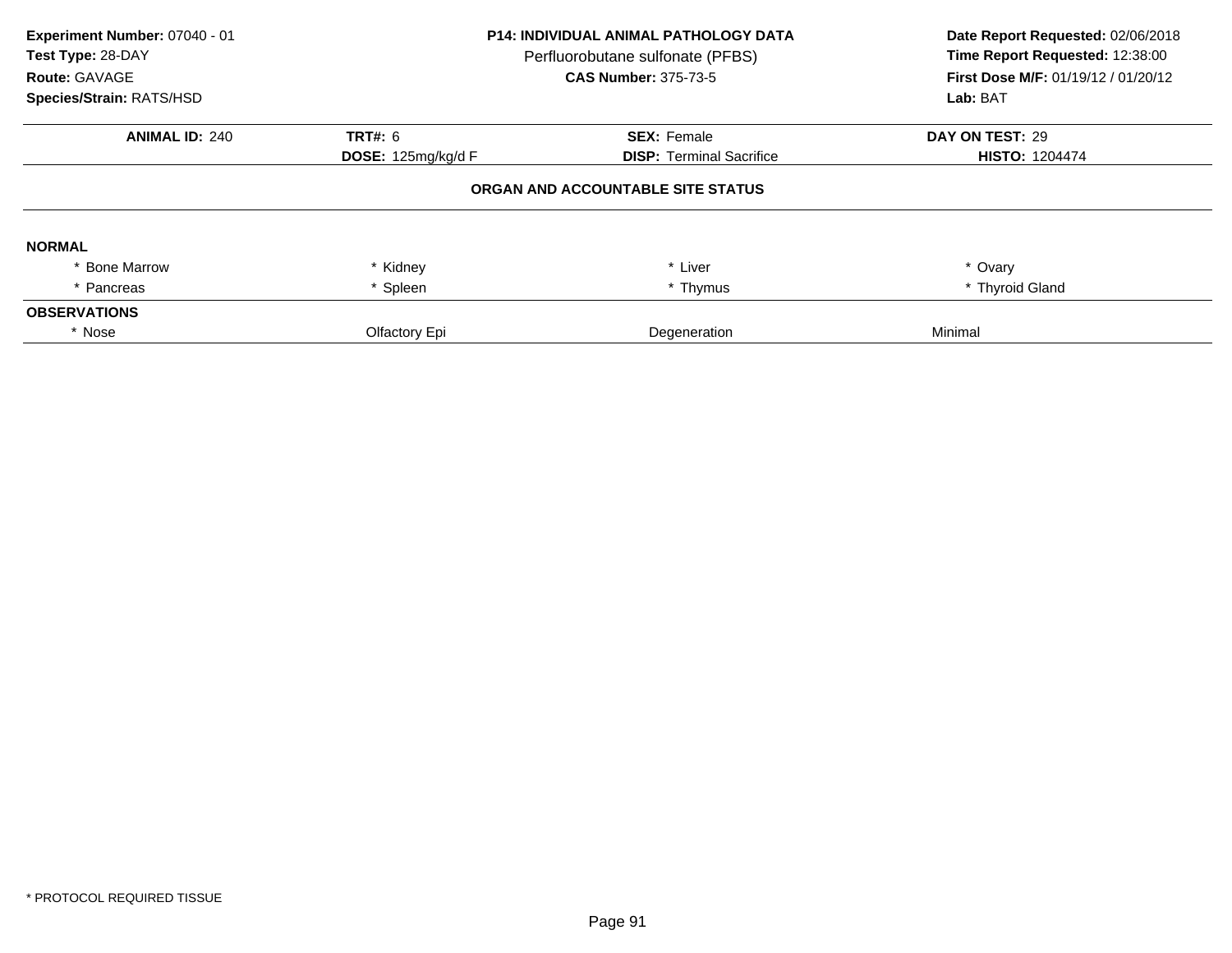**Experiment Number:** 07040 - 01
**Test Type:** 28-DAY
**Route:** GAVAGE
**Species/Strain:** RATS/HSD

**P14: INDIVIDUAL ANIMAL PATHOLOGY DATA**
Perfluorobutane sulfonate (PFBS)
**CAS Number:** 375-73-5

**Date Report Requested:** 02/06/2018
**Time Report Requested:** 12:38:00
**First Dose M/F:** 01/19/12 / 01/20/12
**Lab:** BAT

| **ANIMAL ID:** 240 | **TRT#:** 6 | **SEX:** Female | **DAY ON TEST:** 29 |
|---|---|---|---|
| | **DOSE:** 125mg/kg/d F | **DISP:** Terminal Sacrifice | **HISTO:** 1204474 |

**ORGAN AND ACCOUNTABLE SITE STATUS**

**NORMAL**

| | | | |
|---|---|---|---|
| * Bone Marrow | * Kidney | * Liver | * Ovary |
| * Pancreas | * Spleen | * Thymus | * Thyroid Gland |

**OBSERVATIONS**

| | | | |
|---|---|---|---|
| * Nose | Olfactory Epi | Degeneration | Minimal |

* PROTOCOL REQUIRED TISSUE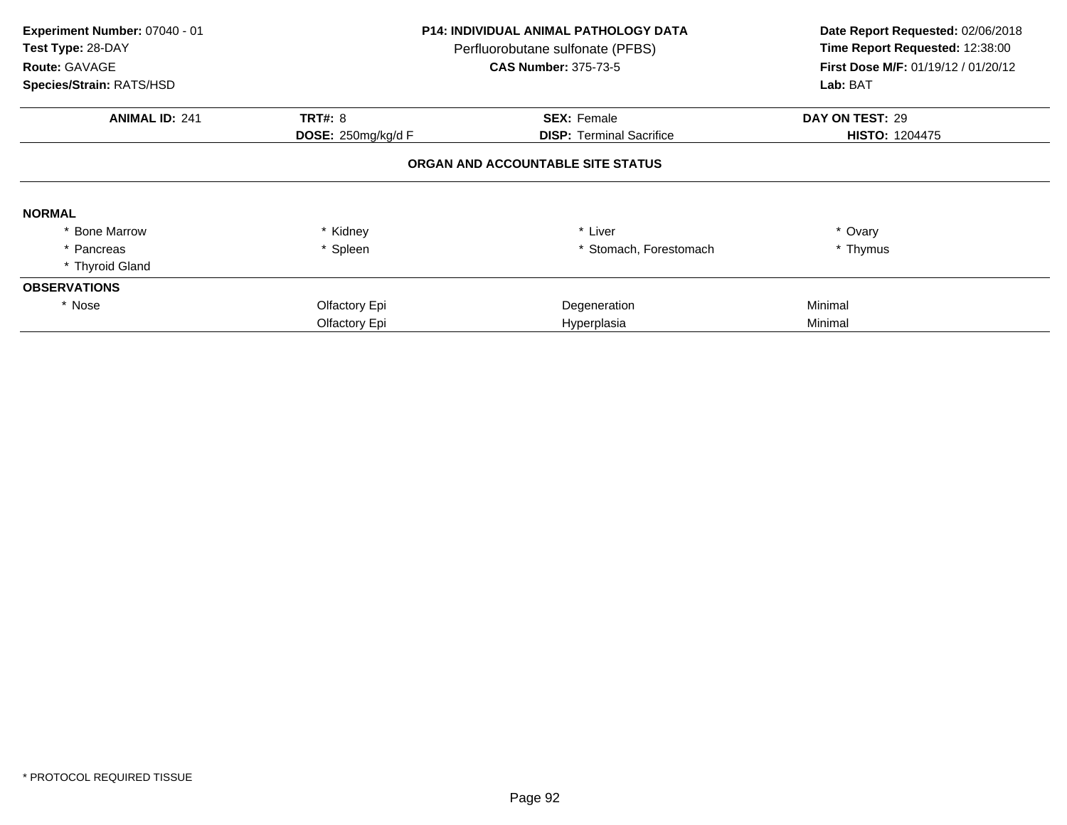**Experiment Number:** 07040 - 01
**Test Type:** 28-DAY
**Route:** GAVAGE
**Species/Strain:** RATS/HSD

**P14: INDIVIDUAL ANIMAL PATHOLOGY DATA**
Perfluorobutane sulfonate (PFBS)
**CAS Number:** 375-73-5

**Date Report Requested:** 02/06/2018
**Time Report Requested:** 12:38:00
**First Dose M/F:** 01/19/12 / 01/20/12
**Lab:** BAT

| **ANIMAL ID:** 241 | **TRT#:** 8 | **SEX:** Female | **DAY ON TEST:** 29 |
|---|---|---|---|
| | **DOSE:** 250mg/kg/d F | **DISP:** Terminal Sacrifice | **HISTO:** 1204475 |

**ORGAN AND ACCOUNTABLE SITE STATUS**

**NORMAL**

| | | | |
|---|---|---|---|
| * Bone Marrow | * Kidney | * Liver | * Ovary |
| * Pancreas | * Spleen | * Stomach, Forestomach | * Thymus |
| * Thyroid Gland | | | |

**OBSERVATIONS**

| | | | |
|---|---|---|---|
| * Nose | Olfactory Epi | Degeneration | Minimal |
| | Olfactory Epi | Hyperplasia | Minimal |

* PROTOCOL REQUIRED TISSUE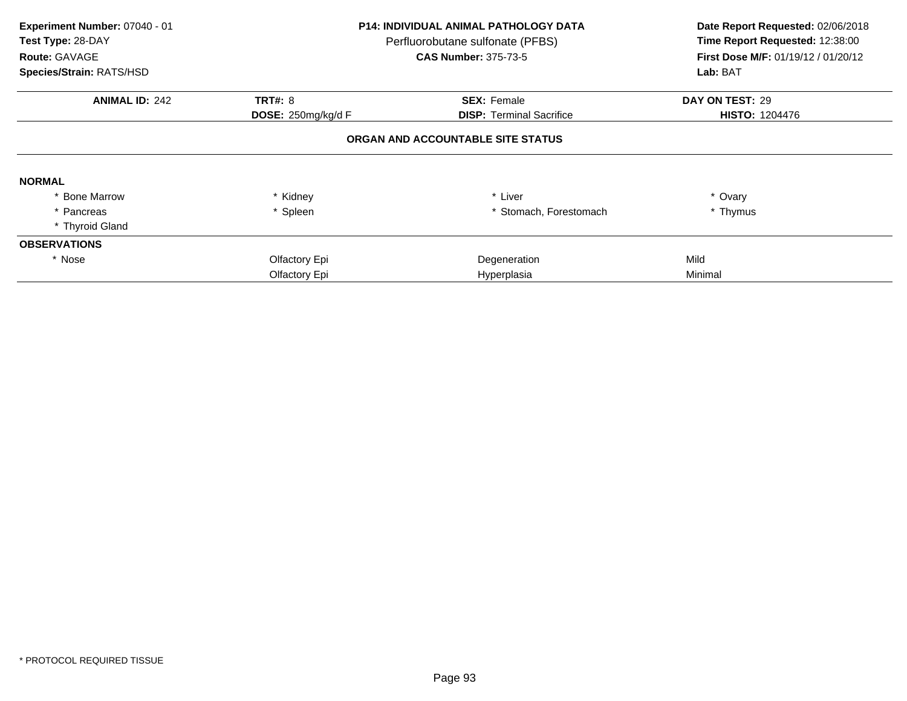**Experiment Number:** 07040 - 01
**Test Type:** 28-DAY
**Route:** GAVAGE
**Species/Strain:** RATS/HSD

**P14: INDIVIDUAL ANIMAL PATHOLOGY DATA**
Perfluorobutane sulfonate (PFBS)
**CAS Number:** 375-73-5

**Date Report Requested:** 02/06/2018
**Time Report Requested:** 12:38:00
**First Dose M/F:** 01/19/12 / 01/20/12
**Lab:** BAT

| **ANIMAL ID:** 242 | **TRT#:** 8 | **SEX:** Female | **DAY ON TEST:** 29 |
|---|---|---|---|
| | **DOSE:** 250mg/kg/d F | **DISP:** Terminal Sacrifice | **HISTO:** 1204476 |

### ORGAN AND ACCOUNTABLE SITE STATUS

**NORMAL**

| | | | |
|---|---|---|---|
| * Bone Marrow | * Kidney | * Liver | * Ovary |
| * Pancreas | * Spleen | * Stomach, Forestomach | * Thymus |
| * Thyroid Gland | | | |

**OBSERVATIONS**

| | | | |
|---|---|---|---|
| * Nose | Olfactory Epi | Degeneration | Mild |
| | Olfactory Epi | Hyperplasia | Minimal |

* PROTOCOL REQUIRED TISSUE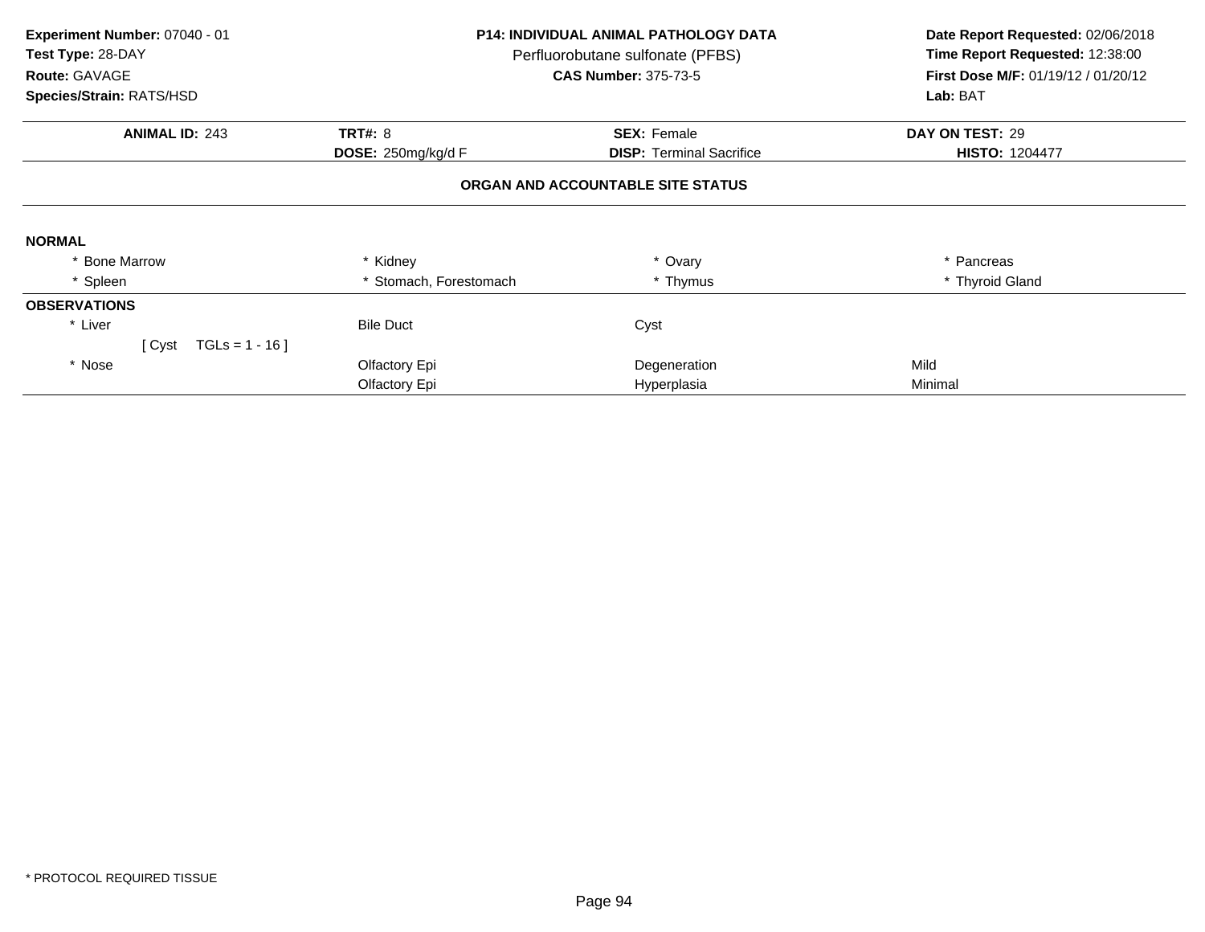**Experiment Number:** 07040 - 01
**Test Type:** 28-DAY
**Route:** GAVAGE
**Species/Strain:** RATS/HSD

**P14: INDIVIDUAL ANIMAL PATHOLOGY DATA**
Perfluorobutane sulfonate (PFBS)
**CAS Number:** 375-73-5

**Date Report Requested:** 02/06/2018
**Time Report Requested:** 12:38:00
**First Dose M/F:** 01/19/12 / 01/20/12
**Lab:** BAT

| **ANIMAL ID:** 243 | **TRT#:** 8 | **SEX:** Female | **DAY ON TEST:** 29 |
|---|---|---|---|
| | **DOSE:** 250mg/kg/d F | **DISP:** Terminal Sacrifice | **HISTO:** 1204477 |

**ORGAN AND ACCOUNTABLE SITE STATUS**

**NORMAL**

| | | | |
|---|---|---|---|
| * Bone Marrow | * Kidney | * Ovary | * Pancreas |
| * Spleen | * Stomach, Forestomach | * Thymus | * Thyroid Gland |

**OBSERVATIONS**

| | | | |
|---|---|---|---|
| * Liver | Bile Duct | Cyst | |
| [ Cyst TGLs = 1 - 16 ] | | | |
| * Nose | Olfactory Epi | Degeneration | Mild |
| | Olfactory Epi | Hyperplasia | Minimal |

* PROTOCOL REQUIRED TISSUE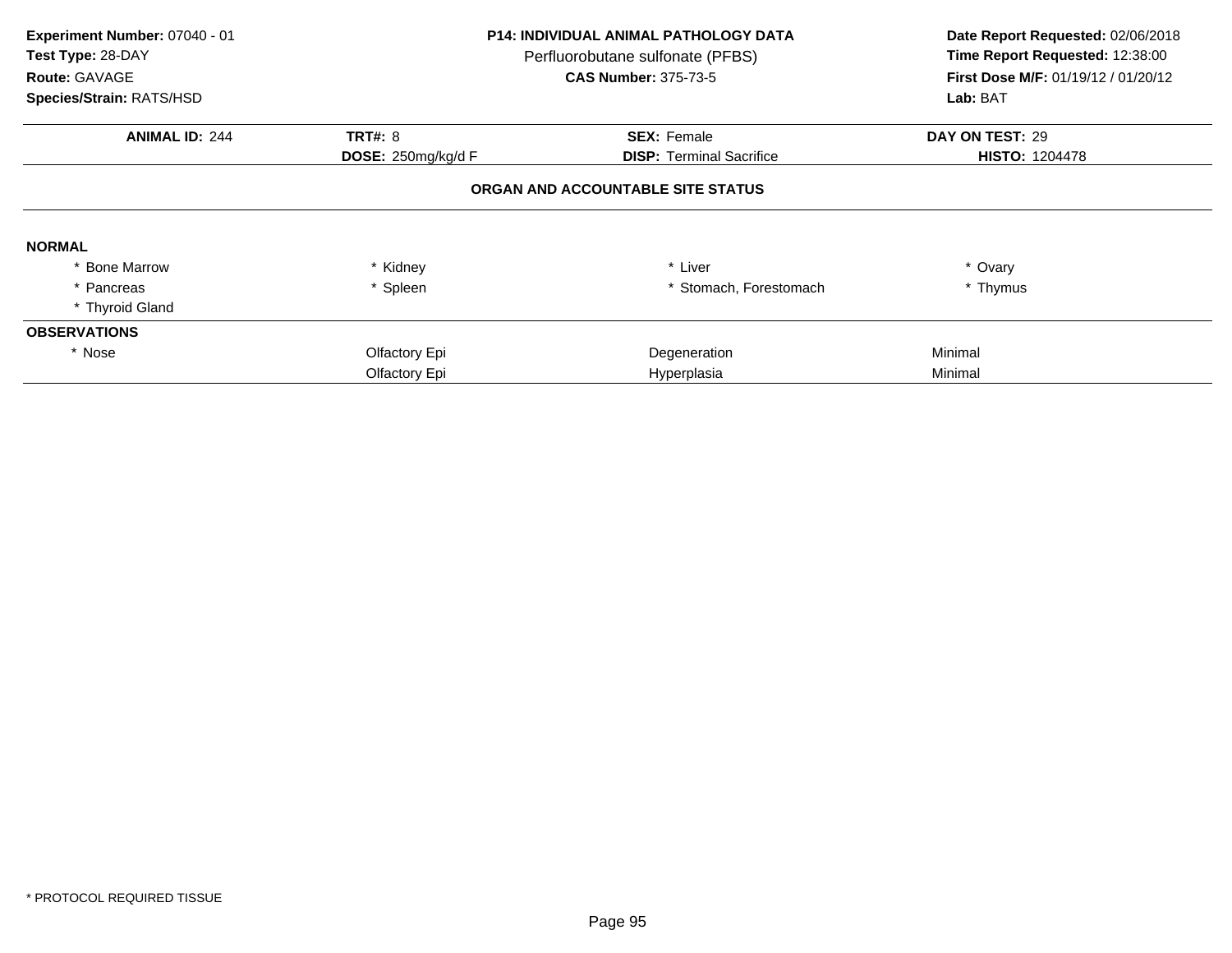**Experiment Number:** 07040 - 01
**Test Type:** 28-DAY
**Route:** GAVAGE
**Species/Strain:** RATS/HSD

**P14: INDIVIDUAL ANIMAL PATHOLOGY DATA**
Perfluorobutane sulfonate (PFBS)
**CAS Number:** 375-73-5

**Date Report Requested:** 02/06/2018
**Time Report Requested:** 12:38:00
**First Dose M/F:** 01/19/12 / 01/20/12
**Lab:** BAT

| **ANIMAL ID:** 244 | **TRT#:** 8 | **SEX:** Female | **DAY ON TEST:** 29 |
|---|---|---|---|
| | **DOSE:** 250mg/kg/d F | **DISP:** Terminal Sacrifice | **HISTO:** 1204478 |

**ORGAN AND ACCOUNTABLE SITE STATUS**

**NORMAL**

| | | | |
|---|---|---|---|
| * Bone Marrow | * Kidney | * Liver | * Ovary |
| * Pancreas | * Spleen | * Stomach, Forestomach | * Thymus |
| * Thyroid Gland | | | |

**OBSERVATIONS**

| | | | |
|---|---|---|---|
| * Nose | Olfactory Epi | Degeneration | Minimal |
| | Olfactory Epi | Hyperplasia | Minimal |

* PROTOCOL REQUIRED TISSUE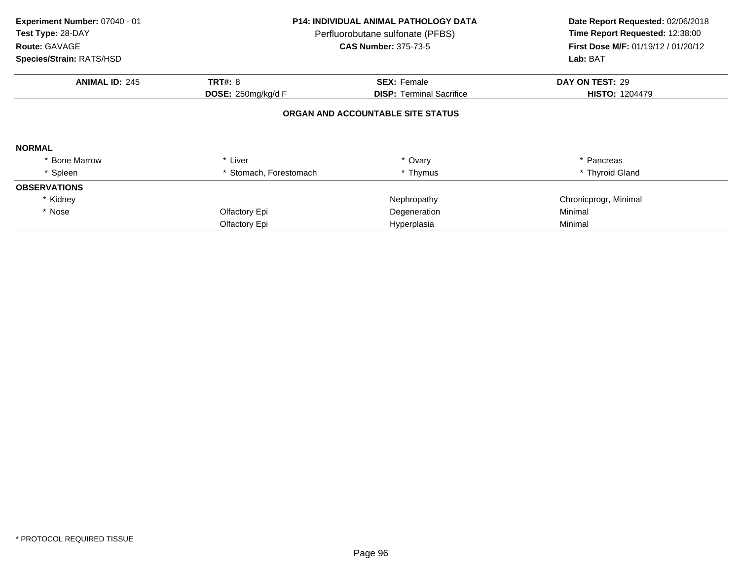**Experiment Number:** 07040 - 01
**Test Type:** 28-DAY
**Route:** GAVAGE
**Species/Strain:** RATS/HSD

**P14: INDIVIDUAL ANIMAL PATHOLOGY DATA**
Perfluorobutane sulfonate (PFBS)
**CAS Number:** 375-73-5

**Date Report Requested:** 02/06/2018
**Time Report Requested:** 12:38:00
**First Dose M/F:** 01/19/12 / 01/20/12
**Lab:** BAT

| **ANIMAL ID:** 245 | **TRT#:** 8 | **SEX:** Female | **DAY ON TEST:** 29 |
|---|---|---|---|
| | **DOSE:** 250mg/kg/d F | **DISP:** Terminal Sacrifice | **HISTO:** 1204479 |

**ORGAN AND ACCOUNTABLE SITE STATUS**

**NORMAL**

| | | | |
|---|---|---|---|
| * Bone Marrow | * Liver | * Ovary | * Pancreas |
| * Spleen | * Stomach, Forestomach | * Thymus | * Thyroid Gland |

**OBSERVATIONS**

| | | | |
|---|---|---|---|
| * Kidney | | Nephropathy | Chronicprogr, Minimal |
| * Nose | Olfactory Epi | Degeneration | Minimal |
| | Olfactory Epi | Hyperplasia | Minimal |

* PROTOCOL REQUIRED TISSUE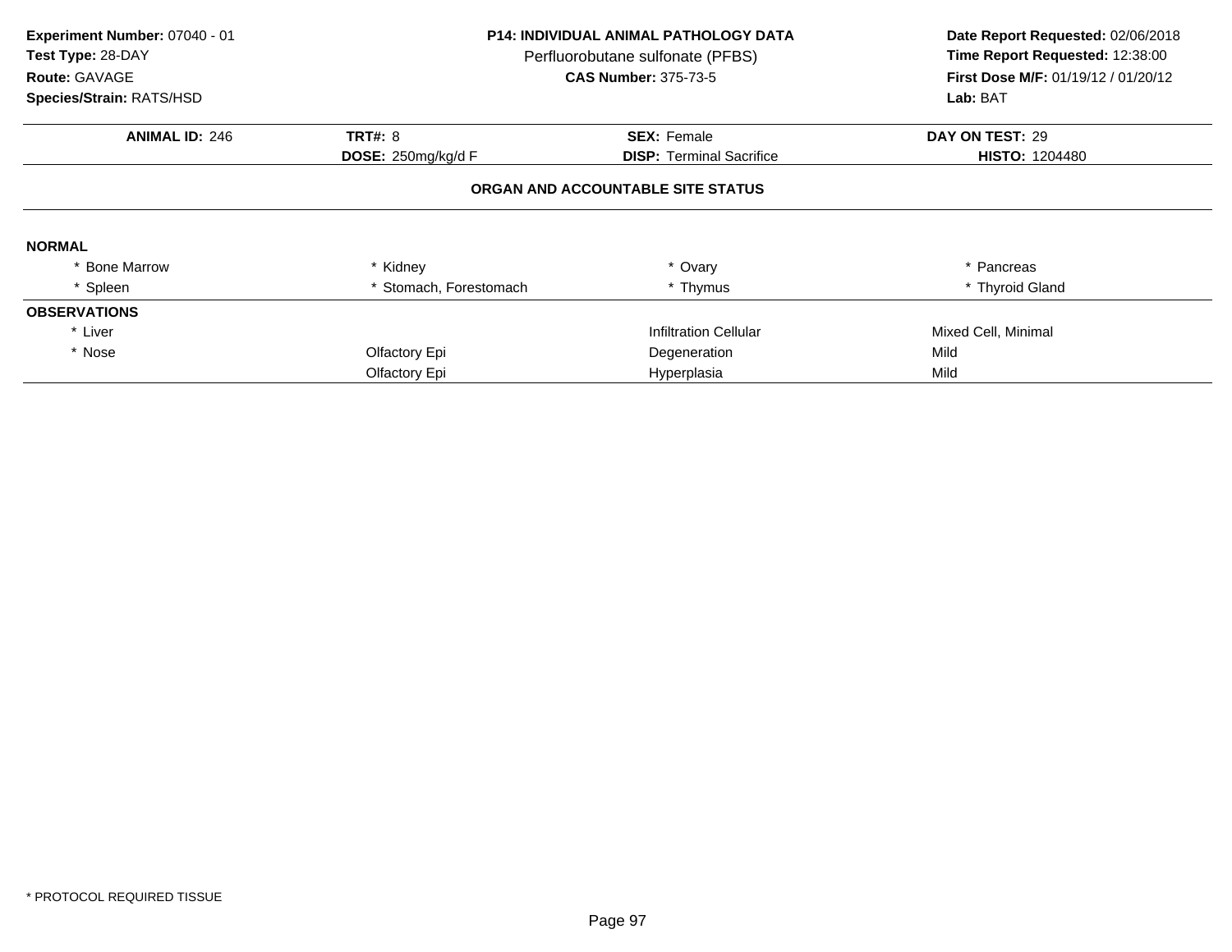**Experiment Number:** 07040 - 01
**Test Type:** 28-DAY
**Route:** GAVAGE
**Species/Strain:** RATS/HSD

**P14: INDIVIDUAL ANIMAL PATHOLOGY DATA**
Perfluorobutane sulfonate (PFBS)
**CAS Number:** 375-73-5

**Date Report Requested:** 02/06/2018
**Time Report Requested:** 12:38:00
**First Dose M/F:** 01/19/12 / 01/20/12
**Lab:** BAT

| **ANIMAL ID:** 246 | **TRT#:** 8 | **SEX:** Female | **DAY ON TEST:** 29 |
|---|---|---|---|
| | **DOSE:** 250mg/kg/d F | **DISP:** Terminal Sacrifice | **HISTO:** 1204480 |

### ORGAN AND ACCOUNTABLE SITE STATUS

**NORMAL**

| | | | |
|---|---|---|---|
| * Bone Marrow | * Kidney | * Ovary | * Pancreas |
| * Spleen | * Stomach, Forestomach | * Thymus | * Thyroid Gland |

**OBSERVATIONS**

| | | | |
|---|---|---|---|
| * Liver | | Infiltration Cellular | Mixed Cell, Minimal |
| * Nose | Olfactory Epi | Degeneration | Mild |
| | Olfactory Epi | Hyperplasia | Mild |

* PROTOCOL REQUIRED TISSUE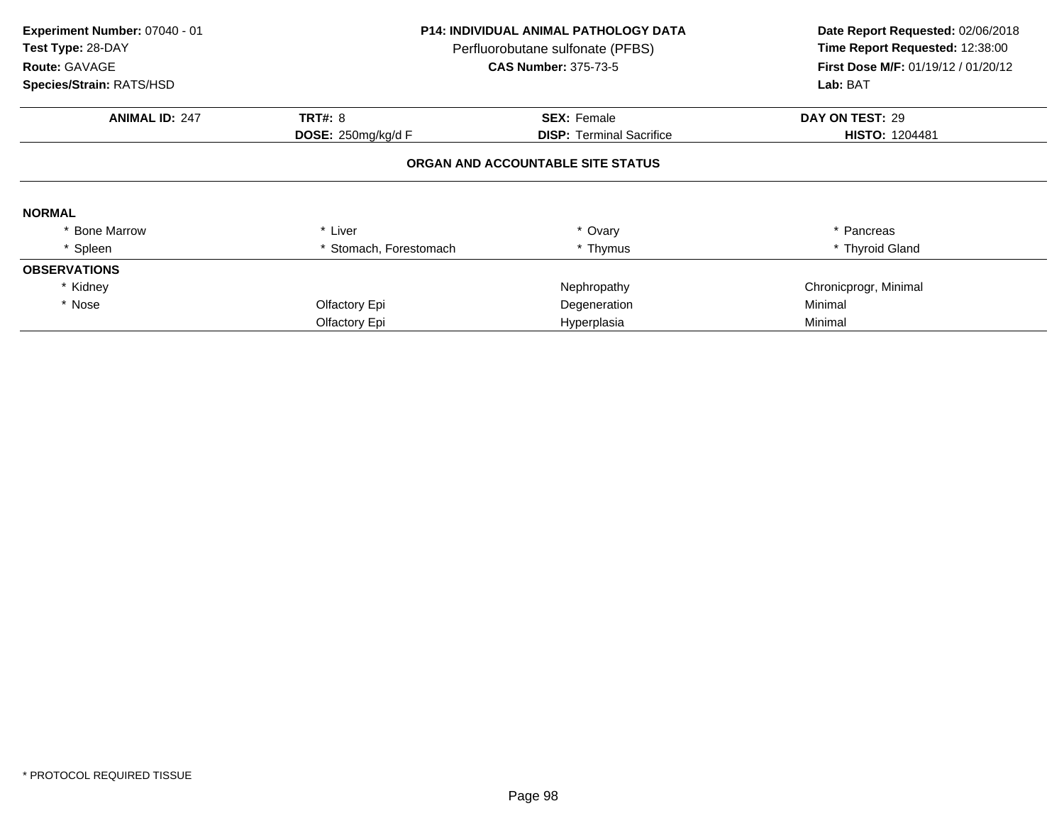**Experiment Number:** 07040 - 01
**Test Type:** 28-DAY
**Route:** GAVAGE
**Species/Strain:** RATS/HSD

**P14: INDIVIDUAL ANIMAL PATHOLOGY DATA**
Perfluorobutane sulfonate (PFBS)
**CAS Number:** 375-73-5

**Date Report Requested:** 02/06/2018
**Time Report Requested:** 12:38:00
**First Dose M/F:** 01/19/12 / 01/20/12
**Lab:** BAT

| **ANIMAL ID:** 247 | **TRT#:** 8 | **SEX:** Female | **DAY ON TEST:** 29 |
|---|---|---|---|
| | **DOSE:** 250mg/kg/d F | **DISP:** Terminal Sacrifice | **HISTO:** 1204481 |

**ORGAN AND ACCOUNTABLE SITE STATUS**

| | | | |
|---|---|---|---|
| **NORMAL** | | | |
| * Bone Marrow | * Liver | * Ovary | * Pancreas |
| * Spleen | * Stomach, Forestomach | * Thymus | * Thyroid Gland |
| **OBSERVATIONS** | | | |
| * Kidney | | Nephropathy | Chronicprogr, Minimal |
| * Nose | Olfactory Epi | Degeneration | Minimal |
| | Olfactory Epi | Hyperplasia | Minimal |

* PROTOCOL REQUIRED TISSUE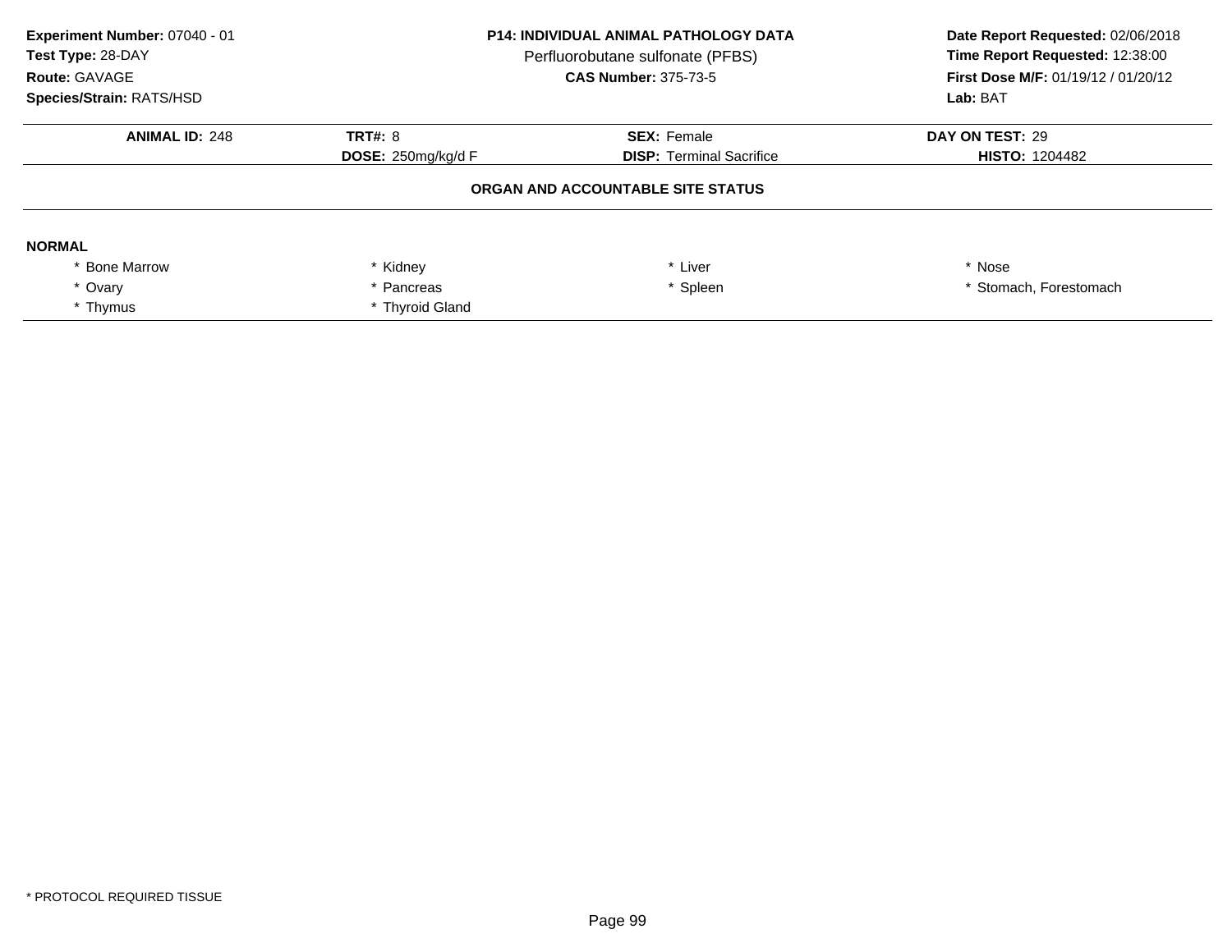**Experiment Number:** 07040 - 01
**Test Type:** 28-DAY
**Route:** GAVAGE
**Species/Strain:** RATS/HSD

**P14: INDIVIDUAL ANIMAL PATHOLOGY DATA**
Perfluorobutane sulfonate (PFBS)
**CAS Number:** 375-73-5

**Date Report Requested:** 02/06/2018
**Time Report Requested:** 12:38:00
**First Dose M/F:** 01/19/12 / 01/20/12
**Lab:** BAT

| **ANIMAL ID:** 248 | **TRT#:** 8 | **SEX:** Female | **DAY ON TEST:** 29 |
|---|---|---|---|
| | **DOSE:** 250mg/kg/d F | **DISP:** Terminal Sacrifice | **HISTO:** 1204482 |

**ORGAN AND ACCOUNTABLE SITE STATUS**

**NORMAL**

| | | | |
|---|---|---|---|
| * Bone Marrow | * Kidney | * Liver | * Nose |
| * Ovary | * Pancreas | * Spleen | * Stomach, Forestomach |
| * Thymus | * Thyroid Gland | | |

* PROTOCOL REQUIRED TISSUE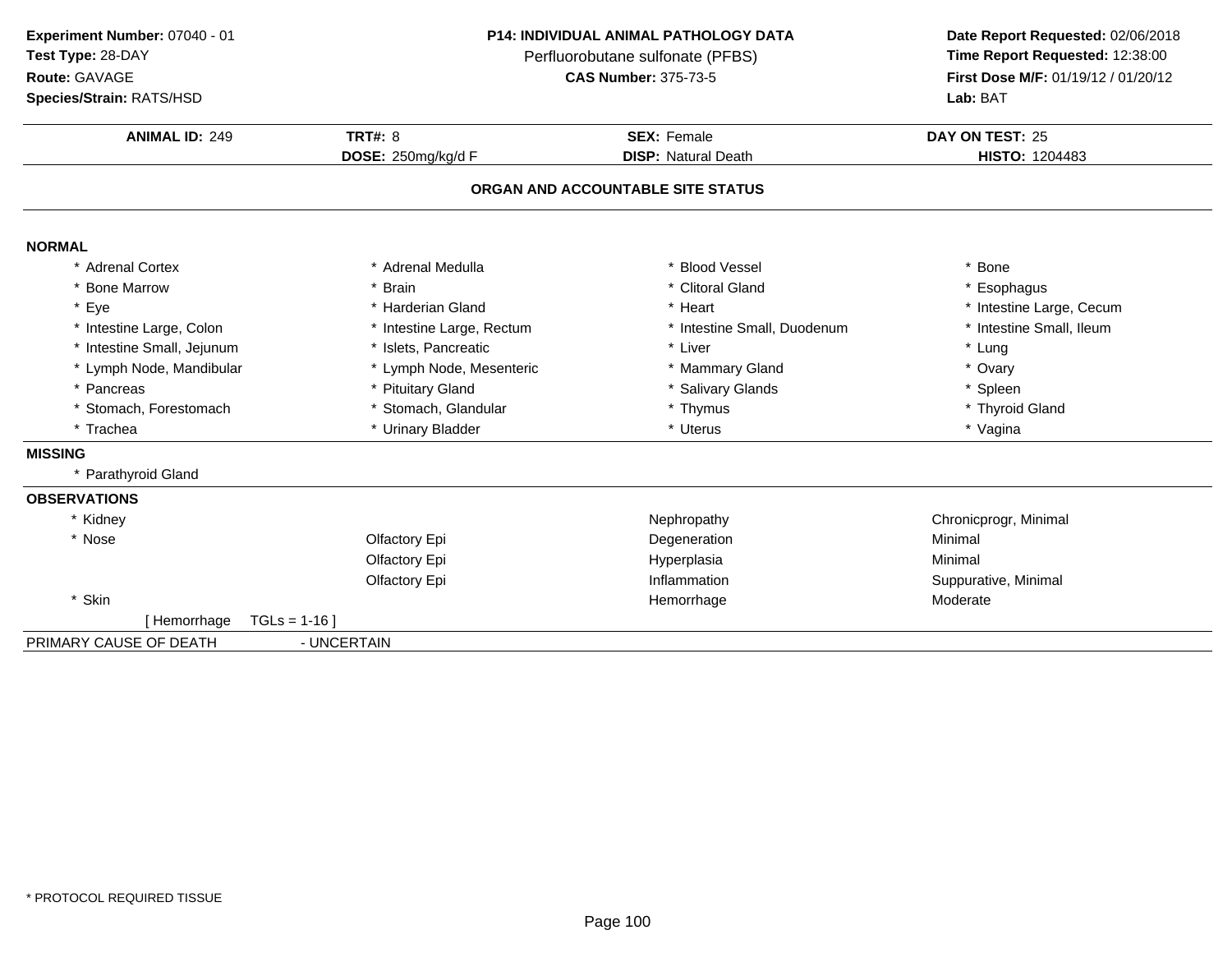**Experiment Number:** 07040 - 01
**Test Type:** 28-DAY
**Route:** GAVAGE
**Species/Strain:** RATS/HSD

**P14: INDIVIDUAL ANIMAL PATHOLOGY DATA**
Perfluorobutane sulfonate (PFBS)
**CAS Number:** 375-73-5

**Date Report Requested:** 02/06/2018
**Time Report Requested:** 12:38:00
**First Dose M/F:** 01/19/12 / 01/20/12
**Lab:** BAT

| **ANIMAL ID:** 249 | **TRT#:** 8 | **SEX:** Female | **DAY ON TEST:** 25 |
|---|---|---|---|
| | **DOSE:** 250mg/kg/d F | **DISP:** Natural Death | **HISTO:** 1204483 |

**ORGAN AND ACCOUNTABLE SITE STATUS**

**NORMAL**

| | | | |
|---|---|---|---|
| * Adrenal Cortex | * Adrenal Medulla | * Blood Vessel | * Bone |
| * Bone Marrow | * Brain | * Clitoral Gland | * Esophagus |
| * Eye | * Harderian Gland | * Heart | * Intestine Large, Cecum |
| * Intestine Large, Colon | * Intestine Large, Rectum | * Intestine Small, Duodenum | * Intestine Small, Ileum |
| * Intestine Small, Jejunum | * Islets, Pancreatic | * Liver | * Lung |
| * Lymph Node, Mandibular | * Lymph Node, Mesenteric | * Mammary Gland | * Ovary |
| * Pancreas | * Pituitary Gland | * Salivary Glands | * Spleen |
| * Stomach, Forestomach | * Stomach, Glandular | * Thymus | * Thyroid Gland |
| * Trachea | * Urinary Bladder | * Uterus | * Vagina |

**MISSING**

* Parathyroid Gland

**OBSERVATIONS**

| | | | |
|---|---|---|---|
| * Kidney | | Nephropathy | Chronicprogr, Minimal |
| * Nose | Olfactory Epi | Degeneration | Minimal |
| | Olfactory Epi | Hyperplasia | Minimal |
| | Olfactory Epi | Inflammation | Suppurative, Minimal |
| * Skin | | Hemorrhage | Moderate |
| [ Hemorrhage TGLs = 1-16 ] | | | |

PRIMARY CAUSE OF DEATH - UNCERTAIN

* PROTOCOL REQUIRED TISSUE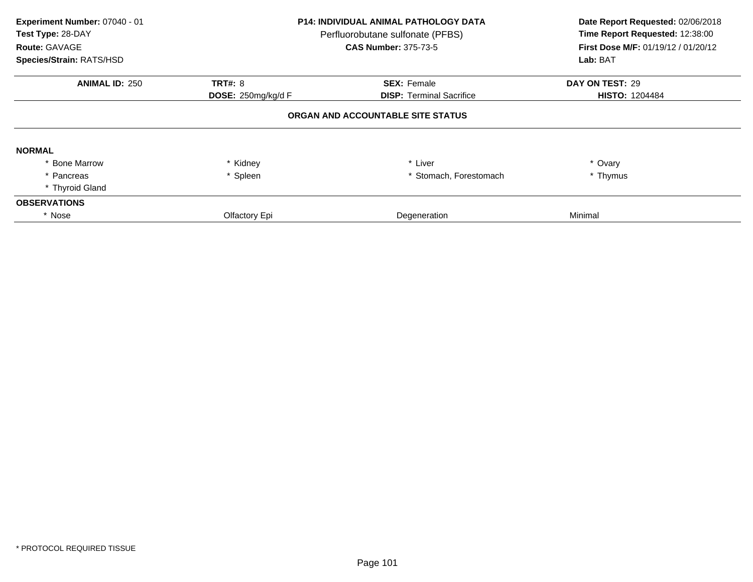**Experiment Number:** 07040 - 01
**Test Type:** 28-DAY
**Route:** GAVAGE
**Species/Strain:** RATS/HSD

**P14: INDIVIDUAL ANIMAL PATHOLOGY DATA**
Perfluorobutane sulfonate (PFBS)
**CAS Number:** 375-73-5

**Date Report Requested:** 02/06/2018
**Time Report Requested:** 12:38:00
**First Dose M/F:** 01/19/12 / 01/20/12
**Lab:** BAT

| **ANIMAL ID:** 250 | **TRT#:** 8 | **SEX:** Female | **DAY ON TEST:** 29 |
|---|---|---|---|
| | **DOSE:** 250mg/kg/d F | **DISP:** Terminal Sacrifice | **HISTO:** 1204484 |

### ORGAN AND ACCOUNTABLE SITE STATUS

**NORMAL**

| | | | |
|---|---|---|---|
| * Bone Marrow | * Kidney | * Liver | * Ovary |
| * Pancreas | * Spleen | * Stomach, Forestomach | * Thymus |
| * Thyroid Gland | | | |

**OBSERVATIONS**

| | | | |
|---|---|---|---|
| * Nose | Olfactory Epi | Degeneration | Minimal |

* PROTOCOL REQUIRED TISSUE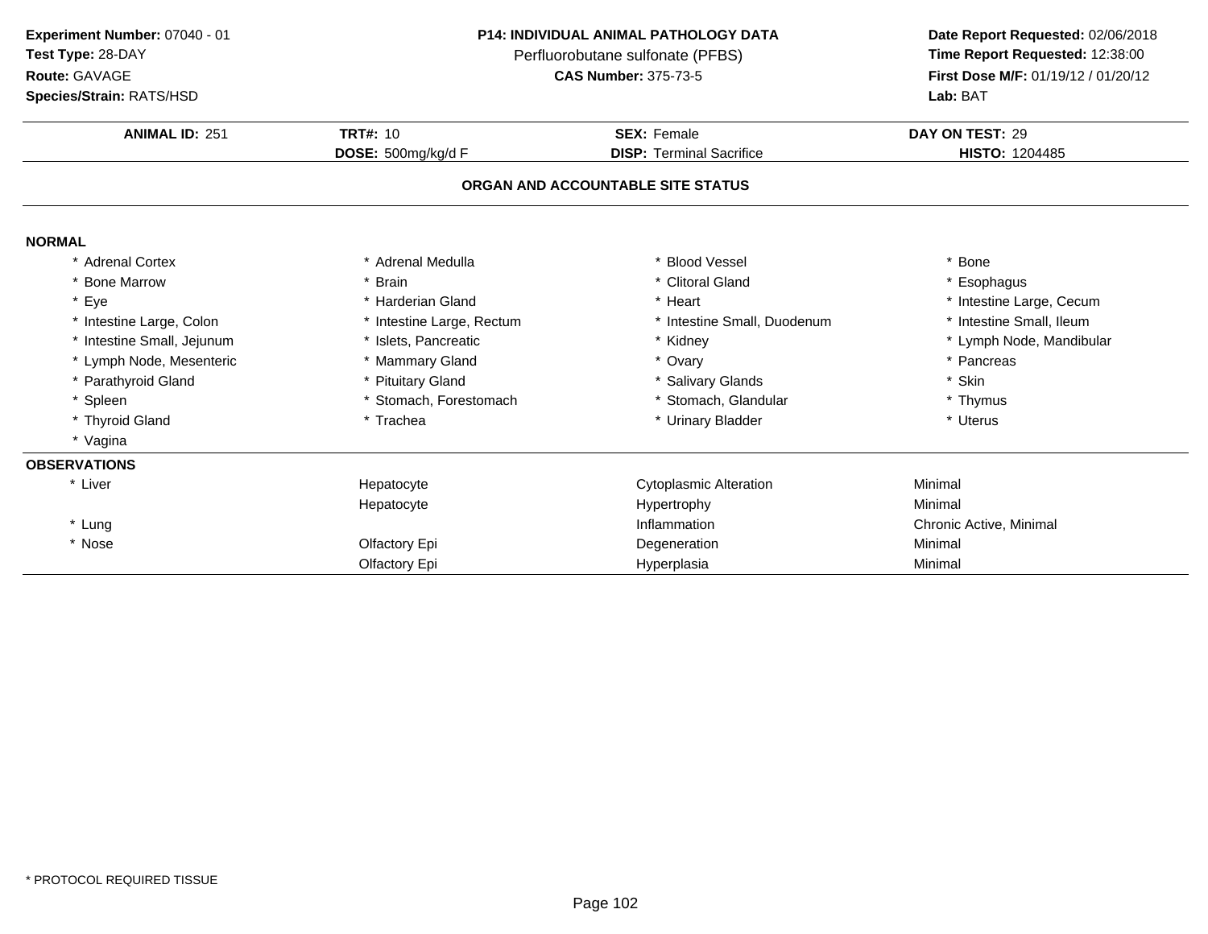**Experiment Number:** 07040 - 01
**Test Type:** 28-DAY
**Route:** GAVAGE
**Species/Strain:** RATS/HSD

**P14: INDIVIDUAL ANIMAL PATHOLOGY DATA**
Perfluorobutane sulfonate (PFBS)
**CAS Number:** 375-73-5

**Date Report Requested:** 02/06/2018
**Time Report Requested:** 12:38:00
**First Dose M/F:** 01/19/12 / 01/20/12
**Lab:** BAT

| **ANIMAL ID:** 251 | **TRT#:** 10 | **SEX:** Female | **DAY ON TEST:** 29 |
|---|---|---|---|
| | **DOSE:** 500mg/kg/d F | **DISP:** Terminal Sacrifice | **HISTO:** 1204485 |

## ORGAN AND ACCOUNTABLE SITE STATUS

**NORMAL**

| | | | |
|---|---|---|---|
| * Adrenal Cortex | * Adrenal Medulla | * Blood Vessel | * Bone |
| * Bone Marrow | * Brain | * Clitoral Gland | * Esophagus |
| * Eye | * Harderian Gland | * Heart | * Intestine Large, Cecum |
| * Intestine Large, Colon | * Intestine Large, Rectum | * Intestine Small, Duodenum | * Intestine Small, Ileum |
| * Intestine Small, Jejunum | * Islets, Pancreatic | * Kidney | * Lymph Node, Mandibular |
| * Lymph Node, Mesenteric | * Mammary Gland | * Ovary | * Pancreas |
| * Parathyroid Gland | * Pituitary Gland | * Salivary Glands | * Skin |
| * Spleen | * Stomach, Forestomach | * Stomach, Glandular | * Thymus |
| * Thyroid Gland | * Trachea | * Urinary Bladder | * Uterus |
| * Vagina | | | |

**OBSERVATIONS**

| | | | |
|---|---|---|---|
| * Liver | Hepatocyte | Cytoplasmic Alteration | Minimal |
| | Hepatocyte | Hypertrophy | Minimal |
| * Lung | | Inflammation | Chronic Active, Minimal |
| * Nose | Olfactory Epi | Degeneration | Minimal |
| | Olfactory Epi | Hyperplasia | Minimal |

* PROTOCOL REQUIRED TISSUE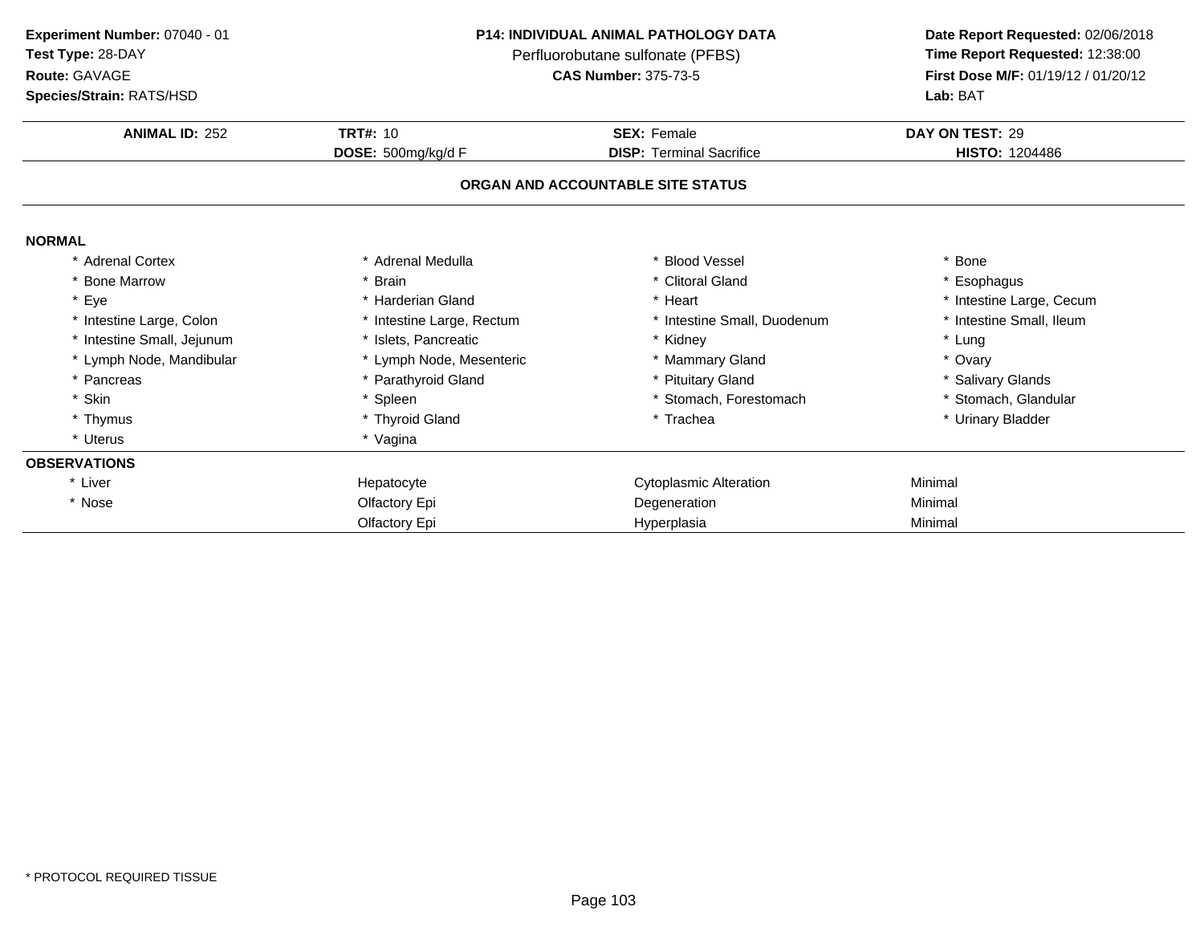**Experiment Number:** 07040 - 01
**Test Type:** 28-DAY
**Route:** GAVAGE
**Species/Strain:** RATS/HSD

**P14: INDIVIDUAL ANIMAL PATHOLOGY DATA**
Perfluorobutane sulfonate (PFBS)
**CAS Number:** 375-73-5

**Date Report Requested:** 02/06/2018
**Time Report Requested:** 12:38:00
**First Dose M/F:** 01/19/12 / 01/20/12
**Lab:** BAT

| **ANIMAL ID:** 252 | **TRT#:** 10 | **SEX:** Female | **DAY ON TEST:** 29 |
|---|---|---|---|
| | **DOSE:** 500mg/kg/d F | **DISP:** Terminal Sacrifice | **HISTO:** 1204486 |

## ORGAN AND ACCOUNTABLE SITE STATUS

**NORMAL**

| | | | |
|---|---|---|---|
| * Adrenal Cortex | * Adrenal Medulla | * Blood Vessel | * Bone |
| * Bone Marrow | * Brain | * Clitoral Gland | * Esophagus |
| * Eye | * Harderian Gland | * Heart | * Intestine Large, Cecum |
| * Intestine Large, Colon | * Intestine Large, Rectum | * Intestine Small, Duodenum | * Intestine Small, Ileum |
| * Intestine Small, Jejunum | * Islets, Pancreatic | * Kidney | * Lung |
| * Lymph Node, Mandibular | * Lymph Node, Mesenteric | * Mammary Gland | * Ovary |
| * Pancreas | * Parathyroid Gland | * Pituitary Gland | * Salivary Glands |
| * Skin | * Spleen | * Stomach, Forestomach | * Stomach, Glandular |
| * Thymus | * Thyroid Gland | * Trachea | * Urinary Bladder |
| * Uterus | * Vagina | | |

**OBSERVATIONS**

| | | | |
|---|---|---|---|
| * Liver | Hepatocyte | Cytoplasmic Alteration | Minimal |
| * Nose | Olfactory Epi | Degeneration | Minimal |
| | Olfactory Epi | Hyperplasia | Minimal |

* PROTOCOL REQUIRED TISSUE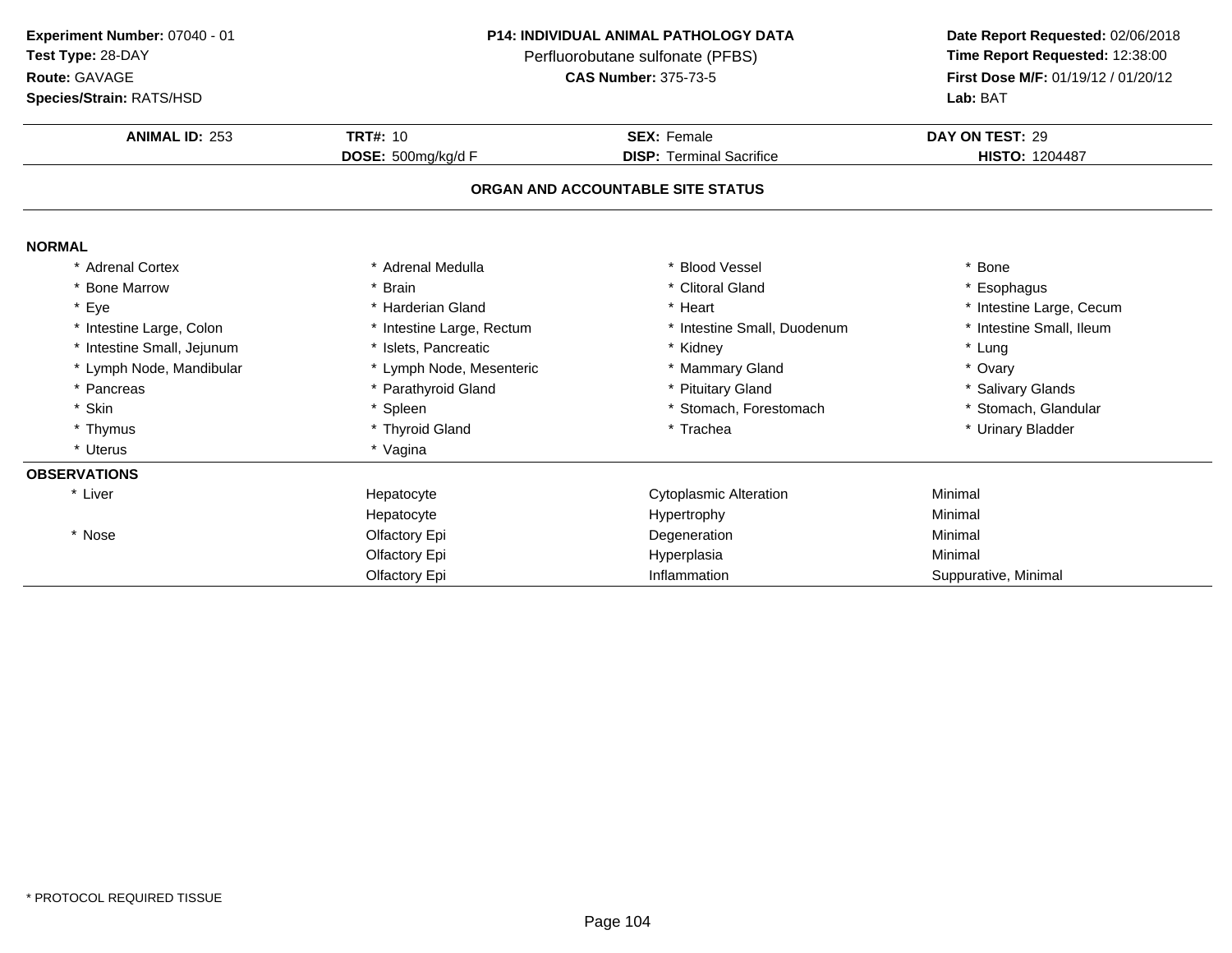**Experiment Number:** 07040 - 01
**Test Type:** 28-DAY
**Route:** GAVAGE
**Species/Strain:** RATS/HSD

**P14: INDIVIDUAL ANIMAL PATHOLOGY DATA**
Perfluorobutane sulfonate (PFBS)
**CAS Number:** 375-73-5

**Date Report Requested:** 02/06/2018
**Time Report Requested:** 12:38:00
**First Dose M/F:** 01/19/12 / 01/20/12
**Lab:** BAT

| **ANIMAL ID:** 253 | **TRT#:** 10 | **SEX:** Female | **DAY ON TEST:** 29 |
|---|---|---|---|
| | **DOSE:** 500mg/kg/d F | **DISP:** Terminal Sacrifice | **HISTO:** 1204487 |

## ORGAN AND ACCOUNTABLE SITE STATUS

**NORMAL**

| | | | |
|---|---|---|---|
| * Adrenal Cortex | * Adrenal Medulla | * Blood Vessel | * Bone |
| * Bone Marrow | * Brain | * Clitoral Gland | * Esophagus |
| * Eye | * Harderian Gland | * Heart | * Intestine Large, Cecum |
| * Intestine Large, Colon | * Intestine Large, Rectum | * Intestine Small, Duodenum | * Intestine Small, Ileum |
| * Intestine Small, Jejunum | * Islets, Pancreatic | * Kidney | * Lung |
| * Lymph Node, Mandibular | * Lymph Node, Mesenteric | * Mammary Gland | * Ovary |
| * Pancreas | * Parathyroid Gland | * Pituitary Gland | * Salivary Glands |
| * Skin | * Spleen | * Stomach, Forestomach | * Stomach, Glandular |
| * Thymus | * Thyroid Gland | * Trachea | * Urinary Bladder |
| * Uterus | * Vagina | | |

**OBSERVATIONS**

| | | | |
|---|---|---|---|
| * Liver | Hepatocyte | Cytoplasmic Alteration | Minimal |
| | Hepatocyte | Hypertrophy | Minimal |
| * Nose | Olfactory Epi | Degeneration | Minimal |
| | Olfactory Epi | Hyperplasia | Minimal |
| | Olfactory Epi | Inflammation | Suppurative, Minimal |

\* PROTOCOL REQUIRED TISSUE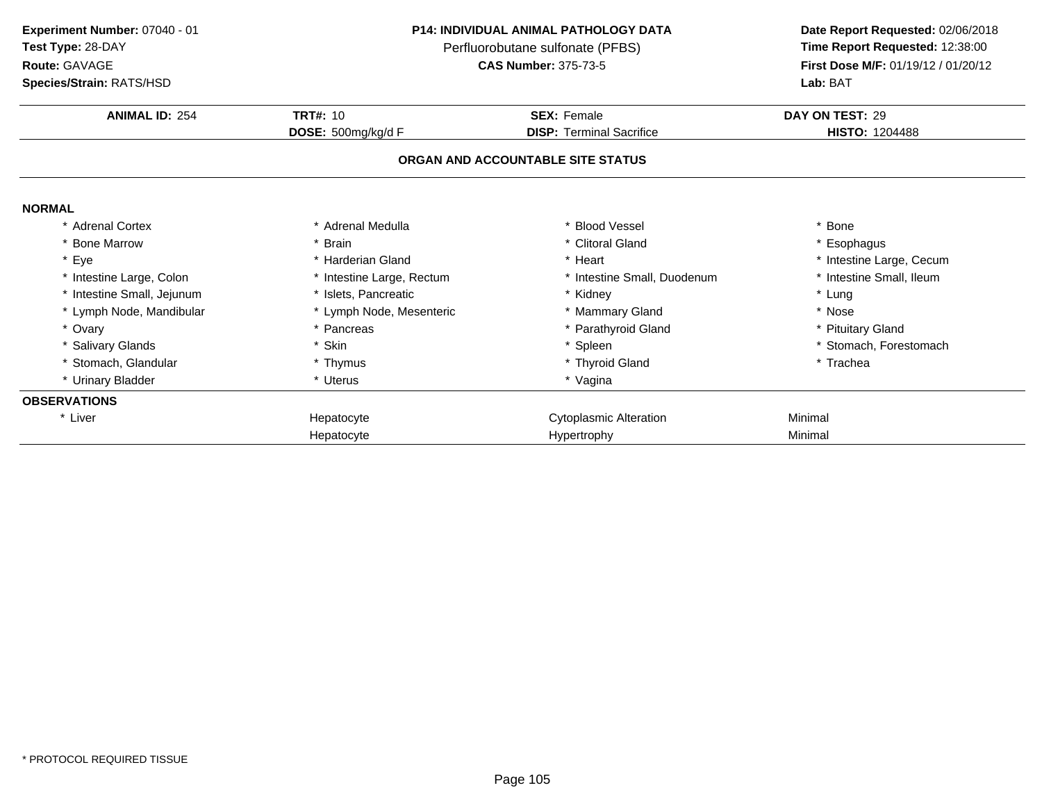**Experiment Number:** 07040 - 01
**Test Type:** 28-DAY
**Route:** GAVAGE
**Species/Strain:** RATS/HSD

**P14: INDIVIDUAL ANIMAL PATHOLOGY DATA**
Perfluorobutane sulfonate (PFBS)
**CAS Number:** 375-73-5

**Date Report Requested:** 02/06/2018
**Time Report Requested:** 12:38:00
**First Dose M/F:** 01/19/12 / 01/20/12
**Lab:** BAT

| **ANIMAL ID:** 254 | **TRT#:** 10 | **SEX:** Female | **DAY ON TEST:** 29 |
|---|---|---|---|
| | **DOSE:** 500mg/kg/d F | **DISP:** Terminal Sacrifice | **HISTO:** 1204488 |

**ORGAN AND ACCOUNTABLE SITE STATUS**

**NORMAL**

| | | | |
|---|---|---|---|
| * Adrenal Cortex | * Adrenal Medulla | * Blood Vessel | * Bone |
| * Bone Marrow | * Brain | * Clitoral Gland | * Esophagus |
| * Eye | * Harderian Gland | * Heart | * Intestine Large, Cecum |
| * Intestine Large, Colon | * Intestine Large, Rectum | * Intestine Small, Duodenum | * Intestine Small, Ileum |
| * Intestine Small, Jejunum | * Islets, Pancreatic | * Kidney | * Lung |
| * Lymph Node, Mandibular | * Lymph Node, Mesenteric | * Mammary Gland | * Nose |
| * Ovary | * Pancreas | * Parathyroid Gland | * Pituitary Gland |
| * Salivary Glands | * Skin | * Spleen | * Stomach, Forestomach |
| * Stomach, Glandular | * Thymus | * Thyroid Gland | * Trachea |
| * Urinary Bladder | * Uterus | * Vagina | |

**OBSERVATIONS**

| | | | |
|---|---|---|---|
| * Liver | Hepatocyte | Cytoplasmic Alteration | Minimal |
| | Hepatocyte | Hypertrophy | Minimal |

* PROTOCOL REQUIRED TISSUE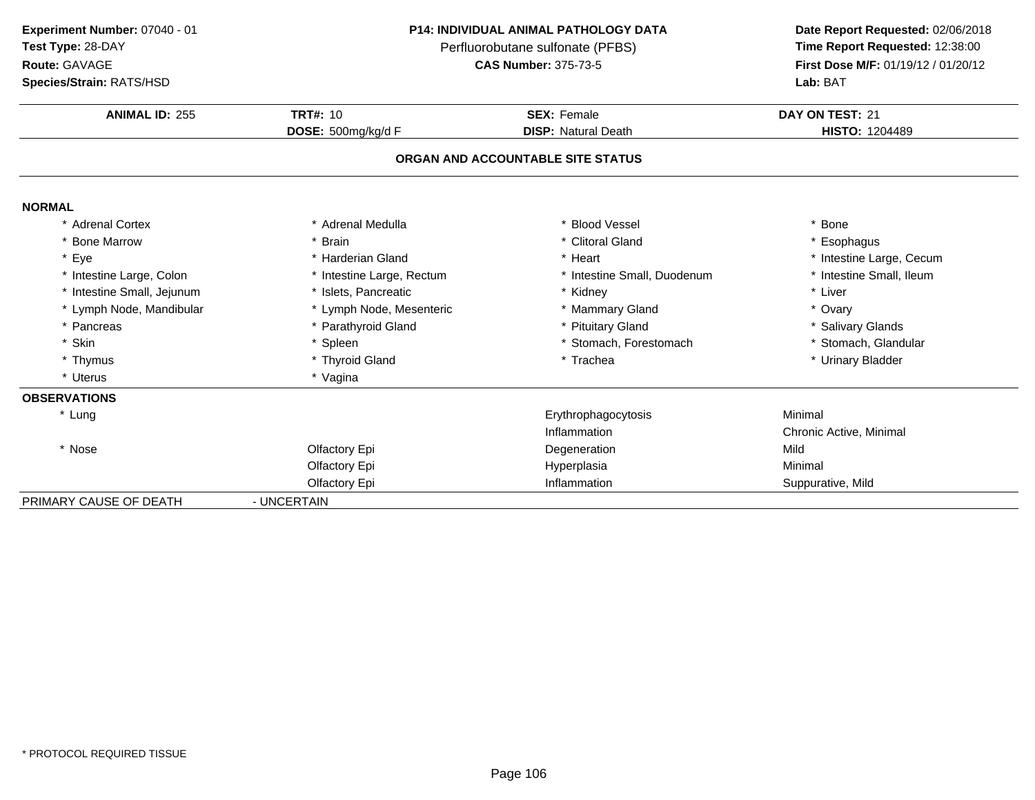**Experiment Number:** 07040 - 01
**Test Type:** 28-DAY
**Route:** GAVAGE
**Species/Strain:** RATS/HSD

**P14: INDIVIDUAL ANIMAL PATHOLOGY DATA**
Perfluorobutane sulfonate (PFBS)
**CAS Number:** 375-73-5

**Date Report Requested:** 02/06/2018
**Time Report Requested:** 12:38:00
**First Dose M/F:** 01/19/12 / 01/20/12
**Lab:** BAT

| **ANIMAL ID:** 255 | **TRT#:** 10 | **SEX:** Female | **DAY ON TEST:** 21 |
|---|---|---|---|
| | **DOSE:** 500mg/kg/d F | **DISP:** Natural Death | **HISTO:** 1204489 |

## ORGAN AND ACCOUNTABLE SITE STATUS

**NORMAL**

| | | | |
|---|---|---|---|
| * Adrenal Cortex | * Adrenal Medulla | * Blood Vessel | * Bone |
| * Bone Marrow | * Brain | * Clitoral Gland | * Esophagus |
| * Eye | * Harderian Gland | * Heart | * Intestine Large, Cecum |
| * Intestine Large, Colon | * Intestine Large, Rectum | * Intestine Small, Duodenum | * Intestine Small, Ileum |
| * Intestine Small, Jejunum | * Islets, Pancreatic | * Kidney | * Liver |
| * Lymph Node, Mandibular | * Lymph Node, Mesenteric | * Mammary Gland | * Ovary |
| * Pancreas | * Parathyroid Gland | * Pituitary Gland | * Salivary Glands |
| * Skin | * Spleen | * Stomach, Forestomach | * Stomach, Glandular |
| * Thymus | * Thyroid Gland | * Trachea | * Urinary Bladder |
| * Uterus | * Vagina | | |

**OBSERVATIONS**

| | | | |
|---|---|---|---|
| * Lung | | Erythrophagocytosis | Minimal |
| | | Inflammation | Chronic Active, Minimal |
| * Nose | Olfactory Epi | Degeneration | Mild |
| | Olfactory Epi | Hyperplasia | Minimal |
| | Olfactory Epi | Inflammation | Suppurative, Mild |

PRIMARY CAUSE OF DEATH - UNCERTAIN

* PROTOCOL REQUIRED TISSUE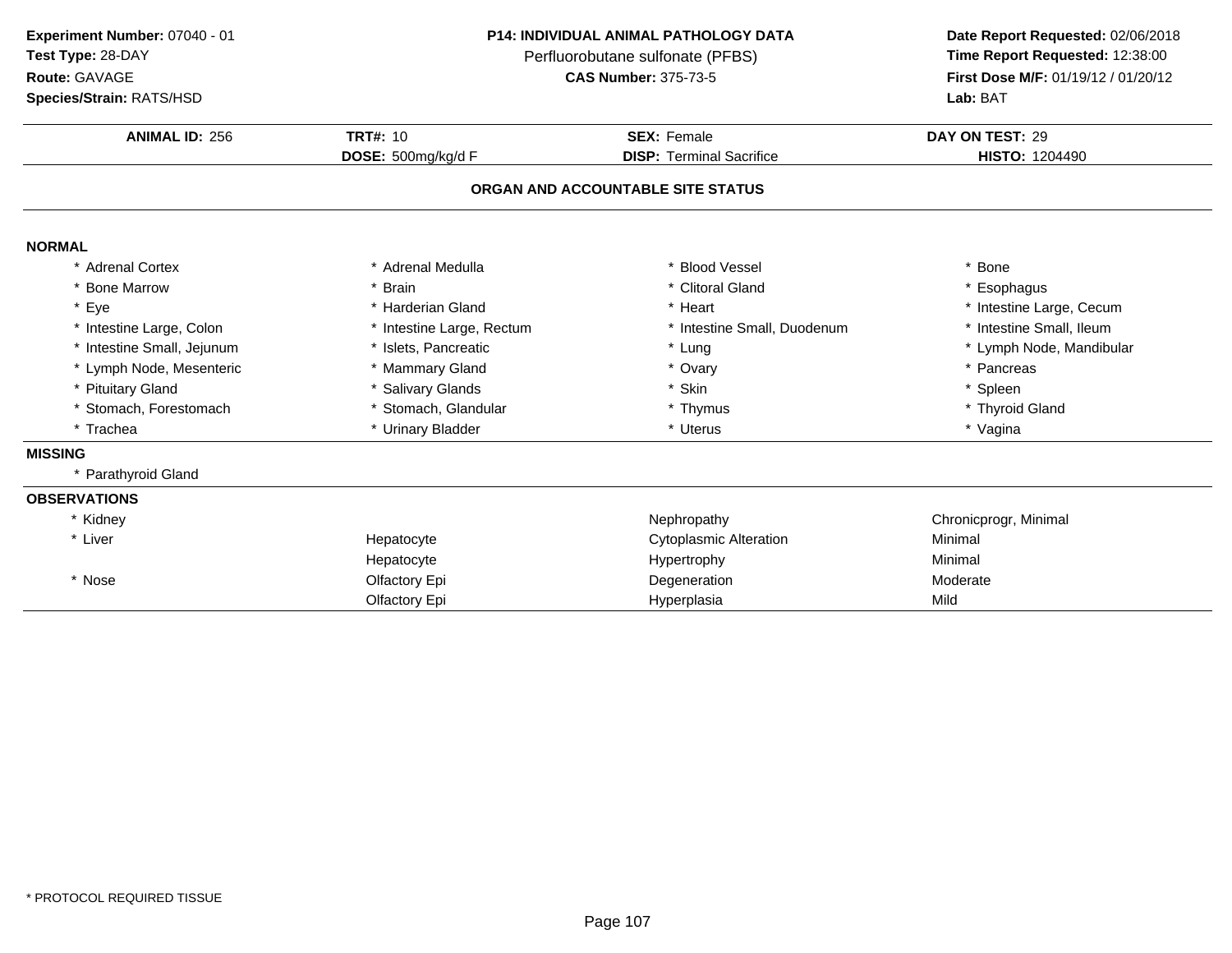**Experiment Number:** 07040 - 01
**Test Type:** 28-DAY
**Route:** GAVAGE
**Species/Strain:** RATS/HSD

**P14: INDIVIDUAL ANIMAL PATHOLOGY DATA**
Perfluorobutane sulfonate (PFBS)
**CAS Number:** 375-73-5

**Date Report Requested:** 02/06/2018
**Time Report Requested:** 12:38:00
**First Dose M/F:** 01/19/12 / 01/20/12
**Lab:** BAT

| **ANIMAL ID:** 256 | **TRT#:** 10 | **SEX:** Female | **DAY ON TEST:** 29 |
|---|---|---|---|
| | **DOSE:** 500mg/kg/d F | **DISP:** Terminal Sacrifice | **HISTO:** 1204490 |

**ORGAN AND ACCOUNTABLE SITE STATUS**

**NORMAL**

| | | | |
|---|---|---|---|
| * Adrenal Cortex | * Adrenal Medulla | * Blood Vessel | * Bone |
| * Bone Marrow | * Brain | * Clitoral Gland | * Esophagus |
| * Eye | * Harderian Gland | * Heart | * Intestine Large, Cecum |
| * Intestine Large, Colon | * Intestine Large, Rectum | * Intestine Small, Duodenum | * Intestine Small, Ileum |
| * Intestine Small, Jejunum | * Islets, Pancreatic | * Lung | * Lymph Node, Mandibular |
| * Lymph Node, Mesenteric | * Mammary Gland | * Ovary | * Pancreas |
| * Pituitary Gland | * Salivary Glands | * Skin | * Spleen |
| * Stomach, Forestomach | * Stomach, Glandular | * Thymus | * Thyroid Gland |
| * Trachea | * Urinary Bladder | * Uterus | * Vagina |

**MISSING**

* Parathyroid Gland

**OBSERVATIONS**

| | | | |
|---|---|---|---|
| * Kidney | | Nephropathy | Chronicprogr, Minimal |
| * Liver | Hepatocyte | Cytoplasmic Alteration | Minimal |
| | Hepatocyte | Hypertrophy | Minimal |
| * Nose | Olfactory Epi | Degeneration | Moderate |
| | Olfactory Epi | Hyperplasia | Mild |

* PROTOCOL REQUIRED TISSUE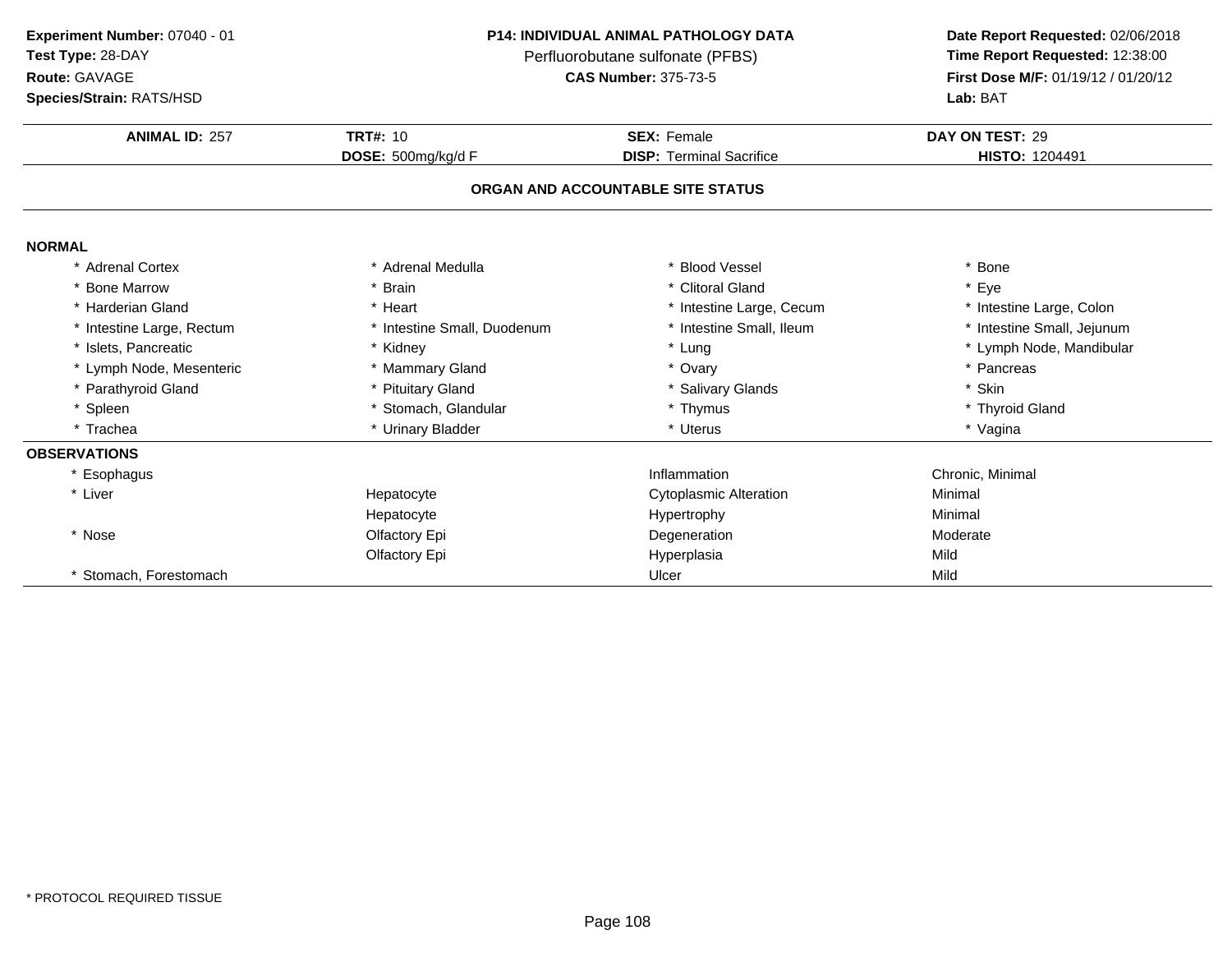**Experiment Number:** 07040 - 01
**Test Type:** 28-DAY
**Route:** GAVAGE
**Species/Strain:** RATS/HSD

**P14: INDIVIDUAL ANIMAL PATHOLOGY DATA**
Perfluorobutane sulfonate (PFBS)
**CAS Number:** 375-73-5

**Date Report Requested:** 02/06/2018
**Time Report Requested:** 12:38:00
**First Dose M/F:** 01/19/12 / 01/20/12
**Lab:** BAT

| **ANIMAL ID:** 257 | **TRT#:** 10 | **SEX:** Female | **DAY ON TEST:** 29 |
|---|---|---|---|
| | **DOSE:** 500mg/kg/d F | **DISP:** Terminal Sacrifice | **HISTO:** 1204491 |

## ORGAN AND ACCOUNTABLE SITE STATUS

**NORMAL**

| | | | |
|---|---|---|---|
| * Adrenal Cortex | * Adrenal Medulla | * Blood Vessel | * Bone |
| * Bone Marrow | * Brain | * Clitoral Gland | * Eye |
| * Harderian Gland | * Heart | * Intestine Large, Cecum | * Intestine Large, Colon |
| * Intestine Large, Rectum | * Intestine Small, Duodenum | * Intestine Small, Ileum | * Intestine Small, Jejunum |
| * Islets, Pancreatic | * Kidney | * Lung | * Lymph Node, Mandibular |
| * Lymph Node, Mesenteric | * Mammary Gland | * Ovary | * Pancreas |
| * Parathyroid Gland | * Pituitary Gland | * Salivary Glands | * Skin |
| * Spleen | * Stomach, Glandular | * Thymus | * Thyroid Gland |
| * Trachea | * Urinary Bladder | * Uterus | * Vagina |

**OBSERVATIONS**

| | | | |
|---|---|---|---|
| * Esophagus | | Inflammation | Chronic, Minimal |
| * Liver | Hepatocyte | Cytoplasmic Alteration | Minimal |
| | Hepatocyte | Hypertrophy | Minimal |
| * Nose | Olfactory Epi | Degeneration | Moderate |
| | Olfactory Epi | Hyperplasia | Mild |
| * Stomach, Forestomach | | Ulcer | Mild |

* PROTOCOL REQUIRED TISSUE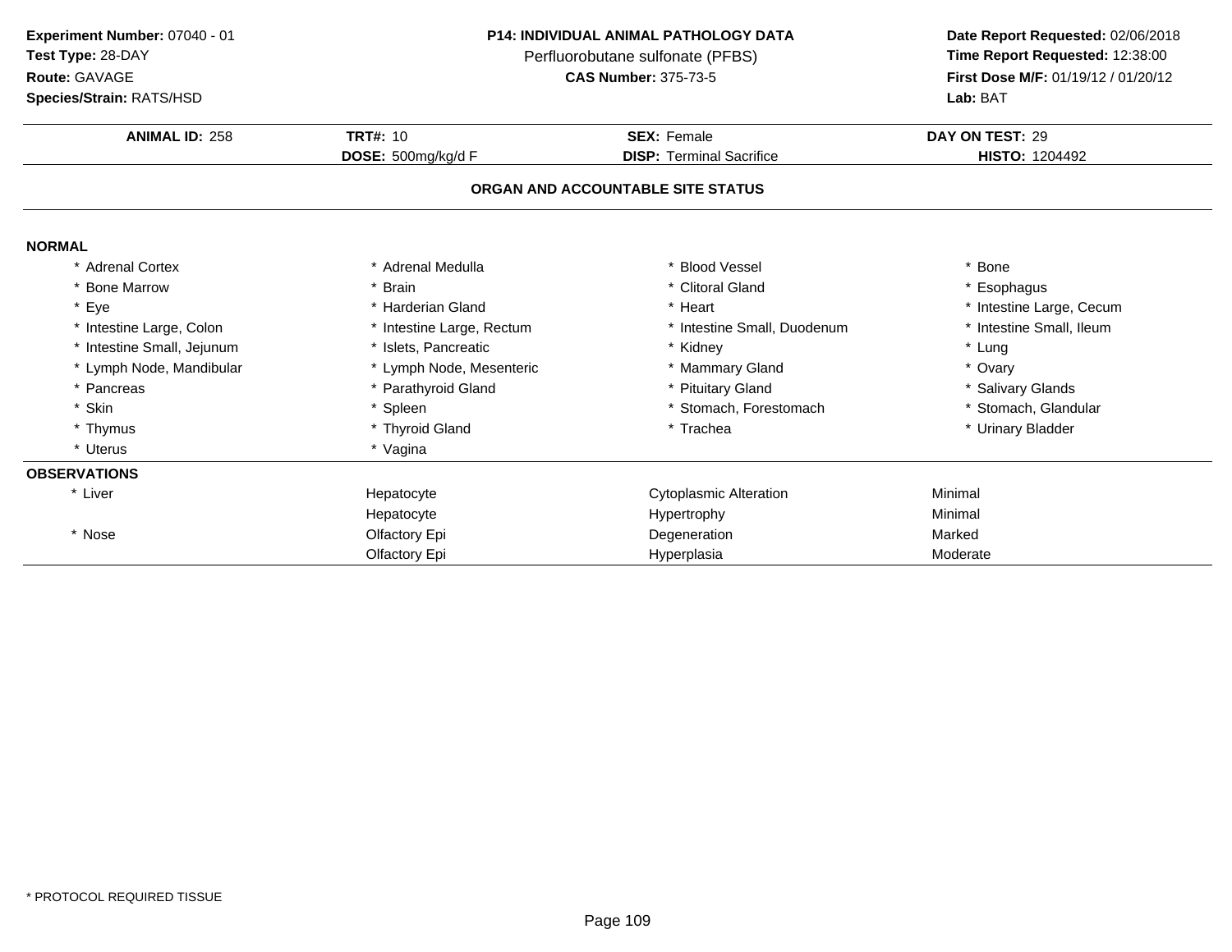**Experiment Number:** 07040 - 01
**Test Type:** 28-DAY
**Route:** GAVAGE
**Species/Strain:** RATS/HSD

**P14: INDIVIDUAL ANIMAL PATHOLOGY DATA**
Perfluorobutane sulfonate (PFBS)
**CAS Number:** 375-73-5

**Date Report Requested:** 02/06/2018
**Time Report Requested:** 12:38:00
**First Dose M/F:** 01/19/12 / 01/20/12
**Lab:** BAT

| **ANIMAL ID:** 258 | **TRT#:** 10 | **SEX:** Female | **DAY ON TEST:** 29 |
|---|---|---|---|
| | **DOSE:** 500mg/kg/d F | **DISP:** Terminal Sacrifice | **HISTO:** 1204492 |

## ORGAN AND ACCOUNTABLE SITE STATUS

**NORMAL**

| | | | |
|---|---|---|---|
| * Adrenal Cortex | * Adrenal Medulla | * Blood Vessel | * Bone |
| * Bone Marrow | * Brain | * Clitoral Gland | * Esophagus |
| * Eye | * Harderian Gland | * Heart | * Intestine Large, Cecum |
| * Intestine Large, Colon | * Intestine Large, Rectum | * Intestine Small, Duodenum | * Intestine Small, Ileum |
| * Intestine Small, Jejunum | * Islets, Pancreatic | * Kidney | * Lung |
| * Lymph Node, Mandibular | * Lymph Node, Mesenteric | * Mammary Gland | * Ovary |
| * Pancreas | * Parathyroid Gland | * Pituitary Gland | * Salivary Glands |
| * Skin | * Spleen | * Stomach, Forestomach | * Stomach, Glandular |
| * Thymus | * Thyroid Gland | * Trachea | * Urinary Bladder |
| * Uterus | * Vagina | | |

**OBSERVATIONS**

| | | | |
|---|---|---|---|
| * Liver | Hepatocyte | Cytoplasmic Alteration | Minimal |
| | Hepatocyte | Hypertrophy | Minimal |
| * Nose | Olfactory Epi | Degeneration | Marked |
| | Olfactory Epi | Hyperplasia | Moderate |

* PROTOCOL REQUIRED TISSUE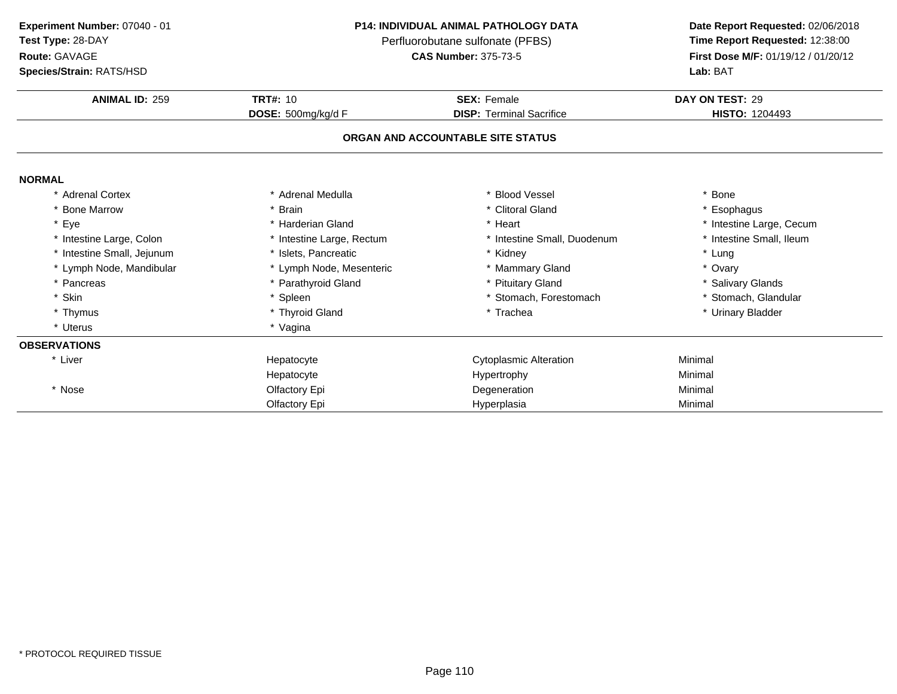**Experiment Number:** 07040 - 01
**Test Type:** 28-DAY
**Route:** GAVAGE
**Species/Strain:** RATS/HSD

**P14: INDIVIDUAL ANIMAL PATHOLOGY DATA**
Perfluorobutane sulfonate (PFBS)
**CAS Number:** 375-73-5

**Date Report Requested:** 02/06/2018
**Time Report Requested:** 12:38:00
**First Dose M/F:** 01/19/12 / 01/20/12
**Lab:** BAT

| **ANIMAL ID:** 259 | **TRT#:** 10 | **SEX:** Female | **DAY ON TEST:** 29 |
|---|---|---|---|
| | **DOSE:** 500mg/kg/d F | **DISP:** Terminal Sacrifice | **HISTO:** 1204493 |

## ORGAN AND ACCOUNTABLE SITE STATUS

**NORMAL**

| | | | |
|---|---|---|---|
| * Adrenal Cortex | * Adrenal Medulla | * Blood Vessel | * Bone |
| * Bone Marrow | * Brain | * Clitoral Gland | * Esophagus |
| * Eye | * Harderian Gland | * Heart | * Intestine Large, Cecum |
| * Intestine Large, Colon | * Intestine Large, Rectum | * Intestine Small, Duodenum | * Intestine Small, Ileum |
| * Intestine Small, Jejunum | * Islets, Pancreatic | * Kidney | * Lung |
| * Lymph Node, Mandibular | * Lymph Node, Mesenteric | * Mammary Gland | * Ovary |
| * Pancreas | * Parathyroid Gland | * Pituitary Gland | * Salivary Glands |
| * Skin | * Spleen | * Stomach, Forestomach | * Stomach, Glandular |
| * Thymus | * Thyroid Gland | * Trachea | * Urinary Bladder |
| * Uterus | * Vagina | | |

**OBSERVATIONS**

| | | | |
|---|---|---|---|
| * Liver | Hepatocyte | Cytoplasmic Alteration | Minimal |
| | Hepatocyte | Hypertrophy | Minimal |
| * Nose | Olfactory Epi | Degeneration | Minimal |
| | Olfactory Epi | Hyperplasia | Minimal |

* PROTOCOL REQUIRED TISSUE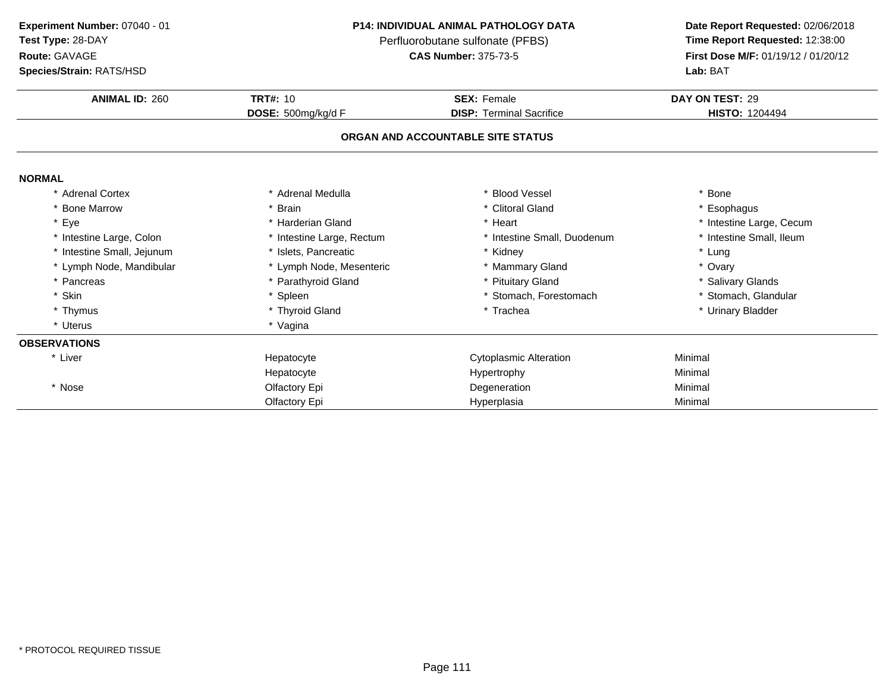**Experiment Number:** 07040 - 01
**Test Type:** 28-DAY
**Route:** GAVAGE
**Species/Strain:** RATS/HSD

**P14: INDIVIDUAL ANIMAL PATHOLOGY DATA**
Perfluorobutane sulfonate (PFBS)
**CAS Number:** 375-73-5

**Date Report Requested:** 02/06/2018
**Time Report Requested:** 12:38:00
**First Dose M/F:** 01/19/12 / 01/20/12
**Lab:** BAT

| **ANIMAL ID:** 260 | **TRT#:** 10 | **SEX:** Female | **DAY ON TEST:** 29 |
|---|---|---|---|
| | **DOSE:** 500mg/kg/d F | **DISP:** Terminal Sacrifice | **HISTO:** 1204494 |

## ORGAN AND ACCOUNTABLE SITE STATUS

**NORMAL**

| | | | |
|---|---|---|---|
| * Adrenal Cortex | * Adrenal Medulla | * Blood Vessel | * Bone |
| * Bone Marrow | * Brain | * Clitoral Gland | * Esophagus |
| * Eye | * Harderian Gland | * Heart | * Intestine Large, Cecum |
| * Intestine Large, Colon | * Intestine Large, Rectum | * Intestine Small, Duodenum | * Intestine Small, Ileum |
| * Intestine Small, Jejunum | * Islets, Pancreatic | * Kidney | * Lung |
| * Lymph Node, Mandibular | * Lymph Node, Mesenteric | * Mammary Gland | * Ovary |
| * Pancreas | * Parathyroid Gland | * Pituitary Gland | * Salivary Glands |
| * Skin | * Spleen | * Stomach, Forestomach | * Stomach, Glandular |
| * Thymus | * Thyroid Gland | * Trachea | * Urinary Bladder |
| * Uterus | * Vagina | | |

**OBSERVATIONS**

| | | | |
|---|---|---|---|
| * Liver | Hepatocyte | Cytoplasmic Alteration | Minimal |
| | Hepatocyte | Hypertrophy | Minimal |
| * Nose | Olfactory Epi | Degeneration | Minimal |
| | Olfactory Epi | Hyperplasia | Minimal |

* PROTOCOL REQUIRED TISSUE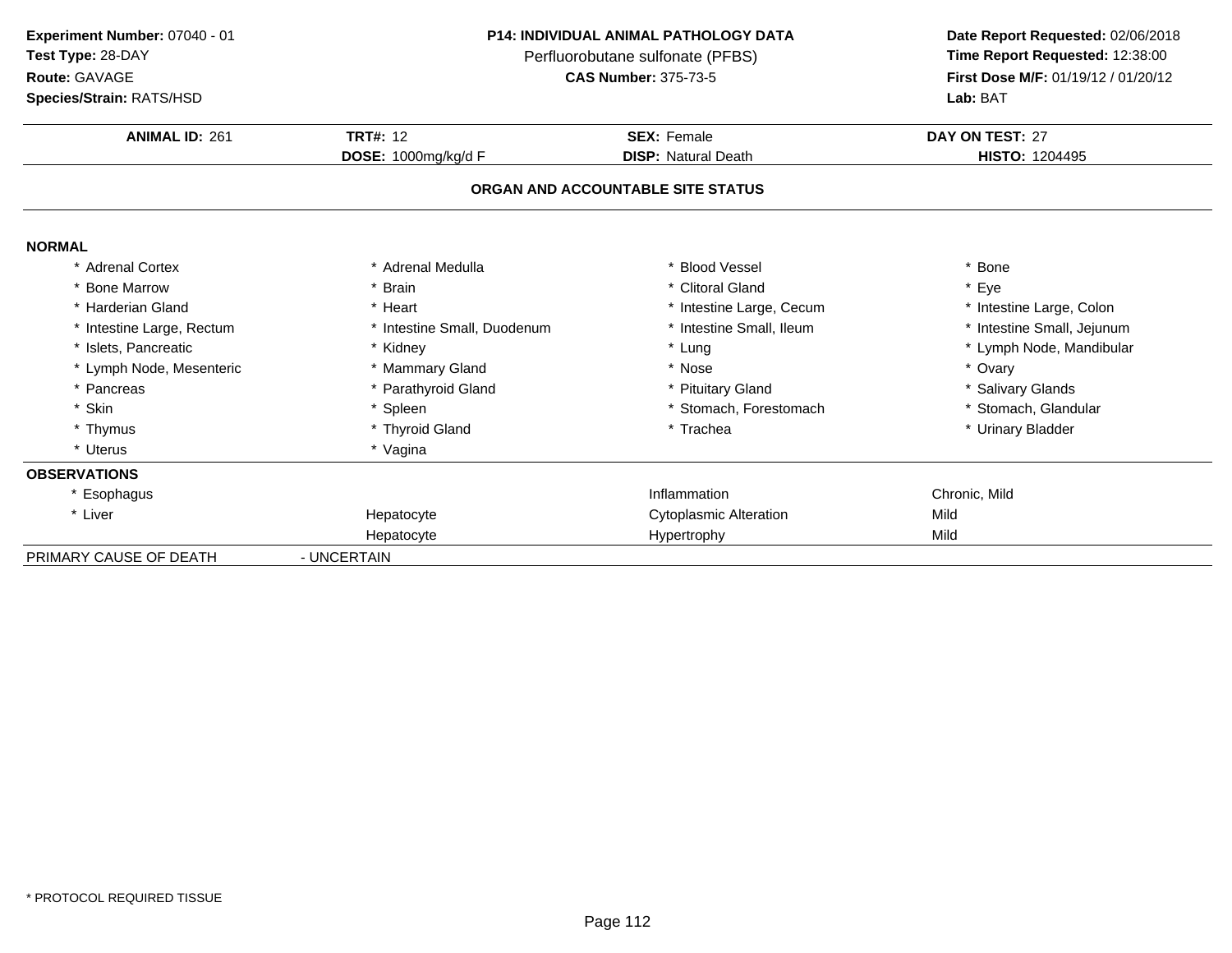**Experiment Number:** 07040 - 01
**Test Type:** 28-DAY
**Route:** GAVAGE
**Species/Strain:** RATS/HSD

**P14: INDIVIDUAL ANIMAL PATHOLOGY DATA**
Perfluorobutane sulfonate (PFBS)
**CAS Number:** 375-73-5

**Date Report Requested:** 02/06/2018
**Time Report Requested:** 12:38:00
**First Dose M/F:** 01/19/12 / 01/20/12
**Lab:** BAT

| **ANIMAL ID:** 261 | **TRT#:** 12 | **SEX:** Female | **DAY ON TEST:** 27 |
|---|---|---|---|
| | **DOSE:** 1000mg/kg/d F | **DISP:** Natural Death | **HISTO:** 1204495 |

**ORGAN AND ACCOUNTABLE SITE STATUS**

**NORMAL**

| | | | |
|---|---|---|---|
| * Adrenal Cortex | * Adrenal Medulla | * Blood Vessel | * Bone |
| * Bone Marrow | * Brain | * Clitoral Gland | * Eye |
| * Harderian Gland | * Heart | * Intestine Large, Cecum | * Intestine Large, Colon |
| * Intestine Large, Rectum | * Intestine Small, Duodenum | * Intestine Small, Ileum | * Intestine Small, Jejunum |
| * Islets, Pancreatic | * Kidney | * Lung | * Lymph Node, Mandibular |
| * Lymph Node, Mesenteric | * Mammary Gland | * Nose | * Ovary |
| * Pancreas | * Parathyroid Gland | * Pituitary Gland | * Salivary Glands |
| * Skin | * Spleen | * Stomach, Forestomach | * Stomach, Glandular |
| * Thymus | * Thyroid Gland | * Trachea | * Urinary Bladder |
| * Uterus | * Vagina | | |

**OBSERVATIONS**

| | | | |
|---|---|---|---|
| * Esophagus | | Inflammation | Chronic, Mild |
| * Liver | Hepatocyte | Cytoplasmic Alteration | Mild |
| | Hepatocyte | Hypertrophy | Mild |

PRIMARY CAUSE OF DEATH - UNCERTAIN

\* PROTOCOL REQUIRED TISSUE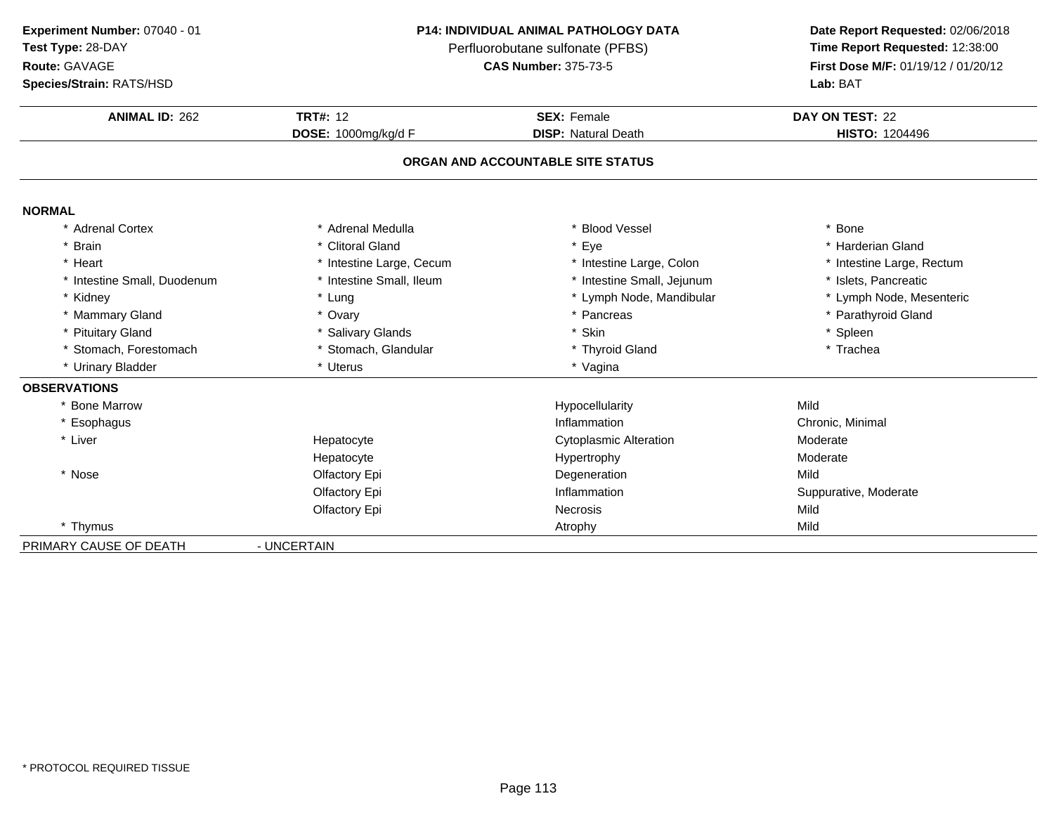**Experiment Number:** 07040 - 01
**Test Type:** 28-DAY
**Route:** GAVAGE
**Species/Strain:** RATS/HSD

**P14: INDIVIDUAL ANIMAL PATHOLOGY DATA**
Perfluorobutane sulfonate (PFBS)
**CAS Number:** 375-73-5

**Date Report Requested:** 02/06/2018
**Time Report Requested:** 12:38:00
**First Dose M/F:** 01/19/12 / 01/20/12
**Lab:** BAT

| **ANIMAL ID:** 262 | **TRT#:** 12 | **SEX:** Female | **DAY ON TEST:** 22 |
|---|---|---|---|
| | **DOSE:** 1000mg/kg/d F | **DISP:** Natural Death | **HISTO:** 1204496 |

## ORGAN AND ACCOUNTABLE SITE STATUS

**NORMAL**

| | | | |
|---|---|---|---|
| * Adrenal Cortex | * Adrenal Medulla | * Blood Vessel | * Bone |
| * Brain | * Clitoral Gland | * Eye | * Harderian Gland |
| * Heart | * Intestine Large, Cecum | * Intestine Large, Colon | * Intestine Large, Rectum |
| * Intestine Small, Duodenum | * Intestine Small, Ileum | * Intestine Small, Jejunum | * Islets, Pancreatic |
| * Kidney | * Lung | * Lymph Node, Mandibular | * Lymph Node, Mesenteric |
| * Mammary Gland | * Ovary | * Pancreas | * Parathyroid Gland |
| * Pituitary Gland | * Salivary Glands | * Skin | * Spleen |
| * Stomach, Forestomach | * Stomach, Glandular | * Thyroid Gland | * Trachea |
| * Urinary Bladder | * Uterus | * Vagina | |

**OBSERVATIONS**

| | | | |
|---|---|---|---|
| * Bone Marrow | | Hypocellularity | Mild |
| * Esophagus | | Inflammation | Chronic, Minimal |
| * Liver | Hepatocyte | Cytoplasmic Alteration | Moderate |
| | Hepatocyte | Hypertrophy | Moderate |
| * Nose | Olfactory Epi | Degeneration | Mild |
| | Olfactory Epi | Inflammation | Suppurative, Moderate |
| | Olfactory Epi | Necrosis | Mild |
| * Thymus | | Atrophy | Mild |

PRIMARY CAUSE OF DEATH - UNCERTAIN

* PROTOCOL REQUIRED TISSUE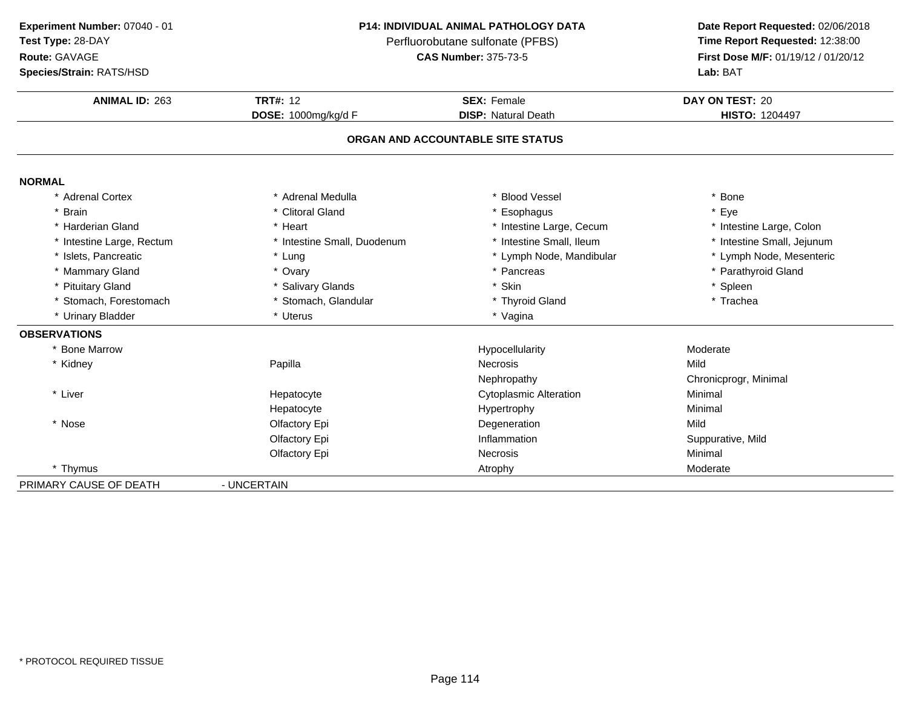**Experiment Number:** 07040 - 01
**Test Type:** 28-DAY
**Route:** GAVAGE
**Species/Strain:** RATS/HSD

**P14: INDIVIDUAL ANIMAL PATHOLOGY DATA**
Perfluorobutane sulfonate (PFBS)
**CAS Number:** 375-73-5

**Date Report Requested:** 02/06/2018
**Time Report Requested:** 12:38:00
**First Dose M/F:** 01/19/12 / 01/20/12
**Lab:** BAT

| **ANIMAL ID:** 263 | **TRT#:** 12 | **SEX:** Female | **DAY ON TEST:** 20 |
|---|---|---|---|
| | **DOSE:** 1000mg/kg/d F | **DISP:** Natural Death | **HISTO:** 1204497 |

## ORGAN AND ACCOUNTABLE SITE STATUS

**NORMAL**

| | | | |
|---|---|---|---|
| * Adrenal Cortex | * Adrenal Medulla | * Blood Vessel | * Bone |
| * Brain | * Clitoral Gland | * Esophagus | * Eye |
| * Harderian Gland | * Heart | * Intestine Large, Cecum | * Intestine Large, Colon |
| * Intestine Large, Rectum | * Intestine Small, Duodenum | * Intestine Small, Ileum | * Intestine Small, Jejunum |
| * Islets, Pancreatic | * Lung | * Lymph Node, Mandibular | * Lymph Node, Mesenteric |
| * Mammary Gland | * Ovary | * Pancreas | * Parathyroid Gland |
| * Pituitary Gland | * Salivary Glands | * Skin | * Spleen |
| * Stomach, Forestomach | * Stomach, Glandular | * Thyroid Gland | * Trachea |
| * Urinary Bladder | * Uterus | * Vagina | |

**OBSERVATIONS**

| | | | |
|---|---|---|---|
| * Bone Marrow | | Hypocellularity | Moderate |
| * Kidney | Papilla | Necrosis | Mild |
| | | Nephropathy | Chronicprogr, Minimal |
| * Liver | Hepatocyte | Cytoplasmic Alteration | Minimal |
| | Hepatocyte | Hypertrophy | Minimal |
| * Nose | Olfactory Epi | Degeneration | Mild |
| | Olfactory Epi | Inflammation | Suppurative, Mild |
| | Olfactory Epi | Necrosis | Minimal |
| * Thymus | | Atrophy | Moderate |

PRIMARY CAUSE OF DEATH - UNCERTAIN

* PROTOCOL REQUIRED TISSUE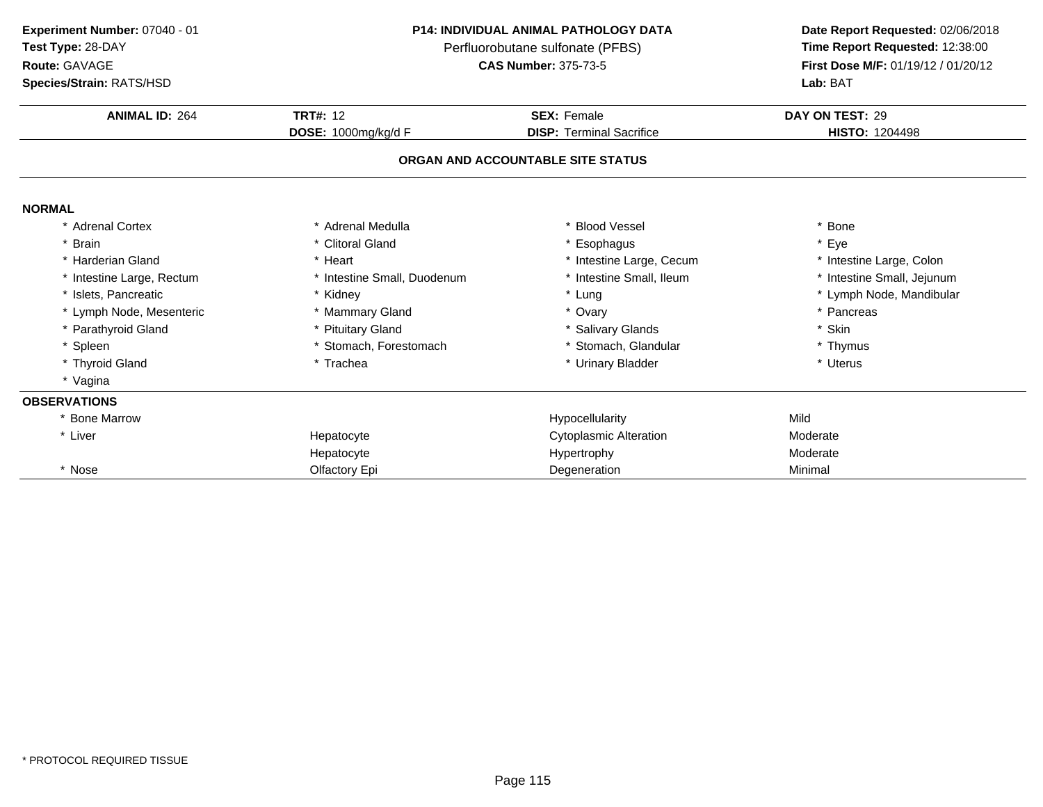**Experiment Number:** 07040 - 01
**Test Type:** 28-DAY
**Route:** GAVAGE
**Species/Strain:** RATS/HSD

**P14: INDIVIDUAL ANIMAL PATHOLOGY DATA**
Perfluorobutane sulfonate (PFBS)
**CAS Number:** 375-73-5

**Date Report Requested:** 02/06/2018
**Time Report Requested:** 12:38:00
**First Dose M/F:** 01/19/12 / 01/20/12
**Lab:** BAT

| **ANIMAL ID:** 264 | **TRT#:** 12 | **SEX:** Female | **DAY ON TEST:** 29 |
|---|---|---|---|
| | **DOSE:** 1000mg/kg/d F | **DISP:** Terminal Sacrifice | **HISTO:** 1204498 |

## ORGAN AND ACCOUNTABLE SITE STATUS

**NORMAL**

| | | | |
|---|---|---|---|
| * Adrenal Cortex | * Adrenal Medulla | * Blood Vessel | * Bone |
| * Brain | * Clitoral Gland | * Esophagus | * Eye |
| * Harderian Gland | * Heart | * Intestine Large, Cecum | * Intestine Large, Colon |
| * Intestine Large, Rectum | * Intestine Small, Duodenum | * Intestine Small, Ileum | * Intestine Small, Jejunum |
| * Islets, Pancreatic | * Kidney | * Lung | * Lymph Node, Mandibular |
| * Lymph Node, Mesenteric | * Mammary Gland | * Ovary | * Pancreas |
| * Parathyroid Gland | * Pituitary Gland | * Salivary Glands | * Skin |
| * Spleen | * Stomach, Forestomach | * Stomach, Glandular | * Thymus |
| * Thyroid Gland | * Trachea | * Urinary Bladder | * Uterus |
| * Vagina | | | |

**OBSERVATIONS**

| | | | |
|---|---|---|---|
| * Bone Marrow | | Hypocellularity | Mild |
| * Liver | Hepatocyte | Cytoplasmic Alteration | Moderate |
| | Hepatocyte | Hypertrophy | Moderate |
| * Nose | Olfactory Epi | Degeneration | Minimal |

* PROTOCOL REQUIRED TISSUE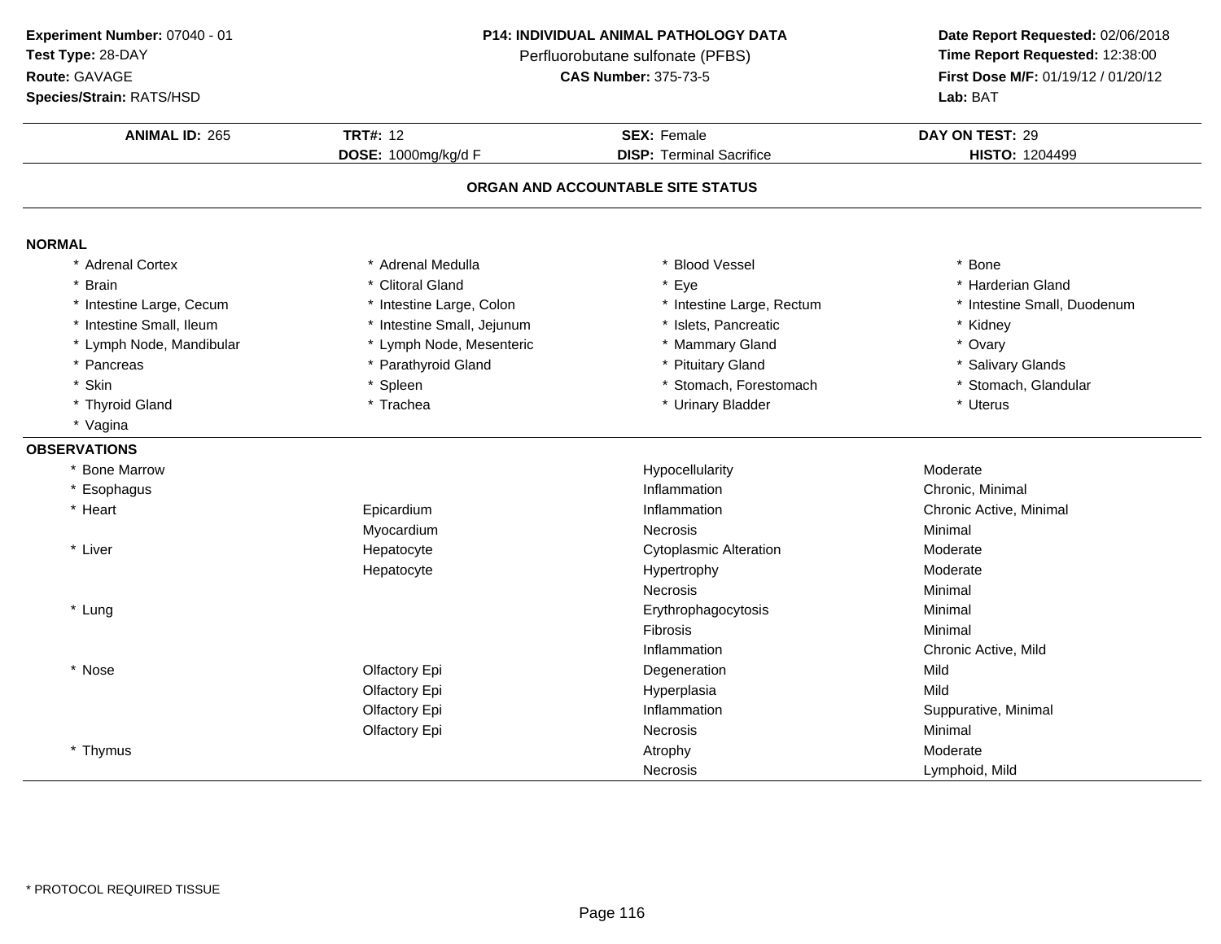**Experiment Number:** 07040 - 01
**Test Type:** 28-DAY
**Route:** GAVAGE
**Species/Strain:** RATS/HSD

**P14: INDIVIDUAL ANIMAL PATHOLOGY DATA**
Perfluorobutane sulfonate (PFBS)
**CAS Number:** 375-73-5

**Date Report Requested:** 02/06/2018
**Time Report Requested:** 12:38:00
**First Dose M/F:** 01/19/12 / 01/20/12
**Lab:** BAT

| **ANIMAL ID:** 265 | **TRT#:** 12 | **SEX:** Female | **DAY ON TEST:** 29 |
|---|---|---|---|
| | **DOSE:** 1000mg/kg/d F | **DISP:** Terminal Sacrifice | **HISTO:** 1204499 |

## ORGAN AND ACCOUNTABLE SITE STATUS

### NORMAL

| | | | |
|---|---|---|---|
| * Adrenal Cortex | * Adrenal Medulla | * Blood Vessel | * Bone |
| * Brain | * Clitoral Gland | * Eye | * Harderian Gland |
| * Intestine Large, Cecum | * Intestine Large, Colon | * Intestine Large, Rectum | * Intestine Small, Duodenum |
| * Intestine Small, Ileum | * Intestine Small, Jejunum | * Islets, Pancreatic | * Kidney |
| * Lymph Node, Mandibular | * Lymph Node, Mesenteric | * Mammary Gland | * Ovary |
| * Pancreas | * Parathyroid Gland | * Pituitary Gland | * Salivary Glands |
| * Skin | * Spleen | * Stomach, Forestomach | * Stomach, Glandular |
| * Thyroid Gland | * Trachea | * Urinary Bladder | * Uterus |
| * Vagina | | | |

### OBSERVATIONS

| | | | |
|---|---|---|---|
| * Bone Marrow | | Hypocellularity | Moderate |
| * Esophagus | | Inflammation | Chronic, Minimal |
| * Heart | Epicardium | Inflammation | Chronic Active, Minimal |
| | Myocardium | Necrosis | Minimal |
| * Liver | Hepatocyte | Cytoplasmic Alteration | Moderate |
| | Hepatocyte | Hypertrophy | Moderate |
| | | Necrosis | Minimal |
| * Lung | | Erythrophagocytosis | Minimal |
| | | Fibrosis | Minimal |
| | | Inflammation | Chronic Active, Mild |
| * Nose | Olfactory Epi | Degeneration | Mild |
| | Olfactory Epi | Hyperplasia | Mild |
| | Olfactory Epi | Inflammation | Suppurative, Minimal |
| | Olfactory Epi | Necrosis | Minimal |
| * Thymus | | Atrophy | Moderate |
| | | Necrosis | Lymphoid, Mild |

* PROTOCOL REQUIRED TISSUE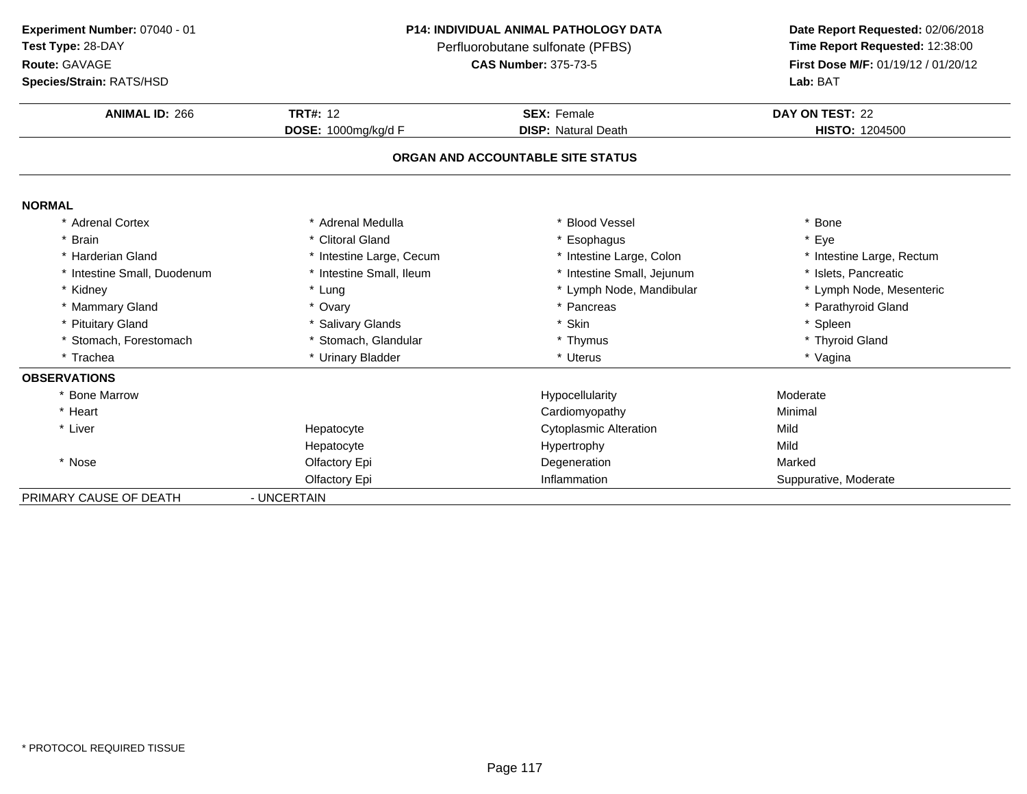**Experiment Number:** 07040 - 01
**Test Type:** 28-DAY
**Route:** GAVAGE
**Species/Strain:** RATS/HSD

**P14: INDIVIDUAL ANIMAL PATHOLOGY DATA**
Perfluorobutane sulfonate (PFBS)
**CAS Number:** 375-73-5

**Date Report Requested:** 02/06/2018
**Time Report Requested:** 12:38:00
**First Dose M/F:** 01/19/12 / 01/20/12
**Lab:** BAT

| **ANIMAL ID:** 266 | **TRT#:** 12 | **SEX:** Female | **DAY ON TEST:** 22 |
|---|---|---|---|
| | **DOSE:** 1000mg/kg/d F | **DISP:** Natural Death | **HISTO:** 1204500 |

## ORGAN AND ACCOUNTABLE SITE STATUS

**NORMAL**

| | | | |
|---|---|---|---|
| * Adrenal Cortex | * Adrenal Medulla | * Blood Vessel | * Bone |
| * Brain | * Clitoral Gland | * Esophagus | * Eye |
| * Harderian Gland | * Intestine Large, Cecum | * Intestine Large, Colon | * Intestine Large, Rectum |
| * Intestine Small, Duodenum | * Intestine Small, Ileum | * Intestine Small, Jejunum | * Islets, Pancreatic |
| * Kidney | * Lung | * Lymph Node, Mandibular | * Lymph Node, Mesenteric |
| * Mammary Gland | * Ovary | * Pancreas | * Parathyroid Gland |
| * Pituitary Gland | * Salivary Glands | * Skin | * Spleen |
| * Stomach, Forestomach | * Stomach, Glandular | * Thymus | * Thyroid Gland |
| * Trachea | * Urinary Bladder | * Uterus | * Vagina |

**OBSERVATIONS**

| | | | |
|---|---|---|---|
| * Bone Marrow | | Hypocellularity | Moderate |
| * Heart | | Cardiomyopathy | Minimal |
| * Liver | Hepatocyte | Cytoplasmic Alteration | Mild |
| | Hepatocyte | Hypertrophy | Mild |
| * Nose | Olfactory Epi | Degeneration | Marked |
| | Olfactory Epi | Inflammation | Suppurative, Moderate |

PRIMARY CAUSE OF DEATH - UNCERTAIN

\* PROTOCOL REQUIRED TISSUE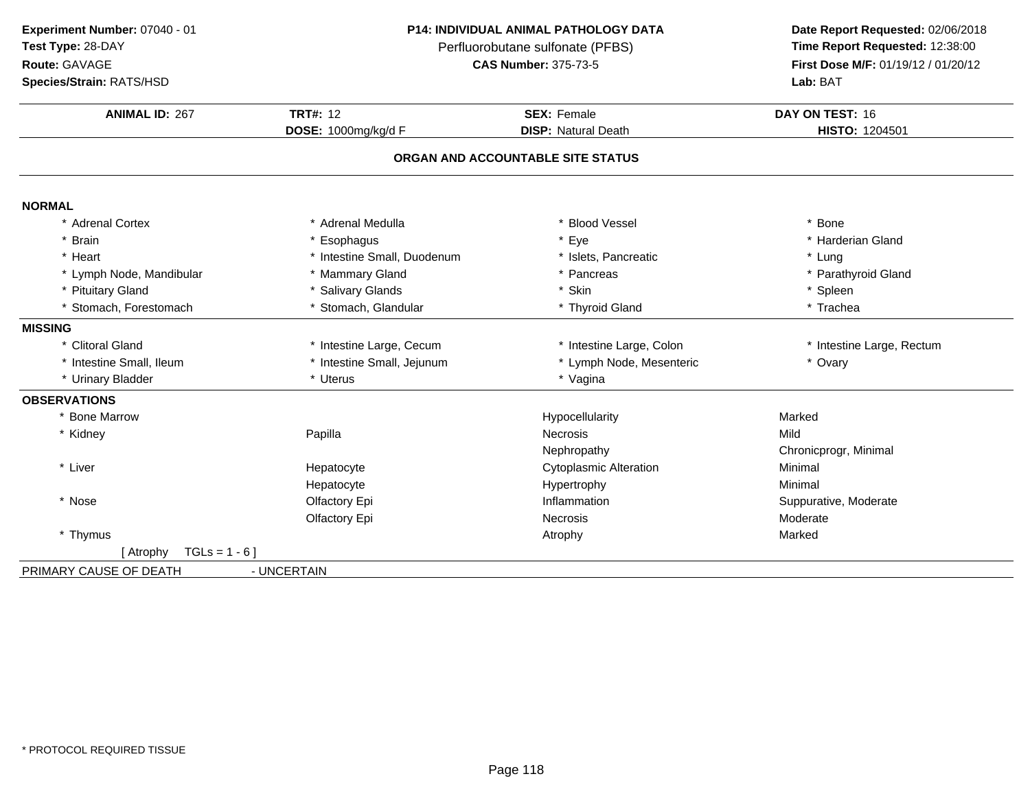**Experiment Number:** 07040 - 01
**Test Type:** 28-DAY
**Route:** GAVAGE
**Species/Strain:** RATS/HSD

**P14: INDIVIDUAL ANIMAL PATHOLOGY DATA**
Perfluorobutane sulfonate (PFBS)
**CAS Number:** 375-73-5

**Date Report Requested:** 02/06/2018
**Time Report Requested:** 12:38:00
**First Dose M/F:** 01/19/12 / 01/20/12
**Lab:** BAT

| **ANIMAL ID:** 267 | **TRT#:** 12 | **SEX:** Female | **DAY ON TEST:** 16 |
|---|---|---|---|
| | **DOSE:** 1000mg/kg/d F | **DISP:** Natural Death | **HISTO:** 1204501 |

## ORGAN AND ACCOUNTABLE SITE STATUS

**NORMAL**

| | | | |
|---|---|---|---|
| * Adrenal Cortex | * Adrenal Medulla | * Blood Vessel | * Bone |
| * Brain | * Esophagus | * Eye | * Harderian Gland |
| * Heart | * Intestine Small, Duodenum | * Islets, Pancreatic | * Lung |
| * Lymph Node, Mandibular | * Mammary Gland | * Pancreas | * Parathyroid Gland |
| * Pituitary Gland | * Salivary Glands | * Skin | * Spleen |
| * Stomach, Forestomach | * Stomach, Glandular | * Thyroid Gland | * Trachea |

**MISSING**

| | | | |
|---|---|---|---|
| * Clitoral Gland | * Intestine Large, Cecum | * Intestine Large, Colon | * Intestine Large, Rectum |
| * Intestine Small, Ileum | * Intestine Small, Jejunum | * Lymph Node, Mesenteric | * Ovary |
| * Urinary Bladder | * Uterus | * Vagina | |

**OBSERVATIONS**

| | | | |
|---|---|---|---|
| * Bone Marrow | | Hypocellularity | Marked |
| * Kidney | Papilla | Necrosis | Mild |
| | | Nephropathy | Chronicprogr, Minimal |
| * Liver | Hepatocyte | Cytoplasmic Alteration | Minimal |
| | Hepatocyte | Hypertrophy | Minimal |
| * Nose | Olfactory Epi | Inflammation | Suppurative, Moderate |
| | Olfactory Epi | Necrosis | Moderate |
| * Thymus | | Atrophy | Marked |
| [ Atrophy TGLs = 1 - 6 ] | | | |

PRIMARY CAUSE OF DEATH - UNCERTAIN

* PROTOCOL REQUIRED TISSUE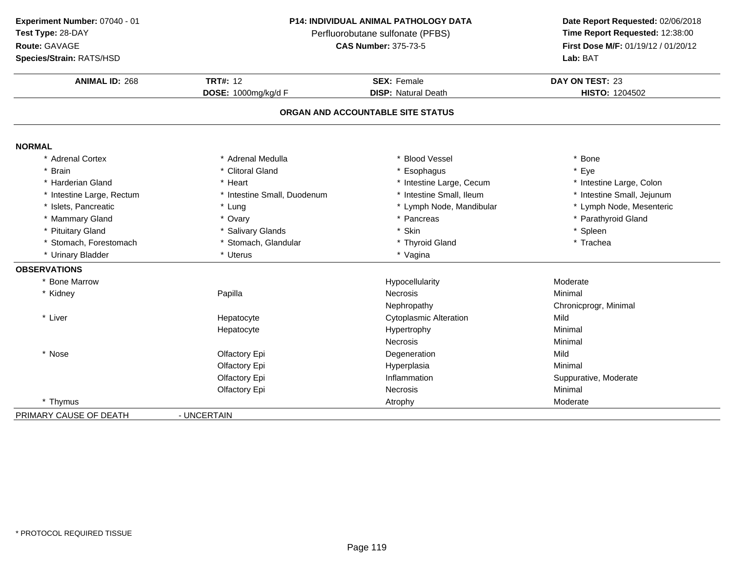**Experiment Number:** 07040 - 01
**Test Type:** 28-DAY
**Route:** GAVAGE
**Species/Strain:** RATS/HSD

**P14: INDIVIDUAL ANIMAL PATHOLOGY DATA**
Perfluorobutane sulfonate (PFBS)
**CAS Number:** 375-73-5

**Date Report Requested:** 02/06/2018
**Time Report Requested:** 12:38:00
**First Dose M/F:** 01/19/12 / 01/20/12
**Lab:** BAT

| **ANIMAL ID:** 268 | **TRT#:** 12 | **SEX:** Female | **DAY ON TEST:** 23 |
|---|---|---|---|
| | **DOSE:** 1000mg/kg/d F | **DISP:** Natural Death | **HISTO:** 1204502 |

## ORGAN AND ACCOUNTABLE SITE STATUS

**NORMAL**

| | | | |
|---|---|---|---|
| * Adrenal Cortex | * Adrenal Medulla | * Blood Vessel | * Bone |
| * Brain | * Clitoral Gland | * Esophagus | * Eye |
| * Harderian Gland | * Heart | * Intestine Large, Cecum | * Intestine Large, Colon |
| * Intestine Large, Rectum | * Intestine Small, Duodenum | * Intestine Small, Ileum | * Intestine Small, Jejunum |
| * Islets, Pancreatic | * Lung | * Lymph Node, Mandibular | * Lymph Node, Mesenteric |
| * Mammary Gland | * Ovary | * Pancreas | * Parathyroid Gland |
| * Pituitary Gland | * Salivary Glands | * Skin | * Spleen |
| * Stomach, Forestomach | * Stomach, Glandular | * Thyroid Gland | * Trachea |
| * Urinary Bladder | * Uterus | * Vagina | |

**OBSERVATIONS**

| | | | |
|---|---|---|---|
| * Bone Marrow | | Hypocellularity | Moderate |
| * Kidney | Papilla | Necrosis | Minimal |
| | | Nephropathy | Chronicprogr, Minimal |
| * Liver | Hepatocyte | Cytoplasmic Alteration | Mild |
| | Hepatocyte | Hypertrophy | Minimal |
| | | Necrosis | Minimal |
| * Nose | Olfactory Epi | Degeneration | Mild |
| | Olfactory Epi | Hyperplasia | Minimal |
| | Olfactory Epi | Inflammation | Suppurative, Moderate |
| | Olfactory Epi | Necrosis | Minimal |
| * Thymus | | Atrophy | Moderate |

PRIMARY CAUSE OF DEATH - UNCERTAIN

\* PROTOCOL REQUIRED TISSUE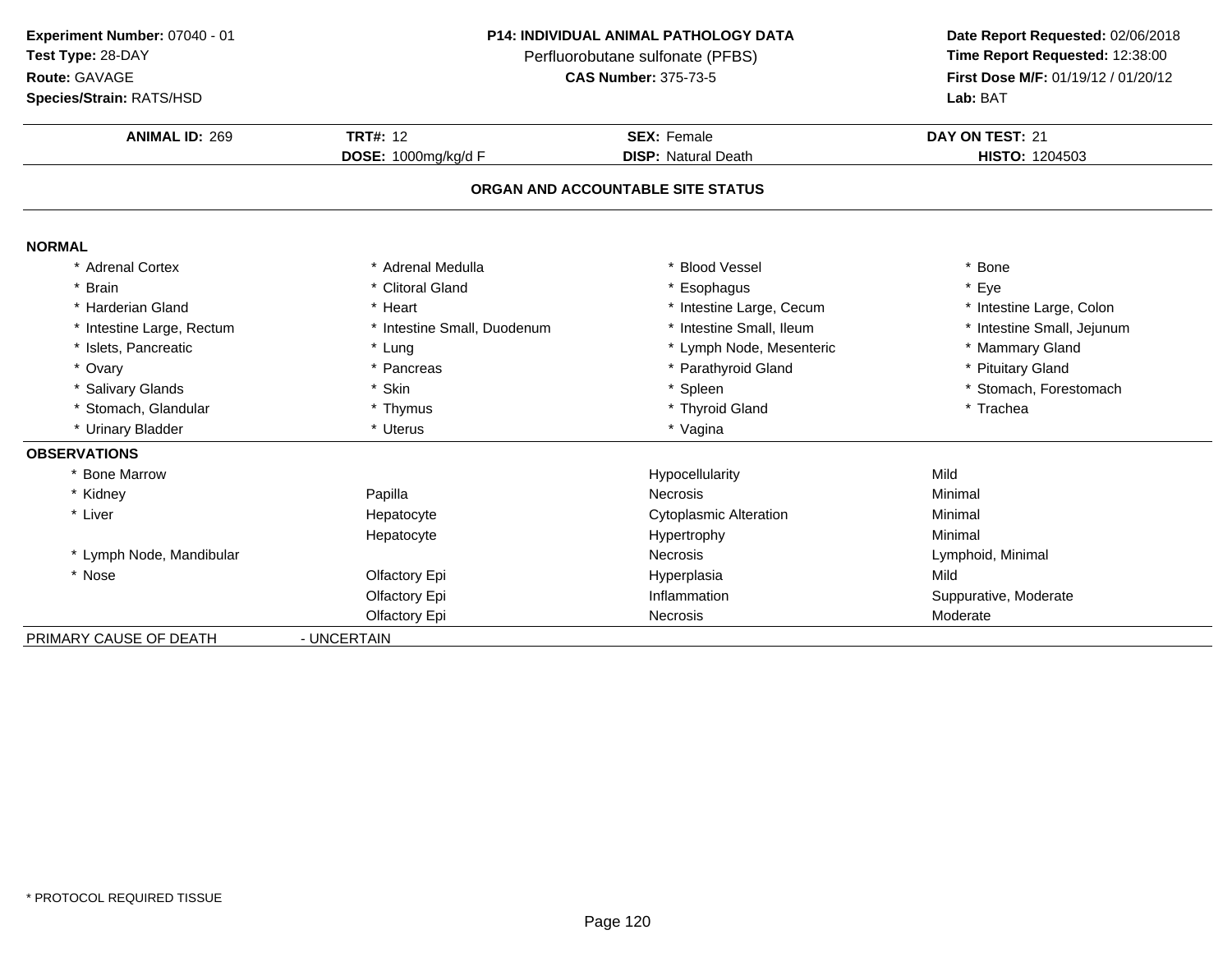**Experiment Number:** 07040 - 01
**Test Type:** 28-DAY
**Route:** GAVAGE
**Species/Strain:** RATS/HSD

**P14: INDIVIDUAL ANIMAL PATHOLOGY DATA**
Perfluorobutane sulfonate (PFBS)
**CAS Number:** 375-73-5

**Date Report Requested:** 02/06/2018
**Time Report Requested:** 12:38:00
**First Dose M/F:** 01/19/12 / 01/20/12
**Lab:** BAT

| **ANIMAL ID:** 269 | **TRT#:** 12 | **SEX:** Female | **DAY ON TEST:** 21 |
|---|---|---|---|
| | **DOSE:** 1000mg/kg/d F | **DISP:** Natural Death | **HISTO:** 1204503 |

## ORGAN AND ACCOUNTABLE SITE STATUS

**NORMAL**

| | | | |
|---|---|---|---|
| * Adrenal Cortex | * Adrenal Medulla | * Blood Vessel | * Bone |
| * Brain | * Clitoral Gland | * Esophagus | * Eye |
| * Harderian Gland | * Heart | * Intestine Large, Cecum | * Intestine Large, Colon |
| * Intestine Large, Rectum | * Intestine Small, Duodenum | * Intestine Small, Ileum | * Intestine Small, Jejunum |
| * Islets, Pancreatic | * Lung | * Lymph Node, Mesenteric | * Mammary Gland |
| * Ovary | * Pancreas | * Parathyroid Gland | * Pituitary Gland |
| * Salivary Glands | * Skin | * Spleen | * Stomach, Forestomach |
| * Stomach, Glandular | * Thymus | * Thyroid Gland | * Trachea |
| * Urinary Bladder | * Uterus | * Vagina | |

**OBSERVATIONS**

| | | | |
|---|---|---|---|
| * Bone Marrow | | Hypocellularity | Mild |
| * Kidney | Papilla | Necrosis | Minimal |
| * Liver | Hepatocyte | Cytoplasmic Alteration | Minimal |
| | Hepatocyte | Hypertrophy | Minimal |
| * Lymph Node, Mandibular | | Necrosis | Lymphoid, Minimal |
| * Nose | Olfactory Epi | Hyperplasia | Mild |
| | Olfactory Epi | Inflammation | Suppurative, Moderate |
| | Olfactory Epi | Necrosis | Moderate |

PRIMARY CAUSE OF DEATH - UNCERTAIN

* PROTOCOL REQUIRED TISSUE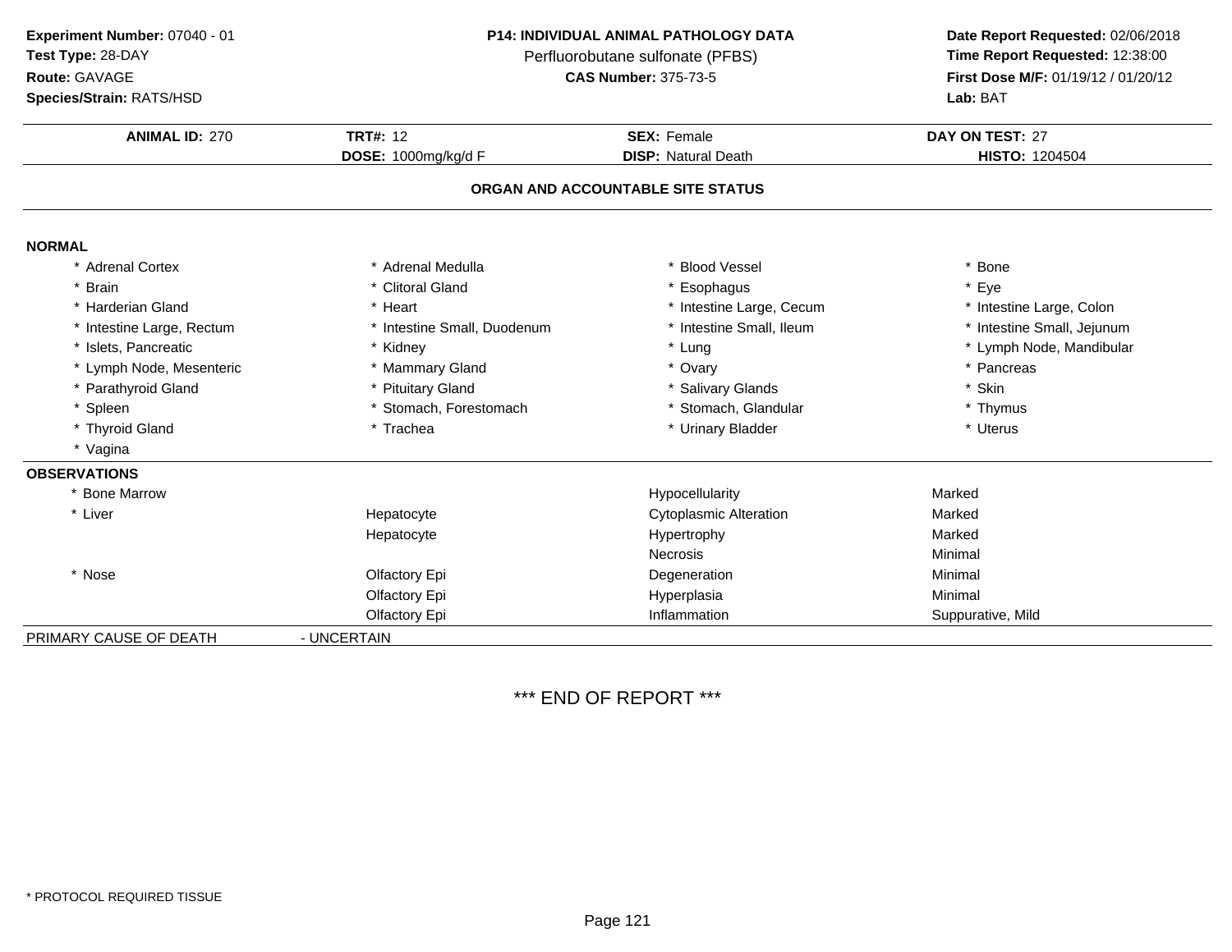**Experiment Number:** 07040 - 01
**Test Type:** 28-DAY
**Route:** GAVAGE
**Species/Strain:** RATS/HSD

**P14: INDIVIDUAL ANIMAL PATHOLOGY DATA**
Perfluorobutane sulfonate (PFBS)
**CAS Number:** 375-73-5

**Date Report Requested:** 02/06/2018
**Time Report Requested:** 12:38:00
**First Dose M/F:** 01/19/12 / 01/20/12
**Lab:** BAT

| **ANIMAL ID:** 270 | **TRT#:** 12 | **SEX:** Female | **DAY ON TEST:** 27 |
|---|---|---|---|
| | **DOSE:** 1000mg/kg/d F | **DISP:** Natural Death | **HISTO:** 1204504 |

**ORGAN AND ACCOUNTABLE SITE STATUS**

**NORMAL**

| | | | |
|---|---|---|---|
| * Adrenal Cortex | * Adrenal Medulla | * Blood Vessel | * Bone |
| * Brain | * Clitoral Gland | * Esophagus | * Eye |
| * Harderian Gland | * Heart | * Intestine Large, Cecum | * Intestine Large, Colon |
| * Intestine Large, Rectum | * Intestine Small, Duodenum | * Intestine Small, Ileum | * Intestine Small, Jejunum |
| * Islets, Pancreatic | * Kidney | * Lung | * Lymph Node, Mandibular |
| * Lymph Node, Mesenteric | * Mammary Gland | * Ovary | * Pancreas |
| * Parathyroid Gland | * Pituitary Gland | * Salivary Glands | * Skin |
| * Spleen | * Stomach, Forestomach | * Stomach, Glandular | * Thymus |
| * Thyroid Gland | * Trachea | * Urinary Bladder | * Uterus |
| * Vagina | | | |

**OBSERVATIONS**

| | | | |
|---|---|---|---|
| * Bone Marrow | | Hypocellularity | Marked |
| * Liver | Hepatocyte | Cytoplasmic Alteration | Marked |
| | Hepatocyte | Hypertrophy | Marked |
| | | Necrosis | Minimal |
| * Nose | Olfactory Epi | Degeneration | Minimal |
| | Olfactory Epi | Hyperplasia | Minimal |
| | Olfactory Epi | Inflammation | Suppurative, Mild |

PRIMARY CAUSE OF DEATH - UNCERTAIN

*** END OF REPORT ***

* PROTOCOL REQUIRED TISSUE